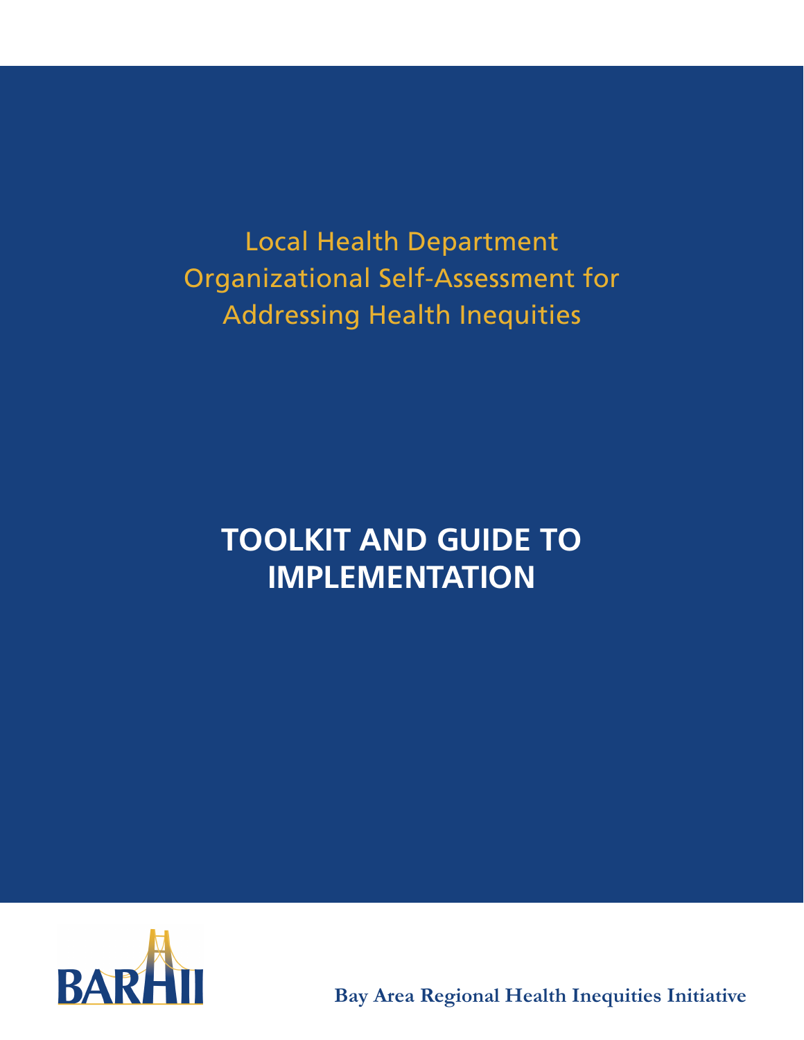# Local Health Department Organizational Self-Assessment for Addressing Health Inequities

## TOOLKIT AND GUIDE TO IMPLEMENTATION

BARHII

**Bay Area Regional Health Inequities Initiative**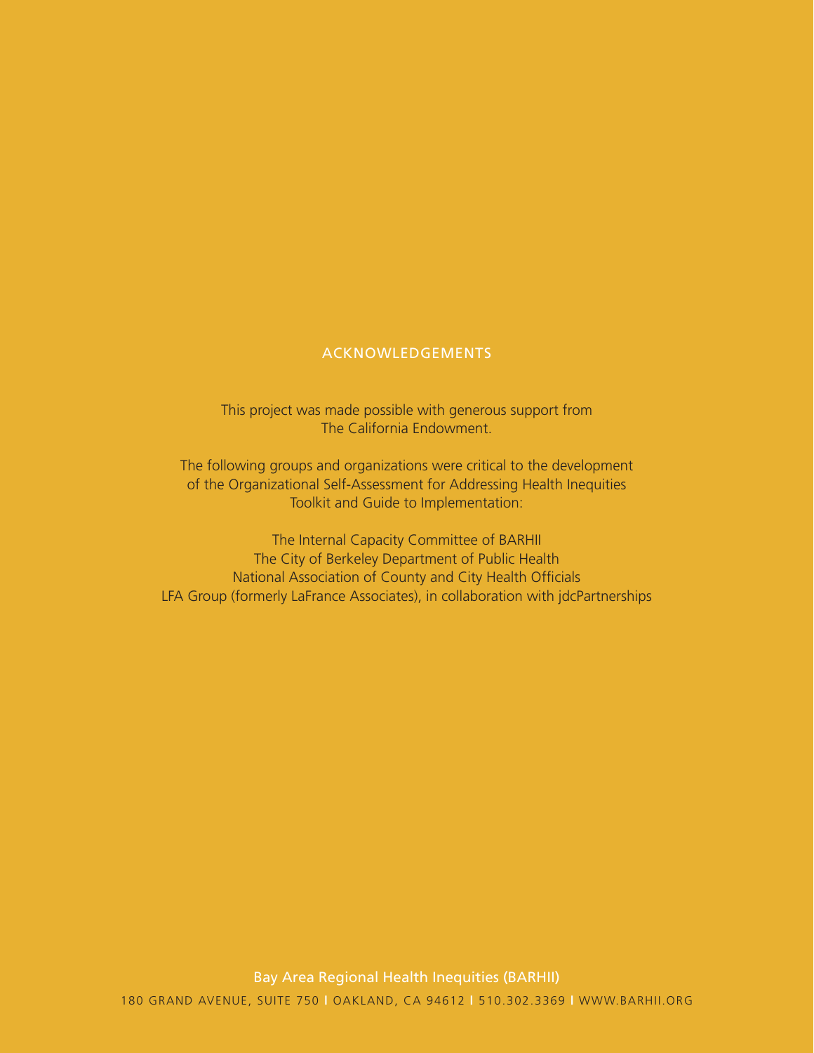## ACKNOWLEDGEMENTS

This project was made possible with generous support from The California Endowment.

The following groups and organizations were critical to the development of the Organizational Self-Assessment for Addressing Health Inequities Toolkit and Guide to Implementation:

The Internal Capacity Committee of BARHII
The City of Berkeley Department of Public Health
National Association of County and City Health Officials
LFA Group (formerly LaFrance Associates), in collaboration with jdcPartnerships

Bay Area Regional Health Inequities (BARHII)

180 GRAND AVENUE, SUITE 750 | OAKLAND, CA 94612 | 510.302.3369 | WWW.BARHII.ORG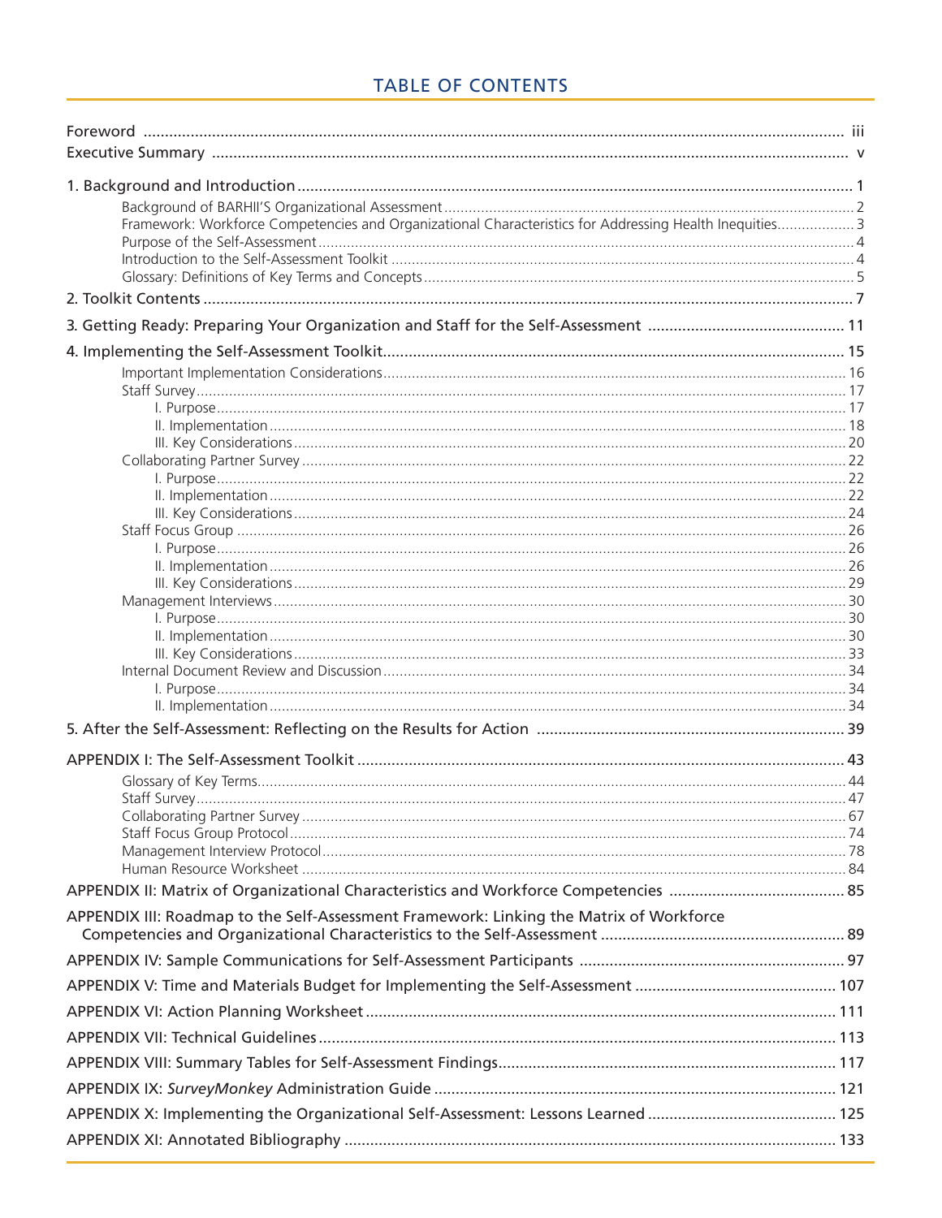# TABLE OF CONTENTS

Foreword ..... iii
Executive Summary ..... v

1. Background and Introduction ..... 1
   - Background of BARHII'S Organizational Assessment ..... 2
   - Framework: Workforce Competencies and Organizational Characteristics for Addressing Health Inequities ..... 3
   - Purpose of the Self-Assessment ..... 4
   - Introduction to the Self-Assessment Toolkit ..... 4
   - Glossary: Definitions of Key Terms and Concepts ..... 5

2. Toolkit Contents ..... 7

3. Getting Ready: Preparing Your Organization and Staff for the Self-Assessment ..... 11

4. Implementing the Self-Assessment Toolkit ..... 15
   - Important Implementation Considerations ..... 16
   - Staff Survey ..... 17
     - I. Purpose ..... 17
     - II. Implementation ..... 18
     - III. Key Considerations ..... 20
   - Collaborating Partner Survey ..... 22
     - I. Purpose ..... 22
     - II. Implementation ..... 22
     - III. Key Considerations ..... 24
   - Staff Focus Group ..... 26
     - I. Purpose ..... 26
     - II. Implementation ..... 26
     - III. Key Considerations ..... 29
   - Management Interviews ..... 30
     - I. Purpose ..... 30
     - II. Implementation ..... 30
     - III. Key Considerations ..... 33
   - Internal Document Review and Discussion ..... 34
     - I. Purpose ..... 34
     - II. Implementation ..... 34

5. After the Self-Assessment: Reflecting on the Results for Action ..... 39

APPENDIX I: The Self-Assessment Toolkit ..... 43
   - Glossary of Key Terms ..... 44
   - Staff Survey ..... 47
   - Collaborating Partner Survey ..... 67
   - Staff Focus Group Protocol ..... 74
   - Management Interview Protocol ..... 78
   - Human Resource Worksheet ..... 84

APPENDIX II: Matrix of Organizational Characteristics and Workforce Competencies ..... 85

APPENDIX III: Roadmap to the Self-Assessment Framework: Linking the Matrix of Workforce Competencies and Organizational Characteristics to the Self-Assessment ..... 89

APPENDIX IV: Sample Communications for Self-Assessment Participants ..... 97

APPENDIX V: Time and Materials Budget for Implementing the Self-Assessment ..... 107

APPENDIX VI: Action Planning Worksheet ..... 111

APPENDIX VII: Technical Guidelines ..... 113

APPENDIX VIII: Summary Tables for Self-Assessment Findings ..... 117

APPENDIX IX: *SurveyMonkey* Administration Guide ..... 121

APPENDIX X: Implementing the Organizational Self-Assessment: Lessons Learned ..... 125

APPENDIX XI: Annotated Bibliography ..... 133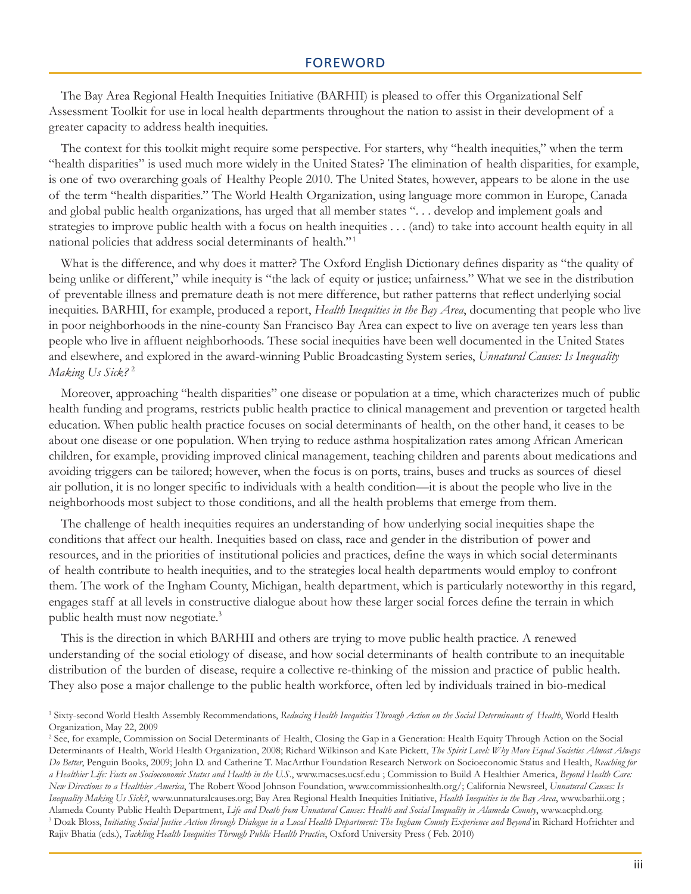# FOREWORD

The Bay Area Regional Health Inequities Initiative (BARHII) is pleased to offer this Organizational Self Assessment Toolkit for use in local health departments throughout the nation to assist in their development of a greater capacity to address health inequities.

The context for this toolkit might require some perspective. For starters, why "health inequities," when the term "health disparities" is used much more widely in the United States? The elimination of health disparities, for example, is one of two overarching goals of Healthy People 2010. The United States, however, appears to be alone in the use of the term "health disparities." The World Health Organization, using language more common in Europe, Canada and global public health organizations, has urged that all member states ". . . develop and implement goals and strategies to improve public health with a focus on health inequities . . . (and) to take into account health equity in all national policies that address social determinants of health."[1]

What is the difference, and why does it matter? The Oxford English Dictionary defines disparity as "the quality of being unlike or different," while inequity is "the lack of equity or justice; unfairness." What we see in the distribution of preventable illness and premature death is not mere difference, but rather patterns that reflect underlying social inequities. BARHII, for example, produced a report, *Health Inequities in the Bay Area*, documenting that people who live in poor neighborhoods in the nine-county San Francisco Bay Area can expect to live on average ten years less than people who live in affluent neighborhoods. These social inequities have been well documented in the United States and elsewhere, and explored in the award-winning Public Broadcasting System series, *Unnatural Causes: Is Inequality Making Us Sick?*[2]

Moreover, approaching "health disparities" one disease or population at a time, which characterizes much of public health funding and programs, restricts public health practice to clinical management and prevention or targeted health education. When public health practice focuses on social determinants of health, on the other hand, it ceases to be about one disease or one population. When trying to reduce asthma hospitalization rates among African American children, for example, providing improved clinical management, teaching children and parents about medications and avoiding triggers can be tailored; however, when the focus is on ports, trains, buses and trucks as sources of diesel air pollution, it is no longer specific to individuals with a health condition—it is about the people who live in the neighborhoods most subject to those conditions, and all the health problems that emerge from them.

The challenge of health inequities requires an understanding of how underlying social inequities shape the conditions that affect our health. Inequities based on class, race and gender in the distribution of power and resources, and in the priorities of institutional policies and practices, define the ways in which social determinants of health contribute to health inequities, and to the strategies local health departments would employ to confront them. The work of the Ingham County, Michigan, health department, which is particularly noteworthy in this regard, engages staff at all levels in constructive dialogue about how these larger social forces define the terrain in which public health must now negotiate.[3]

This is the direction in which BARHII and others are trying to move public health practice. A renewed understanding of the social etiology of disease, and how social determinants of health contribute to an inequitable distribution of the burden of disease, require a collective re-thinking of the mission and practice of public health. They also pose a major challenge to the public health workforce, often led by individuals trained in bio-medical

---

[1] Sixty-second World Health Assembly Recommendations, *Reducing Health Inequities Through Action on the Social Determinants of Health*, World Health Organization, May 22, 2009

[2] See, for example, Commission on Social Determinants of Health, Closing the Gap in a Generation: Health Equity Through Action on the Social Determinants of Health, World Health Organization, 2008; Richard Wilkinson and Kate Pickett, *The Spirit Level: Why More Equal Societies Almost Always Do Better*, Penguin Books, 2009; John D. and Catherine T. MacArthur Foundation Research Network on Socioeconomic Status and Health, *Reaching for a Healthier Life: Facts on Socioeconomic Status and Health in the U.S.*, www.macses.ucsf.edu ; Commission to Build A Healthier America, *Beyond Health Care: New Directions to a Healthier America*, The Robert Wood Johnson Foundation, www.commissionhealth.org/; California Newsreel, *Unnatural Causes: Is Inequality Making Us Sick?*, www.unnaturalcauses.org; Bay Area Regional Health Inequities Initiative, *Health Inequities in the Bay Area*, www.barhii.org ; Alameda County Public Health Department, *Life and Death from Unnatural Causes: Health and Social Inequality in Alameda County*, www.acphd.org.

[3] Doak Bloss, *Initiating Social Justice Action through Dialogue in a Local Health Department: The Ingham County Experience and Beyond* in Richard Hofrichter and Rajiv Bhatia (eds.), *Tackling Health Inequities Through Public Health Practice*, Oxford University Press ( Feb. 2010)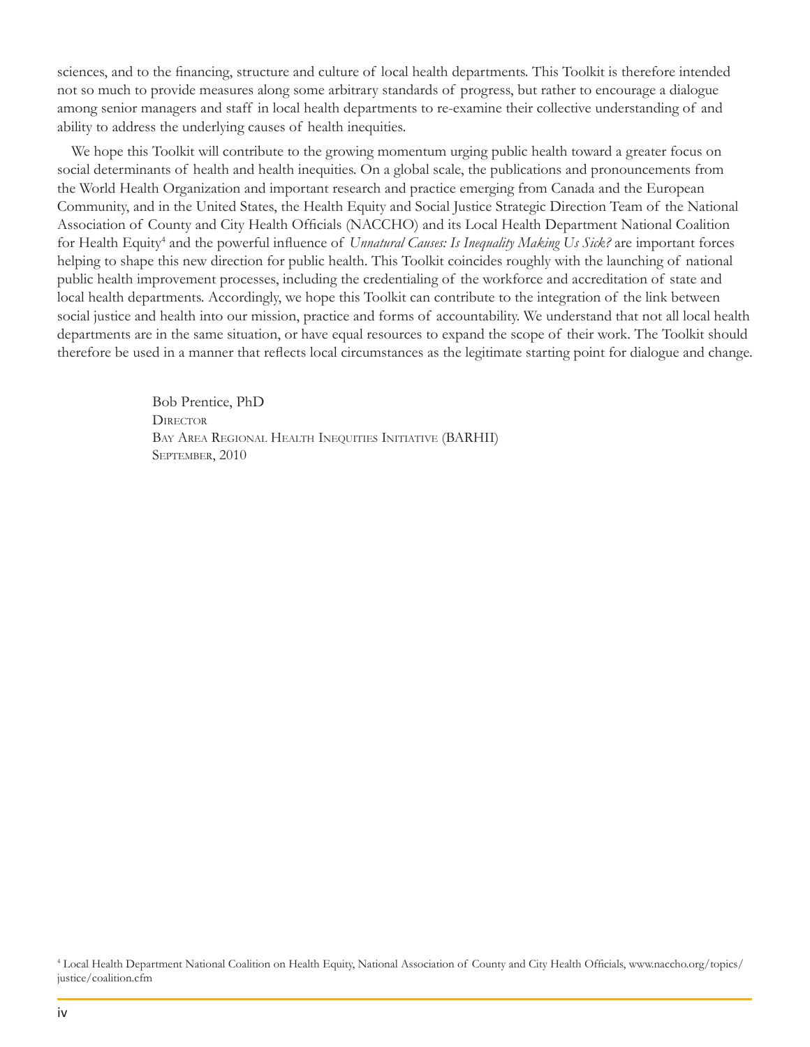sciences, and to the financing, structure and culture of local health departments. This Toolkit is therefore intended not so much to provide measures along some arbitrary standards of progress, but rather to encourage a dialogue among senior managers and staff in local health departments to re-examine their collective understanding of and ability to address the underlying causes of health inequities.

We hope this Toolkit will contribute to the growing momentum urging public health toward a greater focus on social determinants of health and health inequities. On a global scale, the publications and pronouncements from the World Health Organization and important research and practice emerging from Canada and the European Community, and in the United States, the Health Equity and Social Justice Strategic Direction Team of the National Association of County and City Health Officials (NACCHO) and its Local Health Department National Coalition for Health Equity[4] and the powerful influence of *Unnatural Causes: Is Inequality Making Us Sick?* are important forces helping to shape this new direction for public health. This Toolkit coincides roughly with the launching of national public health improvement processes, including the credentialing of the workforce and accreditation of state and local health departments. Accordingly, we hope this Toolkit can contribute to the integration of the link between social justice and health into our mission, practice and forms of accountability. We understand that not all local health departments are in the same situation, or have equal resources to expand the scope of their work. The Toolkit should therefore be used in a manner that reflects local circumstances as the legitimate starting point for dialogue and change.

Bob Prentice, PhD
Director
Bay Area Regional Health Inequities Initiative (BARHII)
September, 2010

[4] Local Health Department National Coalition on Health Equity, National Association of County and City Health Officials, www.naccho.org/topics/justice/coalition.cfm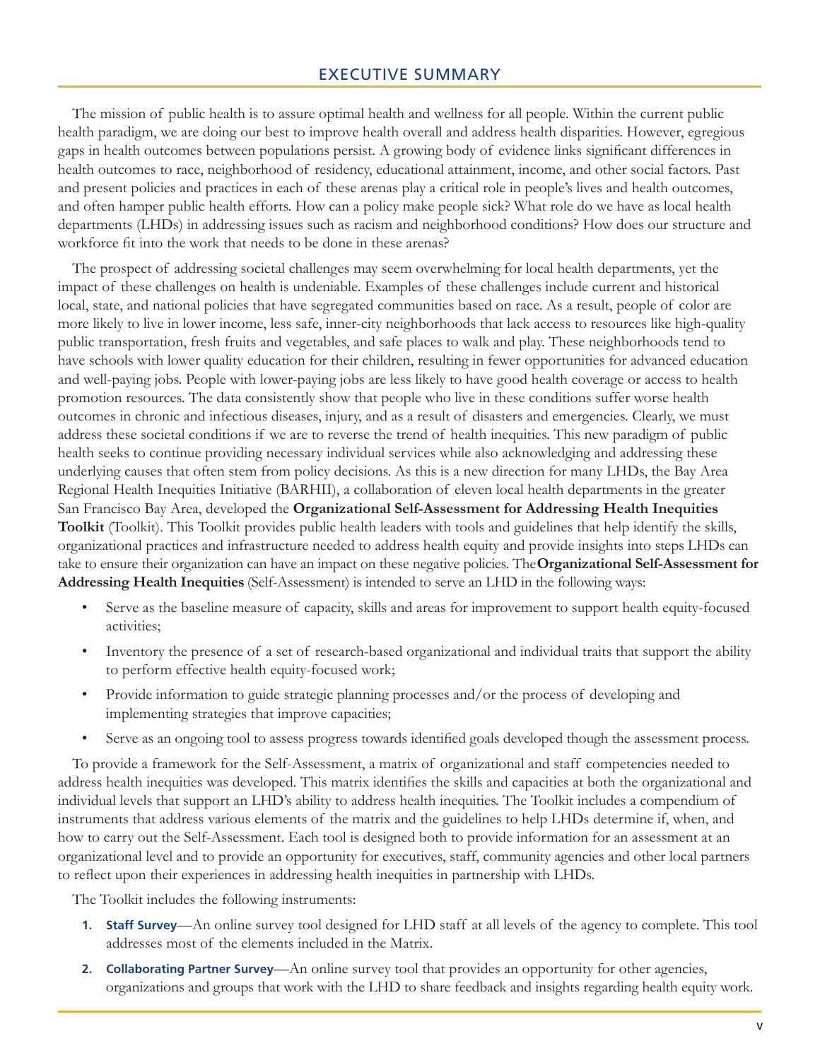## EXECUTIVE SUMMARY

The mission of public health is to assure optimal health and wellness for all people. Within the current public health paradigm, we are doing our best to improve health overall and address health disparities. However, egregious gaps in health outcomes between populations persist. A growing body of evidence links significant differences in health outcomes to race, neighborhood of residency, educational attainment, income, and other social factors. Past and present policies and practices in each of these arenas play a critical role in people's lives and health outcomes, and often hamper public health efforts. How can a policy make people sick? What role do we have as local health departments (LHDs) in addressing issues such as racism and neighborhood conditions? How does our structure and workforce fit into the work that needs to be done in these arenas?

The prospect of addressing societal challenges may seem overwhelming for local health departments, yet the impact of these challenges on health is undeniable. Examples of these challenges include current and historical local, state, and national policies that have segregated communities based on race. As a result, people of color are more likely to live in lower income, less safe, inner-city neighborhoods that lack access to resources like high-quality public transportation, fresh fruits and vegetables, and safe places to walk and play. These neighborhoods tend to have schools with lower quality education for their children, resulting in fewer opportunities for advanced education and well-paying jobs. People with lower-paying jobs are less likely to have good health coverage or access to health promotion resources. The data consistently show that people who live in these conditions suffer worse health outcomes in chronic and infectious diseases, injury, and as a result of disasters and emergencies. Clearly, we must address these societal conditions if we are to reverse the trend of health inequities. This new paradigm of public health seeks to continue providing necessary individual services while also acknowledging and addressing these underlying causes that often stem from policy decisions. As this is a new direction for many LHDs, the Bay Area Regional Health Inequities Initiative (BARHII), a collaboration of eleven local health departments in the greater San Francisco Bay Area, developed the **Organizational Self-Assessment for Addressing Health Inequities Toolkit** (Toolkit). This Toolkit provides public health leaders with tools and guidelines that help identify the skills, organizational practices and infrastructure needed to address health equity and provide insights into steps LHDs can take to ensure their organization can have an impact on these negative policies. The **Organizational Self-Assessment for Addressing Health Inequities** (Self-Assessment) is intended to serve an LHD in the following ways:

- Serve as the baseline measure of capacity, skills and areas for improvement to support health equity-focused activities;
- Inventory the presence of a set of research-based organizational and individual traits that support the ability to perform effective health equity-focused work;
- Provide information to guide strategic planning processes and/or the process of developing and implementing strategies that improve capacities;
- Serve as an ongoing tool to assess progress towards identified goals developed though the assessment process.

To provide a framework for the Self-Assessment, a matrix of organizational and staff competencies needed to address health inequities was developed. This matrix identifies the skills and capacities at both the organizational and individual levels that support an LHD's ability to address health inequities. The Toolkit includes a compendium of instruments that address various elements of the matrix and the guidelines to help LHDs determine if, when, and how to carry out the Self-Assessment. Each tool is designed both to provide information for an assessment at an organizational level and to provide an opportunity for executives, staff, community agencies and other local partners to reflect upon their experiences in addressing health inequities in partnership with LHDs.

The Toolkit includes the following instruments:

1. **Staff Survey**—An online survey tool designed for LHD staff at all levels of the agency to complete. This tool addresses most of the elements included in the Matrix.
2. **Collaborating Partner Survey**—An online survey tool that provides an opportunity for other agencies, organizations and groups that work with the LHD to share feedback and insights regarding health equity work.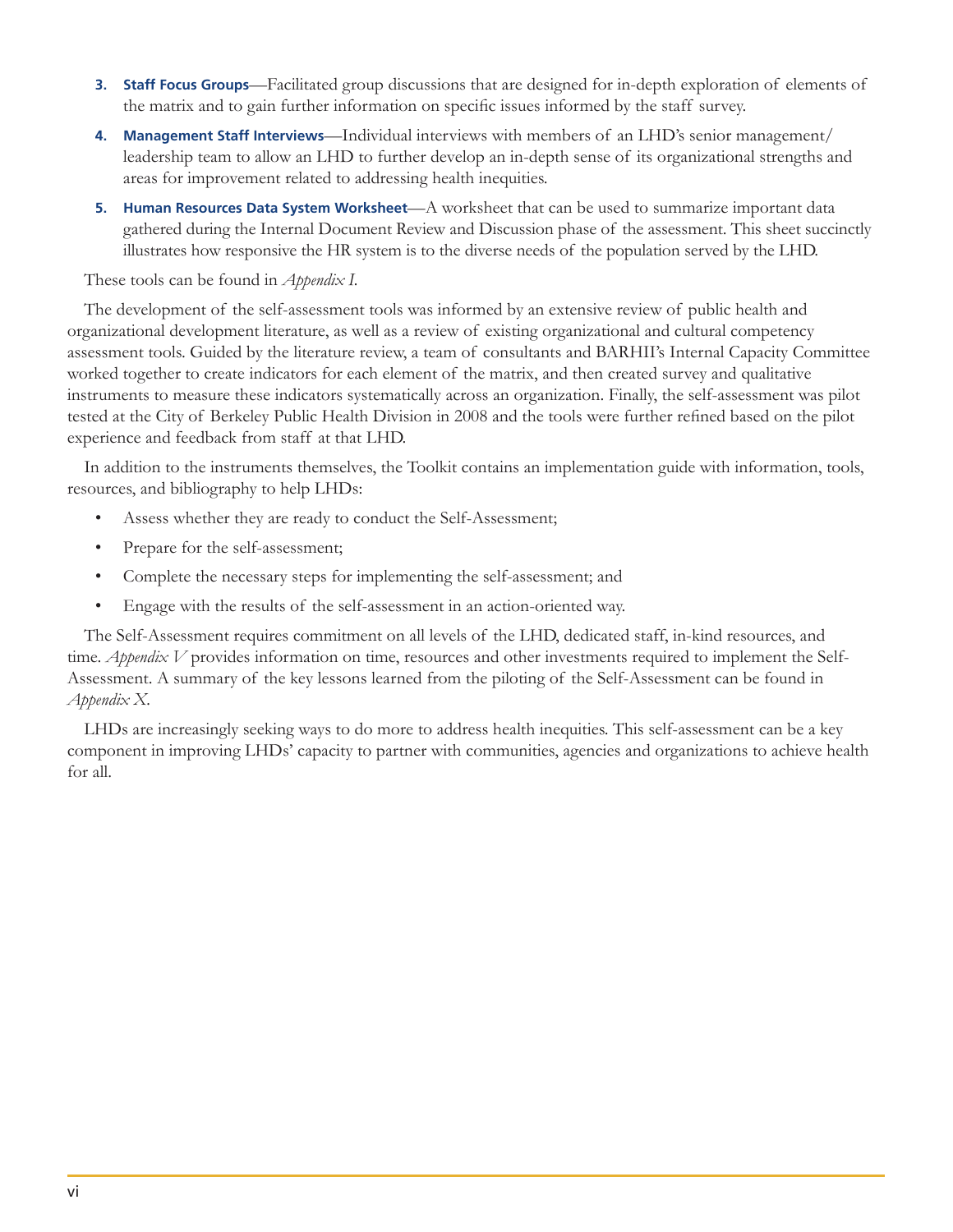3. **Staff Focus Groups**—Facilitated group discussions that are designed for in-depth exploration of elements of the matrix and to gain further information on specific issues informed by the staff survey.
4. **Management Staff Interviews**—Individual interviews with members of an LHD's senior management/leadership team to allow an LHD to further develop an in-depth sense of its organizational strengths and areas for improvement related to addressing health inequities.
5. **Human Resources Data System Worksheet**—A worksheet that can be used to summarize important data gathered during the Internal Document Review and Discussion phase of the assessment. This sheet succinctly illustrates how responsive the HR system is to the diverse needs of the population served by the LHD.

These tools can be found in *Appendix I*.

The development of the self-assessment tools was informed by an extensive review of public health and organizational development literature, as well as a review of existing organizational and cultural competency assessment tools. Guided by the literature review, a team of consultants and BARHII's Internal Capacity Committee worked together to create indicators for each element of the matrix, and then created survey and qualitative instruments to measure these indicators systematically across an organization. Finally, the self-assessment was pilot tested at the City of Berkeley Public Health Division in 2008 and the tools were further refined based on the pilot experience and feedback from staff at that LHD.

In addition to the instruments themselves, the Toolkit contains an implementation guide with information, tools, resources, and bibliography to help LHDs:

- Assess whether they are ready to conduct the Self-Assessment;
- Prepare for the self-assessment;
- Complete the necessary steps for implementing the self-assessment; and
- Engage with the results of the self-assessment in an action-oriented way.

The Self-Assessment requires commitment on all levels of the LHD, dedicated staff, in-kind resources, and time. *Appendix V* provides information on time, resources and other investments required to implement the Self-Assessment. A summary of the key lessons learned from the piloting of the Self-Assessment can be found in *Appendix X*.

LHDs are increasingly seeking ways to do more to address health inequities. This self-assessment can be a key component in improving LHDs' capacity to partner with communities, agencies and organizations to achieve health for all.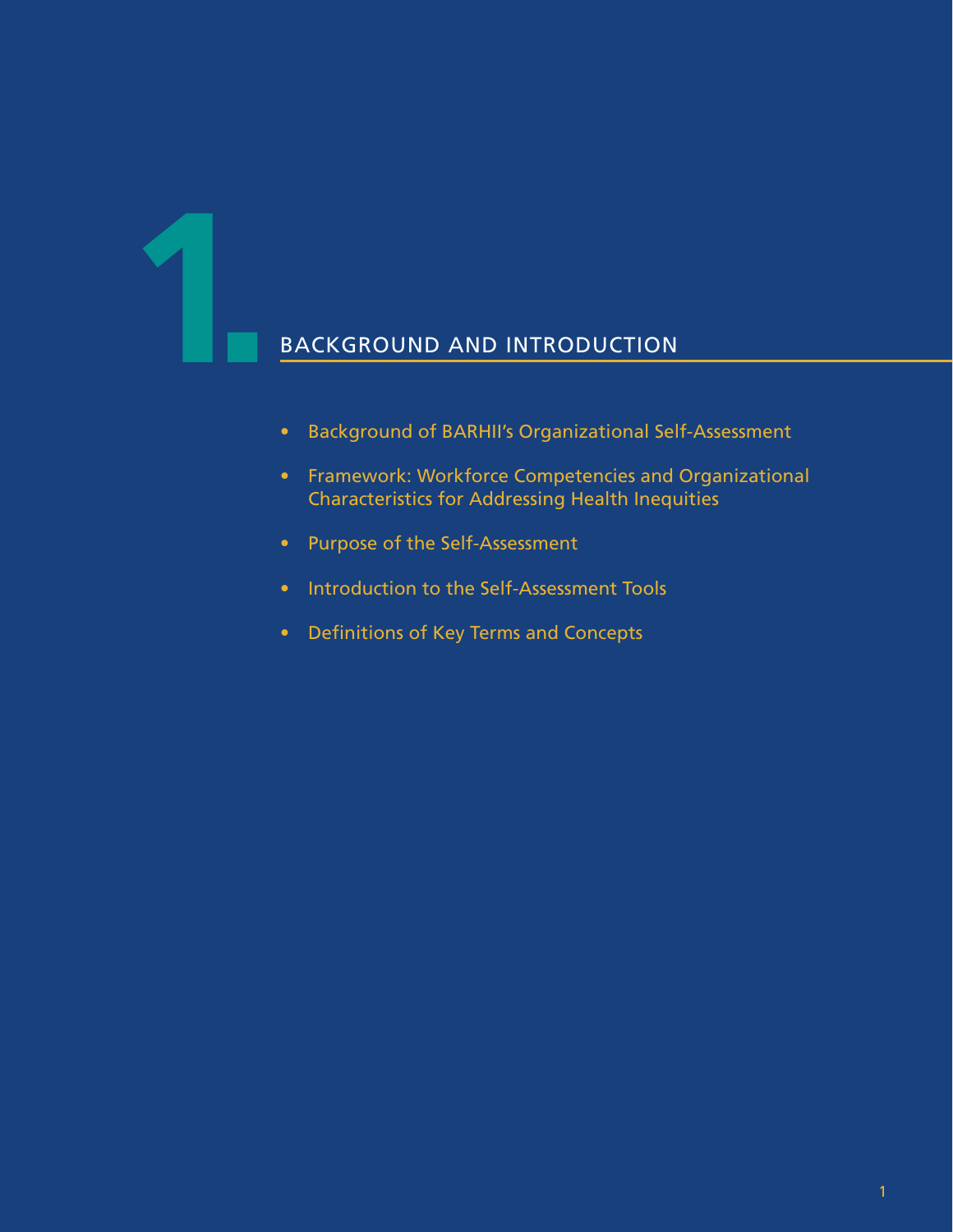# 1. BACKGROUND AND INTRODUCTION

- Background of BARHII's Organizational Self-Assessment
- Framework: Workforce Competencies and Organizational Characteristics for Addressing Health Inequities
- Purpose of the Self-Assessment
- Introduction to the Self-Assessment Tools
- Definitions of Key Terms and Concepts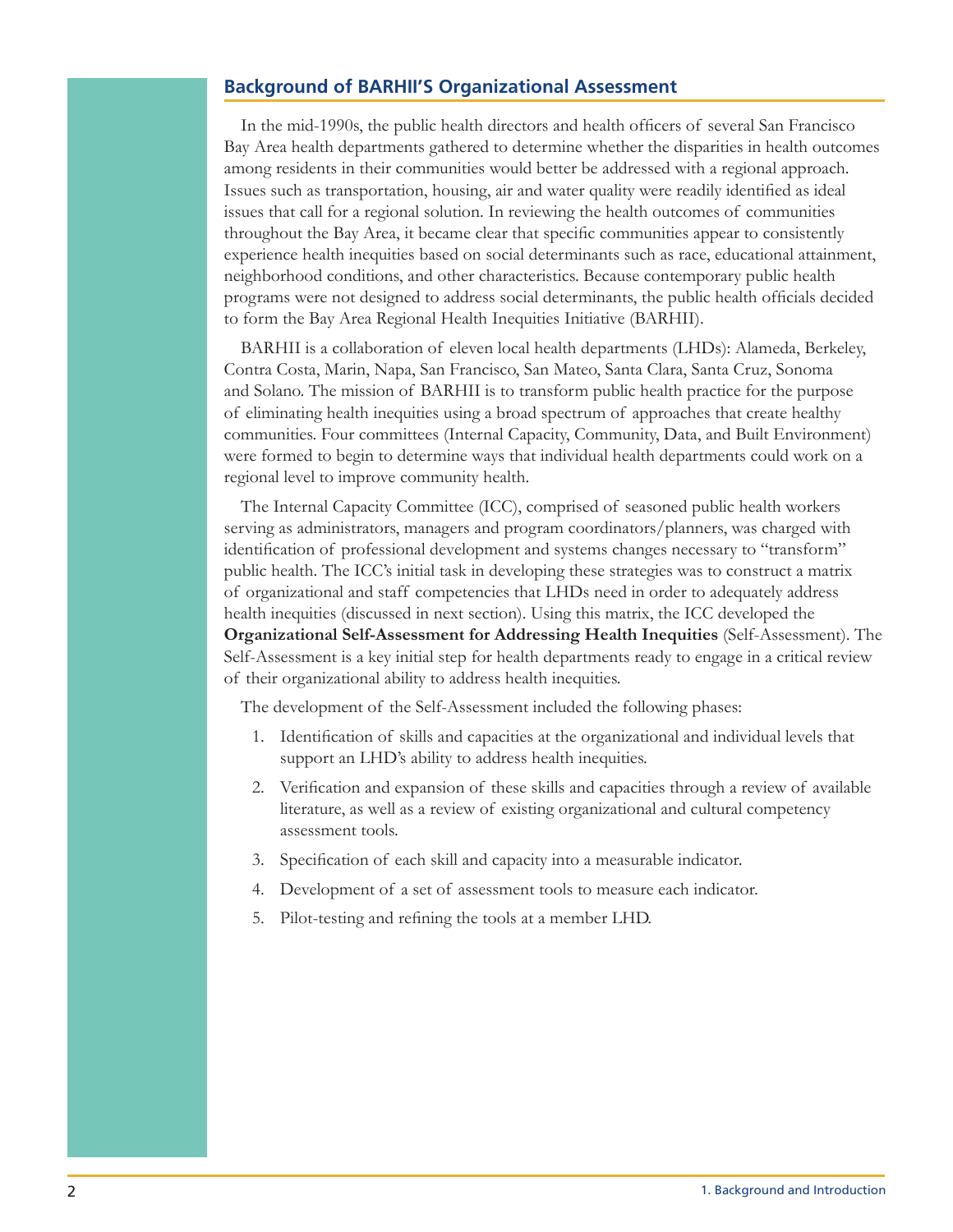## Background of BARHII'S Organizational Assessment

In the mid-1990s, the public health directors and health officers of several San Francisco Bay Area health departments gathered to determine whether the disparities in health outcomes among residents in their communities would better be addressed with a regional approach. Issues such as transportation, housing, air and water quality were readily identified as ideal issues that call for a regional solution. In reviewing the health outcomes of communities throughout the Bay Area, it became clear that specific communities appear to consistently experience health inequities based on social determinants such as race, educational attainment, neighborhood conditions, and other characteristics. Because contemporary public health programs were not designed to address social determinants, the public health officials decided to form the Bay Area Regional Health Inequities Initiative (BARHII).

BARHII is a collaboration of eleven local health departments (LHDs): Alameda, Berkeley, Contra Costa, Marin, Napa, San Francisco, San Mateo, Santa Clara, Santa Cruz, Sonoma and Solano. The mission of BARHII is to transform public health practice for the purpose of eliminating health inequities using a broad spectrum of approaches that create healthy communities. Four committees (Internal Capacity, Community, Data, and Built Environment) were formed to begin to determine ways that individual health departments could work on a regional level to improve community health.

The Internal Capacity Committee (ICC), comprised of seasoned public health workers serving as administrators, managers and program coordinators/planners, was charged with identification of professional development and systems changes necessary to "transform" public health. The ICC's initial task in developing these strategies was to construct a matrix of organizational and staff competencies that LHDs need in order to adequately address health inequities (discussed in next section). Using this matrix, the ICC developed the **Organizational Self-Assessment for Addressing Health Inequities** (Self-Assessment). The Self-Assessment is a key initial step for health departments ready to engage in a critical review of their organizational ability to address health inequities.

The development of the Self-Assessment included the following phases:

1. Identification of skills and capacities at the organizational and individual levels that support an LHD's ability to address health inequities.
2. Verification and expansion of these skills and capacities through a review of available literature, as well as a review of existing organizational and cultural competency assessment tools.
3. Specification of each skill and capacity into a measurable indicator.
4. Development of a set of assessment tools to measure each indicator.
5. Pilot-testing and refining the tools at a member LHD.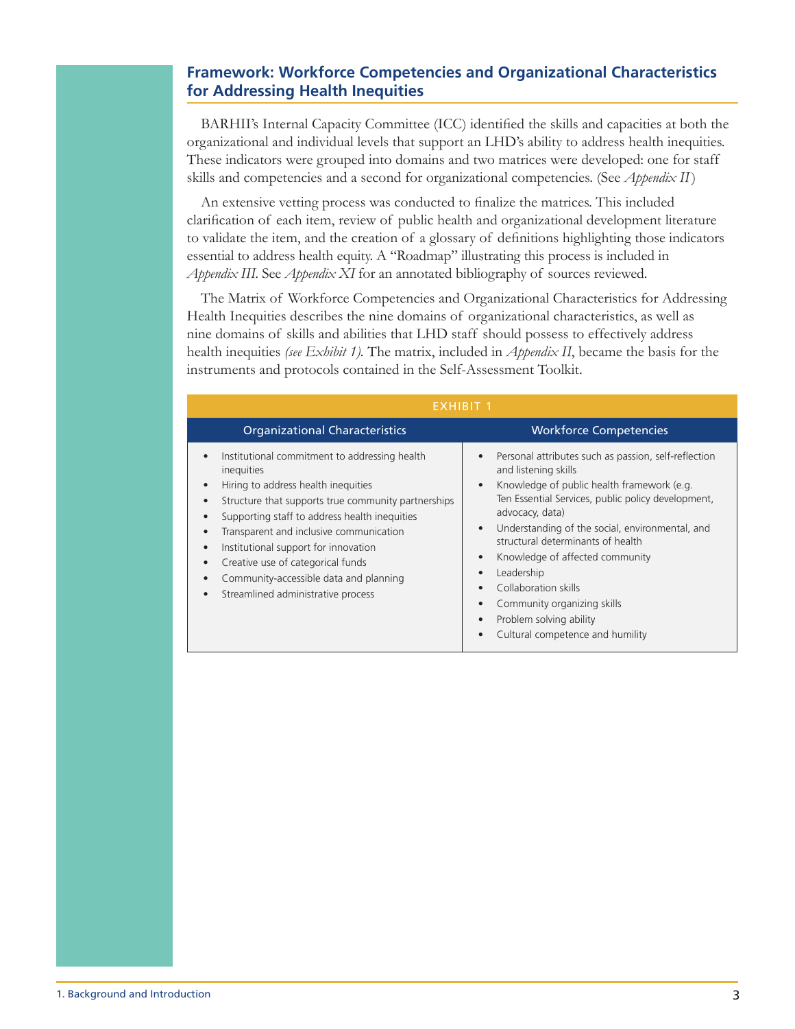## Framework: Workforce Competencies and Organizational Characteristics for Addressing Health Inequities

BARHII's Internal Capacity Committee (ICC) identified the skills and capacities at both the organizational and individual levels that support an LHD's ability to address health inequities. These indicators were grouped into domains and two matrices were developed: one for staff skills and competencies and a second for organizational competencies. (See *Appendix II*)

An extensive vetting process was conducted to finalize the matrices. This included clarification of each item, review of public health and organizational development literature to validate the item, and the creation of a glossary of definitions highlighting those indicators essential to address health equity. A "Roadmap" illustrating this process is included in *Appendix III*. See *Appendix XI* for an annotated bibliography of sources reviewed.

The Matrix of Workforce Competencies and Organizational Characteristics for Addressing Health Inequities describes the nine domains of organizational characteristics, as well as nine domains of skills and abilities that LHD staff should possess to effectively address health inequities *(see Exhibit 1)*. The matrix, included in *Appendix II*, became the basis for the instruments and protocols contained in the Self-Assessment Toolkit.

**EXHIBIT 1**

| Organizational Characteristics | Workforce Competencies |
|---|---|
| • Institutional commitment to addressing health inequities<br>• Hiring to address health inequities<br>• Structure that supports true community partnerships<br>• Supporting staff to address health inequities<br>• Transparent and inclusive communication<br>• Institutional support for innovation<br>• Creative use of categorical funds<br>• Community-accessible data and planning<br>• Streamlined administrative process | • Personal attributes such as passion, self-reflection and listening skills<br>• Knowledge of public health framework (e.g. Ten Essential Services, public policy development, advocacy, data)<br>• Understanding of the social, environmental, and structural determinants of health<br>• Knowledge of affected community<br>• Leadership<br>• Collaboration skills<br>• Community organizing skills<br>• Problem solving ability<br>• Cultural competence and humility |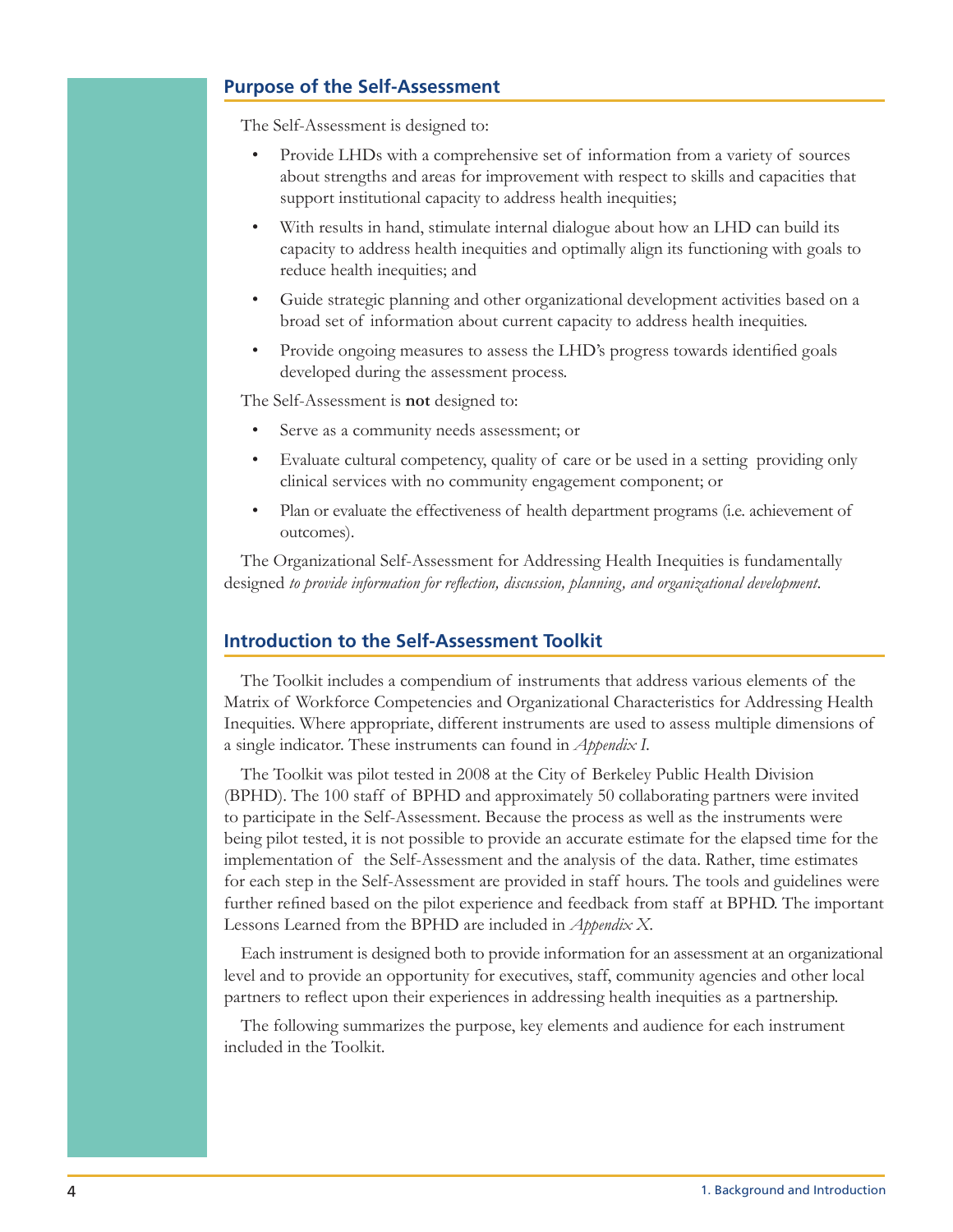## Purpose of the Self-Assessment

The Self-Assessment is designed to:

- Provide LHDs with a comprehensive set of information from a variety of sources about strengths and areas for improvement with respect to skills and capacities that support institutional capacity to address health inequities;
- With results in hand, stimulate internal dialogue about how an LHD can build its capacity to address health inequities and optimally align its functioning with goals to reduce health inequities; and
- Guide strategic planning and other organizational development activities based on a broad set of information about current capacity to address health inequities.
- Provide ongoing measures to assess the LHD's progress towards identified goals developed during the assessment process.

The Self-Assessment is **not** designed to:

- Serve as a community needs assessment; or
- Evaluate cultural competency, quality of care or be used in a setting providing only clinical services with no community engagement component; or
- Plan or evaluate the effectiveness of health department programs (i.e. achievement of outcomes).

The Organizational Self-Assessment for Addressing Health Inequities is fundamentally designed *to provide information for reflection, discussion, planning, and organizational development*.

## Introduction to the Self-Assessment Toolkit

The Toolkit includes a compendium of instruments that address various elements of the Matrix of Workforce Competencies and Organizational Characteristics for Addressing Health Inequities. Where appropriate, different instruments are used to assess multiple dimensions of a single indicator. These instruments can found in *Appendix I*.

The Toolkit was pilot tested in 2008 at the City of Berkeley Public Health Division (BPHD). The 100 staff of BPHD and approximately 50 collaborating partners were invited to participate in the Self-Assessment. Because the process as well as the instruments were being pilot tested, it is not possible to provide an accurate estimate for the elapsed time for the implementation of the Self-Assessment and the analysis of the data. Rather, time estimates for each step in the Self-Assessment are provided in staff hours. The tools and guidelines were further refined based on the pilot experience and feedback from staff at BPHD. The important Lessons Learned from the BPHD are included in *Appendix X*.

Each instrument is designed both to provide information for an assessment at an organizational level and to provide an opportunity for executives, staff, community agencies and other local partners to reflect upon their experiences in addressing health inequities as a partnership.

The following summarizes the purpose, key elements and audience for each instrument included in the Toolkit.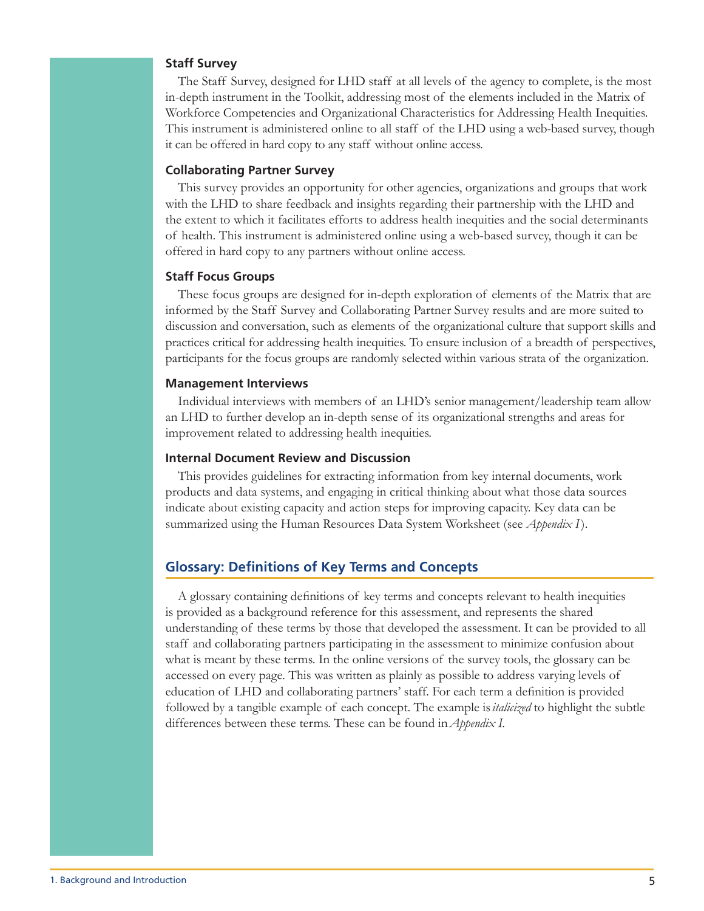### Staff Survey

The Staff Survey, designed for LHD staff at all levels of the agency to complete, is the most in-depth instrument in the Toolkit, addressing most of the elements included in the Matrix of Workforce Competencies and Organizational Characteristics for Addressing Health Inequities. This instrument is administered online to all staff of the LHD using a web-based survey, though it can be offered in hard copy to any staff without online access.

### Collaborating Partner Survey

This survey provides an opportunity for other agencies, organizations and groups that work with the LHD to share feedback and insights regarding their partnership with the LHD and the extent to which it facilitates efforts to address health inequities and the social determinants of health. This instrument is administered online using a web-based survey, though it can be offered in hard copy to any partners without online access.

### Staff Focus Groups

These focus groups are designed for in-depth exploration of elements of the Matrix that are informed by the Staff Survey and Collaborating Partner Survey results and are more suited to discussion and conversation, such as elements of the organizational culture that support skills and practices critical for addressing health inequities. To ensure inclusion of a breadth of perspectives, participants for the focus groups are randomly selected within various strata of the organization.

### Management Interviews

Individual interviews with members of an LHD's senior management/leadership team allow an LHD to further develop an in-depth sense of its organizational strengths and areas for improvement related to addressing health inequities.

### Internal Document Review and Discussion

This provides guidelines for extracting information from key internal documents, work products and data systems, and engaging in critical thinking about what those data sources indicate about existing capacity and action steps for improving capacity. Key data can be summarized using the Human Resources Data System Worksheet (see *Appendix I*).

## Glossary: Definitions of Key Terms and Concepts

A glossary containing definitions of key terms and concepts relevant to health inequities is provided as a background reference for this assessment, and represents the shared understanding of these terms by those that developed the assessment. It can be provided to all staff and collaborating partners participating in the assessment to minimize confusion about what is meant by these terms. In the online versions of the survey tools, the glossary can be accessed on every page. This was written as plainly as possible to address varying levels of education of LHD and collaborating partners' staff. For each term a definition is provided followed by a tangible example of each concept. The example is *italicized* to highlight the subtle differences between these terms. These can be found in *Appendix I*.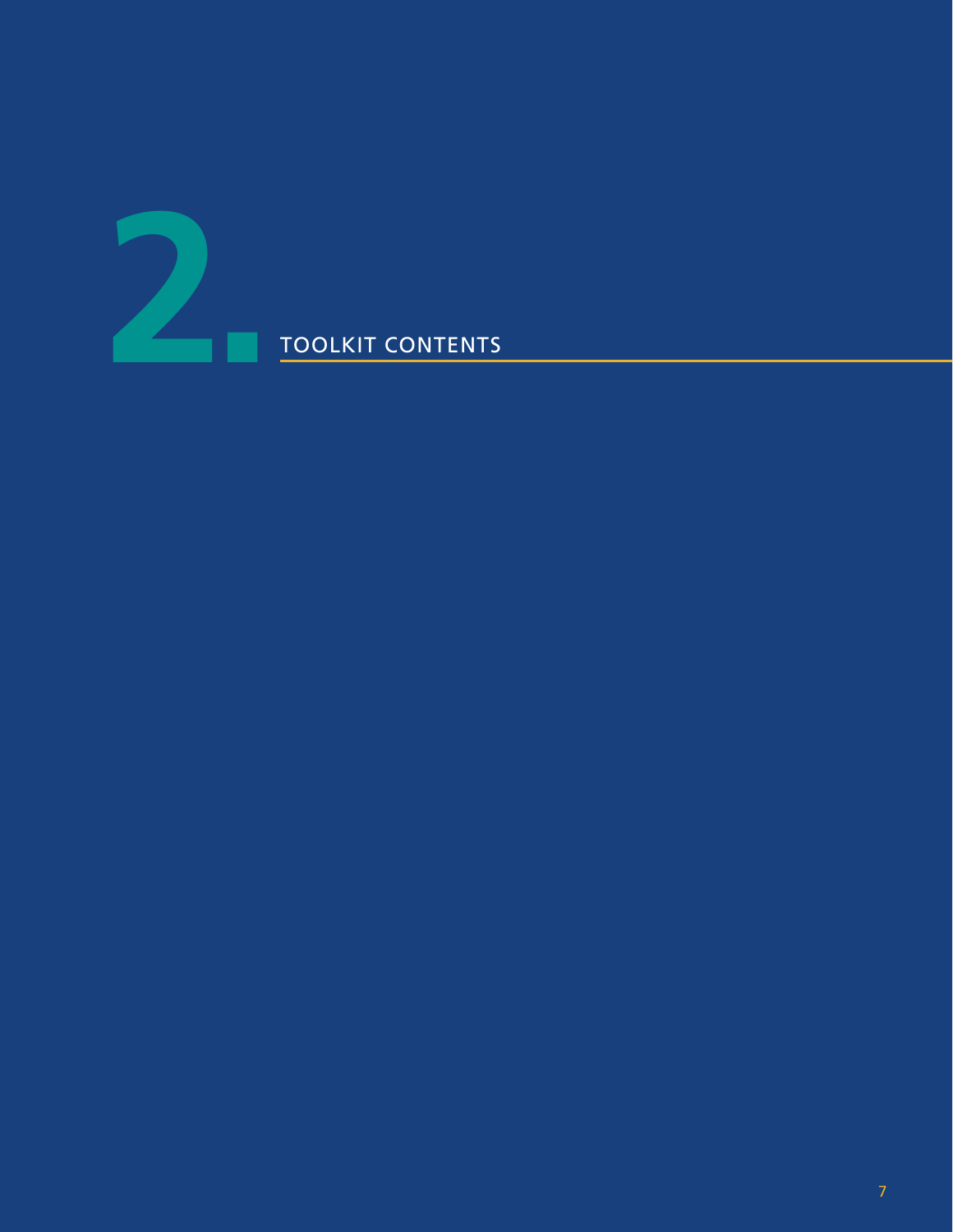# 2. TOOLKIT CONTENTS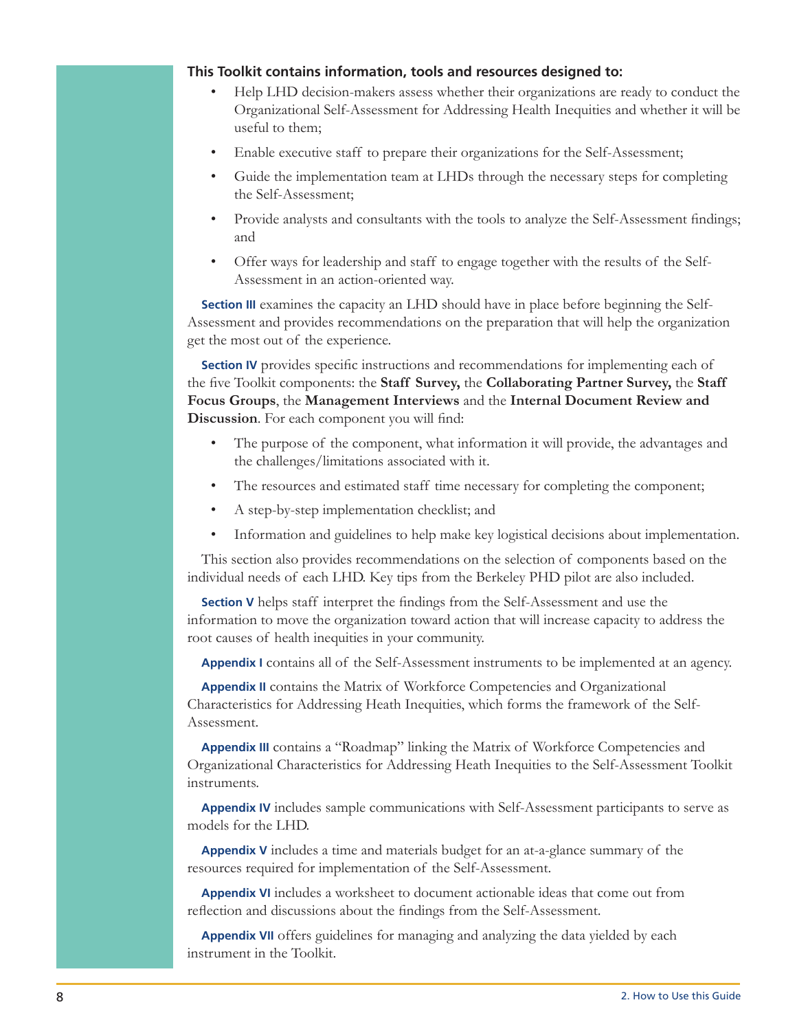**This Toolkit contains information, tools and resources designed to:**

- Help LHD decision-makers assess whether their organizations are ready to conduct the Organizational Self-Assessment for Addressing Health Inequities and whether it will be useful to them;
- Enable executive staff to prepare their organizations for the Self-Assessment;
- Guide the implementation team at LHDs through the necessary steps for completing the Self-Assessment;
- Provide analysts and consultants with the tools to analyze the Self-Assessment findings; and
- Offer ways for leadership and staff to engage together with the results of the Self-Assessment in an action-oriented way.

**Section III** examines the capacity an LHD should have in place before beginning the Self-Assessment and provides recommendations on the preparation that will help the organization get the most out of the experience.

**Section IV** provides specific instructions and recommendations for implementing each of the five Toolkit components: the **Staff Survey,** the **Collaborating Partner Survey,** the **Staff Focus Groups**, the **Management Interviews** and the **Internal Document Review and Discussion**. For each component you will find:

- The purpose of the component, what information it will provide, the advantages and the challenges/limitations associated with it.
- The resources and estimated staff time necessary for completing the component;
- A step-by-step implementation checklist; and
- Information and guidelines to help make key logistical decisions about implementation.

This section also provides recommendations on the selection of components based on the individual needs of each LHD. Key tips from the Berkeley PHD pilot are also included.

**Section V** helps staff interpret the findings from the Self-Assessment and use the information to move the organization toward action that will increase capacity to address the root causes of health inequities in your community.

**Appendix I** contains all of the Self-Assessment instruments to be implemented at an agency.

**Appendix II** contains the Matrix of Workforce Competencies and Organizational Characteristics for Addressing Heath Inequities, which forms the framework of the Self-Assessment.

**Appendix III** contains a "Roadmap" linking the Matrix of Workforce Competencies and Organizational Characteristics for Addressing Heath Inequities to the Self-Assessment Toolkit instruments.

**Appendix IV** includes sample communications with Self-Assessment participants to serve as models for the LHD.

**Appendix V** includes a time and materials budget for an at-a-glance summary of the resources required for implementation of the Self-Assessment.

**Appendix VI** includes a worksheet to document actionable ideas that come out from reflection and discussions about the findings from the Self-Assessment.

**Appendix VII** offers guidelines for managing and analyzing the data yielded by each instrument in the Toolkit.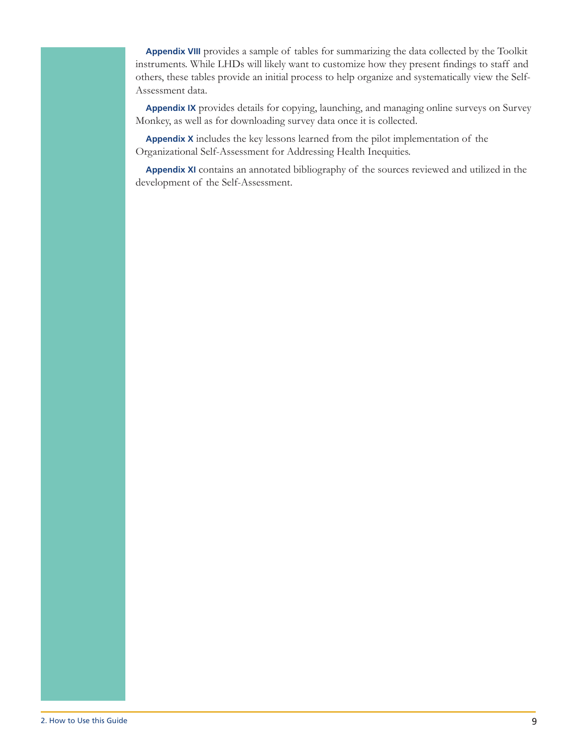**Appendix VIII** provides a sample of tables for summarizing the data collected by the Toolkit instruments. While LHDs will likely want to customize how they present findings to staff and others, these tables provide an initial process to help organize and systematically view the Self-Assessment data.

**Appendix IX** provides details for copying, launching, and managing online surveys on Survey Monkey, as well as for downloading survey data once it is collected.

**Appendix X** includes the key lessons learned from the pilot implementation of the Organizational Self-Assessment for Addressing Health Inequities.

**Appendix XI** contains an annotated bibliography of the sources reviewed and utilized in the development of the Self-Assessment.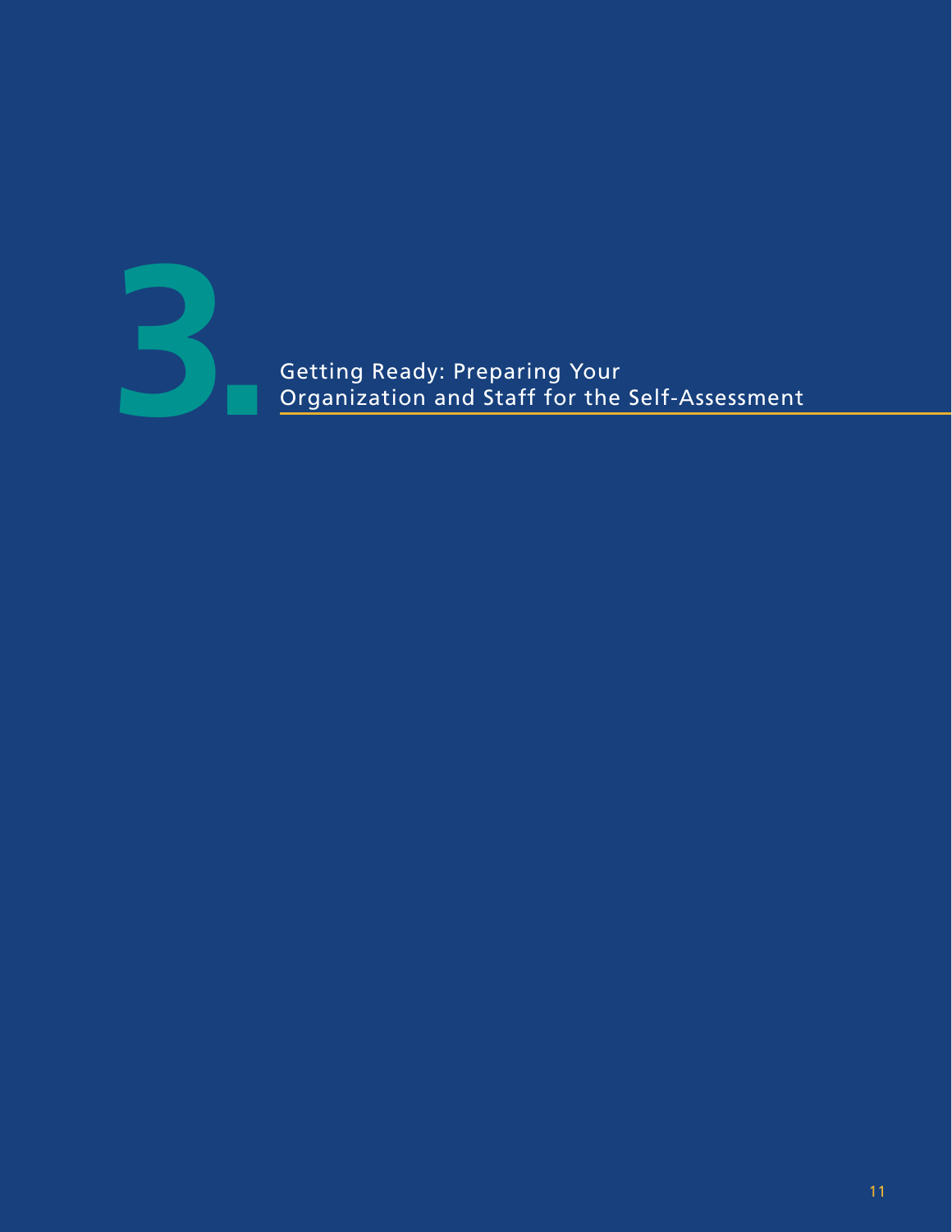# 3. Getting Ready: Preparing Your Organization and Staff for the Self-Assessment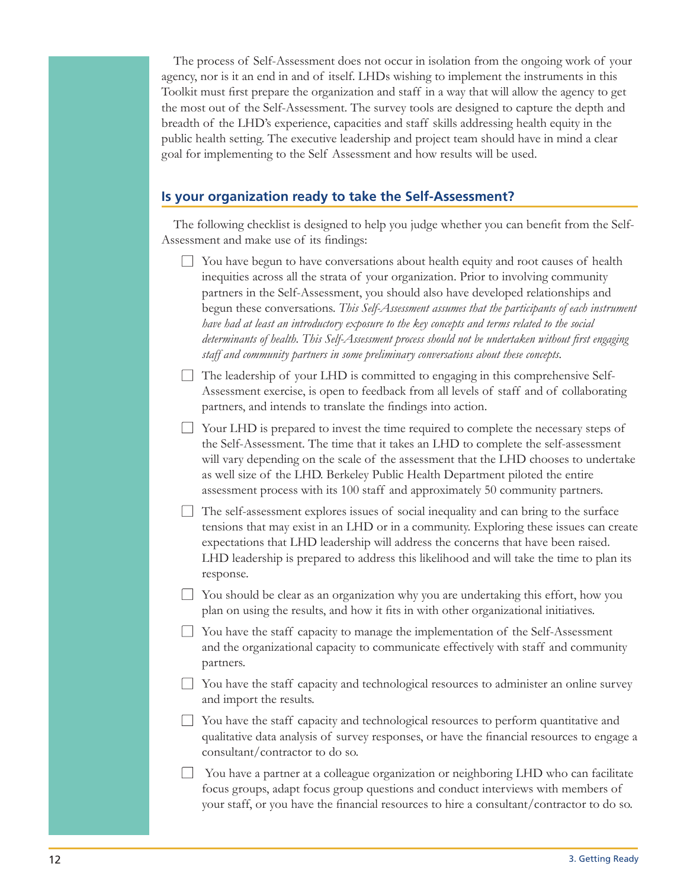The process of Self-Assessment does not occur in isolation from the ongoing work of your agency, nor is it an end in and of itself. LHDs wishing to implement the instruments in this Toolkit must first prepare the organization and staff in a way that will allow the agency to get the most out of the Self-Assessment. The survey tools are designed to capture the depth and breadth of the LHD's experience, capacities and staff skills addressing health equity in the public health setting. The executive leadership and project team should have in mind a clear goal for implementing to the Self Assessment and how results will be used.

## Is your organization ready to take the Self-Assessment?

The following checklist is designed to help you judge whether you can benefit from the Self-Assessment and make use of its findings:

- [ ] You have begun to have conversations about health equity and root causes of health inequities across all the strata of your organization. Prior to involving community partners in the Self-Assessment, you should also have developed relationships and begun these conversations. *This Self-Assessment assumes that the participants of each instrument have had at least an introductory exposure to the key concepts and terms related to the social determinants of health. This Self-Assessment process should not be undertaken without first engaging staff and community partners in some preliminary conversations about these concepts.*
- [ ] The leadership of your LHD is committed to engaging in this comprehensive Self-Assessment exercise, is open to feedback from all levels of staff and of collaborating partners, and intends to translate the findings into action.
- [ ] Your LHD is prepared to invest the time required to complete the necessary steps of the Self-Assessment. The time that it takes an LHD to complete the self-assessment will vary depending on the scale of the assessment that the LHD chooses to undertake as well size of the LHD. Berkeley Public Health Department piloted the entire assessment process with its 100 staff and approximately 50 community partners.
- [ ] The self-assessment explores issues of social inequality and can bring to the surface tensions that may exist in an LHD or in a community. Exploring these issues can create expectations that LHD leadership will address the concerns that have been raised. LHD leadership is prepared to address this likelihood and will take the time to plan its response.
- [ ] You should be clear as an organization why you are undertaking this effort, how you plan on using the results, and how it fits in with other organizational initiatives.
- [ ] You have the staff capacity to manage the implementation of the Self-Assessment and the organizational capacity to communicate effectively with staff and community partners.
- [ ] You have the staff capacity and technological resources to administer an online survey and import the results.
- [ ] You have the staff capacity and technological resources to perform quantitative and qualitative data analysis of survey responses, or have the financial resources to engage a consultant/contractor to do so.
- [ ] You have a partner at a colleague organization or neighboring LHD who can facilitate focus groups, adapt focus group questions and conduct interviews with members of your staff, or you have the financial resources to hire a consultant/contractor to do so.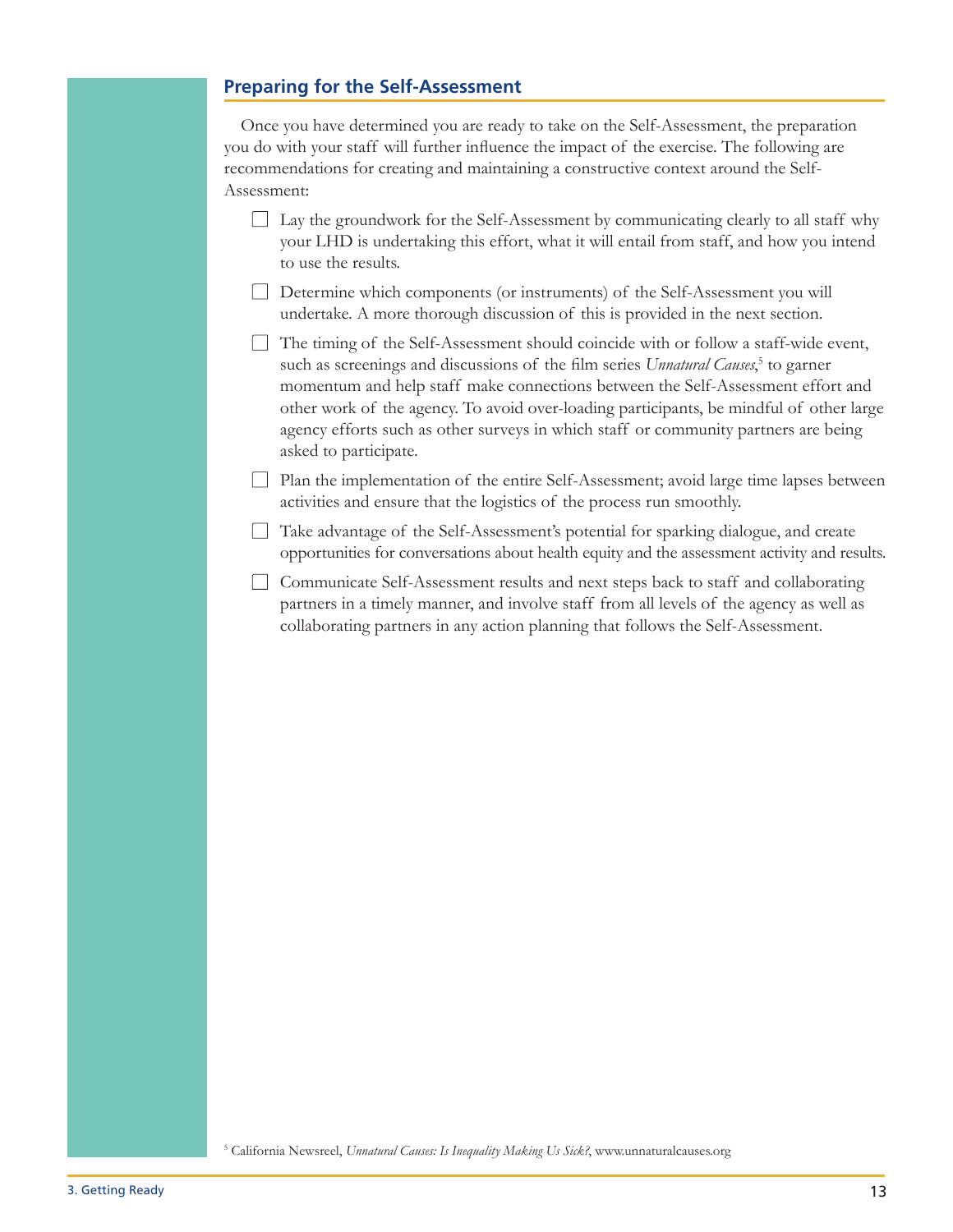## Preparing for the Self-Assessment

Once you have determined you are ready to take on the Self-Assessment, the preparation you do with your staff will further influence the impact of the exercise. The following are recommendations for creating and maintaining a constructive context around the Self-Assessment:

- [ ] Lay the groundwork for the Self-Assessment by communicating clearly to all staff why your LHD is undertaking this effort, what it will entail from staff, and how you intend to use the results.
- [ ] Determine which components (or instruments) of the Self-Assessment you will undertake. A more thorough discussion of this is provided in the next section.
- [ ] The timing of the Self-Assessment should coincide with or follow a staff-wide event, such as screenings and discussions of the film series *Unnatural Causes*,[5] to garner momentum and help staff make connections between the Self-Assessment effort and other work of the agency. To avoid over-loading participants, be mindful of other large agency efforts such as other surveys in which staff or community partners are being asked to participate.
- [ ] Plan the implementation of the entire Self-Assessment; avoid large time lapses between activities and ensure that the logistics of the process run smoothly.
- [ ] Take advantage of the Self-Assessment's potential for sparking dialogue, and create opportunities for conversations about health equity and the assessment activity and results.
- [ ] Communicate Self-Assessment results and next steps back to staff and collaborating partners in a timely manner, and involve staff from all levels of the agency as well as collaborating partners in any action planning that follows the Self-Assessment.

[5] California Newsreel, *Unnatural Causes: Is Inequality Making Us Sick?*, www.unnaturalcauses.org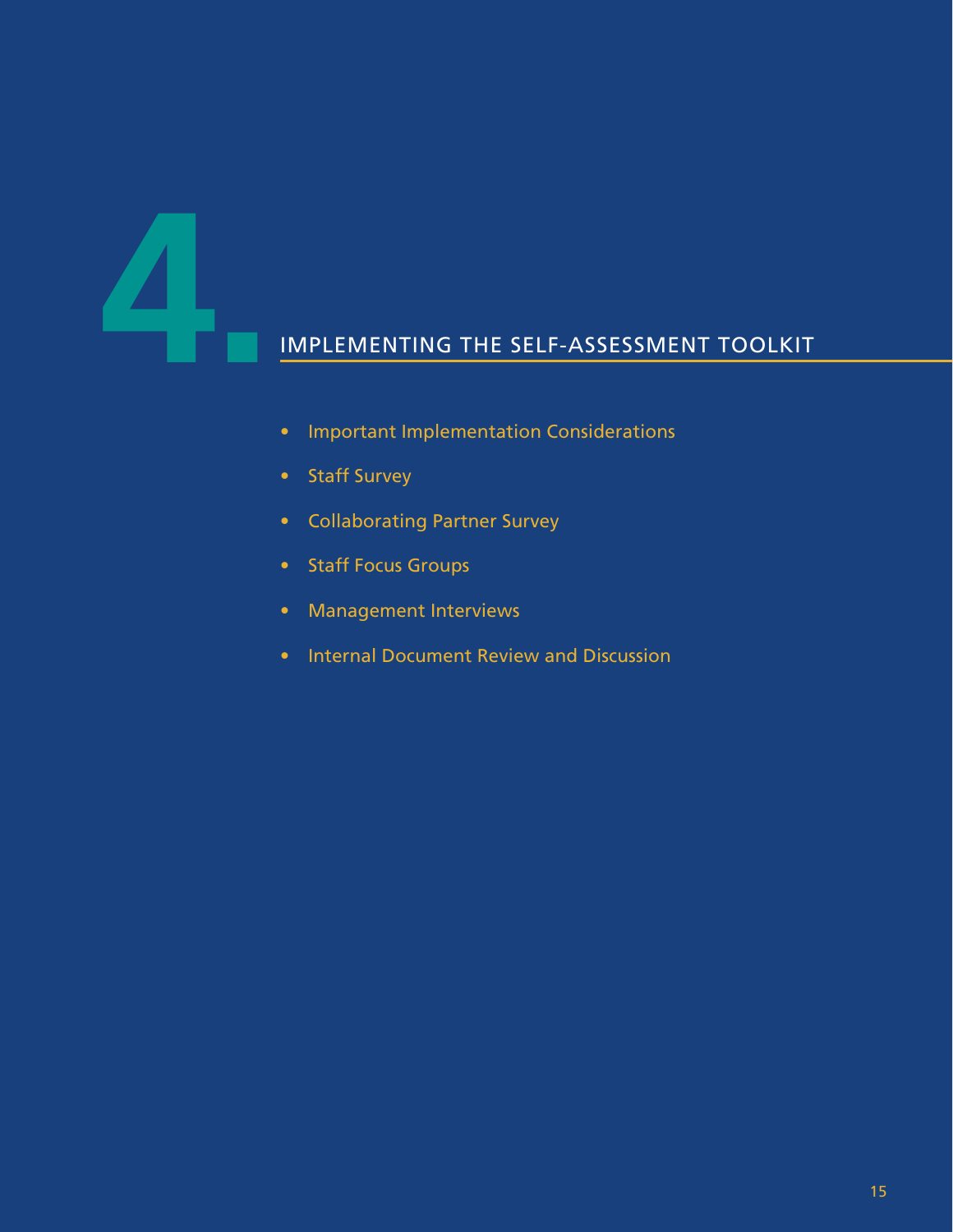# 4. IMPLEMENTING THE SELF-ASSESSMENT TOOLKIT

- Important Implementation Considerations
- Staff Survey
- Collaborating Partner Survey
- Staff Focus Groups
- Management Interviews
- Internal Document Review and Discussion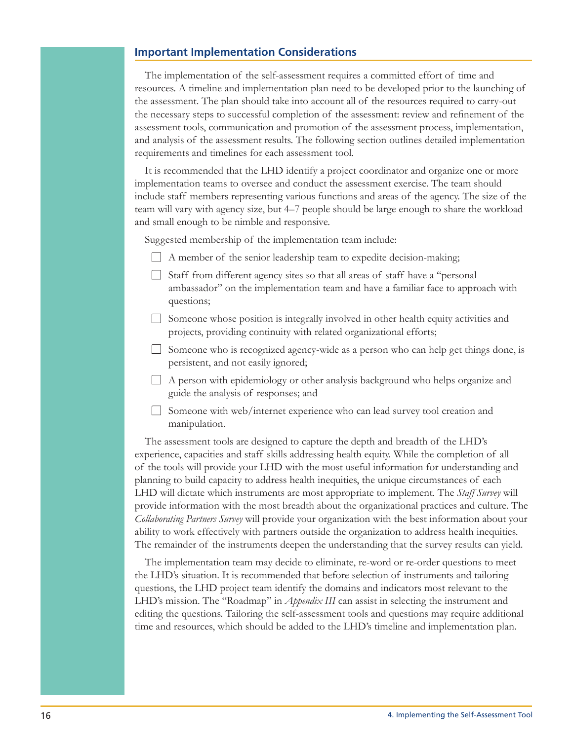## Important Implementation Considerations

The implementation of the self-assessment requires a committed effort of time and resources. A timeline and implementation plan need to be developed prior to the launching of the assessment. The plan should take into account all of the resources required to carry-out the necessary steps to successful completion of the assessment: review and refinement of the assessment tools, communication and promotion of the assessment process, implementation, and analysis of the assessment results. The following section outlines detailed implementation requirements and timelines for each assessment tool.

It is recommended that the LHD identify a project coordinator and organize one or more implementation teams to oversee and conduct the assessment exercise. The team should include staff members representing various functions and areas of the agency. The size of the team will vary with agency size, but 4–7 people should be large enough to share the workload and small enough to be nimble and responsive.

Suggested membership of the implementation team include:

- ☐ A member of the senior leadership team to expedite decision-making;
- ☐ Staff from different agency sites so that all areas of staff have a "personal ambassador" on the implementation team and have a familiar face to approach with questions;
- ☐ Someone whose position is integrally involved in other health equity activities and projects, providing continuity with related organizational efforts;
- ☐ Someone who is recognized agency-wide as a person who can help get things done, is persistent, and not easily ignored;
- ☐ A person with epidemiology or other analysis background who helps organize and guide the analysis of responses; and
- ☐ Someone with web/internet experience who can lead survey tool creation and manipulation.

The assessment tools are designed to capture the depth and breadth of the LHD's experience, capacities and staff skills addressing health equity. While the completion of all of the tools will provide your LHD with the most useful information for understanding and planning to build capacity to address health inequities, the unique circumstances of each LHD will dictate which instruments are most appropriate to implement. The *Staff Survey* will provide information with the most breadth about the organizational practices and culture. The *Collaborating Partners Survey* will provide your organization with the best information about your ability to work effectively with partners outside the organization to address health inequities. The remainder of the instruments deepen the understanding that the survey results can yield.

The implementation team may decide to eliminate, re-word or re-order questions to meet the LHD's situation. It is recommended that before selection of instruments and tailoring questions, the LHD project team identify the domains and indicators most relevant to the LHD's mission. The "Roadmap" in *Appendix III* can assist in selecting the instrument and editing the questions. Tailoring the self-assessment tools and questions may require additional time and resources, which should be added to the LHD's timeline and implementation plan.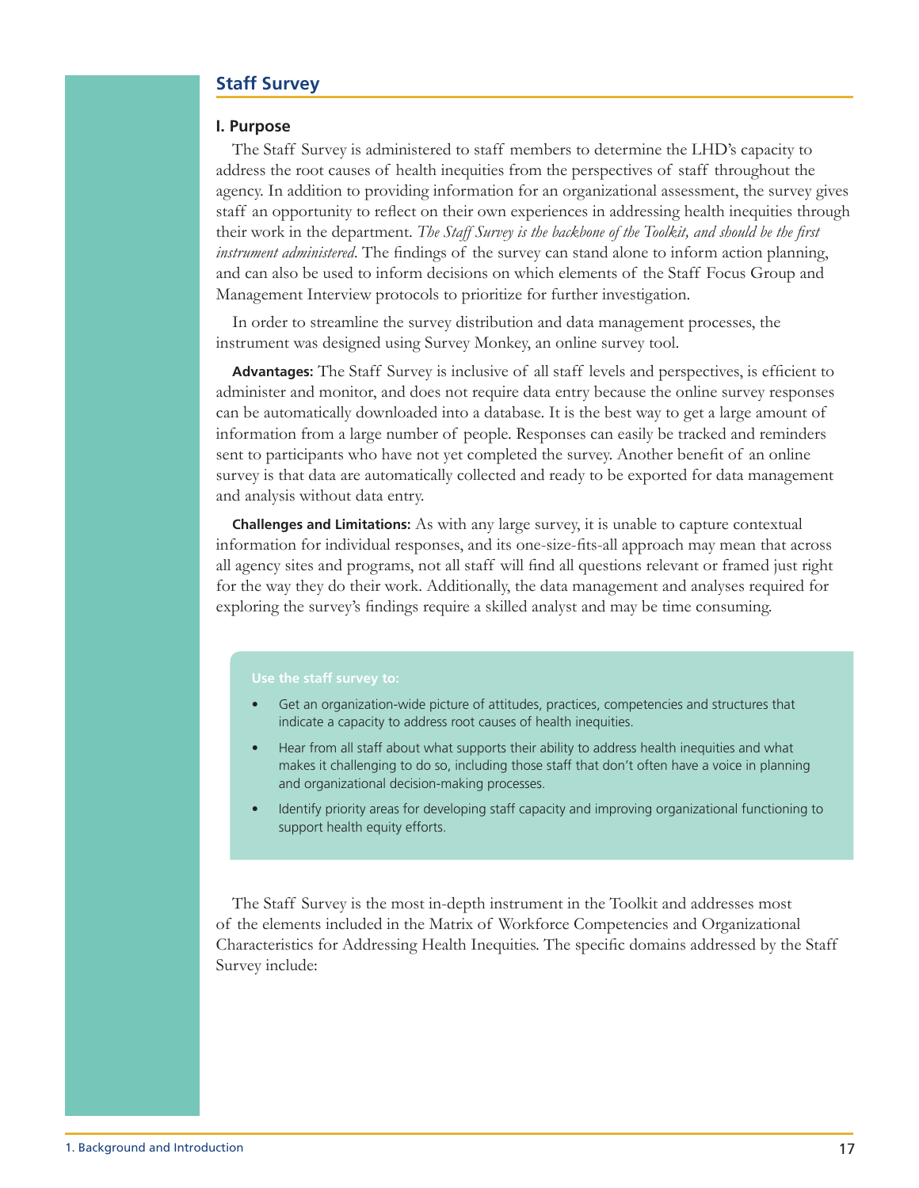## Staff Survey

### I. Purpose

The Staff Survey is administered to staff members to determine the LHD's capacity to address the root causes of health inequities from the perspectives of staff throughout the agency. In addition to providing information for an organizational assessment, the survey gives staff an opportunity to reflect on their own experiences in addressing health inequities through their work in the department. *The Staff Survey is the backbone of the Toolkit, and should be the first instrument administered*. The findings of the survey can stand alone to inform action planning, and can also be used to inform decisions on which elements of the Staff Focus Group and Management Interview protocols to prioritize for further investigation.

In order to streamline the survey distribution and data management processes, the instrument was designed using Survey Monkey, an online survey tool.

**Advantages:** The Staff Survey is inclusive of all staff levels and perspectives, is efficient to administer and monitor, and does not require data entry because the online survey responses can be automatically downloaded into a database. It is the best way to get a large amount of information from a large number of people. Responses can easily be tracked and reminders sent to participants who have not yet completed the survey. Another benefit of an online survey is that data are automatically collected and ready to be exported for data management and analysis without data entry.

**Challenges and Limitations:** As with any large survey, it is unable to capture contextual information for individual responses, and its one-size-fits-all approach may mean that across all agency sites and programs, not all staff will find all questions relevant or framed just right for the way they do their work. Additionally, the data management and analyses required for exploring the survey's findings require a skilled analyst and may be time consuming.

**Use the staff survey to:**

- Get an organization-wide picture of attitudes, practices, competencies and structures that indicate a capacity to address root causes of health inequities.
- Hear from all staff about what supports their ability to address health inequities and what makes it challenging to do so, including those staff that don't often have a voice in planning and organizational decision-making processes.
- Identify priority areas for developing staff capacity and improving organizational functioning to support health equity efforts.

The Staff Survey is the most in-depth instrument in the Toolkit and addresses most of the elements included in the Matrix of Workforce Competencies and Organizational Characteristics for Addressing Health Inequities. The specific domains addressed by the Staff Survey include: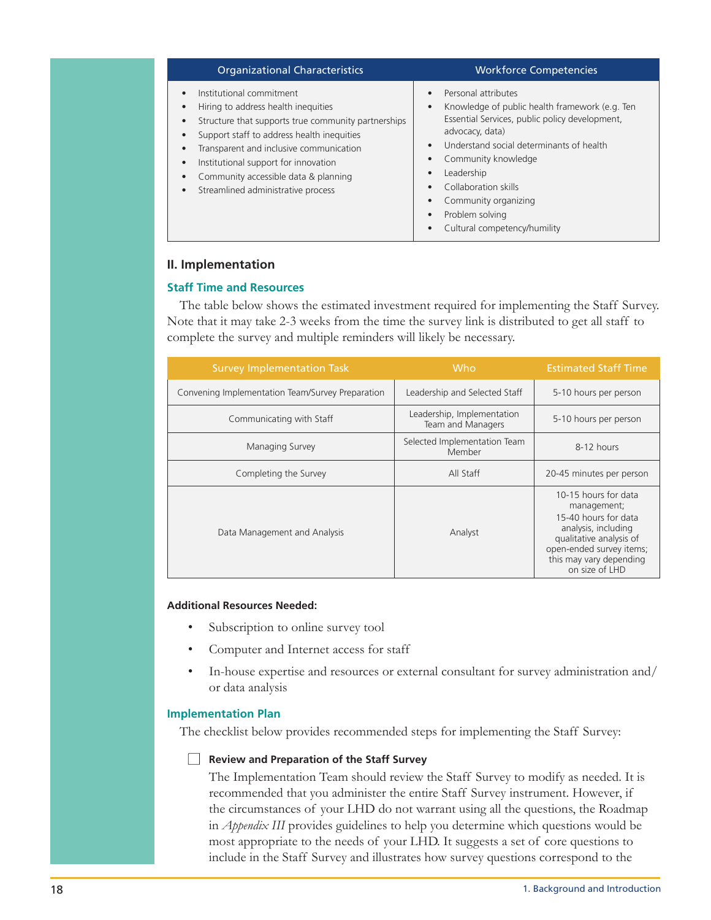| Organizational Characteristics | Workforce Competencies |
|---|---|
| • Institutional commitment<br>• Hiring to address health inequities<br>• Structure that supports true community partnerships<br>• Support staff to address health inequities<br>• Transparent and inclusive communication<br>• Institutional support for innovation<br>• Community accessible data & planning<br>• Streamlined administrative process | • Personal attributes<br>• Knowledge of public health framework (e.g. Ten Essential Services, public policy development, advocacy, data)<br>• Understand social determinants of health<br>• Community knowledge<br>• Leadership<br>• Collaboration skills<br>• Community organizing<br>• Problem solving<br>• Cultural competency/humility |

## II. Implementation

### Staff Time and Resources

The table below shows the estimated investment required for implementing the Staff Survey. Note that it may take 2-3 weeks from the time the survey link is distributed to get all staff to complete the survey and multiple reminders will likely be necessary.

| Survey Implementation Task | Who | Estimated Staff Time |
|---|---|---|
| Convening Implementation Team/Survey Preparation | Leadership and Selected Staff | 5-10 hours per person |
| Communicating with Staff | Leadership, Implementation Team and Managers | 5-10 hours per person |
| Managing Survey | Selected Implementation Team Member | 8-12 hours |
| Completing the Survey | All Staff | 20-45 minutes per person |
| Data Management and Analysis | Analyst | 10-15 hours for data management; 15-40 hours for data analysis, including qualitative analysis of open-ended survey items; this may vary depending on size of LHD |

**Additional Resources Needed:**

- Subscription to online survey tool
- Computer and Internet access for staff
- In-house expertise and resources or external consultant for survey administration and/or data analysis

### Implementation Plan

The checklist below provides recommended steps for implementing the Staff Survey:

☐ **Review and Preparation of the Staff Survey**

The Implementation Team should review the Staff Survey to modify as needed. It is recommended that you administer the entire Staff Survey instrument. However, if the circumstances of your LHD do not warrant using all the questions, the Roadmap in *Appendix III* provides guidelines to help you determine which questions would be most appropriate to the needs of your LHD. It suggests a set of core questions to include in the Staff Survey and illustrates how survey questions correspond to the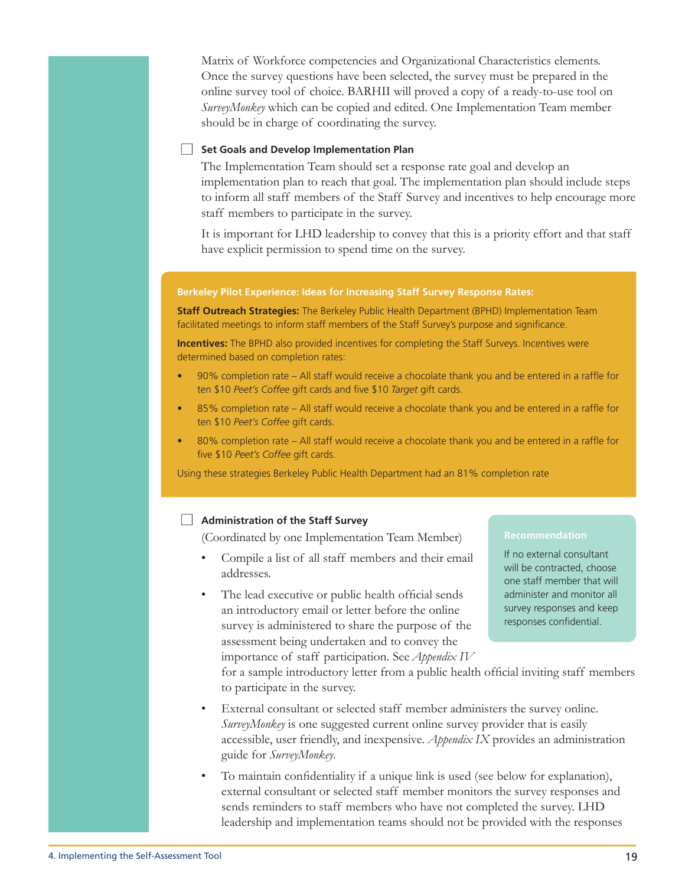Matrix of Workforce competencies and Organizational Characteristics elements. Once the survey questions have been selected, the survey must be prepared in the online survey tool of choice. BARHII will proved a copy of a ready-to-use tool on *SurveyMonkey* which can be copied and edited. One Implementation Team member should be in charge of coordinating the survey.

☐ **Set Goals and Develop Implementation Plan**

The Implementation Team should set a response rate goal and develop an implementation plan to reach that goal. The implementation plan should include steps to inform all staff members of the Staff Survey and incentives to help encourage more staff members to participate in the survey.

It is important for LHD leadership to convey that this is a priority effort and that staff have explicit permission to spend time on the survey.

**Berkeley Pilot Experience: Ideas for Increasing Staff Survey Response Rates:**

**Staff Outreach Strategies:** The Berkeley Public Health Department (BPHD) Implementation Team facilitated meetings to inform staff members of the Staff Survey's purpose and significance.

**Incentives:** The BPHD also provided incentives for completing the Staff Surveys. Incentives were determined based on completion rates:

- 90% completion rate – All staff would receive a chocolate thank you and be entered in a raffle for ten $10 *Peet's Coffee* gift cards and five $10 *Target* gift cards.
- 85% completion rate – All staff would receive a chocolate thank you and be entered in a raffle for ten $10 *Peet's Coffee* gift cards.
- 80% completion rate – All staff would receive a chocolate thank you and be entered in a raffle for five $10 *Peet's Coffee* gift cards.

Using these strategies Berkeley Public Health Department had an 81% completion rate

☐ **Administration of the Staff Survey**

(Coordinated by one Implementation Team Member)

- Compile a list of all staff members and their email addresses.
- The lead executive or public health official sends an introductory email or letter before the online survey is administered to share the purpose of the assessment being undertaken and to convey the importance of staff participation. See *Appendix IV* for a sample introductory letter from a public health official inviting staff members to participate in the survey.
- External consultant or selected staff member administers the survey online. *SurveyMonkey* is one suggested current online survey provider that is easily accessible, user friendly, and inexpensive. *Appendix IX* provides an administration guide for *SurveyMonkey*.
- To maintain confidentiality if a unique link is used (see below for explanation), external consultant or selected staff member monitors the survey responses and sends reminders to staff members who have not completed the survey. LHD leadership and implementation teams should not be provided with the responses

**Recommendation**

If no external consultant will be contracted, choose one staff member that will administer and monitor all survey responses and keep responses confidential.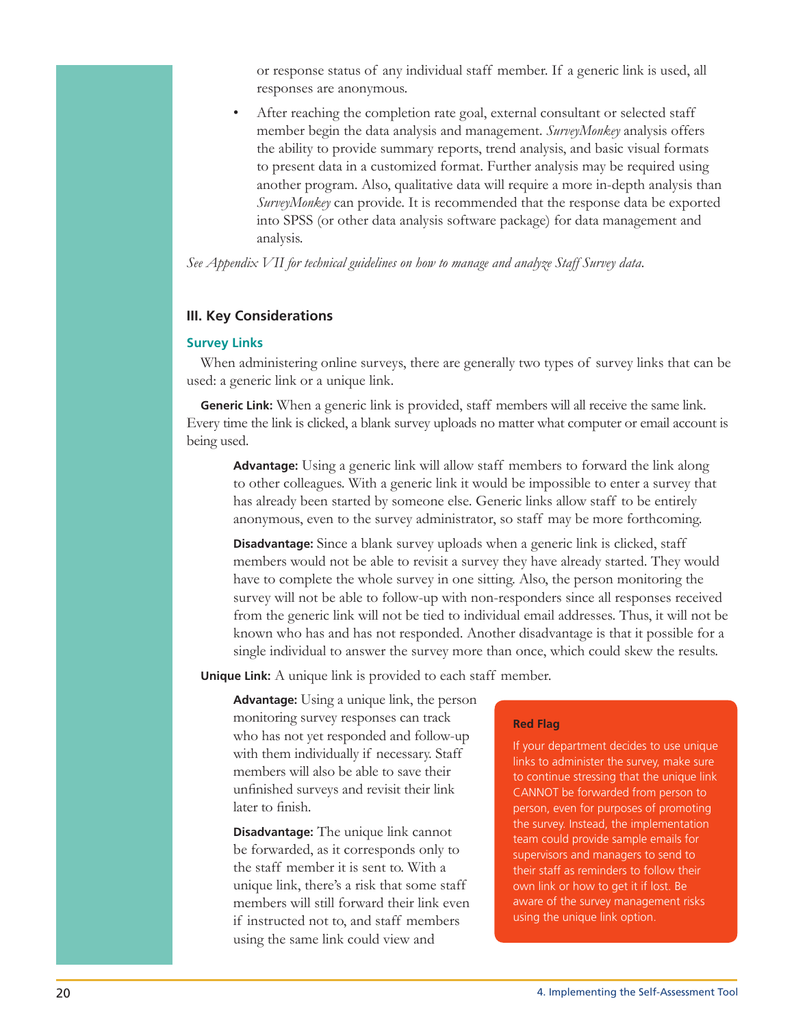or response status of any individual staff member. If a generic link is used, all responses are anonymous.

- After reaching the completion rate goal, external consultant or selected staff member begin the data analysis and management. *SurveyMonkey* analysis offers the ability to provide summary reports, trend analysis, and basic visual formats to present data in a customized format. Further analysis may be required using another program. Also, qualitative data will require a more in-depth analysis than *SurveyMonkey* can provide. It is recommended that the response data be exported into SPSS (or other data analysis software package) for data management and analysis.

*See Appendix VII for technical guidelines on how to manage and analyze Staff Survey data.*

## III. Key Considerations

### Survey Links

When administering online surveys, there are generally two types of survey links that can be used: a generic link or a unique link.

**Generic Link:** When a generic link is provided, staff members will all receive the same link. Every time the link is clicked, a blank survey uploads no matter what computer or email account is being used.

**Advantage:** Using a generic link will allow staff members to forward the link along to other colleagues. With a generic link it would be impossible to enter a survey that has already been started by someone else. Generic links allow staff to be entirely anonymous, even to the survey administrator, so staff may be more forthcoming.

**Disadvantage:** Since a blank survey uploads when a generic link is clicked, staff members would not be able to revisit a survey they have already started. They would have to complete the whole survey in one sitting. Also, the person monitoring the survey will not be able to follow-up with non-responders since all responses received from the generic link will not be tied to individual email addresses. Thus, it will not be known who has and has not responded. Another disadvantage is that it possible for a single individual to answer the survey more than once, which could skew the results.

**Unique Link:** A unique link is provided to each staff member.

**Advantage:** Using a unique link, the person monitoring survey responses can track who has not yet responded and follow-up with them individually if necessary. Staff members will also be able to save their unfinished surveys and revisit their link later to finish.

**Disadvantage:** The unique link cannot be forwarded, as it corresponds only to the staff member it is sent to. With a unique link, there's a risk that some staff members will still forward their link even if instructed not to, and staff members using the same link could view and

> **Red Flag**
>
> If your department decides to use unique links to administer the survey, make sure to continue stressing that the unique link CANNOT be forwarded from person to person, even for purposes of promoting the survey. Instead, the implementation team could provide sample emails for supervisors and managers to send to their staff as reminders to follow their own link or how to get it if lost. Be aware of the survey management risks using the unique link option.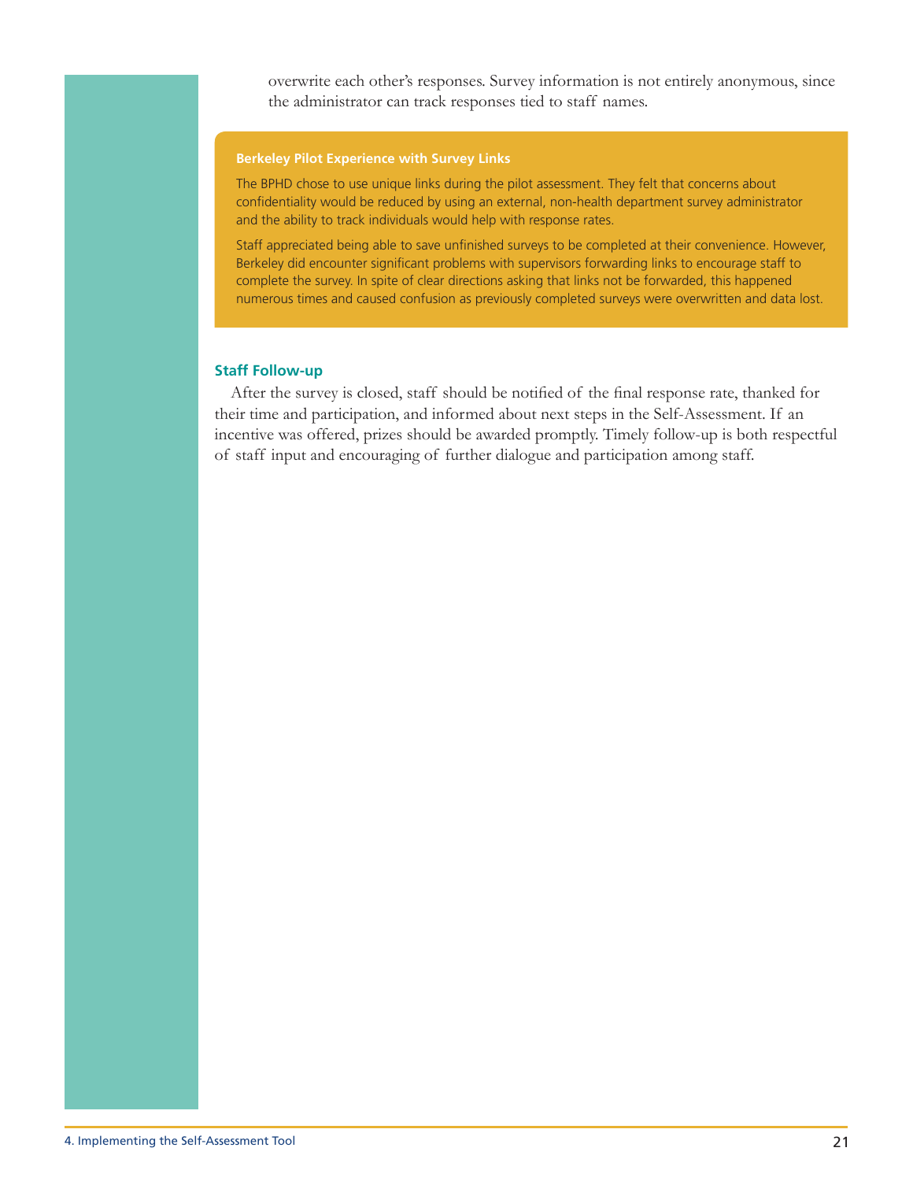overwrite each other's responses. Survey information is not entirely anonymous, since the administrator can track responses tied to staff names.

**Berkeley Pilot Experience with Survey Links**

The BPHD chose to use unique links during the pilot assessment. They felt that concerns about confidentiality would be reduced by using an external, non-health department survey administrator and the ability to track individuals would help with response rates.

Staff appreciated being able to save unfinished surveys to be completed at their convenience. However, Berkeley did encounter significant problems with supervisors forwarding links to encourage staff to complete the survey. In spite of clear directions asking that links not be forwarded, this happened numerous times and caused confusion as previously completed surveys were overwritten and data lost.

### Staff Follow-up

After the survey is closed, staff should be notified of the final response rate, thanked for their time and participation, and informed about next steps in the Self-Assessment. If an incentive was offered, prizes should be awarded promptly. Timely follow-up is both respectful of staff input and encouraging of further dialogue and participation among staff.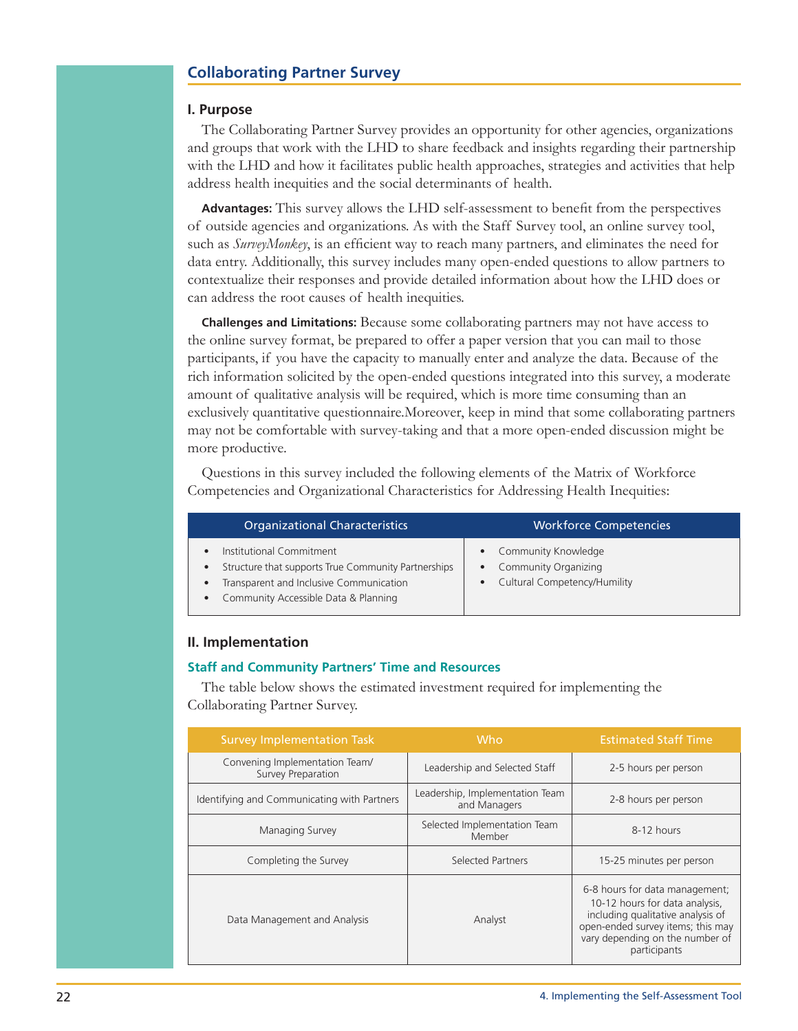## Collaborating Partner Survey

### I. Purpose

The Collaborating Partner Survey provides an opportunity for other agencies, organizations and groups that work with the LHD to share feedback and insights regarding their partnership with the LHD and how it facilitates public health approaches, strategies and activities that help address health inequities and the social determinants of health.

**Advantages:** This survey allows the LHD self-assessment to benefit from the perspectives of outside agencies and organizations. As with the Staff Survey tool, an online survey tool, such as *SurveyMonkey*, is an efficient way to reach many partners, and eliminates the need for data entry. Additionally, this survey includes many open-ended questions to allow partners to contextualize their responses and provide detailed information about how the LHD does or can address the root causes of health inequities.

**Challenges and Limitations:** Because some collaborating partners may not have access to the online survey format, be prepared to offer a paper version that you can mail to those participants, if you have the capacity to manually enter and analyze the data. Because of the rich information solicited by the open-ended questions integrated into this survey, a moderate amount of qualitative analysis will be required, which is more time consuming than an exclusively quantitative questionnaire.Moreover, keep in mind that some collaborating partners may not be comfortable with survey-taking and that a more open-ended discussion might be more productive.

Questions in this survey included the following elements of the Matrix of Workforce Competencies and Organizational Characteristics for Addressing Health Inequities:

| Organizational Characteristics | Workforce Competencies |
|---|---|
| • Institutional Commitment<br>• Structure that supports True Community Partnerships<br>• Transparent and Inclusive Communication<br>• Community Accessible Data & Planning | • Community Knowledge<br>• Community Organizing<br>• Cultural Competency/Humility |

### II. Implementation

#### Staff and Community Partners' Time and Resources

The table below shows the estimated investment required for implementing the Collaborating Partner Survey.

| Survey Implementation Task | Who | Estimated Staff Time |
|---|---|---|
| Convening Implementation Team/ Survey Preparation | Leadership and Selected Staff | 2-5 hours per person |
| Identifying and Communicating with Partners | Leadership, Implementation Team and Managers | 2-8 hours per person |
| Managing Survey | Selected Implementation Team Member | 8-12 hours |
| Completing the Survey | Selected Partners | 15-25 minutes per person |
| Data Management and Analysis | Analyst | 6-8 hours for data management; 10-12 hours for data analysis, including qualitative analysis of open-ended survey items; this may vary depending on the number of participants |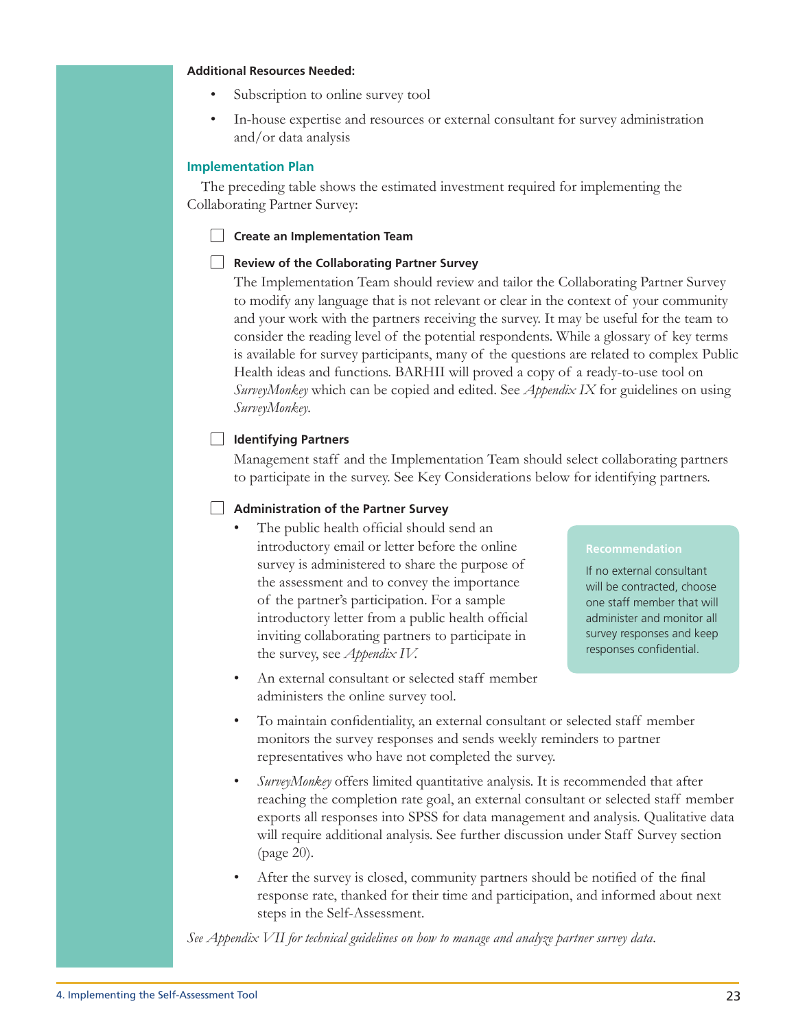**Additional Resources Needed:**

- Subscription to online survey tool
- In-house expertise and resources or external consultant for survey administration and/or data analysis

### Implementation Plan

The preceding table shows the estimated investment required for implementing the Collaborating Partner Survey:

- [ ] **Create an Implementation Team**

- [ ] **Review of the Collaborating Partner Survey**

  The Implementation Team should review and tailor the Collaborating Partner Survey to modify any language that is not relevant or clear in the context of your community and your work with the partners receiving the survey. It may be useful for the team to consider the reading level of the potential respondents. While a glossary of key terms is available for survey participants, many of the questions are related to complex Public Health ideas and functions. BARHII will proved a copy of a ready-to-use tool on *SurveyMonkey* which can be copied and edited. See *Appendix IX* for guidelines on using *SurveyMonkey*.

- [ ] **Identifying Partners**

  Management staff and the Implementation Team should select collaborating partners to participate in the survey. See Key Considerations below for identifying partners.

- [ ] **Administration of the Partner Survey**

  - The public health official should send an introductory email or letter before the online survey is administered to share the purpose of the assessment and to convey the importance of the partner's participation. For a sample introductory letter from a public health official inviting collaborating partners to participate in the survey, see *Appendix IV*.
  - An external consultant or selected staff member administers the online survey tool.
  - To maintain confidentiality, an external consultant or selected staff member monitors the survey responses and sends weekly reminders to partner representatives who have not completed the survey.
  - *SurveyMonkey* offers limited quantitative analysis. It is recommended that after reaching the completion rate goal, an external consultant or selected staff member exports all responses into SPSS for data management and analysis. Qualitative data will require additional analysis. See further discussion under Staff Survey section (page 20).
  - After the survey is closed, community partners should be notified of the final response rate, thanked for their time and participation, and informed about next steps in the Self-Assessment.

> **Recommendation**
>
> If no external consultant will be contracted, choose one staff member that will administer and monitor all survey responses and keep responses confidential.

*See Appendix VII for technical guidelines on how to manage and analyze partner survey data.*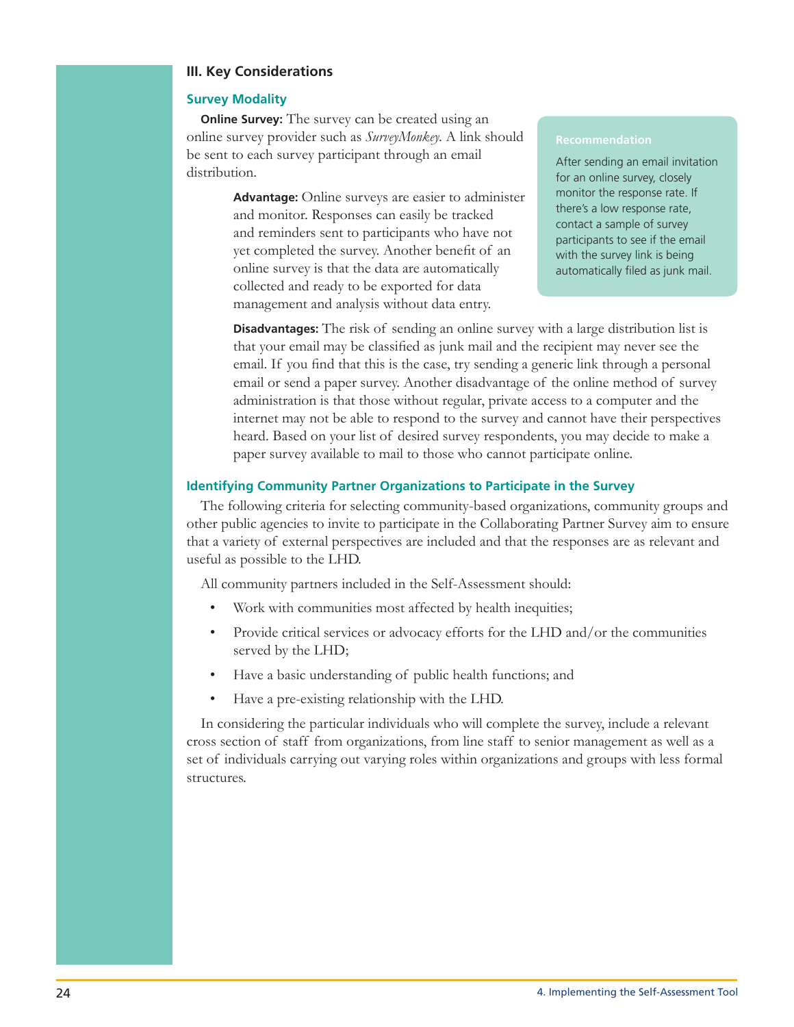### III. Key Considerations

#### Survey Modality

**Online Survey:** The survey can be created using an online survey provider such as *SurveyMonkey*. A link should be sent to each survey participant through an email distribution.

**Advantage:** Online surveys are easier to administer and monitor. Responses can easily be tracked and reminders sent to participants who have not yet completed the survey. Another benefit of an online survey is that the data are automatically collected and ready to be exported for data management and analysis without data entry.

> **Recommendation**
>
> After sending an email invitation for an online survey, closely monitor the response rate. If there's a low response rate, contact a sample of survey participants to see if the email with the survey link is being automatically filed as junk mail.

**Disadvantages:** The risk of sending an online survey with a large distribution list is that your email may be classified as junk mail and the recipient may never see the email. If you find that this is the case, try sending a generic link through a personal email or send a paper survey. Another disadvantage of the online method of survey administration is that those without regular, private access to a computer and the internet may not be able to respond to the survey and cannot have their perspectives heard. Based on your list of desired survey respondents, you may decide to make a paper survey available to mail to those who cannot participate online.

#### Identifying Community Partner Organizations to Participate in the Survey

The following criteria for selecting community-based organizations, community groups and other public agencies to invite to participate in the Collaborating Partner Survey aim to ensure that a variety of external perspectives are included and that the responses are as relevant and useful as possible to the LHD.

All community partners included in the Self-Assessment should:

- Work with communities most affected by health inequities;
- Provide critical services or advocacy efforts for the LHD and/or the communities served by the LHD;
- Have a basic understanding of public health functions; and
- Have a pre-existing relationship with the LHD.

In considering the particular individuals who will complete the survey, include a relevant cross section of staff from organizations, from line staff to senior management as well as a set of individuals carrying out varying roles within organizations and groups with less formal structures.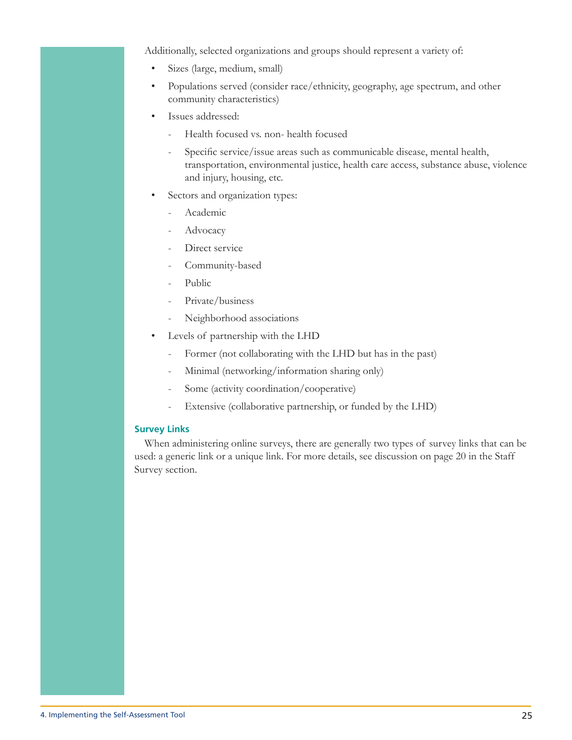Additionally, selected organizations and groups should represent a variety of:

- Sizes (large, medium, small)
- Populations served (consider race/ethnicity, geography, age spectrum, and other community characteristics)
- Issues addressed:
  - Health focused vs. non- health focused
  - Specific service/issue areas such as communicable disease, mental health, transportation, environmental justice, health care access, substance abuse, violence and injury, housing, etc.
- Sectors and organization types:
  - Academic
  - Advocacy
  - Direct service
  - Community-based
  - Public
  - Private/business
  - Neighborhood associations
- Levels of partnership with the LHD
  - Former (not collaborating with the LHD but has in the past)
  - Minimal (networking/information sharing only)
  - Some (activity coordination/cooperative)
  - Extensive (collaborative partnership, or funded by the LHD)

#### Survey Links

When administering online surveys, there are generally two types of survey links that can be used: a generic link or a unique link. For more details, see discussion on page 20 in the Staff Survey section.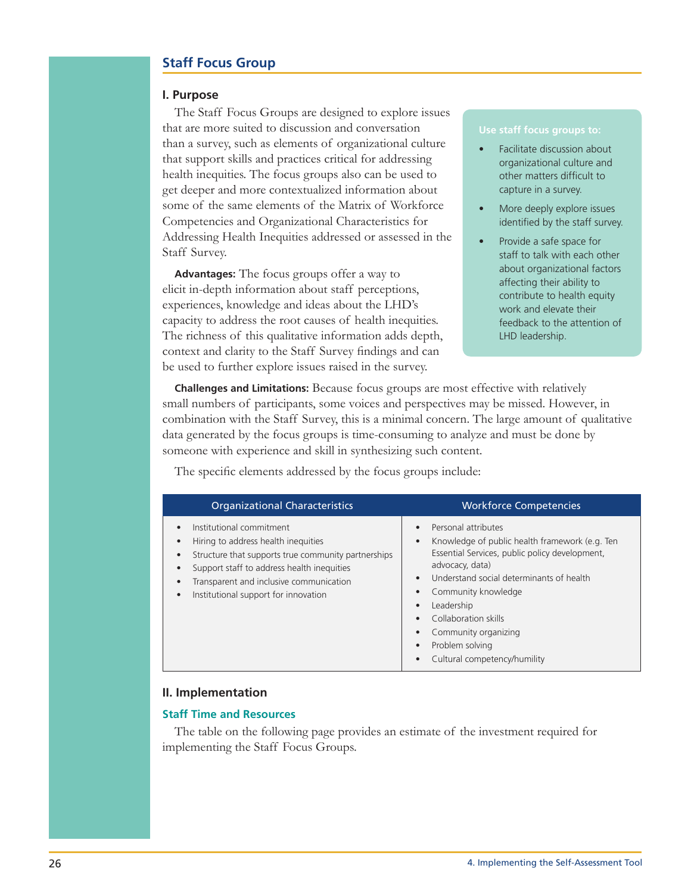## Staff Focus Group

### I. Purpose

The Staff Focus Groups are designed to explore issues that are more suited to discussion and conversation than a survey, such as elements of organizational culture that support skills and practices critical for addressing health inequities. The focus groups also can be used to get deeper and more contextualized information about some of the same elements of the Matrix of Workforce Competencies and Organizational Characteristics for Addressing Health Inequities addressed or assessed in the Staff Survey.

**Use staff focus groups to:**

- Facilitate discussion about organizational culture and other matters difficult to capture in a survey.
- More deeply explore issues identified by the staff survey.
- Provide a safe space for staff to talk with each other about organizational factors affecting their ability to contribute to health equity work and elevate their feedback to the attention of LHD leadership.

**Advantages:** The focus groups offer a way to elicit in-depth information about staff perceptions, experiences, knowledge and ideas about the LHD's capacity to address the root causes of health inequities. The richness of this qualitative information adds depth, context and clarity to the Staff Survey findings and can be used to further explore issues raised in the survey.

**Challenges and Limitations:** Because focus groups are most effective with relatively small numbers of participants, some voices and perspectives may be missed. However, in combination with the Staff Survey, this is a minimal concern. The large amount of qualitative data generated by the focus groups is time-consuming to analyze and must be done by someone with experience and skill in synthesizing such content.

The specific elements addressed by the focus groups include:

| Organizational Characteristics | Workforce Competencies |
|---|---|
| • Institutional commitment<br>• Hiring to address health inequities<br>• Structure that supports true community partnerships<br>• Support staff to address health inequities<br>• Transparent and inclusive communication<br>• Institutional support for innovation | • Personal attributes<br>• Knowledge of public health framework (e.g. Ten Essential Services, public policy development, advocacy, data)<br>• Understand social determinants of health<br>• Community knowledge<br>• Leadership<br>• Collaboration skills<br>• Community organizing<br>• Problem solving<br>• Cultural competency/humility |

### II. Implementation

#### Staff Time and Resources

The table on the following page provides an estimate of the investment required for implementing the Staff Focus Groups.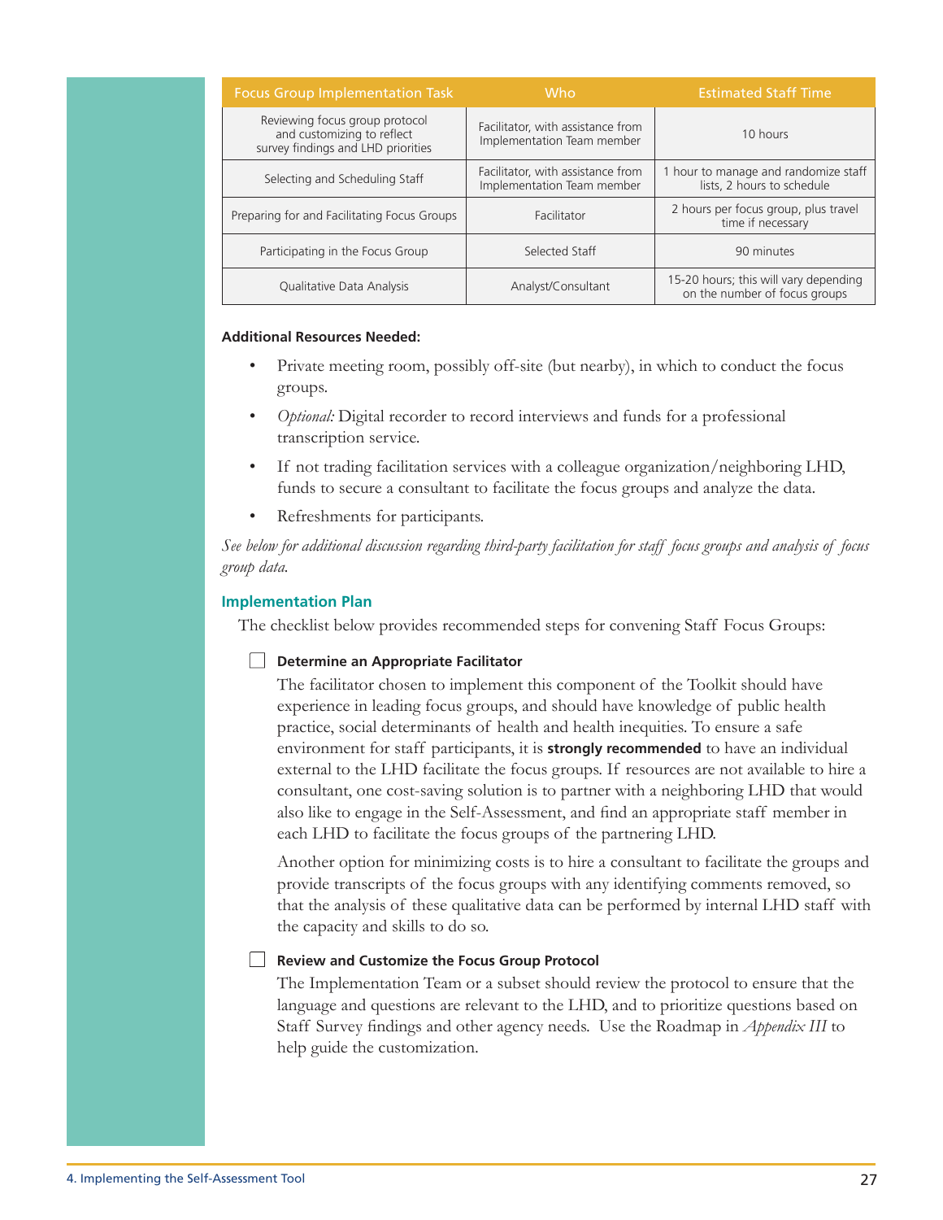| Focus Group Implementation Task | Who | Estimated Staff Time |
|---|---|---|
| Reviewing focus group protocol and customizing to reflect survey findings and LHD priorities | Facilitator, with assistance from Implementation Team member | 10 hours |
| Selecting and Scheduling Staff | Facilitator, with assistance from Implementation Team member | 1 hour to manage and randomize staff lists, 2 hours to schedule |
| Preparing for and Facilitating Focus Groups | Facilitator | 2 hours per focus group, plus travel time if necessary |
| Participating in the Focus Group | Selected Staff | 90 minutes |
| Qualitative Data Analysis | Analyst/Consultant | 15-20 hours; this will vary depending on the number of focus groups |

**Additional Resources Needed:**

- Private meeting room, possibly off-site (but nearby), in which to conduct the focus groups.
- *Optional:* Digital recorder to record interviews and funds for a professional transcription service.
- If not trading facilitation services with a colleague organization/neighboring LHD, funds to secure a consultant to facilitate the focus groups and analyze the data.
- Refreshments for participants.

*See below for additional discussion regarding third-party facilitation for staff focus groups and analysis of focus group data.*

### Implementation Plan

The checklist below provides recommended steps for convening Staff Focus Groups:

☐ **Determine an Appropriate Facilitator**

The facilitator chosen to implement this component of the Toolkit should have experience in leading focus groups, and should have knowledge of public health practice, social determinants of health and health inequities. To ensure a safe environment for staff participants, it is **strongly recommended** to have an individual external to the LHD facilitate the focus groups. If resources are not available to hire a consultant, one cost-saving solution is to partner with a neighboring LHD that would also like to engage in the Self-Assessment, and find an appropriate staff member in each LHD to facilitate the focus groups of the partnering LHD.

Another option for minimizing costs is to hire a consultant to facilitate the groups and provide transcripts of the focus groups with any identifying comments removed, so that the analysis of these qualitative data can be performed by internal LHD staff with the capacity and skills to do so.

☐ **Review and Customize the Focus Group Protocol**

The Implementation Team or a subset should review the protocol to ensure that the language and questions are relevant to the LHD, and to prioritize questions based on Staff Survey findings and other agency needs. Use the Roadmap in *Appendix III* to help guide the customization.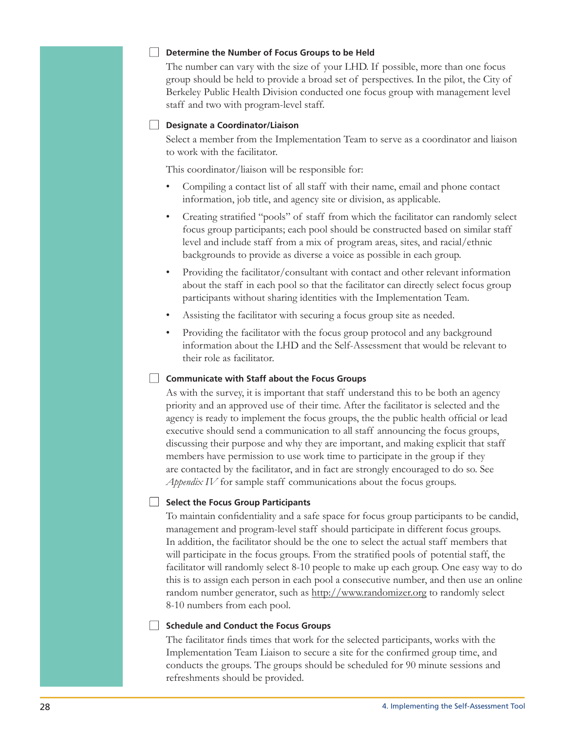- [ ] **Determine the Number of Focus Groups to be Held**

The number can vary with the size of your LHD. If possible, more than one focus group should be held to provide a broad set of perspectives. In the pilot, the City of Berkeley Public Health Division conducted one focus group with management level staff and two with program-level staff.

- [ ] **Designate a Coordinator/Liaison**

Select a member from the Implementation Team to serve as a coordinator and liaison to work with the facilitator.

This coordinator/liaison will be responsible for:

- Compiling a contact list of all staff with their name, email and phone contact information, job title, and agency site or division, as applicable.
- Creating stratified "pools" of staff from which the facilitator can randomly select focus group participants; each pool should be constructed based on similar staff level and include staff from a mix of program areas, sites, and racial/ethnic backgrounds to provide as diverse a voice as possible in each group.
- Providing the facilitator/consultant with contact and other relevant information about the staff in each pool so that the facilitator can directly select focus group participants without sharing identities with the Implementation Team.
- Assisting the facilitator with securing a focus group site as needed.
- Providing the facilitator with the focus group protocol and any background information about the LHD and the Self-Assessment that would be relevant to their role as facilitator.

- [ ] **Communicate with Staff about the Focus Groups**

As with the survey, it is important that staff understand this to be both an agency priority and an approved use of their time. After the facilitator is selected and the agency is ready to implement the focus groups, the the public health official or lead executive should send a communication to all staff announcing the focus groups, discussing their purpose and why they are important, and making explicit that staff members have permission to use work time to participate in the group if they are contacted by the facilitator, and in fact are strongly encouraged to do so. See *Appendix IV* for sample staff communications about the focus groups.

- [ ] **Select the Focus Group Participants**

To maintain confidentiality and a safe space for focus group participants to be candid, management and program-level staff should participate in different focus groups. In addition, the facilitator should be the one to select the actual staff members that will participate in the focus groups. From the stratified pools of potential staff, the facilitator will randomly select 8-10 people to make up each group. One easy way to do this is to assign each person in each pool a consecutive number, and then use an online random number generator, such as http://www.randomizer.org to randomly select 8-10 numbers from each pool.

- [ ] **Schedule and Conduct the Focus Groups**

The facilitator finds times that work for the selected participants, works with the Implementation Team Liaison to secure a site for the confirmed group time, and conducts the groups. The groups should be scheduled for 90 minute sessions and refreshments should be provided.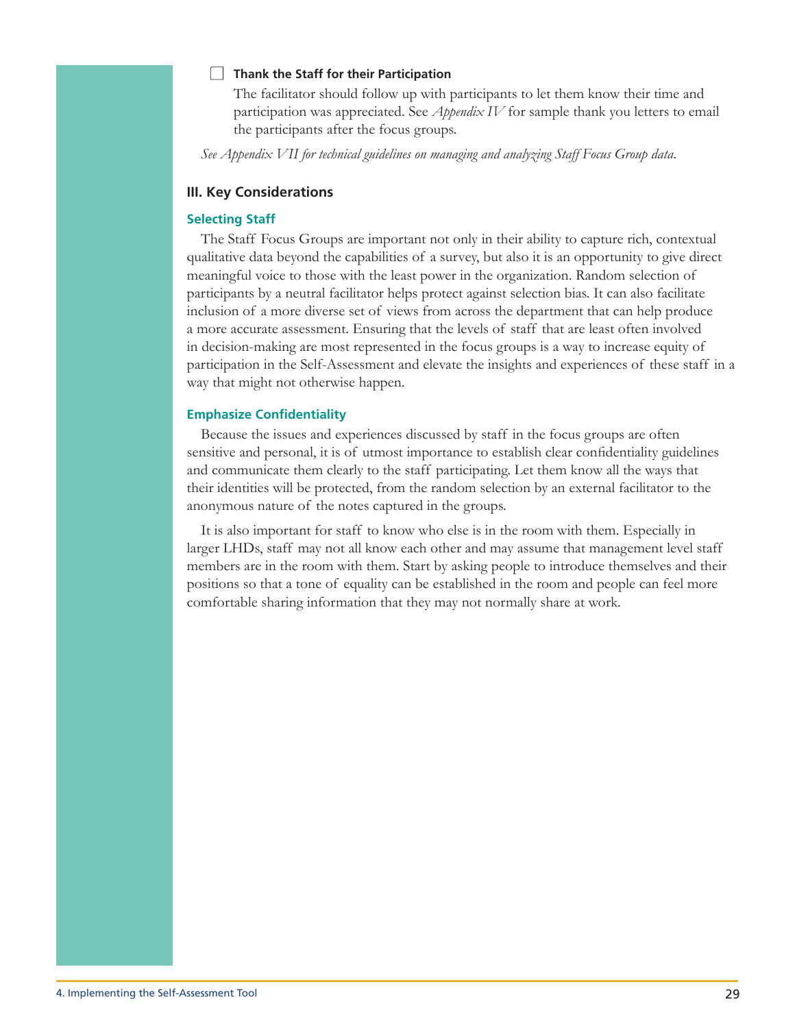- [ ] **Thank the Staff for their Participation**

  The facilitator should follow up with participants to let them know their time and participation was appreciated. See *Appendix IV* for sample thank you letters to email the participants after the focus groups.

*See Appendix VII for technical guidelines on managing and analyzing Staff Focus Group data.*

### III. Key Considerations

#### Selecting Staff

The Staff Focus Groups are important not only in their ability to capture rich, contextual qualitative data beyond the capabilities of a survey, but also it is an opportunity to give direct meaningful voice to those with the least power in the organization. Random selection of participants by a neutral facilitator helps protect against selection bias. It can also facilitate inclusion of a more diverse set of views from across the department that can help produce a more accurate assessment. Ensuring that the levels of staff that are least often involved in decision-making are most represented in the focus groups is a way to increase equity of participation in the Self-Assessment and elevate the insights and experiences of these staff in a way that might not otherwise happen.

#### Emphasize Confidentiality

Because the issues and experiences discussed by staff in the focus groups are often sensitive and personal, it is of utmost importance to establish clear confidentiality guidelines and communicate them clearly to the staff participating. Let them know all the ways that their identities will be protected, from the random selection by an external facilitator to the anonymous nature of the notes captured in the groups.

It is also important for staff to know who else is in the room with them. Especially in larger LHDs, staff may not all know each other and may assume that management level staff members are in the room with them. Start by asking people to introduce themselves and their positions so that a tone of equality can be established in the room and people can feel more comfortable sharing information that they may not normally share at work.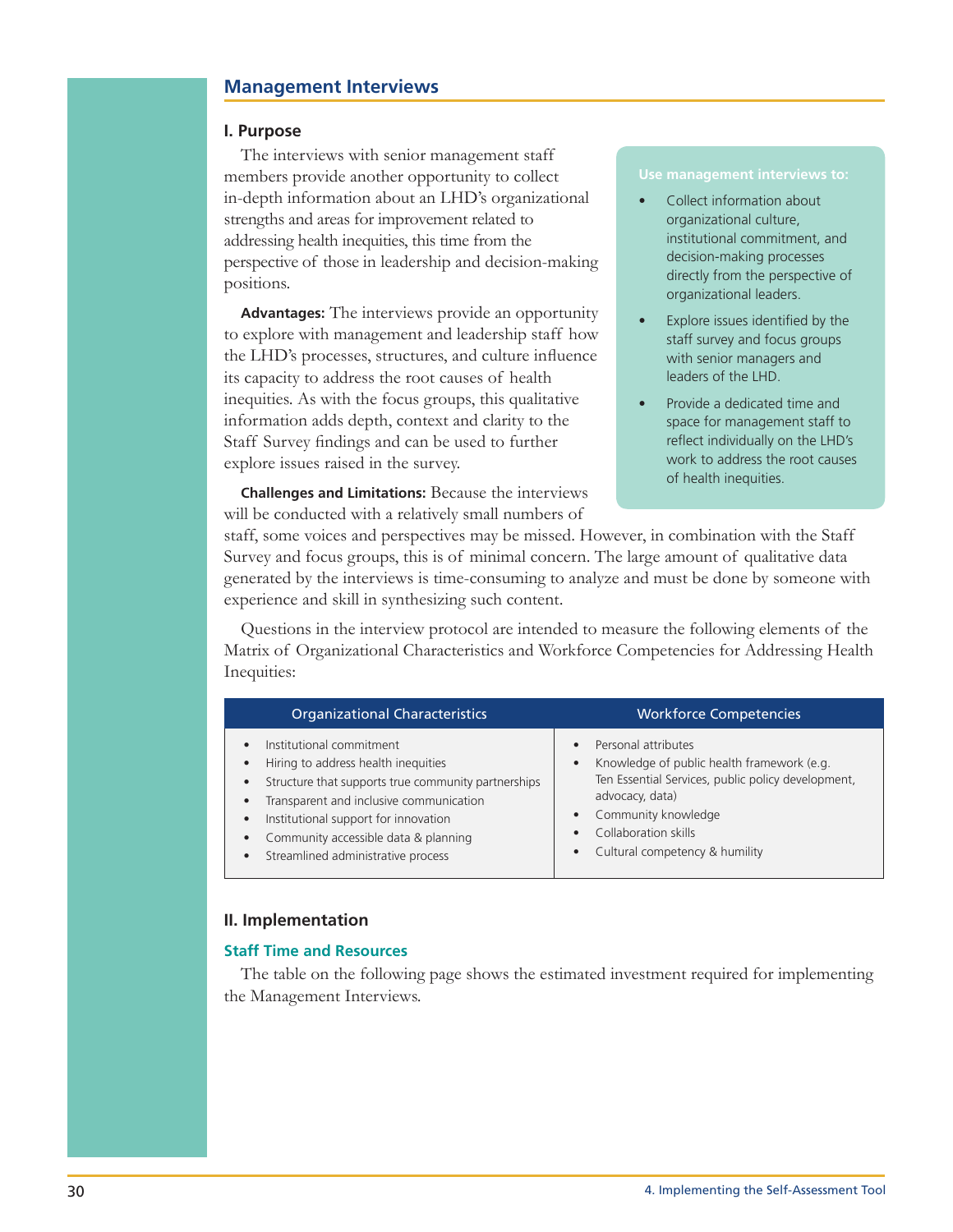## Management Interviews

### I. Purpose

The interviews with senior management staff members provide another opportunity to collect in-depth information about an LHD's organizational strengths and areas for improvement related to addressing health inequities, this time from the perspective of those in leadership and decision-making positions.

**Advantages:** The interviews provide an opportunity to explore with management and leadership staff how the LHD's processes, structures, and culture influence its capacity to address the root causes of health inequities. As with the focus groups, this qualitative information adds depth, context and clarity to the Staff Survey findings and can be used to further explore issues raised in the survey.

**Challenges and Limitations:** Because the interviews will be conducted with a relatively small numbers of staff, some voices and perspectives may be missed. However, in combination with the Staff Survey and focus groups, this is of minimal concern. The large amount of qualitative data generated by the interviews is time-consuming to analyze and must be done by someone with experience and skill in synthesizing such content.

**Use management interviews to:**

- Collect information about organizational culture, institutional commitment, and decision-making processes directly from the perspective of organizational leaders.
- Explore issues identified by the staff survey and focus groups with senior managers and leaders of the LHD.
- Provide a dedicated time and space for management staff to reflect individually on the LHD's work to address the root causes of health inequities.

Questions in the interview protocol are intended to measure the following elements of the Matrix of Organizational Characteristics and Workforce Competencies for Addressing Health Inequities:

| Organizational Characteristics | Workforce Competencies |
| --- | --- |
| • Institutional commitment<br>• Hiring to address health inequities<br>• Structure that supports true community partnerships<br>• Transparent and inclusive communication<br>• Institutional support for innovation<br>• Community accessible data & planning<br>• Streamlined administrative process | • Personal attributes<br>• Knowledge of public health framework (e.g. Ten Essential Services, public policy development, advocacy, data)<br>• Community knowledge<br>• Collaboration skills<br>• Cultural competency & humility |

### II. Implementation

#### Staff Time and Resources

The table on the following page shows the estimated investment required for implementing the Management Interviews.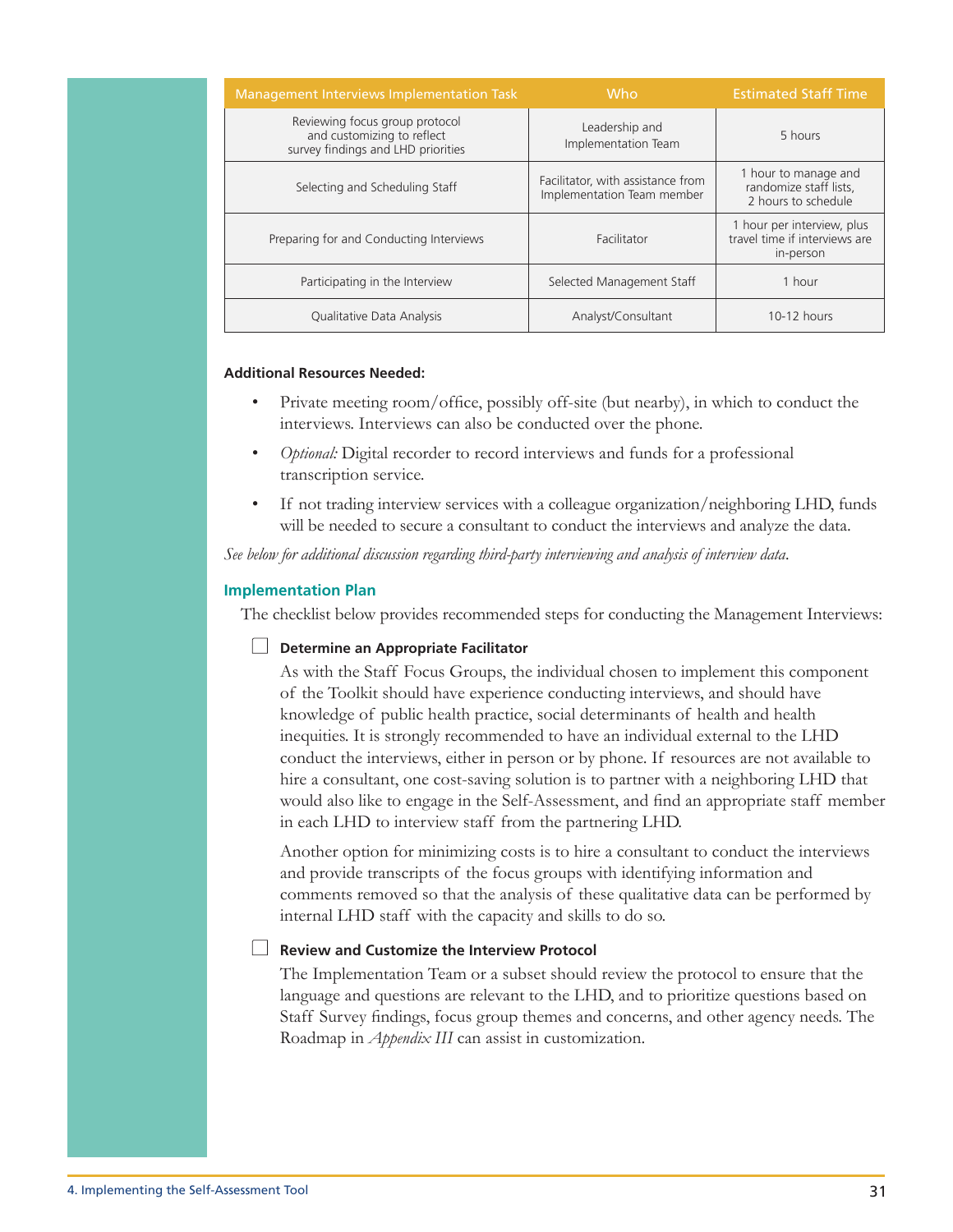| Management Interviews Implementation Task | Who | Estimated Staff Time |
|---|---|---|
| Reviewing focus group protocol and customizing to reflect survey findings and LHD priorities | Leadership and Implementation Team | 5 hours |
| Selecting and Scheduling Staff | Facilitator, with assistance from Implementation Team member | 1 hour to manage and randomize staff lists, 2 hours to schedule |
| Preparing for and Conducting Interviews | Facilitator | 1 hour per interview, plus travel time if interviews are in-person |
| Participating in the Interview | Selected Management Staff | 1 hour |
| Qualitative Data Analysis | Analyst/Consultant | 10-12 hours |

**Additional Resources Needed:**

- Private meeting room/office, possibly off-site (but nearby), in which to conduct the interviews. Interviews can also be conducted over the phone.
- *Optional:* Digital recorder to record interviews and funds for a professional transcription service.
- If not trading interview services with a colleague organization/neighboring LHD, funds will be needed to secure a consultant to conduct the interviews and analyze the data.

*See below for additional discussion regarding third-party interviewing and analysis of interview data.*

## Implementation Plan

The checklist below provides recommended steps for conducting the Management Interviews:

☐ **Determine an Appropriate Facilitator**

As with the Staff Focus Groups, the individual chosen to implement this component of the Toolkit should have experience conducting interviews, and should have knowledge of public health practice, social determinants of health and health inequities. It is strongly recommended to have an individual external to the LHD conduct the interviews, either in person or by phone. If resources are not available to hire a consultant, one cost-saving solution is to partner with a neighboring LHD that would also like to engage in the Self-Assessment, and find an appropriate staff member in each LHD to interview staff from the partnering LHD.

Another option for minimizing costs is to hire a consultant to conduct the interviews and provide transcripts of the focus groups with identifying information and comments removed so that the analysis of these qualitative data can be performed by internal LHD staff with the capacity and skills to do so.

☐ **Review and Customize the Interview Protocol**

The Implementation Team or a subset should review the protocol to ensure that the language and questions are relevant to the LHD, and to prioritize questions based on Staff Survey findings, focus group themes and concerns, and other agency needs. The Roadmap in *Appendix III* can assist in customization.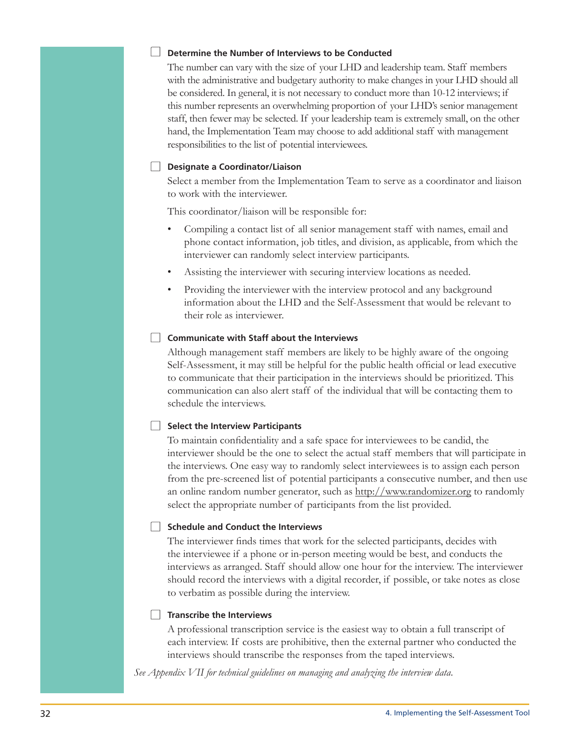- [ ] **Determine the Number of Interviews to be Conducted**

  The number can vary with the size of your LHD and leadership team. Staff members with the administrative and budgetary authority to make changes in your LHD should all be considered. In general, it is not necessary to conduct more than 10-12 interviews; if this number represents an overwhelming proportion of your LHD's senior management staff, then fewer may be selected. If your leadership team is extremely small, on the other hand, the Implementation Team may choose to add additional staff with management responsibilities to the list of potential interviewees.

- [ ] **Designate a Coordinator/Liaison**

  Select a member from the Implementation Team to serve as a coordinator and liaison to work with the interviewer.

  This coordinator/liaison will be responsible for:

  - Compiling a contact list of all senior management staff with names, email and phone contact information, job titles, and division, as applicable, from which the interviewer can randomly select interview participants.
  - Assisting the interviewer with securing interview locations as needed.
  - Providing the interviewer with the interview protocol and any background information about the LHD and the Self-Assessment that would be relevant to their role as interviewer.

- [ ] **Communicate with Staff about the Interviews**

  Although management staff members are likely to be highly aware of the ongoing Self-Assessment, it may still be helpful for the public health official or lead executive to communicate that their participation in the interviews should be prioritized. This communication can also alert staff of the individual that will be contacting them to schedule the interviews.

- [ ] **Select the Interview Participants**

  To maintain confidentiality and a safe space for interviewees to be candid, the interviewer should be the one to select the actual staff members that will participate in the interviews. One easy way to randomly select interviewees is to assign each person from the pre-screened list of potential participants a consecutive number, and then use an online random number generator, such as http://www.randomizer.org to randomly select the appropriate number of participants from the list provided.

- [ ] **Schedule and Conduct the Interviews**

  The interviewer finds times that work for the selected participants, decides with the interviewee if a phone or in-person meeting would be best, and conducts the interviews as arranged. Staff should allow one hour for the interview. The interviewer should record the interviews with a digital recorder, if possible, or take notes as close to verbatim as possible during the interview.

- [ ] **Transcribe the Interviews**

  A professional transcription service is the easiest way to obtain a full transcript of each interview. If costs are prohibitive, then the external partner who conducted the interviews should transcribe the responses from the taped interviews.

*See Appendix VII for technical guidelines on managing and analyzing the interview data.*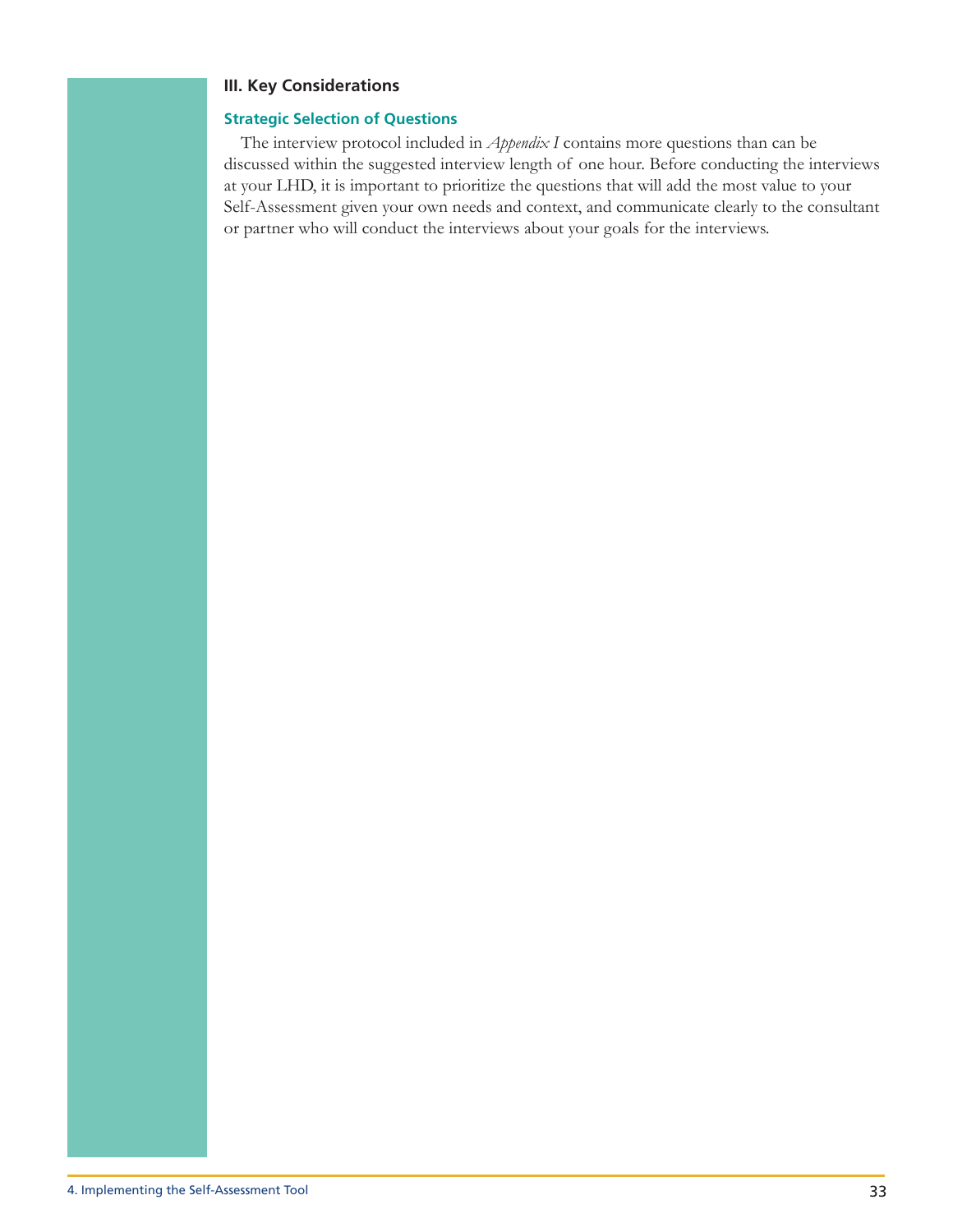### III. Key Considerations

#### Strategic Selection of Questions

The interview protocol included in *Appendix I* contains more questions than can be discussed within the suggested interview length of one hour. Before conducting the interviews at your LHD, it is important to prioritize the questions that will add the most value to your Self-Assessment given your own needs and context, and communicate clearly to the consultant or partner who will conduct the interviews about your goals for the interviews.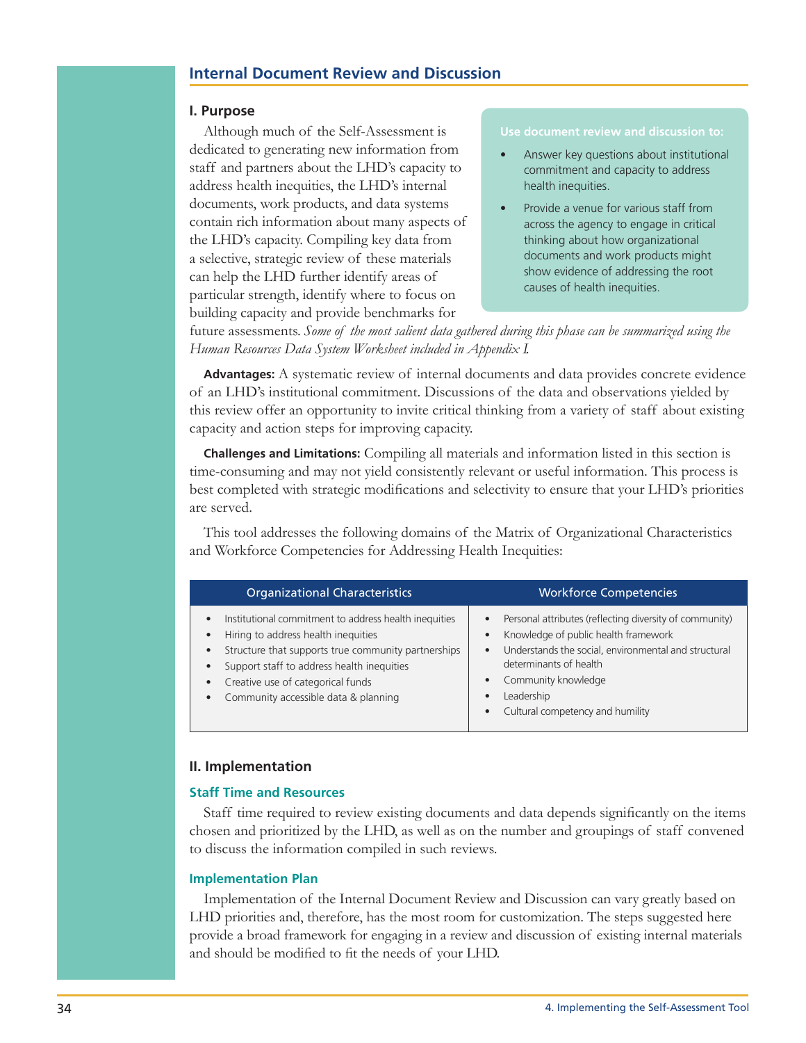## Internal Document Review and Discussion

### I. Purpose

Although much of the Self-Assessment is dedicated to generating new information from staff and partners about the LHD's capacity to address health inequities, the LHD's internal documents, work products, and data systems contain rich information about many aspects of the LHD's capacity. Compiling key data from a selective, strategic review of these materials can help the LHD further identify areas of particular strength, identify where to focus on building capacity and provide benchmarks for future assessments. *Some of the most salient data gathered during this phase can be summarized using the Human Resources Data System Worksheet included in Appendix I.*

**Use document review and discussion to:**

- Answer key questions about institutional commitment and capacity to address health inequities.
- Provide a venue for various staff from across the agency to engage in critical thinking about how organizational documents and work products might show evidence of addressing the root causes of health inequities.

**Advantages:** A systematic review of internal documents and data provides concrete evidence of an LHD's institutional commitment. Discussions of the data and observations yielded by this review offer an opportunity to invite critical thinking from a variety of staff about existing capacity and action steps for improving capacity.

**Challenges and Limitations:** Compiling all materials and information listed in this section is time-consuming and may not yield consistently relevant or useful information. This process is best completed with strategic modifications and selectivity to ensure that your LHD's priorities are served.

This tool addresses the following domains of the Matrix of Organizational Characteristics and Workforce Competencies for Addressing Health Inequities:

| Organizational Characteristics | Workforce Competencies |
|---|---|
| • Institutional commitment to address health inequities<br>• Hiring to address health inequities<br>• Structure that supports true community partnerships<br>• Support staff to address health inequities<br>• Creative use of categorical funds<br>• Community accessible data & planning | • Personal attributes (reflecting diversity of community)<br>• Knowledge of public health framework<br>• Understands the social, environmental and structural determinants of health<br>• Community knowledge<br>• Leadership<br>• Cultural competency and humility |

### II. Implementation

#### Staff Time and Resources

Staff time required to review existing documents and data depends significantly on the items chosen and prioritized by the LHD, as well as on the number and groupings of staff convened to discuss the information compiled in such reviews.

#### Implementation Plan

Implementation of the Internal Document Review and Discussion can vary greatly based on LHD priorities and, therefore, has the most room for customization. The steps suggested here provide a broad framework for engaging in a review and discussion of existing internal materials and should be modified to fit the needs of your LHD.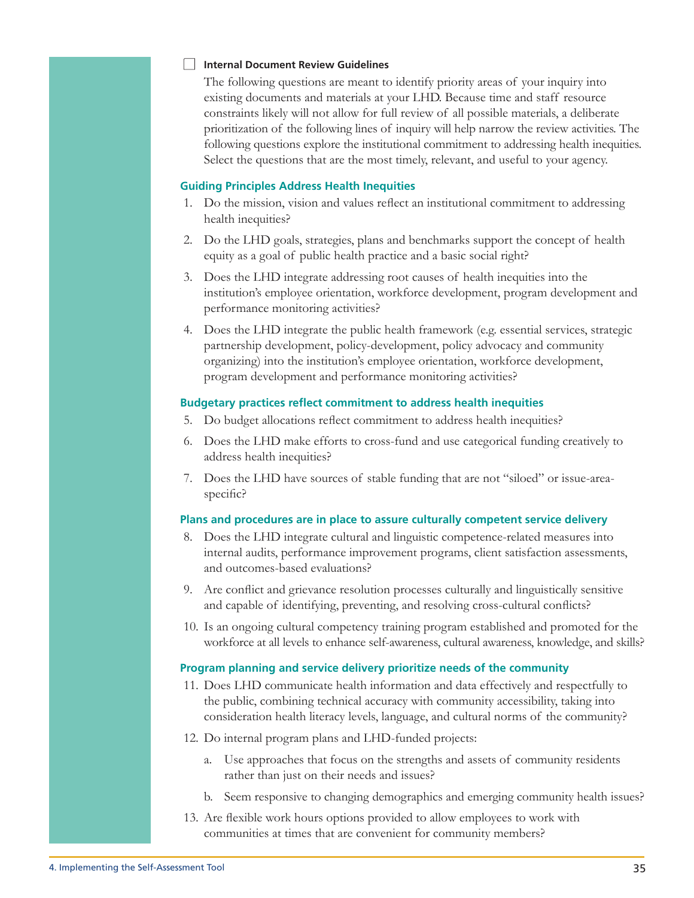☐ **Internal Document Review Guidelines**

The following questions are meant to identify priority areas of your inquiry into existing documents and materials at your LHD. Because time and staff resource constraints likely will not allow for full review of all possible materials, a deliberate prioritization of the following lines of inquiry will help narrow the review activities. The following questions explore the institutional commitment to addressing health inequities. Select the questions that are the most timely, relevant, and useful to your agency.

### Guiding Principles Address Health Inequities

1. Do the mission, vision and values reflect an institutional commitment to addressing health inequities?
2. Do the LHD goals, strategies, plans and benchmarks support the concept of health equity as a goal of public health practice and a basic social right?
3. Does the LHD integrate addressing root causes of health inequities into the institution's employee orientation, workforce development, program development and performance monitoring activities?
4. Does the LHD integrate the public health framework (e.g. essential services, strategic partnership development, policy-development, policy advocacy and community organizing) into the institution's employee orientation, workforce development, program development and performance monitoring activities?

### Budgetary practices reflect commitment to address health inequities

5. Do budget allocations reflect commitment to address health inequities?
6. Does the LHD make efforts to cross-fund and use categorical funding creatively to address health inequities?
7. Does the LHD have sources of stable funding that are not "siloed" or issue-area-specific?

### Plans and procedures are in place to assure culturally competent service delivery

8. Does the LHD integrate cultural and linguistic competence-related measures into internal audits, performance improvement programs, client satisfaction assessments, and outcomes-based evaluations?
9. Are conflict and grievance resolution processes culturally and linguistically sensitive and capable of identifying, preventing, and resolving cross-cultural conflicts?
10. Is an ongoing cultural competency training program established and promoted for the workforce at all levels to enhance self-awareness, cultural awareness, knowledge, and skills?

### Program planning and service delivery prioritize needs of the community

11. Does LHD communicate health information and data effectively and respectfully to the public, combining technical accuracy with community accessibility, taking into consideration health literacy levels, language, and cultural norms of the community?
12. Do internal program plans and LHD-funded projects:
    a. Use approaches that focus on the strengths and assets of community residents rather than just on their needs and issues?
    b. Seem responsive to changing demographics and emerging community health issues?
13. Are flexible work hours options provided to allow employees to work with communities at times that are convenient for community members?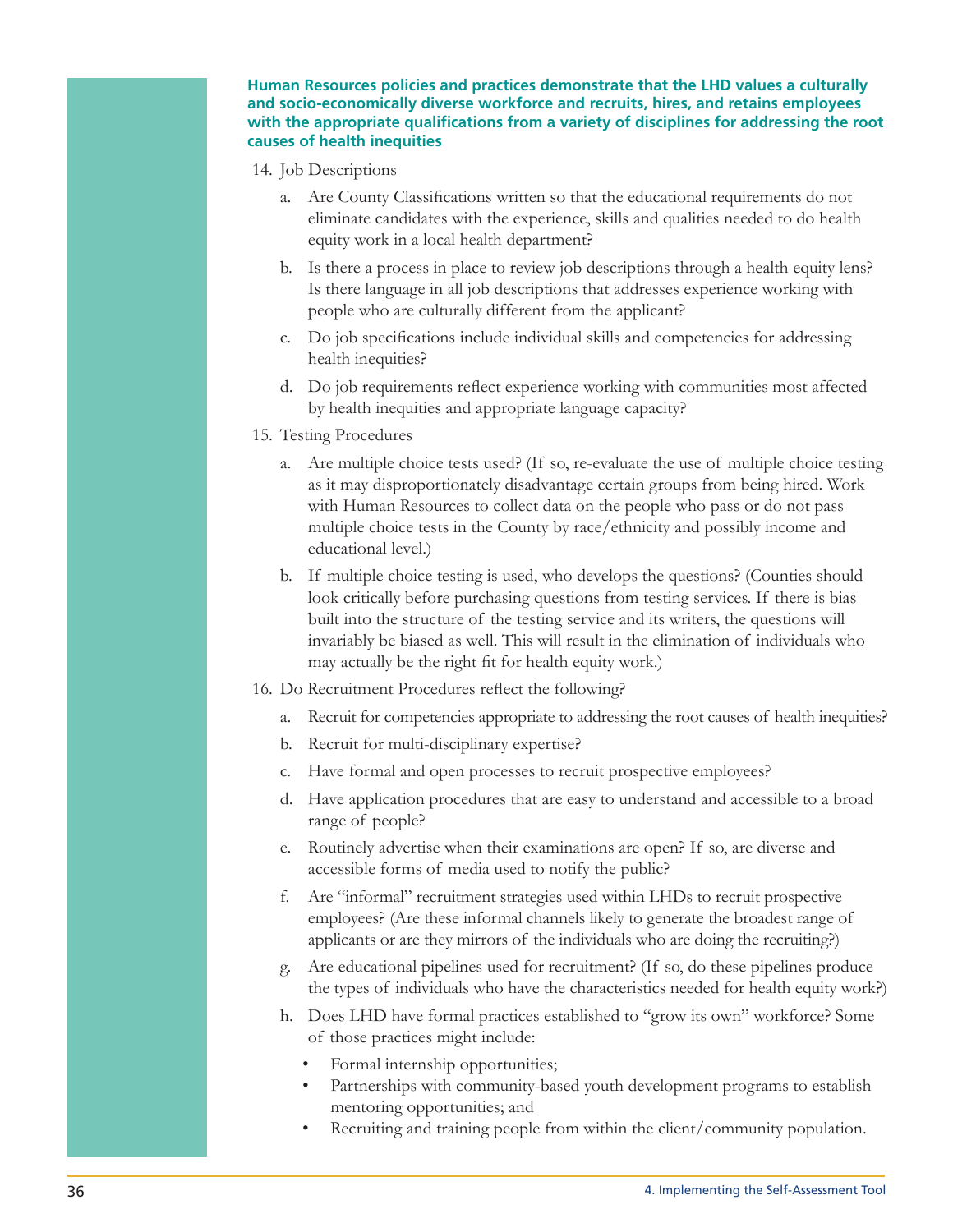**Human Resources policies and practices demonstrate that the LHD values a culturally and socio-economically diverse workforce and recruits, hires, and retains employees with the appropriate qualifications from a variety of disciplines for addressing the root causes of health inequities**

14. Job Descriptions
    a. Are County Classifications written so that the educational requirements do not eliminate candidates with the experience, skills and qualities needed to do health equity work in a local health department?
    b. Is there a process in place to review job descriptions through a health equity lens? Is there language in all job descriptions that addresses experience working with people who are culturally different from the applicant?
    c. Do job specifications include individual skills and competencies for addressing health inequities?
    d. Do job requirements reflect experience working with communities most affected by health inequities and appropriate language capacity?
15. Testing Procedures
    a. Are multiple choice tests used? (If so, re-evaluate the use of multiple choice testing as it may disproportionately disadvantage certain groups from being hired. Work with Human Resources to collect data on the people who pass or do not pass multiple choice tests in the County by race/ethnicity and possibly income and educational level.)
    b. If multiple choice testing is used, who develops the questions? (Counties should look critically before purchasing questions from testing services. If there is bias built into the structure of the testing service and its writers, the questions will invariably be biased as well. This will result in the elimination of individuals who may actually be the right fit for health equity work.)
16. Do Recruitment Procedures reflect the following?
    a. Recruit for competencies appropriate to addressing the root causes of health inequities?
    b. Recruit for multi-disciplinary expertise?
    c. Have formal and open processes to recruit prospective employees?
    d. Have application procedures that are easy to understand and accessible to a broad range of people?
    e. Routinely advertise when their examinations are open? If so, are diverse and accessible forms of media used to notify the public?
    f. Are "informal" recruitment strategies used within LHDs to recruit prospective employees? (Are these informal channels likely to generate the broadest range of applicants or are they mirrors of the individuals who are doing the recruiting?)
    g. Are educational pipelines used for recruitment? (If so, do these pipelines produce the types of individuals who have the characteristics needed for health equity work?)
    h. Does LHD have formal practices established to "grow its own" workforce? Some of those practices might include:
       - Formal internship opportunities;
       - Partnerships with community-based youth development programs to establish mentoring opportunities; and
       - Recruiting and training people from within the client/community population.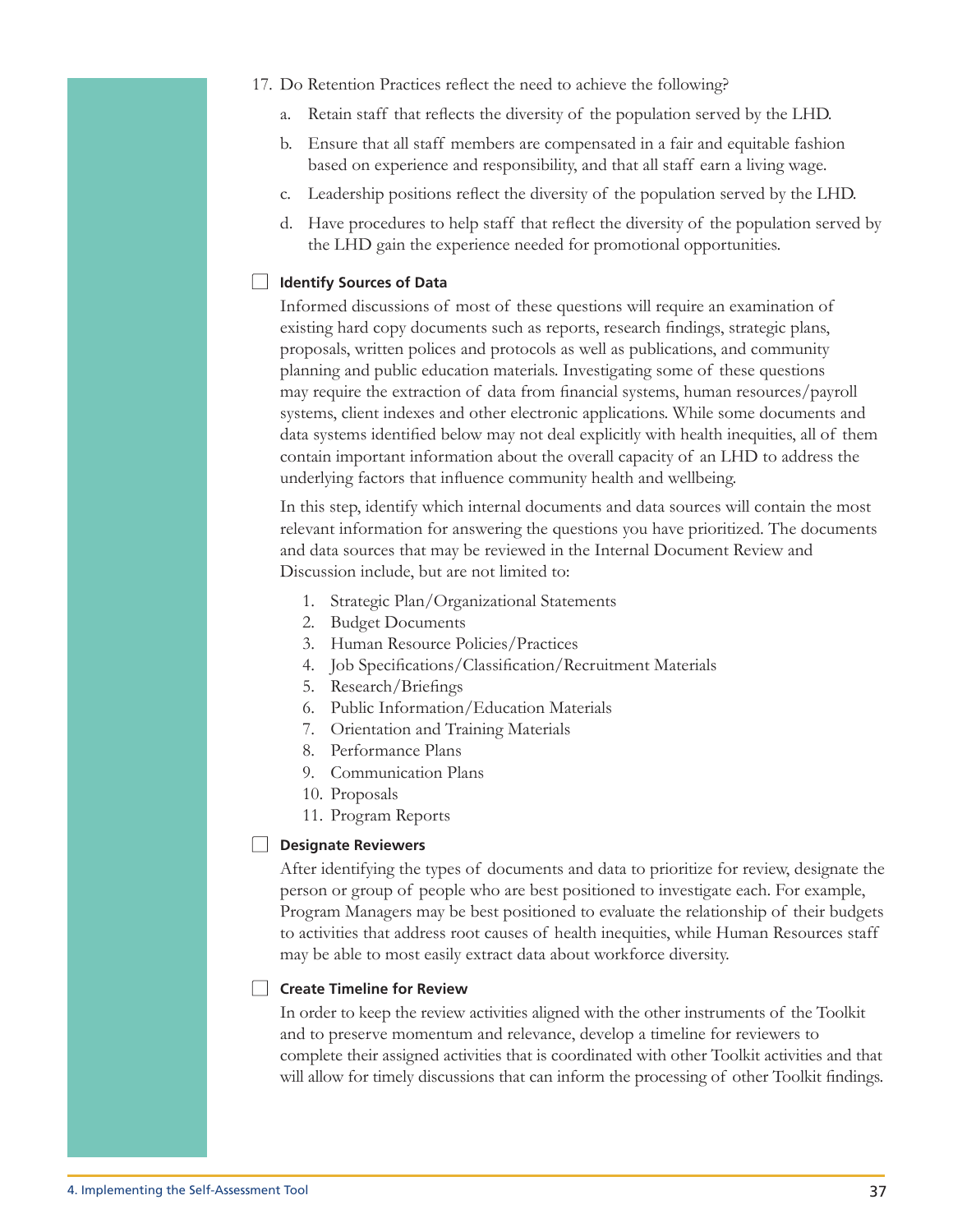17. Do Retention Practices reflect the need to achieve the following?

    a. Retain staff that reflects the diversity of the population served by the LHD.

    b. Ensure that all staff members are compensated in a fair and equitable fashion based on experience and responsibility, and that all staff earn a living wage.

    c. Leadership positions reflect the diversity of the population served by the LHD.

    d. Have procedures to help staff that reflect the diversity of the population served by the LHD gain the experience needed for promotional opportunities.

- [ ] **Identify Sources of Data**

Informed discussions of most of these questions will require an examination of existing hard copy documents such as reports, research findings, strategic plans, proposals, written polices and protocols as well as publications, and community planning and public education materials. Investigating some of these questions may require the extraction of data from financial systems, human resources/payroll systems, client indexes and other electronic applications. While some documents and data systems identified below may not deal explicitly with health inequities, all of them contain important information about the overall capacity of an LHD to address the underlying factors that influence community health and wellbeing.

In this step, identify which internal documents and data sources will contain the most relevant information for answering the questions you have prioritized. The documents and data sources that may be reviewed in the Internal Document Review and Discussion include, but are not limited to:

1. Strategic Plan/Organizational Statements
2. Budget Documents
3. Human Resource Policies/Practices
4. Job Specifications/Classification/Recruitment Materials
5. Research/Briefings
6. Public Information/Education Materials
7. Orientation and Training Materials
8. Performance Plans
9. Communication Plans
10. Proposals
11. Program Reports

- [ ] **Designate Reviewers**

After identifying the types of documents and data to prioritize for review, designate the person or group of people who are best positioned to investigate each. For example, Program Managers may be best positioned to evaluate the relationship of their budgets to activities that address root causes of health inequities, while Human Resources staff may be able to most easily extract data about workforce diversity.

- [ ] **Create Timeline for Review**

In order to keep the review activities aligned with the other instruments of the Toolkit and to preserve momentum and relevance, develop a timeline for reviewers to complete their assigned activities that is coordinated with other Toolkit activities and that will allow for timely discussions that can inform the processing of other Toolkit findings.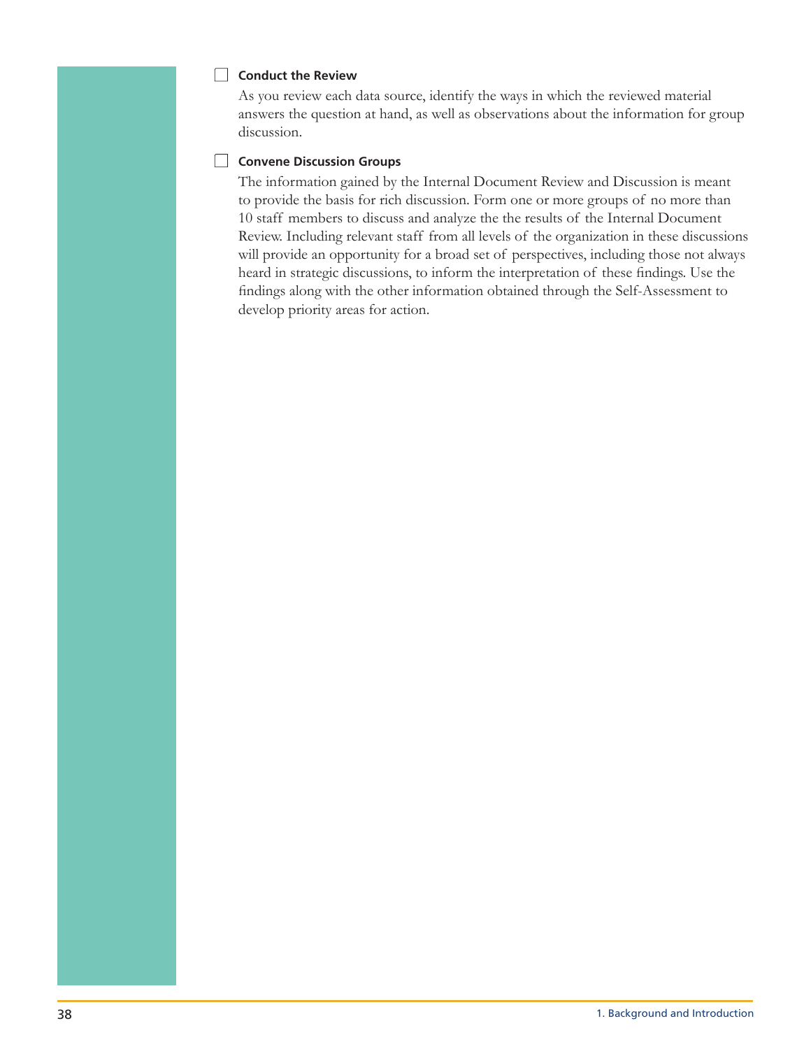- [ ] **Conduct the Review**

  As you review each data source, identify the ways in which the reviewed material answers the question at hand, as well as observations about the information for group discussion.

- [ ] **Convene Discussion Groups**

  The information gained by the Internal Document Review and Discussion is meant to provide the basis for rich discussion. Form one or more groups of no more than 10 staff members to discuss and analyze the the results of the Internal Document Review. Including relevant staff from all levels of the organization in these discussions will provide an opportunity for a broad set of perspectives, including those not always heard in strategic discussions, to inform the interpretation of these findings. Use the findings along with the other information obtained through the Self-Assessment to develop priority areas for action.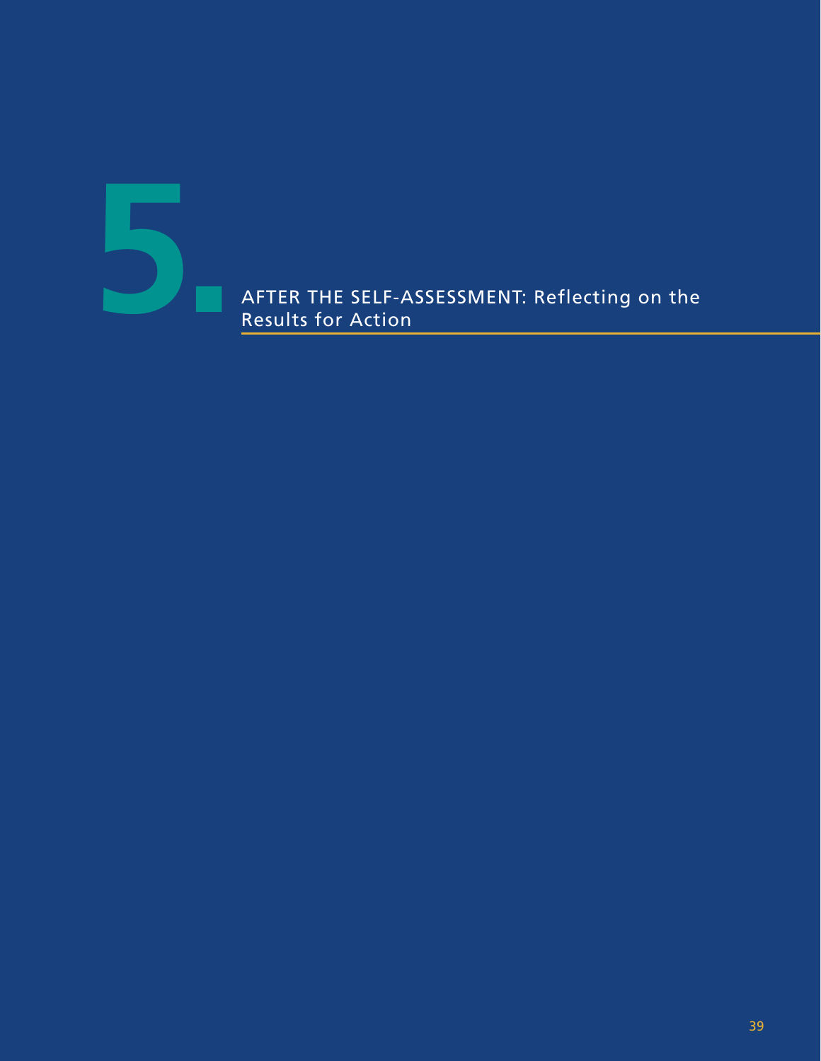# 5. AFTER THE SELF-ASSESSMENT: Reflecting on the Results for Action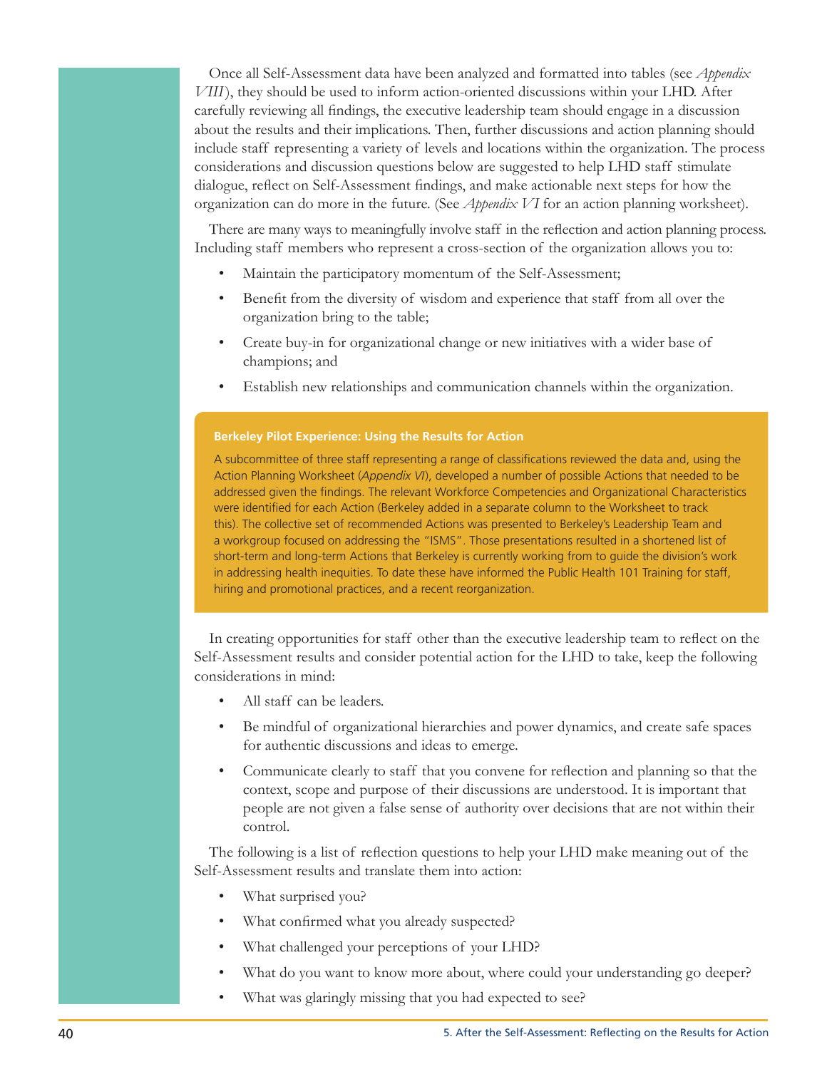Once all Self-Assessment data have been analyzed and formatted into tables (see *Appendix VIII*), they should be used to inform action-oriented discussions within your LHD. After carefully reviewing all findings, the executive leadership team should engage in a discussion about the results and their implications. Then, further discussions and action planning should include staff representing a variety of levels and locations within the organization. The process considerations and discussion questions below are suggested to help LHD staff stimulate dialogue, reflect on Self-Assessment findings, and make actionable next steps for how the organization can do more in the future. (See *Appendix VI* for an action planning worksheet).

There are many ways to meaningfully involve staff in the reflection and action planning process. Including staff members who represent a cross-section of the organization allows you to:

- Maintain the participatory momentum of the Self-Assessment;
- Benefit from the diversity of wisdom and experience that staff from all over the organization bring to the table;
- Create buy-in for organizational change or new initiatives with a wider base of champions; and
- Establish new relationships and communication channels within the organization.

**Berkeley Pilot Experience: Using the Results for Action**

A subcommittee of three staff representing a range of classifications reviewed the data and, using the Action Planning Worksheet (*Appendix VI*), developed a number of possible Actions that needed to be addressed given the findings. The relevant Workforce Competencies and Organizational Characteristics were identified for each Action (Berkeley added in a separate column to the Worksheet to track this). The collective set of recommended Actions was presented to Berkeley's Leadership Team and a workgroup focused on addressing the "ISMS". Those presentations resulted in a shortened list of short-term and long-term Actions that Berkeley is currently working from to guide the division's work in addressing health inequities. To date these have informed the Public Health 101 Training for staff, hiring and promotional practices, and a recent reorganization.

In creating opportunities for staff other than the executive leadership team to reflect on the Self-Assessment results and consider potential action for the LHD to take, keep the following considerations in mind:

- All staff can be leaders.
- Be mindful of organizational hierarchies and power dynamics, and create safe spaces for authentic discussions and ideas to emerge.
- Communicate clearly to staff that you convene for reflection and planning so that the context, scope and purpose of their discussions are understood. It is important that people are not given a false sense of authority over decisions that are not within their control.

The following is a list of reflection questions to help your LHD make meaning out of the Self-Assessment results and translate them into action:

- What surprised you?
- What confirmed what you already suspected?
- What challenged your perceptions of your LHD?
- What do you want to know more about, where could your understanding go deeper?
- What was glaringly missing that you had expected to see?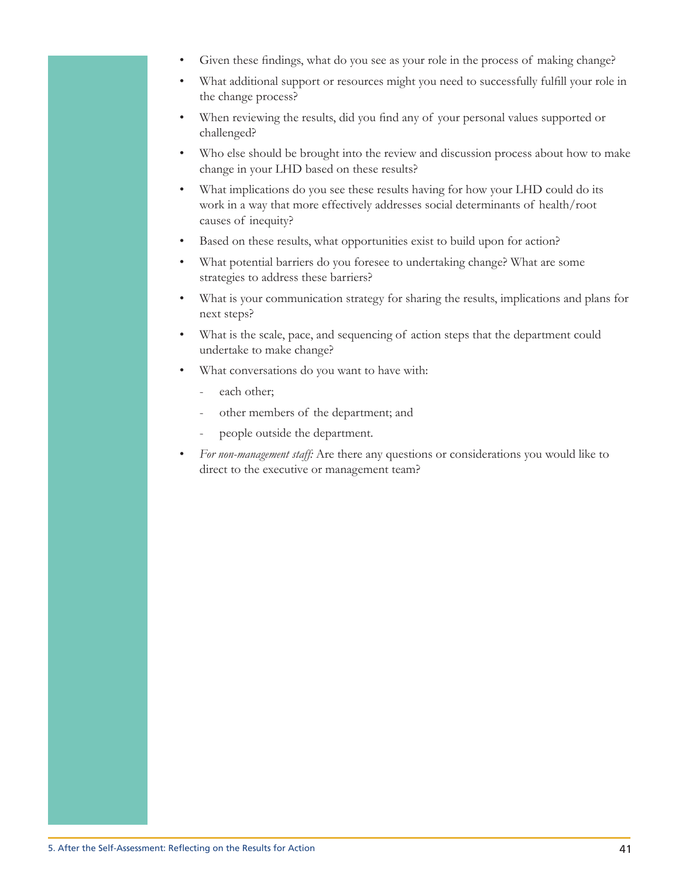- Given these findings, what do you see as your role in the process of making change?
- What additional support or resources might you need to successfully fulfill your role in the change process?
- When reviewing the results, did you find any of your personal values supported or challenged?
- Who else should be brought into the review and discussion process about how to make change in your LHD based on these results?
- What implications do you see these results having for how your LHD could do its work in a way that more effectively addresses social determinants of health/root causes of inequity?
- Based on these results, what opportunities exist to build upon for action?
- What potential barriers do you foresee to undertaking change? What are some strategies to address these barriers?
- What is your communication strategy for sharing the results, implications and plans for next steps?
- What is the scale, pace, and sequencing of action steps that the department could undertake to make change?
- What conversations do you want to have with:
  - each other;
  - other members of the department; and
  - people outside the department.
- *For non-management staff:* Are there any questions or considerations you would like to direct to the executive or management team?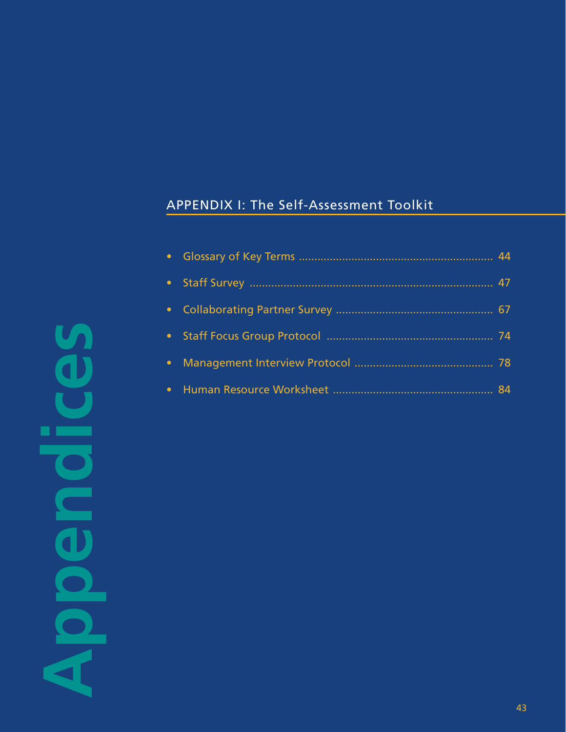# Appendices

## APPENDIX I: The Self-Assessment Toolkit

- Glossary of Key Terms ............................................................. 44
- Staff Survey ............................................................................ 47
- Collaborating Partner Survey .................................................. 67
- Staff Focus Group Protocol ..................................................... 74
- Management Interview Protocol ............................................ 78
- Human Resource Worksheet ................................................... 84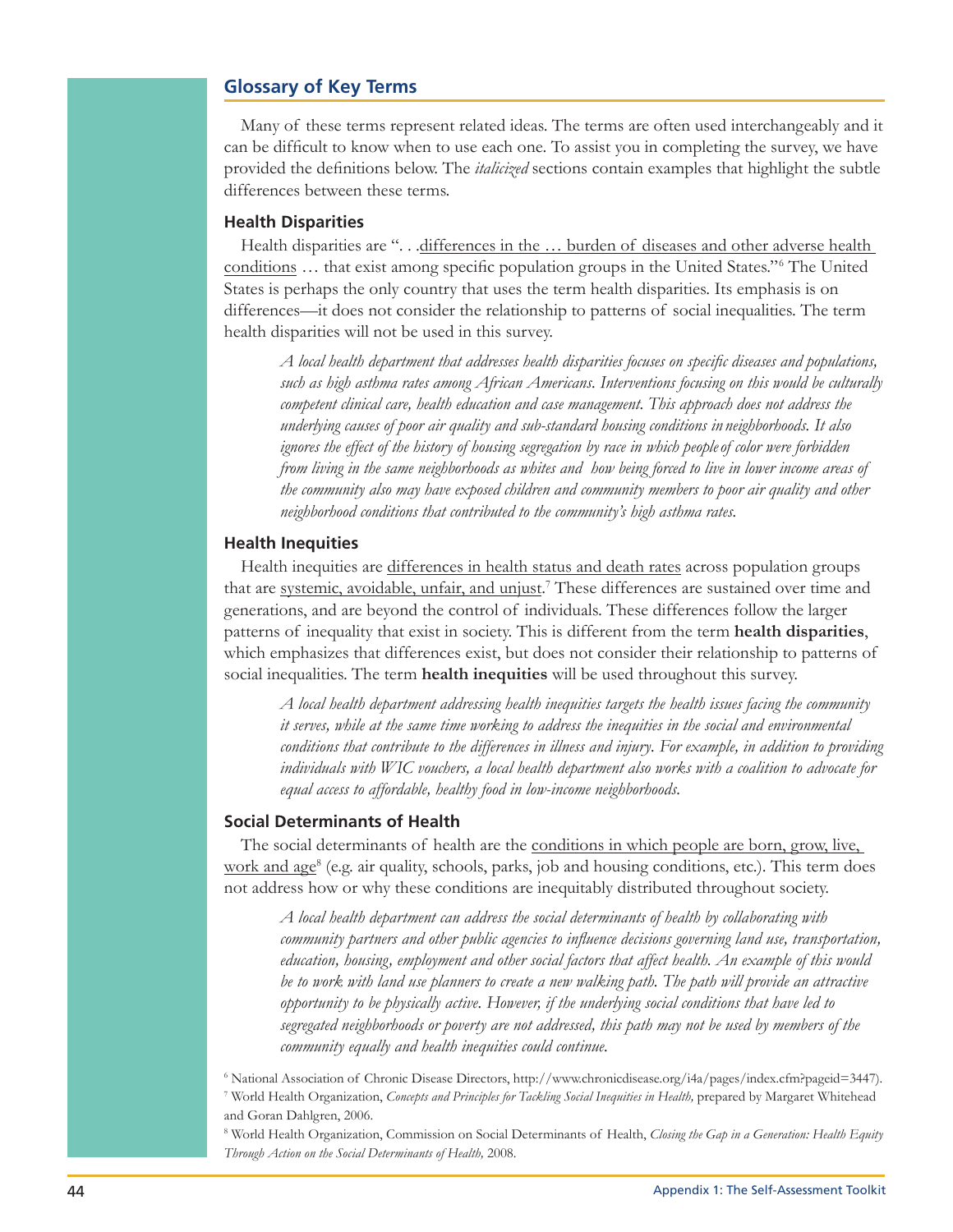## Glossary of Key Terms

Many of these terms represent related ideas. The terms are often used interchangeably and it can be difficult to know when to use each one. To assist you in completing the survey, we have provided the definitions below. The *italicized* sections contain examples that highlight the subtle differences between these terms.

### Health Disparities

Health disparities are ". . .differences in the … burden of diseases and other adverse health conditions … that exist among specific population groups in the United States."[6] The United States is perhaps the only country that uses the term health disparities. Its emphasis is on differences—it does not consider the relationship to patterns of social inequalities. The term health disparities will not be used in this survey.

> *A local health department that addresses health disparities focuses on specific diseases and populations, such as high asthma rates among African Americans. Interventions focusing on this would be culturally competent clinical care, health education and case management. This approach does not address the underlying causes of poor air quality and sub-standard housing conditions in neighborhoods. It also ignores the effect of the history of housing segregation by race in which people of color were forbidden from living in the same neighborhoods as whites and how being forced to live in lower income areas of the community also may have exposed children and community members to poor air quality and other neighborhood conditions that contributed to the community's high asthma rates.*

### Health Inequities

Health inequities are differences in health status and death rates across population groups that are systemic, avoidable, unfair, and unjust.[7] These differences are sustained over time and generations, and are beyond the control of individuals. These differences follow the larger patterns of inequality that exist in society. This is different from the term **health disparities**, which emphasizes that differences exist, but does not consider their relationship to patterns of social inequalities. The term **health inequities** will be used throughout this survey.

> *A local health department addressing health inequities targets the health issues facing the community it serves, while at the same time working to address the inequities in the social and environmental conditions that contribute to the differences in illness and injury. For example, in addition to providing individuals with WIC vouchers, a local health department also works with a coalition to advocate for equal access to affordable, healthy food in low-income neighborhoods.*

### Social Determinants of Health

The social determinants of health are the conditions in which people are born, grow, live, work and age[8] (e.g. air quality, schools, parks, job and housing conditions, etc.). This term does not address how or why these conditions are inequitably distributed throughout society.

> *A local health department can address the social determinants of health by collaborating with community partners and other public agencies to influence decisions governing land use, transportation, education, housing, employment and other social factors that affect health. An example of this would be to work with land use planners to create a new walking path. The path will provide an attractive opportunity to be physically active. However, if the underlying social conditions that have led to segregated neighborhoods or poverty are not addressed, this path may not be used by members of the community equally and health inequities could continue.*

[6] National Association of Chronic Disease Directors, http://www.chronicdisease.org/i4a/pages/index.cfm?pageid=3447).

[7] World Health Organization, *Concepts and Principles for Tackling Social Inequities in Health,* prepared by Margaret Whitehead and Goran Dahlgren, 2006.

[8] World Health Organization, Commission on Social Determinants of Health, *Closing the Gap in a Generation: Health Equity Through Action on the Social Determinants of Health,* 2008.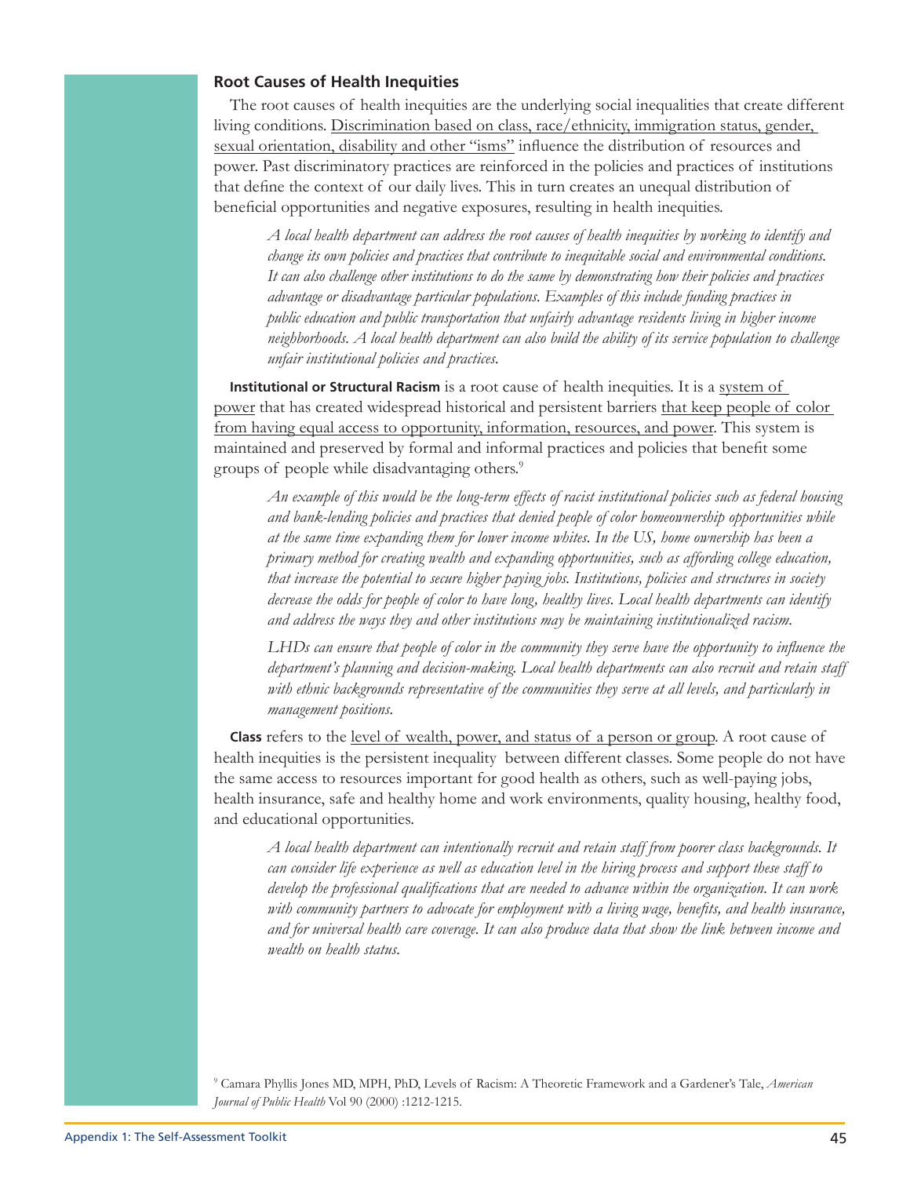## Root Causes of Health Inequities

The root causes of health inequities are the underlying social inequalities that create different living conditions. Discrimination based on class, race/ethnicity, immigration status, gender, sexual orientation, disability and other "isms" influence the distribution of resources and power. Past discriminatory practices are reinforced in the policies and practices of institutions that define the context of our daily lives. This in turn creates an unequal distribution of beneficial opportunities and negative exposures, resulting in health inequities.

*A local health department can address the root causes of health inequities by working to identify and change its own policies and practices that contribute to inequitable social and environmental conditions. It can also challenge other institutions to do the same by demonstrating how their policies and practices advantage or disadvantage particular populations. Examples of this include funding practices in public education and public transportation that unfairly advantage residents living in higher income neighborhoods. A local health department can also build the ability of its service population to challenge unfair institutional policies and practices.*

**Institutional or Structural Racism** is a root cause of health inequities. It is a system of power that has created widespread historical and persistent barriers that keep people of color from having equal access to opportunity, information, resources, and power. This system is maintained and preserved by formal and informal practices and policies that benefit some groups of people while disadvantaging others.[9]

*An example of this would be the long-term effects of racist institutional policies such as federal housing and bank-lending policies and practices that denied people of color homeownership opportunities while at the same time expanding them for lower income whites. In the US, home ownership has been a primary method for creating wealth and expanding opportunities, such as affording college education, that increase the potential to secure higher paying jobs. Institutions, policies and structures in society decrease the odds for people of color to have long, healthy lives. Local health departments can identify and address the ways they and other institutions may be maintaining institutionalized racism.*

*LHDs can ensure that people of color in the community they serve have the opportunity to influence the department's planning and decision-making. Local health departments can also recruit and retain staff with ethnic backgrounds representative of the communities they serve at all levels, and particularly in management positions.*

**Class** refers to the level of wealth, power, and status of a person or group. A root cause of health inequities is the persistent inequality between different classes. Some people do not have the same access to resources important for good health as others, such as well-paying jobs, health insurance, safe and healthy home and work environments, quality housing, healthy food, and educational opportunities.

*A local health department can intentionally recruit and retain staff from poorer class backgrounds. It can consider life experience as well as education level in the hiring process and support these staff to develop the professional qualifications that are needed to advance within the organization. It can work with community partners to advocate for employment with a living wage, benefits, and health insurance, and for universal health care coverage. It can also produce data that show the link between income and wealth on health status.*

[9] Camara Phyllis Jones MD, MPH, PhD, Levels of Racism: A Theoretic Framework and a Gardener's Tale, *American Journal of Public Health* Vol 90 (2000) :1212-1215.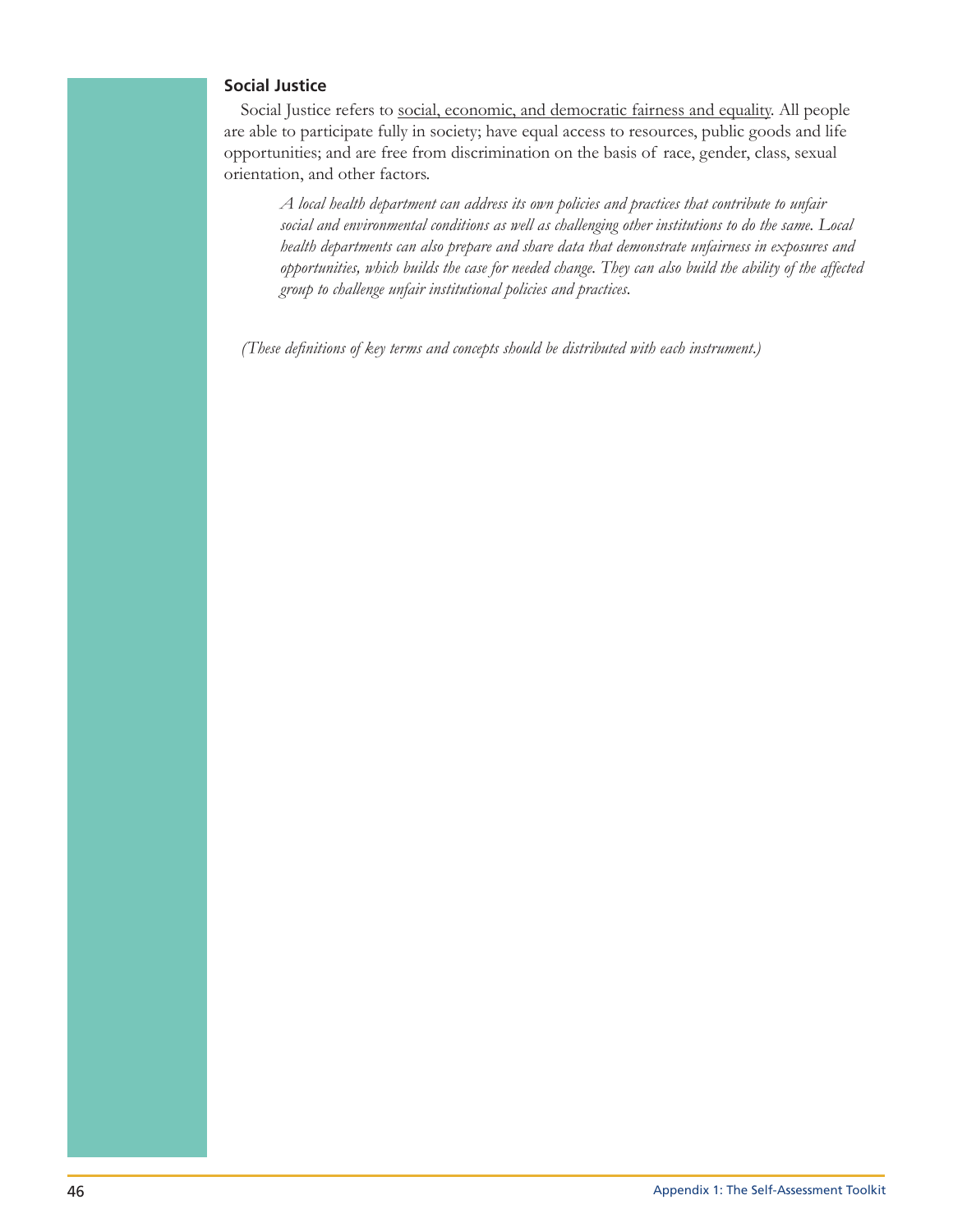### Social Justice

Social Justice refers to social, economic, and democratic fairness and equality. All people are able to participate fully in society; have equal access to resources, public goods and life opportunities; and are free from discrimination on the basis of race, gender, class, sexual orientation, and other factors.

> *A local health department can address its own policies and practices that contribute to unfair social and environmental conditions as well as challenging other institutions to do the same. Local health departments can also prepare and share data that demonstrate unfairness in exposures and opportunities, which builds the case for needed change. They can also build the ability of the affected group to challenge unfair institutional policies and practices.*

*(These definitions of key terms and concepts should be distributed with each instrument.)*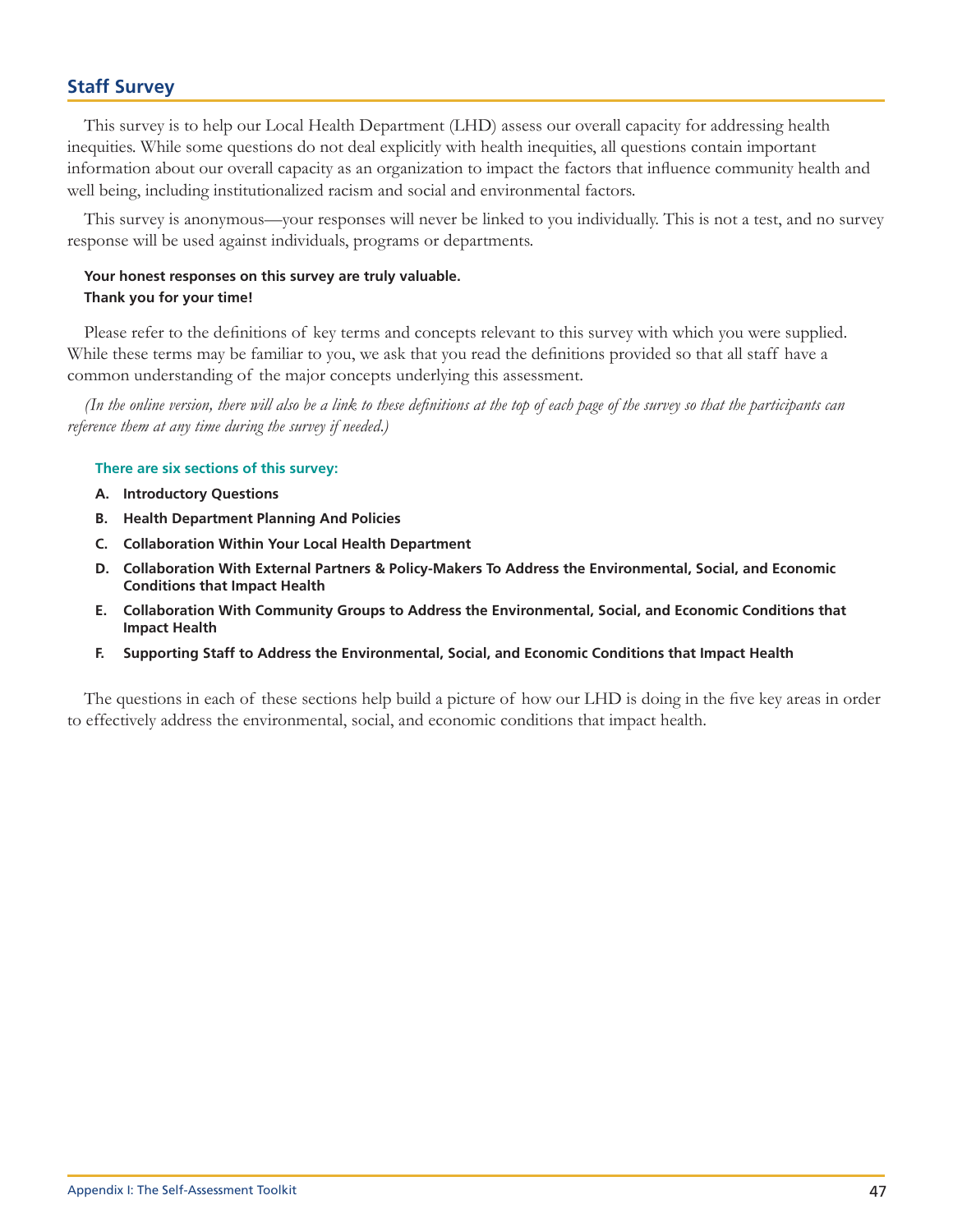## Staff Survey

This survey is to help our Local Health Department (LHD) assess our overall capacity for addressing health inequities. While some questions do not deal explicitly with health inequities, all questions contain important information about our overall capacity as an organization to impact the factors that influence community health and well being, including institutionalized racism and social and environmental factors.

This survey is anonymous—your responses will never be linked to you individually. This is not a test, and no survey response will be used against individuals, programs or departments.

**Your honest responses on this survey are truly valuable.**
**Thank you for your time!**

Please refer to the definitions of key terms and concepts relevant to this survey with which you were supplied. While these terms may be familiar to you, we ask that you read the definitions provided so that all staff have a common understanding of the major concepts underlying this assessment.

*(In the online version, there will also be a link to these definitions at the top of each page of the survey so that the participants can reference them at any time during the survey if needed.)*

**There are six sections of this survey:**

- **A. Introductory Questions**
- **B. Health Department Planning And Policies**
- **C. Collaboration Within Your Local Health Department**
- **D. Collaboration With External Partners & Policy-Makers To Address the Environmental, Social, and Economic Conditions that Impact Health**
- **E. Collaboration With Community Groups to Address the Environmental, Social, and Economic Conditions that Impact Health**
- **F. Supporting Staff to Address the Environmental, Social, and Economic Conditions that Impact Health**

The questions in each of these sections help build a picture of how our LHD is doing in the five key areas in order to effectively address the environmental, social, and economic conditions that impact health.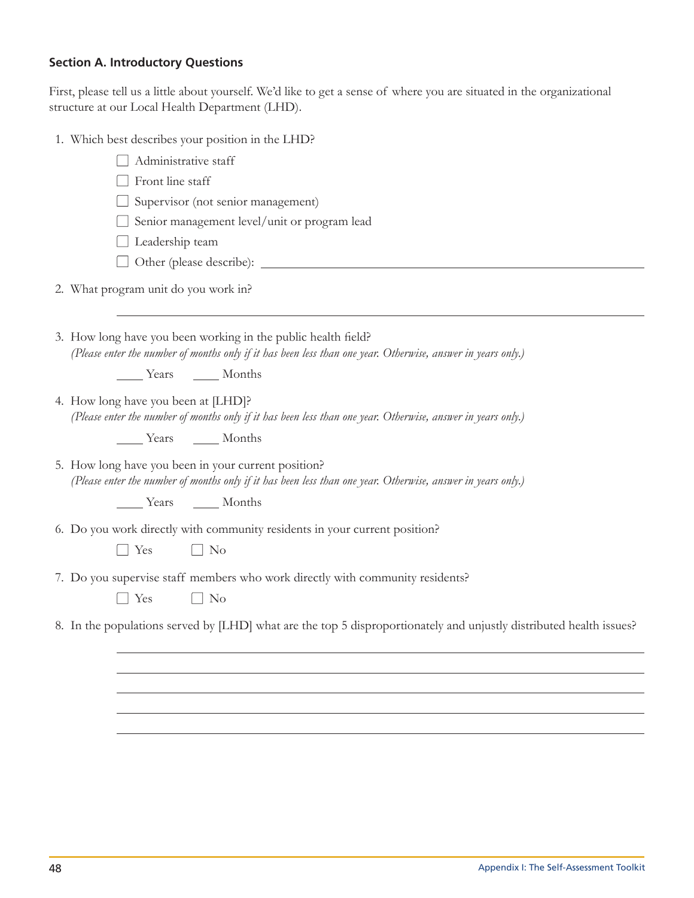### Section A. Introductory Questions

First, please tell us a little about yourself. We'd like to get a sense of where you are situated in the organizational structure at our Local Health Department (LHD).

1. Which best describes your position in the LHD?

   ☐ Administrative staff

   ☐ Front line staff

   ☐ Supervisor (not senior management)

   ☐ Senior management level/unit or program lead

   ☐ Leadership team

   ☐ Other (please describe): ______________________________

2. What program unit do you work in?

   ______________________________

3. How long have you been working in the public health field?
   *(Please enter the number of months only if it has been less than one year. Otherwise, answer in years only.)*

   ____ Years ____ Months

4. How long have you been at [LHD]?
   *(Please enter the number of months only if it has been less than one year. Otherwise, answer in years only.)*

   ____ Years ____ Months

5. How long have you been in your current position?
   *(Please enter the number of months only if it has been less than one year. Otherwise, answer in years only.)*

   ____ Years ____ Months

6. Do you work directly with community residents in your current position?

   ☐ Yes ☐ No

7. Do you supervise staff members who work directly with community residents?

   ☐ Yes ☐ No

8. In the populations served by [LHD] what are the top 5 disproportionately and unjustly distributed health issues?

   ______________________________

   ______________________________

   ______________________________

   ______________________________

   ______________________________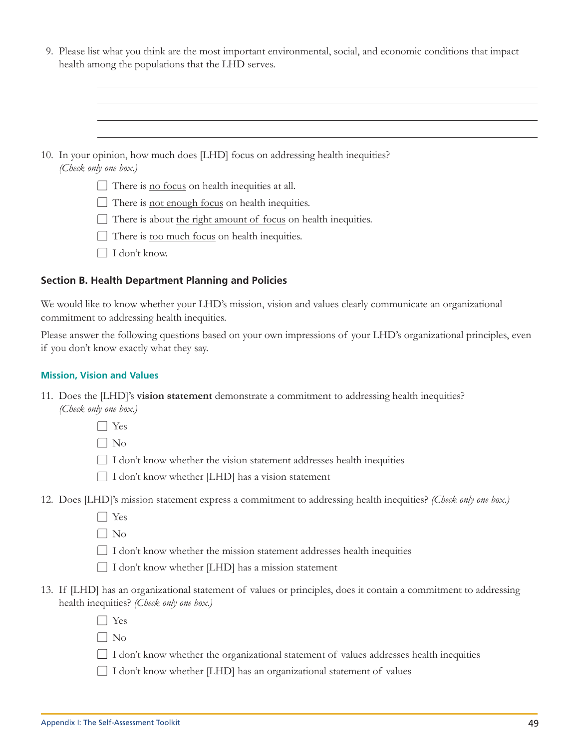9. Please list what you think are the most important environmental, social, and economic conditions that impact health among the populations that the LHD serves.

______________________________________________________________________

______________________________________________________________________

______________________________________________________________________

______________________________________________________________________

10. In your opinion, how much does [LHD] focus on addressing health inequities? *(Check only one box.)*

    - ☐ There is <u>no focus</u> on health inequities at all.
    - ☐ There is <u>not enough focus</u> on health inequities.
    - ☐ There is about <u>the right amount of focus</u> on health inequities.
    - ☐ There is <u>too much focus</u> on health inequities.
    - ☐ I don't know.

## Section B. Health Department Planning and Policies

We would like to know whether your LHD's mission, vision and values clearly communicate an organizational commitment to addressing health inequities.

Please answer the following questions based on your own impressions of your LHD's organizational principles, even if you don't know exactly what they say.

### Mission, Vision and Values

11. Does the [LHD]'s **vision statement** demonstrate a commitment to addressing health inequities? *(Check only one box.)*

    - ☐ Yes
    - ☐ No
    - ☐ I don't know whether the vision statement addresses health inequities
    - ☐ I don't know whether [LHD] has a vision statement

12. Does [LHD]'s mission statement express a commitment to addressing health inequities? *(Check only one box.)*

    - ☐ Yes
    - ☐ No
    - ☐ I don't know whether the mission statement addresses health inequities
    - ☐ I don't know whether [LHD] has a mission statement

13. If [LHD] has an organizational statement of values or principles, does it contain a commitment to addressing health inequities? *(Check only one box.)*

    - ☐ Yes
    - ☐ No
    - ☐ I don't know whether the organizational statement of values addresses health inequities
    - ☐ I don't know whether [LHD] has an organizational statement of values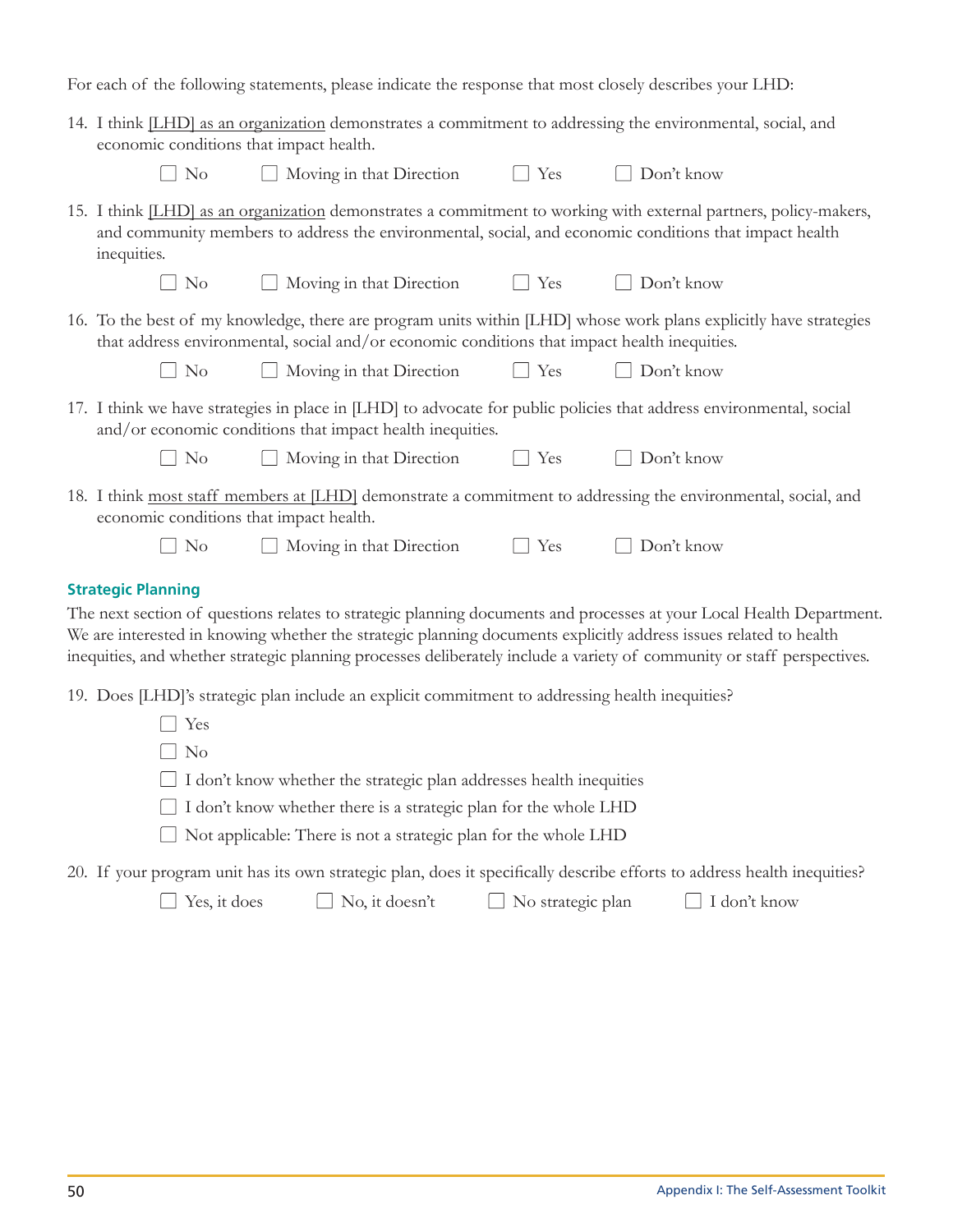For each of the following statements, please indicate the response that most closely describes your LHD:

14. I think [LHD] as an organization demonstrates a commitment to addressing the environmental, social, and economic conditions that impact health.

    ☐ No ☐ Moving in that Direction ☐ Yes ☐ Don't know

15. I think [LHD] as an organization demonstrates a commitment to working with external partners, policy-makers, and community members to address the environmental, social, and economic conditions that impact health inequities.

    ☐ No ☐ Moving in that Direction ☐ Yes ☐ Don't know

16. To the best of my knowledge, there are program units within [LHD] whose work plans explicitly have strategies that address environmental, social and/or economic conditions that impact health inequities.

    ☐ No ☐ Moving in that Direction ☐ Yes ☐ Don't know

17. I think we have strategies in place in [LHD] to advocate for public policies that address environmental, social and/or economic conditions that impact health inequities.

    ☐ No ☐ Moving in that Direction ☐ Yes ☐ Don't know

18. I think most staff members at [LHD] demonstrate a commitment to addressing the environmental, social, and economic conditions that impact health.

    ☐ No ☐ Moving in that Direction ☐ Yes ☐ Don't know

### Strategic Planning

The next section of questions relates to strategic planning documents and processes at your Local Health Department. We are interested in knowing whether the strategic planning documents explicitly address issues related to health inequities, and whether strategic planning processes deliberately include a variety of community or staff perspectives.

19. Does [LHD]'s strategic plan include an explicit commitment to addressing health inequities?

    ☐ Yes
    ☐ No
    ☐ I don't know whether the strategic plan addresses health inequities
    ☐ I don't know whether there is a strategic plan for the whole LHD
    ☐ Not applicable: There is not a strategic plan for the whole LHD

20. If your program unit has its own strategic plan, does it specifically describe efforts to address health inequities?

    ☐ Yes, it does ☐ No, it doesn't ☐ No strategic plan ☐ I don't know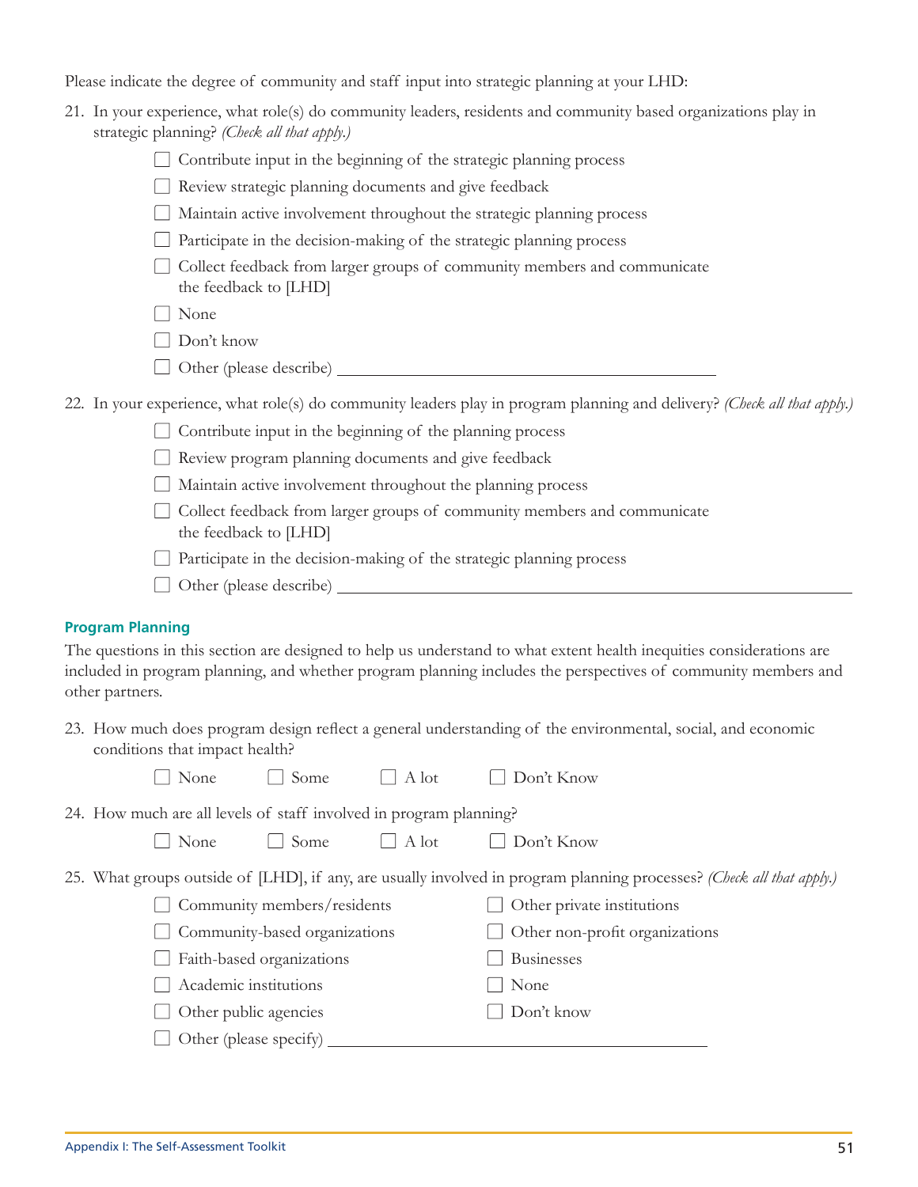Please indicate the degree of community and staff input into strategic planning at your LHD:

21. In your experience, what role(s) do community leaders, residents and community based organizations play in strategic planning? *(Check all that apply.)*
    - ☐ Contribute input in the beginning of the strategic planning process
    - ☐ Review strategic planning documents and give feedback
    - ☐ Maintain active involvement throughout the strategic planning process
    - ☐ Participate in the decision-making of the strategic planning process
    - ☐ Collect feedback from larger groups of community members and communicate the feedback to [LHD]
    - ☐ None
    - ☐ Don't know
    - ☐ Other (please describe) ____________________

22. In your experience, what role(s) do community leaders play in program planning and delivery? *(Check all that apply.)*
    - ☐ Contribute input in the beginning of the planning process
    - ☐ Review program planning documents and give feedback
    - ☐ Maintain active involvement throughout the planning process
    - ☐ Collect feedback from larger groups of community members and communicate the feedback to [LHD]
    - ☐ Participate in the decision-making of the strategic planning process
    - ☐ Other (please describe) ____________________

### Program Planning

The questions in this section are designed to help us understand to what extent health inequities considerations are included in program planning, and whether program planning includes the perspectives of community members and other partners.

23. How much does program design reflect a general understanding of the environmental, social, and economic conditions that impact health?

    ☐ None  ☐ Some  ☐ A lot  ☐ Don't Know

24. How much are all levels of staff involved in program planning?

    ☐ None  ☐ Some  ☐ A lot  ☐ Don't Know

25. What groups outside of [LHD], if any, are usually involved in program planning processes? *(Check all that apply.)*
    - ☐ Community members/residents
    - ☐ Community-based organizations
    - ☐ Faith-based organizations
    - ☐ Academic institutions
    - ☐ Other public agencies
    - ☐ Other private institutions
    - ☐ Other non-profit organizations
    - ☐ Businesses
    - ☐ None
    - ☐ Don't know
    - ☐ Other (please specify) ____________________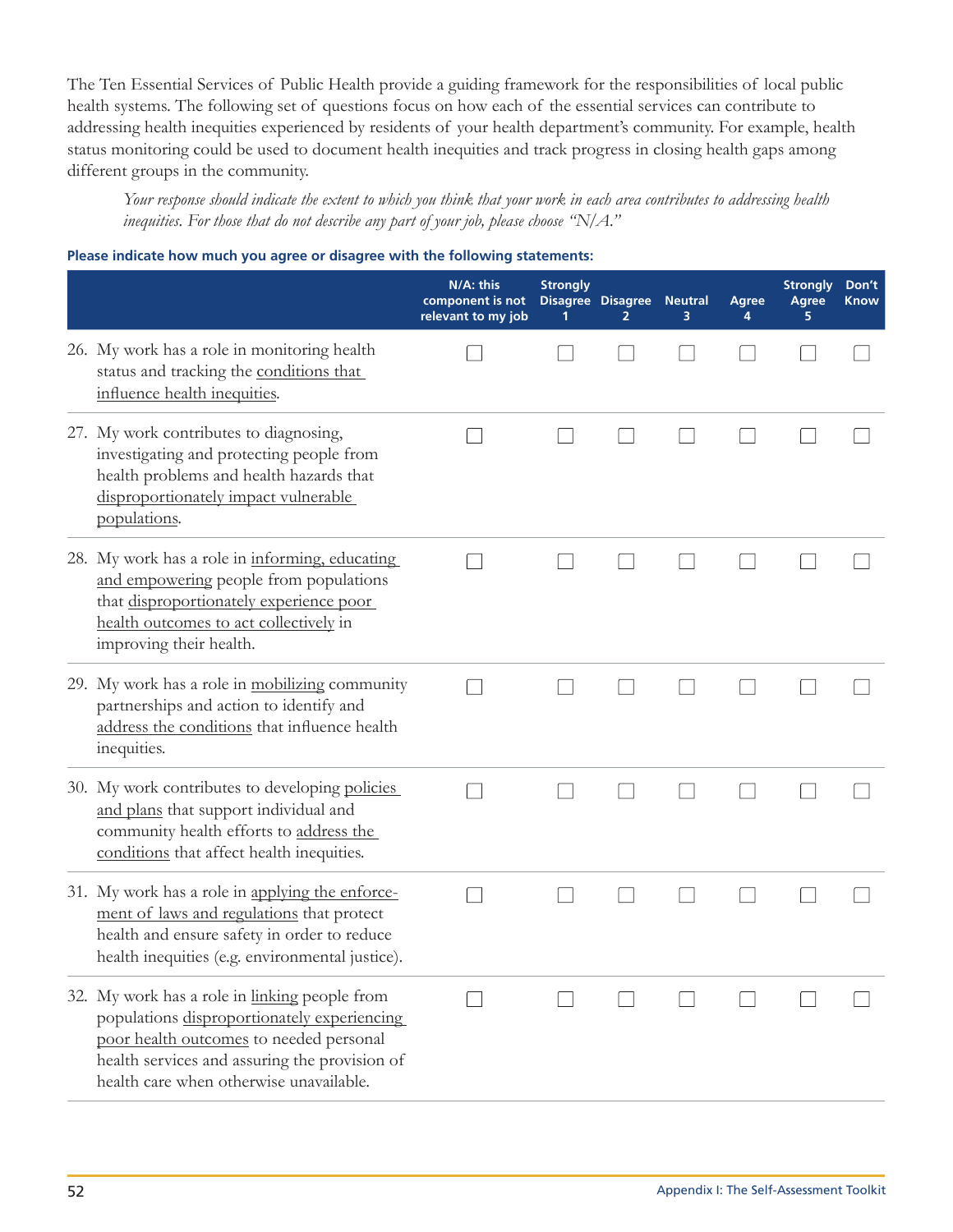The Ten Essential Services of Public Health provide a guiding framework for the responsibilities of local public health systems. The following set of questions focus on how each of the essential services can contribute to addressing health inequities experienced by residents of your health department's community. For example, health status monitoring could be used to document health inequities and track progress in closing health gaps among different groups in the community.

*Your response should indicate the extent to which you think that your work in each area contributes to addressing health inequities. For those that do not describe any part of your job, please choose "N/A."*

**Please indicate how much you agree or disagree with the following statements:**

| | N/A: this component is not relevant to my job | Strongly Disagree 1 | Disagree 2 | Neutral 3 | Agree 4 | Strongly Agree 5 | Don't Know |
|---|---|---|---|---|---|---|---|
| 26. My work has a role in monitoring health status and tracking the <u>conditions that influence health inequities</u>. | ☐ | ☐ | ☐ | ☐ | ☐ | ☐ | ☐ |
| 27. My work contributes to diagnosing, investigating and protecting people from health problems and health hazards that <u>disproportionately impact vulnerable populations</u>. | ☐ | ☐ | ☐ | ☐ | ☐ | ☐ | ☐ |
| 28. My work has a role in <u>informing, educating and empowering</u> people from populations that <u>disproportionately experience poor health outcomes to act collectively</u> in improving their health. | ☐ | ☐ | ☐ | ☐ | ☐ | ☐ | ☐ |
| 29. My work has a role in <u>mobilizing</u> community partnerships and action to identify and <u>address the conditions</u> that influence health inequities. | ☐ | ☐ | ☐ | ☐ | ☐ | ☐ | ☐ |
| 30. My work contributes to developing <u>policies and plans</u> that support individual and community health efforts to <u>address the conditions</u> that affect health inequities. | ☐ | ☐ | ☐ | ☐ | ☐ | ☐ | ☐ |
| 31. My work has a role in <u>applying the enforcement of laws and regulations</u> that protect health and ensure safety in order to reduce health inequities (e.g. environmental justice). | ☐ | ☐ | ☐ | ☐ | ☐ | ☐ | ☐ |
| 32. My work has a role in <u>linking</u> people from populations <u>disproportionately experiencing poor health outcomes</u> to needed personal health services and assuring the provision of health care when otherwise unavailable. | ☐ | ☐ | ☐ | ☐ | ☐ | ☐ | ☐ |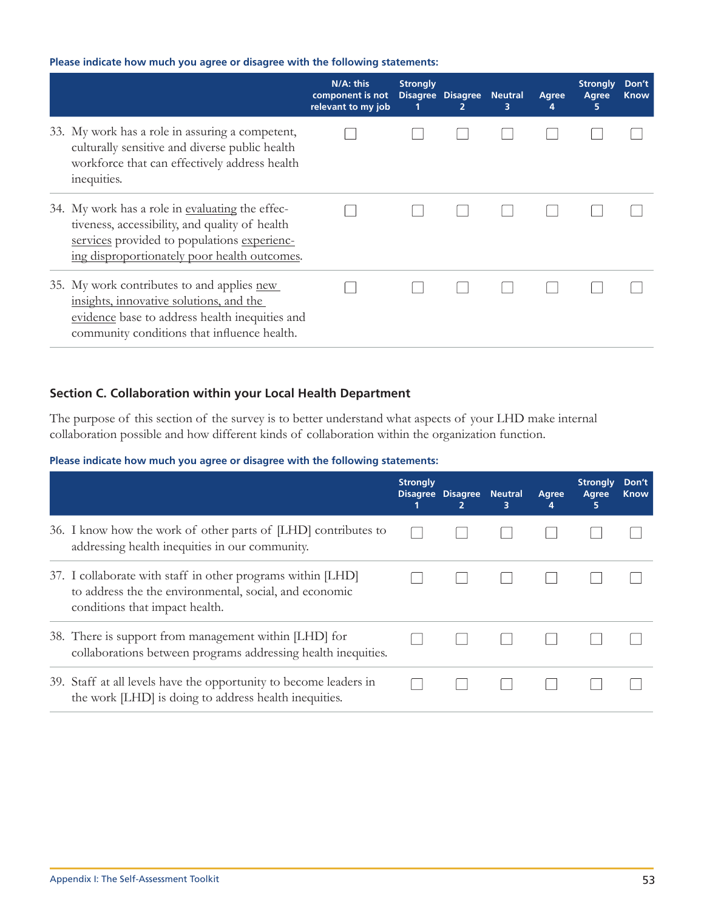**Please indicate how much you agree or disagree with the following statements:**

| | N/A: this component is not relevant to my job | Strongly Disagree 1 | Disagree 2 | Neutral 3 | Agree 4 | Strongly Agree 5 | Don't Know |
|---|---|---|---|---|---|---|---|
| 33. My work has a role in assuring a competent, culturally sensitive and diverse public health workforce that can effectively address health inequities. | ☐ | ☐ | ☐ | ☐ | ☐ | ☐ | ☐ |
| 34. My work has a role in evaluating the effectiveness, accessibility, and quality of health services provided to populations experiencing disproportionately poor health outcomes. | ☐ | ☐ | ☐ | ☐ | ☐ | ☐ | ☐ |
| 35. My work contributes to and applies new insights, innovative solutions, and the evidence base to address health inequities and community conditions that influence health. | ☐ | ☐ | ☐ | ☐ | ☐ | ☐ | ☐ |

## Section C. Collaboration within your Local Health Department

The purpose of this section of the survey is to better understand what aspects of your LHD make internal collaboration possible and how different kinds of collaboration within the organization function.

**Please indicate how much you agree or disagree with the following statements:**

| | Strongly Disagree 1 | Disagree 2 | Neutral 3 | Agree 4 | Strongly Agree 5 | Don't Know |
|---|---|---|---|---|---|---|
| 36. I know how the work of other parts of [LHD] contributes to addressing health inequities in our community. | ☐ | ☐ | ☐ | ☐ | ☐ | ☐ |
| 37. I collaborate with staff in other programs within [LHD] to address the the environmental, social, and economic conditions that impact health. | ☐ | ☐ | ☐ | ☐ | ☐ | ☐ |
| 38. There is support from management within [LHD] for collaborations between programs addressing health inequities. | ☐ | ☐ | ☐ | ☐ | ☐ | ☐ |
| 39. Staff at all levels have the opportunity to become leaders in the work [LHD] is doing to address health inequities. | ☐ | ☐ | ☐ | ☐ | ☐ | ☐ |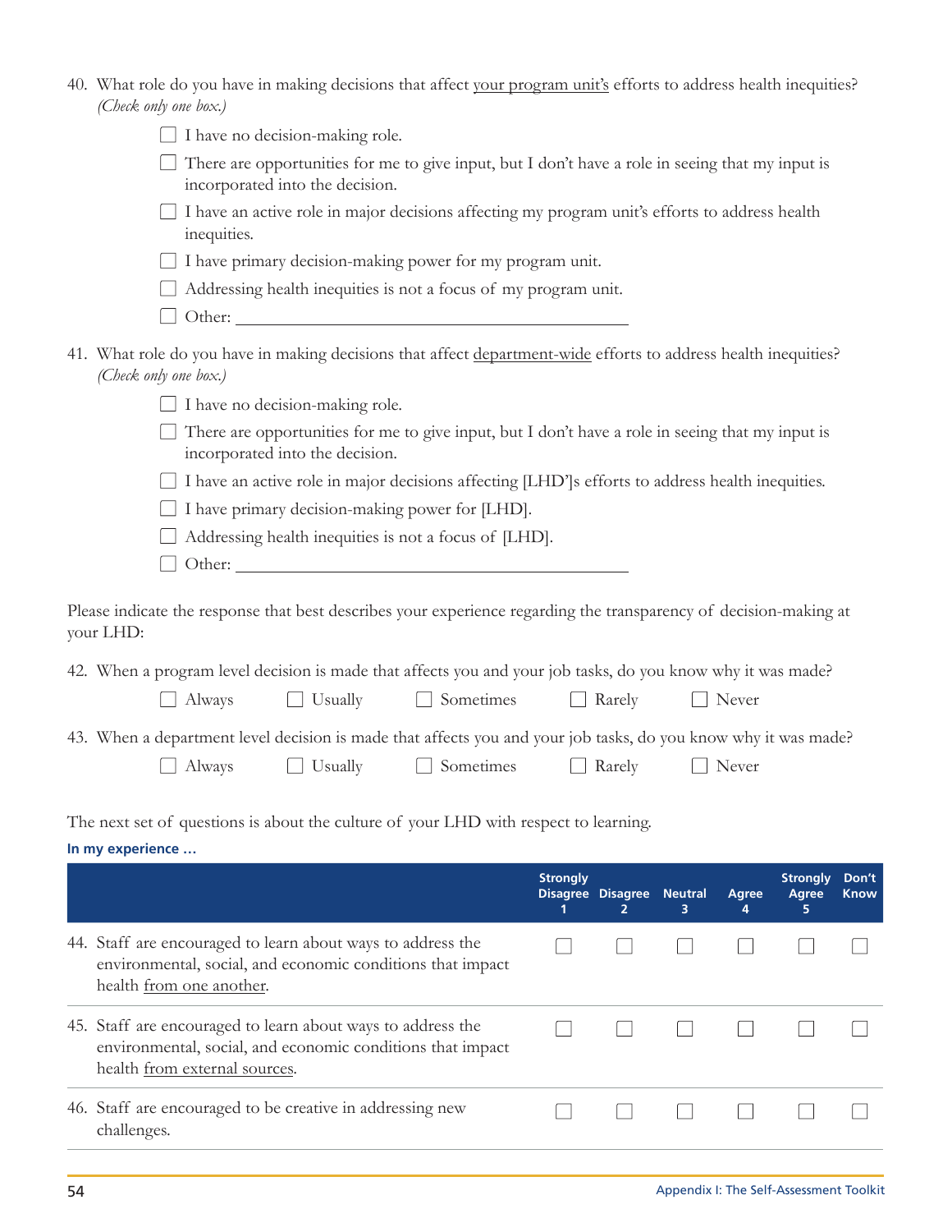40. What role do you have in making decisions that affect <u>your program unit's</u> efforts to address health inequities? *(Check only one box.)*

    - ☐ I have no decision-making role.
    - ☐ There are opportunities for me to give input, but I don't have a role in seeing that my input is incorporated into the decision.
    - ☐ I have an active role in major decisions affecting my program unit's efforts to address health inequities.
    - ☐ I have primary decision-making power for my program unit.
    - ☐ Addressing health inequities is not a focus of my program unit.
    - ☐ Other: ________________________________

41. What role do you have in making decisions that affect <u>department-wide</u> efforts to address health inequities? *(Check only one box.)*

    - ☐ I have no decision-making role.
    - ☐ There are opportunities for me to give input, but I don't have a role in seeing that my input is incorporated into the decision.
    - ☐ I have an active role in major decisions affecting [LHD']s efforts to address health inequities.
    - ☐ I have primary decision-making power for [LHD].
    - ☐ Addressing health inequities is not a focus of [LHD].
    - ☐ Other: ________________________________

Please indicate the response that best describes your experience regarding the transparency of decision-making at your LHD:

42. When a program level decision is made that affects you and your job tasks, do you know why it was made?

    ☐ Always ☐ Usually ☐ Sometimes ☐ Rarely ☐ Never

43. When a department level decision is made that affects you and your job tasks, do you know why it was made?

    ☐ Always ☐ Usually ☐ Sometimes ☐ Rarely ☐ Never

The next set of questions is about the culture of your LHD with respect to learning.

**In my experience …**

| | Strongly Disagree 1 | Disagree 2 | Neutral 3 | Agree 4 | Strongly Agree 5 | Don't Know |
|---|---|---|---|---|---|---|
| 44. Staff are encouraged to learn about ways to address the environmental, social, and economic conditions that impact health <u>from one another</u>. | ☐ | ☐ | ☐ | ☐ | ☐ | ☐ |
| 45. Staff are encouraged to learn about ways to address the environmental, social, and economic conditions that impact health <u>from external sources</u>. | ☐ | ☐ | ☐ | ☐ | ☐ | ☐ |
| 46. Staff are encouraged to be creative in addressing new challenges. | ☐ | ☐ | ☐ | ☐ | ☐ | ☐ |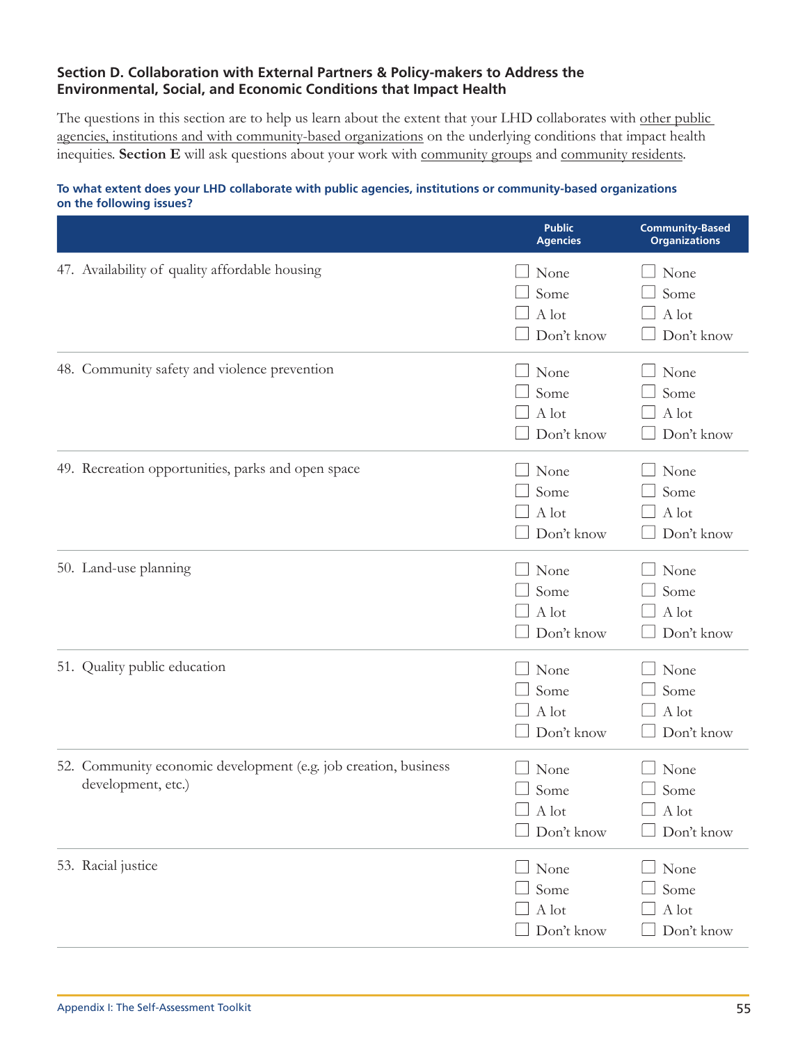### Section D. Collaboration with External Partners & Policy-makers to Address the Environmental, Social, and Economic Conditions that Impact Health

The questions in this section are to help us learn about the extent that your LHD collaborates with other public agencies, institutions and with community-based organizations on the underlying conditions that impact health inequities. **Section E** will ask questions about your work with community groups and community residents.

**To what extent does your LHD collaborate with public agencies, institutions or community-based organizations on the following issues?**

| | Public Agencies | Community-Based Organizations |
|---|---|---|
| 47. Availability of quality affordable housing | ☐ None<br>☐ Some<br>☐ A lot<br>☐ Don't know | ☐ None<br>☐ Some<br>☐ A lot<br>☐ Don't know |
| 48. Community safety and violence prevention | ☐ None<br>☐ Some<br>☐ A lot<br>☐ Don't know | ☐ None<br>☐ Some<br>☐ A lot<br>☐ Don't know |
| 49. Recreation opportunities, parks and open space | ☐ None<br>☐ Some<br>☐ A lot<br>☐ Don't know | ☐ None<br>☐ Some<br>☐ A lot<br>☐ Don't know |
| 50. Land-use planning | ☐ None<br>☐ Some<br>☐ A lot<br>☐ Don't know | ☐ None<br>☐ Some<br>☐ A lot<br>☐ Don't know |
| 51. Quality public education | ☐ None<br>☐ Some<br>☐ A lot<br>☐ Don't know | ☐ None<br>☐ Some<br>☐ A lot<br>☐ Don't know |
| 52. Community economic development (e.g. job creation, business development, etc.) | ☐ None<br>☐ Some<br>☐ A lot<br>☐ Don't know | ☐ None<br>☐ Some<br>☐ A lot<br>☐ Don't know |
| 53. Racial justice | ☐ None<br>☐ Some<br>☐ A lot<br>☐ Don't know | ☐ None<br>☐ Some<br>☐ A lot<br>☐ Don't know |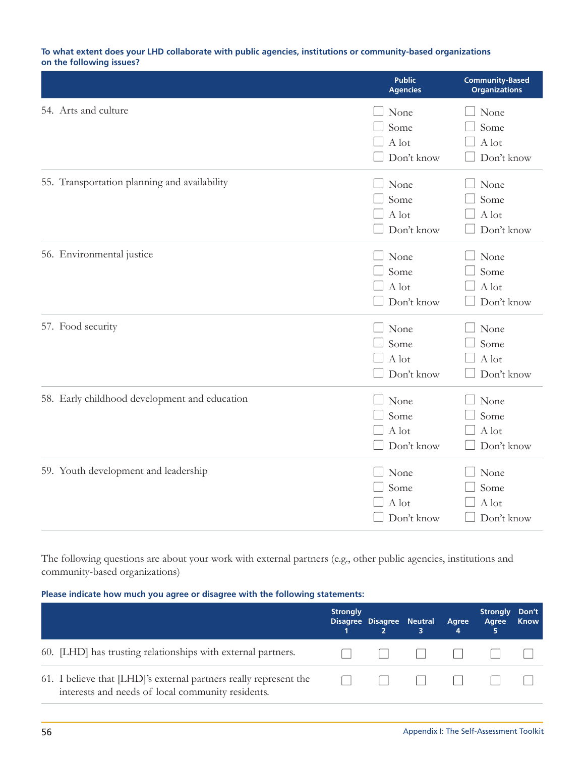**To what extent does your LHD collaborate with public agencies, institutions or community-based organizations on the following issues?**

| | Public Agencies | Community-Based Organizations |
|---|---|---|
| 54. Arts and culture | ☐ None ☐ Some ☐ A lot ☐ Don't know | ☐ None ☐ Some ☐ A lot ☐ Don't know |
| 55. Transportation planning and availability | ☐ None ☐ Some ☐ A lot ☐ Don't know | ☐ None ☐ Some ☐ A lot ☐ Don't know |
| 56. Environmental justice | ☐ None ☐ Some ☐ A lot ☐ Don't know | ☐ None ☐ Some ☐ A lot ☐ Don't know |
| 57. Food security | ☐ None ☐ Some ☐ A lot ☐ Don't know | ☐ None ☐ Some ☐ A lot ☐ Don't know |
| 58. Early childhood development and education | ☐ None ☐ Some ☐ A lot ☐ Don't know | ☐ None ☐ Some ☐ A lot ☐ Don't know |
| 59. Youth development and leadership | ☐ None ☐ Some ☐ A lot ☐ Don't know | ☐ None ☐ Some ☐ A lot ☐ Don't know |

The following questions are about your work with external partners (e.g., other public agencies, institutions and community-based organizations)

**Please indicate how much you agree or disagree with the following statements:**

| | Strongly Disagree 1 | Disagree 2 | Neutral 3 | Agree 4 | Strongly Agree 5 | Don't Know |
|---|---|---|---|---|---|---|
| 60. [LHD] has trusting relationships with external partners. | ☐ | ☐ | ☐ | ☐ | ☐ | ☐ |
| 61. I believe that [LHD]'s external partners really represent the interests and needs of local community residents. | ☐ | ☐ | ☐ | ☐ | ☐ | ☐ |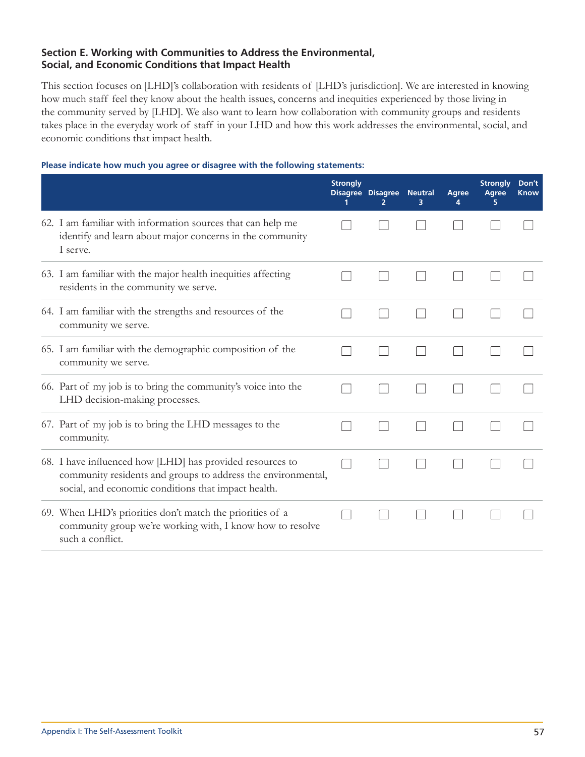### Section E. Working with Communities to Address the Environmental, Social, and Economic Conditions that Impact Health

This section focuses on [LHD]'s collaboration with residents of [LHD's jurisdiction]. We are interested in knowing how much staff feel they know about the health issues, concerns and inequities experienced by those living in the community served by [LHD]. We also want to learn how collaboration with community groups and residents takes place in the everyday work of staff in your LHD and how this work addresses the environmental, social, and economic conditions that impact health.

**Please indicate how much you agree or disagree with the following statements:**

| | Strongly Disagree 1 | Disagree 2 | Neutral 3 | Agree 4 | Strongly Agree 5 | Don't Know |
|---|---|---|---|---|---|---|
| 62. I am familiar with information sources that can help me identify and learn about major concerns in the community I serve. | ☐ | ☐ | ☐ | ☐ | ☐ | ☐ |
| 63. I am familiar with the major health inequities affecting residents in the community we serve. | ☐ | ☐ | ☐ | ☐ | ☐ | ☐ |
| 64. I am familiar with the strengths and resources of the community we serve. | ☐ | ☐ | ☐ | ☐ | ☐ | ☐ |
| 65. I am familiar with the demographic composition of the community we serve. | ☐ | ☐ | ☐ | ☐ | ☐ | ☐ |
| 66. Part of my job is to bring the community's voice into the LHD decision-making processes. | ☐ | ☐ | ☐ | ☐ | ☐ | ☐ |
| 67. Part of my job is to bring the LHD messages to the community. | ☐ | ☐ | ☐ | ☐ | ☐ | ☐ |
| 68. I have influenced how [LHD] has provided resources to community residents and groups to address the environmental, social, and economic conditions that impact health. | ☐ | ☐ | ☐ | ☐ | ☐ | ☐ |
| 69. When LHD's priorities don't match the priorities of a community group we're working with, I know how to resolve such a conflict. | ☐ | ☐ | ☐ | ☐ | ☐ | ☐ |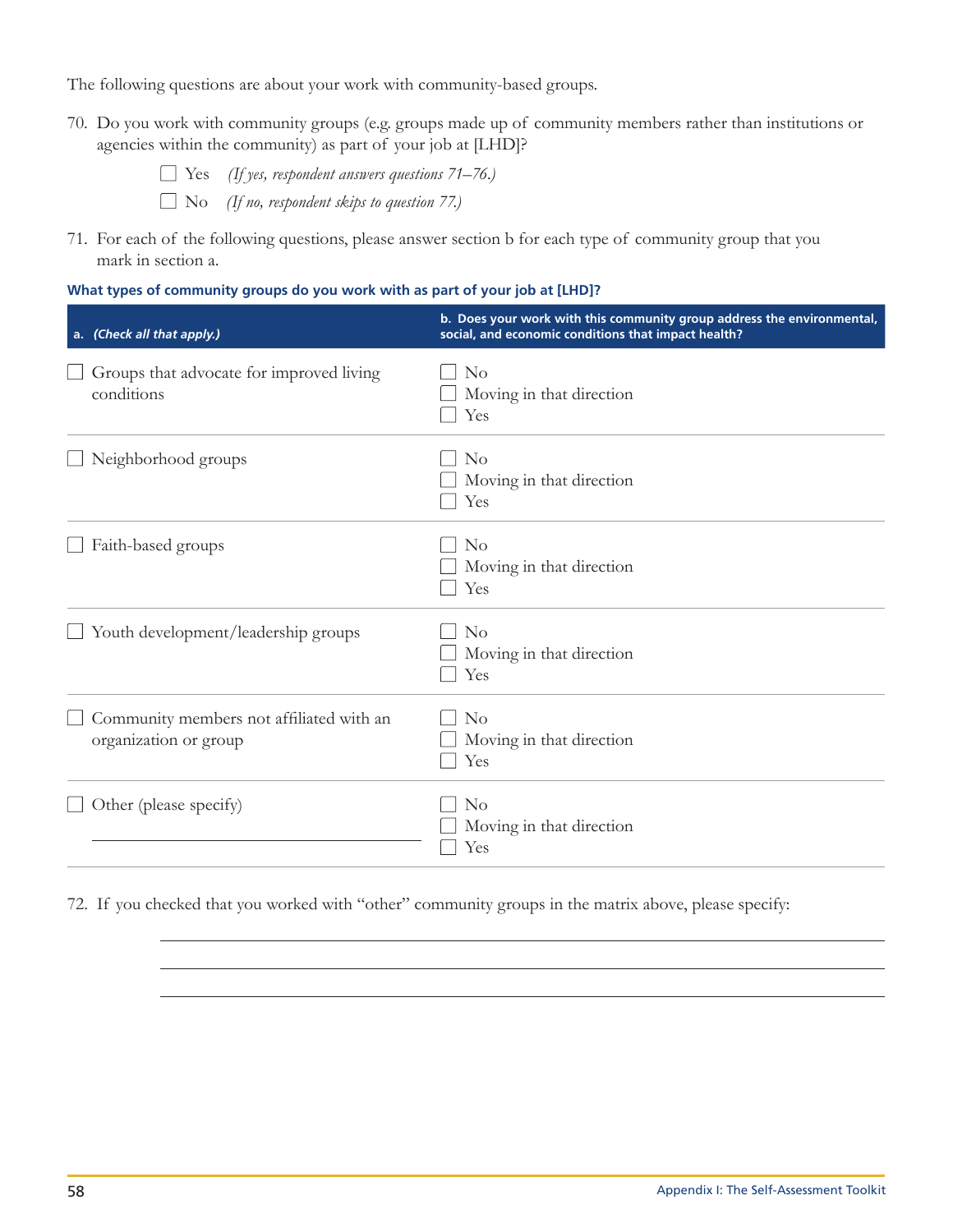The following questions are about your work with community-based groups.

70. Do you work with community groups (e.g. groups made up of community members rather than institutions or agencies within the community) as part of your job at [LHD]?

    ☐ Yes *(If yes, respondent answers questions 71–76.)*

    ☐ No *(If no, respondent skips to question 77.)*

71. For each of the following questions, please answer section b for each type of community group that you mark in section a.

**What types of community groups do you work with as part of your job at [LHD]?**

| a. *(Check all that apply.)* | b. Does your work with this community group address the environmental, social, and economic conditions that impact health? |
|---|---|
| ☐ Groups that advocate for improved living conditions | ☐ No<br>☐ Moving in that direction<br>☐ Yes |
| ☐ Neighborhood groups | ☐ No<br>☐ Moving in that direction<br>☐ Yes |
| ☐ Faith-based groups | ☐ No<br>☐ Moving in that direction<br>☐ Yes |
| ☐ Youth development/leadership groups | ☐ No<br>☐ Moving in that direction<br>☐ Yes |
| ☐ Community members not affiliated with an organization or group | ☐ No<br>☐ Moving in that direction<br>☐ Yes |
| ☐ Other (please specify)<br>\_\_\_\_\_\_\_\_\_\_\_\_\_\_\_\_\_\_\_\_ | ☐ No<br>☐ Moving in that direction<br>☐ Yes |

72. If you checked that you worked with "other" community groups in the matrix above, please specify:

    \_\_\_\_\_\_\_\_\_\_\_\_\_\_\_\_\_\_\_\_\_\_\_\_\_\_\_\_\_\_\_\_\_\_\_\_\_\_\_\_

    \_\_\_\_\_\_\_\_\_\_\_\_\_\_\_\_\_\_\_\_\_\_\_\_\_\_\_\_\_\_\_\_\_\_\_\_\_\_\_\_

    \_\_\_\_\_\_\_\_\_\_\_\_\_\_\_\_\_\_\_\_\_\_\_\_\_\_\_\_\_\_\_\_\_\_\_\_\_\_\_\_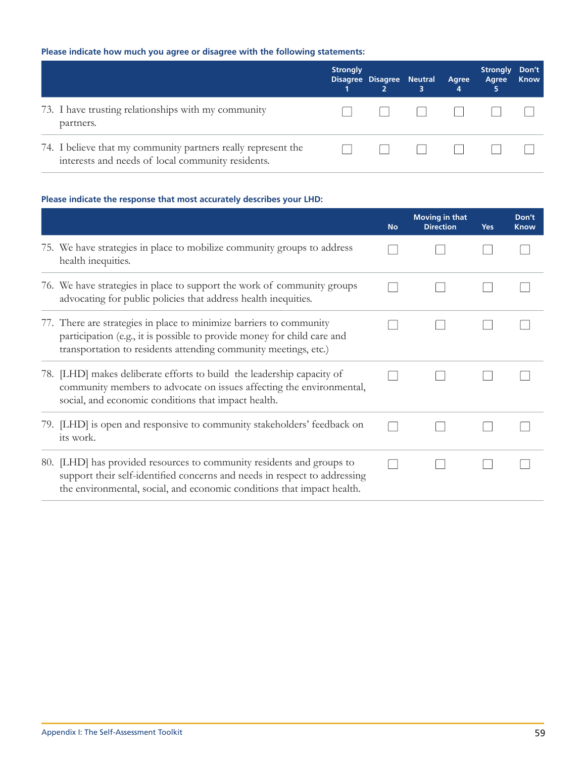**Please indicate how much you agree or disagree with the following statements:**

| | Strongly Disagree 1 | Disagree 2 | Neutral 3 | Agree 4 | Strongly Agree 5 | Don't Know |
|---|---|---|---|---|---|---|
| 73. I have trusting relationships with my community partners. | ☐ | ☐ | ☐ | ☐ | ☐ | ☐ |
| 74. I believe that my community partners really represent the interests and needs of local community residents. | ☐ | ☐ | ☐ | ☐ | ☐ | ☐ |

**Please indicate the response that most accurately describes your LHD:**

| | No | Moving in that Direction | Yes | Don't Know |
|---|---|---|---|---|
| 75. We have strategies in place to mobilize community groups to address health inequities. | ☐ | ☐ | ☐ | ☐ |
| 76. We have strategies in place to support the work of community groups advocating for public policies that address health inequities. | ☐ | ☐ | ☐ | ☐ |
| 77. There are strategies in place to minimize barriers to community participation (e.g., it is possible to provide money for child care and transportation to residents attending community meetings, etc.) | ☐ | ☐ | ☐ | ☐ |
| 78. [LHD] makes deliberate efforts to build the leadership capacity of community members to advocate on issues affecting the environmental, social, and economic conditions that impact health. | ☐ | ☐ | ☐ | ☐ |
| 79. [LHD] is open and responsive to community stakeholders' feedback on its work. | ☐ | ☐ | ☐ | ☐ |
| 80. [LHD] has provided resources to community residents and groups to support their self-identified concerns and needs in respect to addressing the environmental, social, and economic conditions that impact health. | ☐ | ☐ | ☐ | ☐ |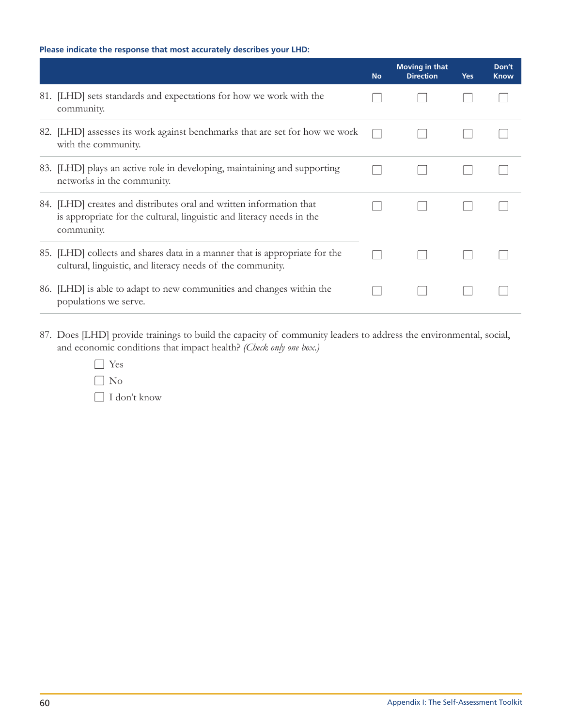**Please indicate the response that most accurately describes your LHD:**

| | No | Moving in that Direction | Yes | Don't Know |
|---|---|---|---|---|
| 81. [LHD] sets standards and expectations for how we work with the community. | ☐ | ☐ | ☐ | ☐ |
| 82. [LHD] assesses its work against benchmarks that are set for how we work with the community. | ☐ | ☐ | ☐ | ☐ |
| 83. [LHD] plays an active role in developing, maintaining and supporting networks in the community. | ☐ | ☐ | ☐ | ☐ |
| 84. [LHD] creates and distributes oral and written information that is appropriate for the cultural, linguistic and literacy needs in the community. | ☐ | ☐ | ☐ | ☐ |
| 85. [LHD] collects and shares data in a manner that is appropriate for the cultural, linguistic, and literacy needs of the community. | ☐ | ☐ | ☐ | ☐ |
| 86. [LHD] is able to adapt to new communities and changes within the populations we serve. | ☐ | ☐ | ☐ | ☐ |

87. Does [LHD] provide trainings to build the capacity of community leaders to address the environmental, social, and economic conditions that impact health? *(Check only one box.)*

- ☐ Yes
- ☐ No
- ☐ I don't know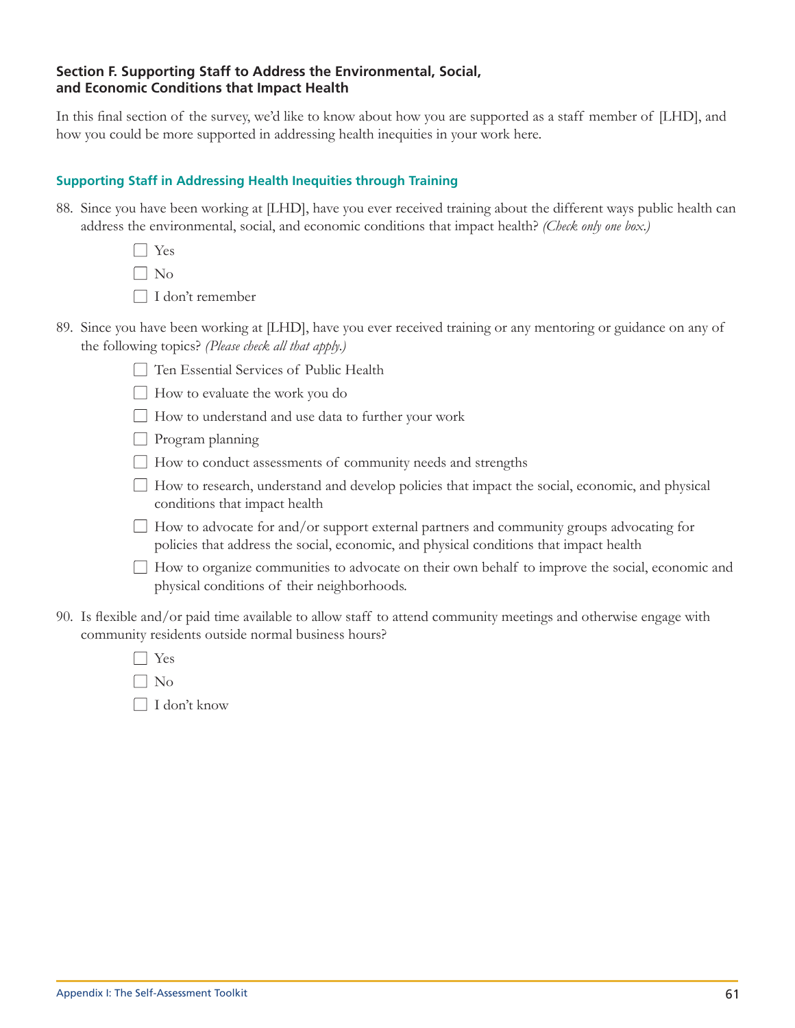### Section F. Supporting Staff to Address the Environmental, Social, and Economic Conditions that Impact Health

In this final section of the survey, we'd like to know about how you are supported as a staff member of [LHD], and how you could be more supported in addressing health inequities in your work here.

#### Supporting Staff in Addressing Health Inequities through Training

88. Since you have been working at [LHD], have you ever received training about the different ways public health can address the environmental, social, and economic conditions that impact health? *(Check only one box.)*

    - ☐ Yes
    - ☐ No
    - ☐ I don't remember

89. Since you have been working at [LHD], have you ever received training or any mentoring or guidance on any of the following topics? *(Please check all that apply.)*

    - ☐ Ten Essential Services of Public Health
    - ☐ How to evaluate the work you do
    - ☐ How to understand and use data to further your work
    - ☐ Program planning
    - ☐ How to conduct assessments of community needs and strengths
    - ☐ How to research, understand and develop policies that impact the social, economic, and physical conditions that impact health
    - ☐ How to advocate for and/or support external partners and community groups advocating for policies that address the social, economic, and physical conditions that impact health
    - ☐ How to organize communities to advocate on their own behalf to improve the social, economic and physical conditions of their neighborhoods.

90. Is flexible and/or paid time available to allow staff to attend community meetings and otherwise engage with community residents outside normal business hours?

    - ☐ Yes
    - ☐ No
    - ☐ I don't know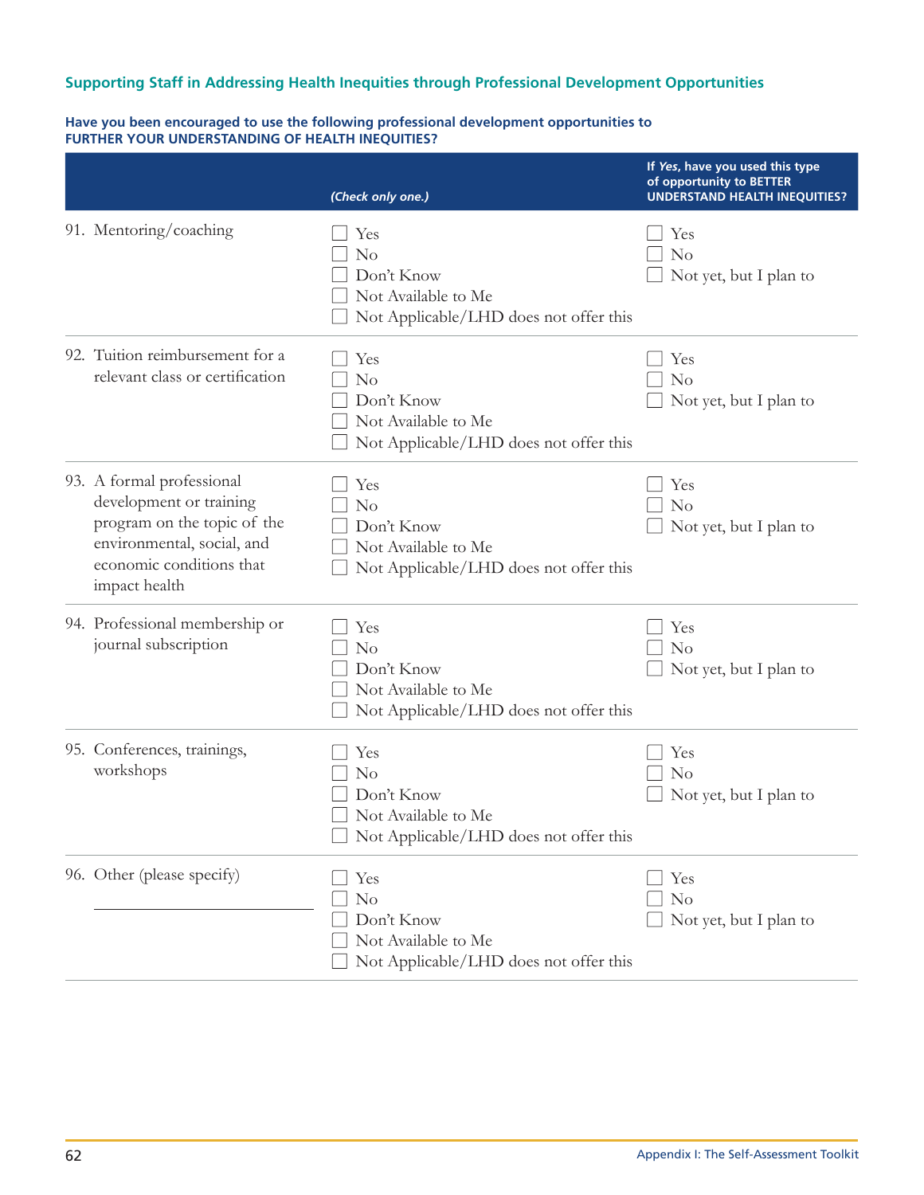### Supporting Staff in Addressing Health Inequities through Professional Development Opportunities

**Have you been encouraged to use the following professional development opportunities to FURTHER YOUR UNDERSTANDING OF HEALTH INEQUITIES?**

| | *(Check only one.)* | If *Yes*, have you used this type of opportunity to BETTER UNDERSTAND HEALTH INEQUITIES? |
|---|---|---|
| 91. Mentoring/coaching | ☐ Yes<br>☐ No<br>☐ Don't Know<br>☐ Not Available to Me<br>☐ Not Applicable/LHD does not offer this | ☐ Yes<br>☐ No<br>☐ Not yet, but I plan to |
| 92. Tuition reimbursement for a relevant class or certification | ☐ Yes<br>☐ No<br>☐ Don't Know<br>☐ Not Available to Me<br>☐ Not Applicable/LHD does not offer this | ☐ Yes<br>☐ No<br>☐ Not yet, but I plan to |
| 93. A formal professional development or training program on the topic of the environmental, social, and economic conditions that impact health | ☐ Yes<br>☐ No<br>☐ Don't Know<br>☐ Not Available to Me<br>☐ Not Applicable/LHD does not offer this | ☐ Yes<br>☐ No<br>☐ Not yet, but I plan to |
| 94. Professional membership or journal subscription | ☐ Yes<br>☐ No<br>☐ Don't Know<br>☐ Not Available to Me<br>☐ Not Applicable/LHD does not offer this | ☐ Yes<br>☐ No<br>☐ Not yet, but I plan to |
| 95. Conferences, trainings, workshops | ☐ Yes<br>☐ No<br>☐ Don't Know<br>☐ Not Available to Me<br>☐ Not Applicable/LHD does not offer this | ☐ Yes<br>☐ No<br>☐ Not yet, but I plan to |
| 96. Other (please specify) ______________ | ☐ Yes<br>☐ No<br>☐ Don't Know<br>☐ Not Available to Me<br>☐ Not Applicable/LHD does not offer this | ☐ Yes<br>☐ No<br>☐ Not yet, but I plan to |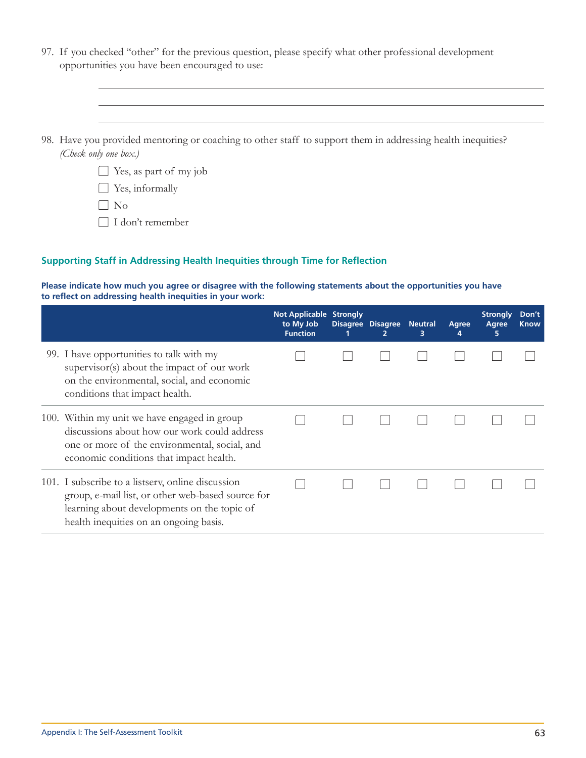97. If you checked "other" for the previous question, please specify what other professional development opportunities you have been encouraged to use:

\_\_\_\_\_\_\_\_\_\_\_\_\_\_\_\_\_\_\_\_\_\_\_\_\_\_\_\_\_\_\_\_\_\_\_\_\_\_\_\_\_\_\_\_\_\_\_\_\_\_\_\_\_\_

\_\_\_\_\_\_\_\_\_\_\_\_\_\_\_\_\_\_\_\_\_\_\_\_\_\_\_\_\_\_\_\_\_\_\_\_\_\_\_\_\_\_\_\_\_\_\_\_\_\_\_\_\_\_

\_\_\_\_\_\_\_\_\_\_\_\_\_\_\_\_\_\_\_\_\_\_\_\_\_\_\_\_\_\_\_\_\_\_\_\_\_\_\_\_\_\_\_\_\_\_\_\_\_\_\_\_\_\_

98. Have you provided mentoring or coaching to other staff to support them in addressing health inequities? *(Check only one box.)*

- ☐ Yes, as part of my job
- ☐ Yes, informally
- ☐ No
- ☐ I don't remember

## Supporting Staff in Addressing Health Inequities through Time for Reflection

**Please indicate how much you agree or disagree with the following statements about the opportunities you have to reflect on addressing health inequities in your work:**

| | Not Applicable to My Job Function | Strongly Disagree 1 | Disagree 2 | Neutral 3 | Agree 4 | Strongly Agree 5 | Don't Know |
|---|---|---|---|---|---|---|---|
| 99. I have opportunities to talk with my supervisor(s) about the impact of our work on the environmental, social, and economic conditions that impact health. | ☐ | ☐ | ☐ | ☐ | ☐ | ☐ | ☐ |
| 100. Within my unit we have engaged in group discussions about how our work could address one or more of the environmental, social, and economic conditions that impact health. | ☐ | ☐ | ☐ | ☐ | ☐ | ☐ | ☐ |
| 101. I subscribe to a listserv, online discussion group, e-mail list, or other web-based source for learning about developments on the topic of health inequities on an ongoing basis. | ☐ | ☐ | ☐ | ☐ | ☐ | ☐ | ☐ |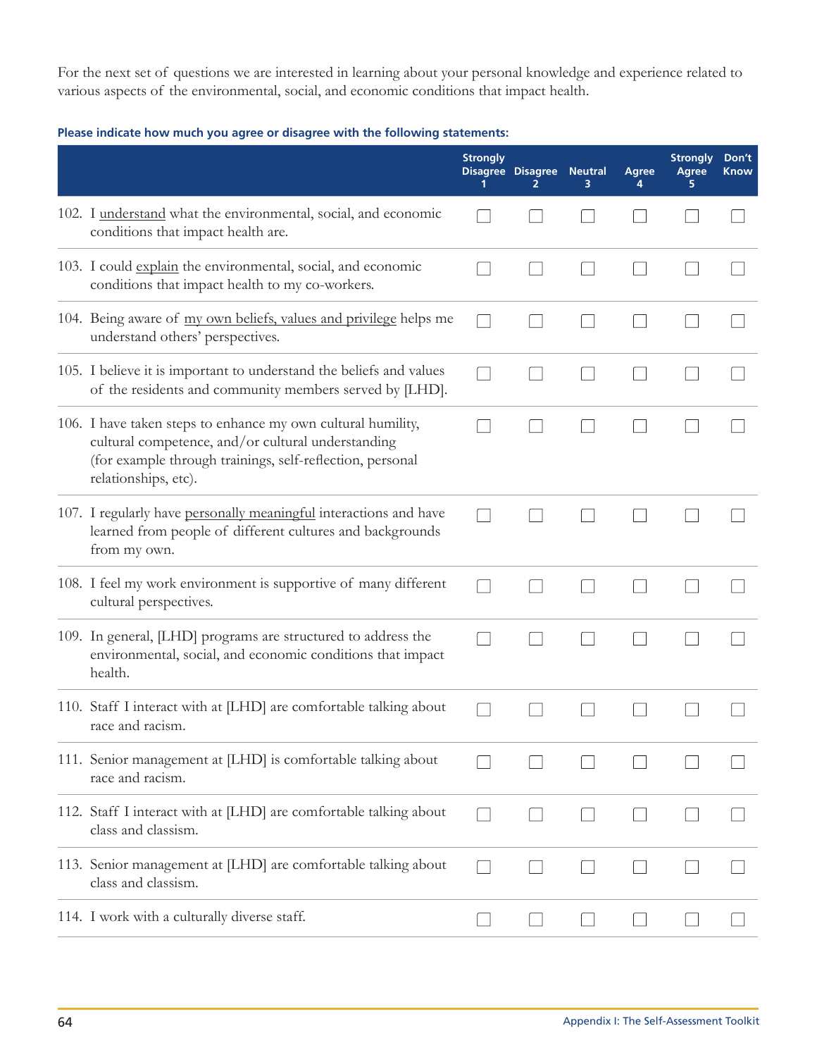For the next set of questions we are interested in learning about your personal knowledge and experience related to various aspects of the environmental, social, and economic conditions that impact health.

**Please indicate how much you agree or disagree with the following statements:**

| | Strongly Disagree 1 | Disagree 2 | Neutral 3 | Agree 4 | Strongly Agree 5 | Don't Know |
|---|---|---|---|---|---|---|
| 102. I understand what the environmental, social, and economic conditions that impact health are. | ☐ | ☐ | ☐ | ☐ | ☐ | ☐ |
| 103. I could explain the environmental, social, and economic conditions that impact health to my co-workers. | ☐ | ☐ | ☐ | ☐ | ☐ | ☐ |
| 104. Being aware of my own beliefs, values and privilege helps me understand others' perspectives. | ☐ | ☐ | ☐ | ☐ | ☐ | ☐ |
| 105. I believe it is important to understand the beliefs and values of the residents and community members served by [LHD]. | ☐ | ☐ | ☐ | ☐ | ☐ | ☐ |
| 106. I have taken steps to enhance my own cultural humility, cultural competence, and/or cultural understanding (for example through trainings, self-reflection, personal relationships, etc). | ☐ | ☐ | ☐ | ☐ | ☐ | ☐ |
| 107. I regularly have personally meaningful interactions and have learned from people of different cultures and backgrounds from my own. | ☐ | ☐ | ☐ | ☐ | ☐ | ☐ |
| 108. I feel my work environment is supportive of many different cultural perspectives. | ☐ | ☐ | ☐ | ☐ | ☐ | ☐ |
| 109. In general, [LHD] programs are structured to address the environmental, social, and economic conditions that impact health. | ☐ | ☐ | ☐ | ☐ | ☐ | ☐ |
| 110. Staff I interact with at [LHD] are comfortable talking about race and racism. | ☐ | ☐ | ☐ | ☐ | ☐ | ☐ |
| 111. Senior management at [LHD] is comfortable talking about race and racism. | ☐ | ☐ | ☐ | ☐ | ☐ | ☐ |
| 112. Staff I interact with at [LHD] are comfortable talking about class and classism. | ☐ | ☐ | ☐ | ☐ | ☐ | ☐ |
| 113. Senior management at [LHD] are comfortable talking about class and classism. | ☐ | ☐ | ☐ | ☐ | ☐ | ☐ |
| 114. I work with a culturally diverse staff. | ☐ | ☐ | ☐ | ☐ | ☐ | ☐ |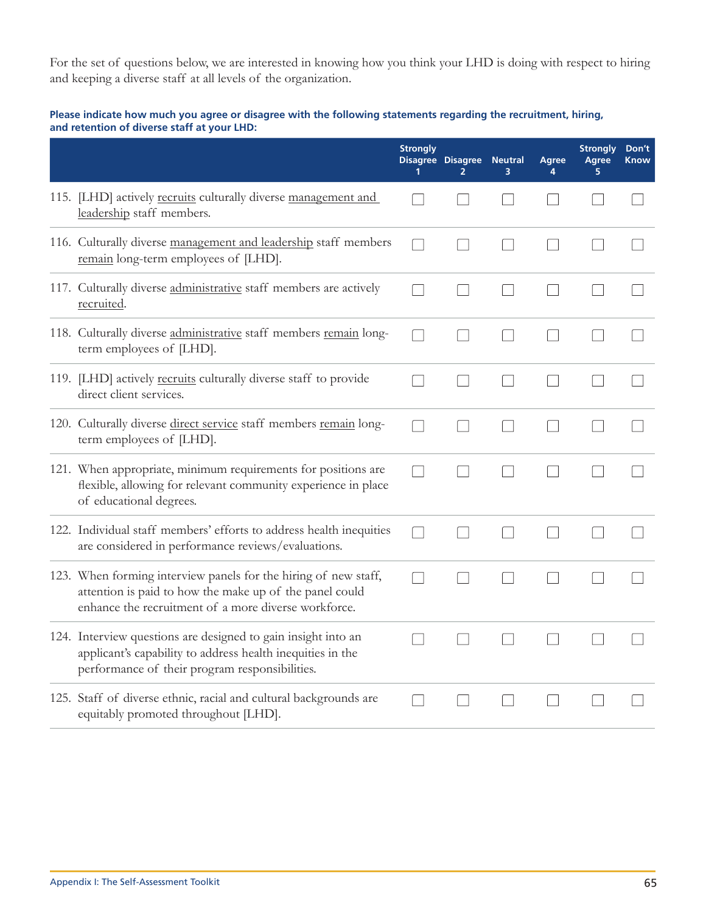For the set of questions below, we are interested in knowing how you think your LHD is doing with respect to hiring and keeping a diverse staff at all levels of the organization.

**Please indicate how much you agree or disagree with the following statements regarding the recruitment, hiring, and retention of diverse staff at your LHD:**

| | Strongly Disagree 1 | Disagree 2 | Neutral 3 | Agree 4 | Strongly Agree 5 | Don't Know |
|---|---|---|---|---|---|---|
| 115. [LHD] actively recruits culturally diverse management and leadership staff members. | ☐ | ☐ | ☐ | ☐ | ☐ | ☐ |
| 116. Culturally diverse management and leadership staff members remain long-term employees of [LHD]. | ☐ | ☐ | ☐ | ☐ | ☐ | ☐ |
| 117. Culturally diverse administrative staff members are actively recruited. | ☐ | ☐ | ☐ | ☐ | ☐ | ☐ |
| 118. Culturally diverse administrative staff members remain long-term employees of [LHD]. | ☐ | ☐ | ☐ | ☐ | ☐ | ☐ |
| 119. [LHD] actively recruits culturally diverse staff to provide direct client services. | ☐ | ☐ | ☐ | ☐ | ☐ | ☐ |
| 120. Culturally diverse direct service staff members remain long-term employees of [LHD]. | ☐ | ☐ | ☐ | ☐ | ☐ | ☐ |
| 121. When appropriate, minimum requirements for positions are flexible, allowing for relevant community experience in place of educational degrees. | ☐ | ☐ | ☐ | ☐ | ☐ | ☐ |
| 122. Individual staff members' efforts to address health inequities are considered in performance reviews/evaluations. | ☐ | ☐ | ☐ | ☐ | ☐ | ☐ |
| 123. When forming interview panels for the hiring of new staff, attention is paid to how the make up of the panel could enhance the recruitment of a more diverse workforce. | ☐ | ☐ | ☐ | ☐ | ☐ | ☐ |
| 124. Interview questions are designed to gain insight into an applicant's capability to address health inequities in the performance of their program responsibilities. | ☐ | ☐ | ☐ | ☐ | ☐ | ☐ |
| 125. Staff of diverse ethnic, racial and cultural backgrounds are equitably promoted throughout [LHD]. | ☐ | ☐ | ☐ | ☐ | ☐ | ☐ |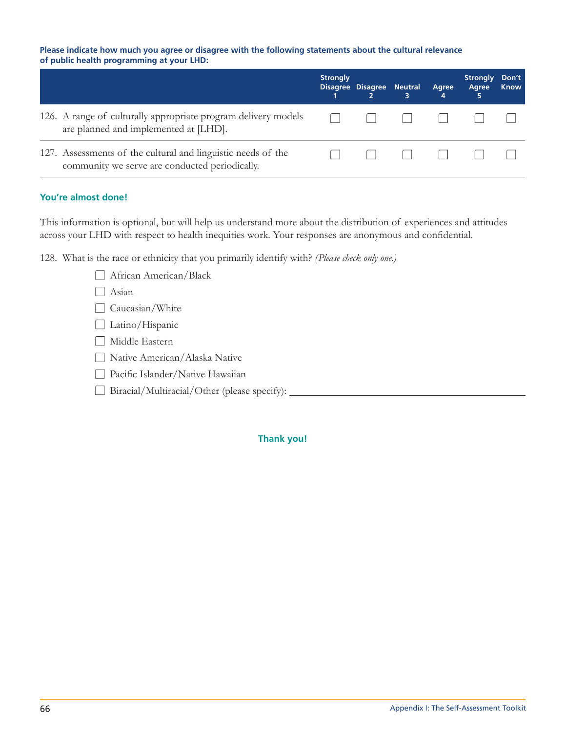**Please indicate how much you agree or disagree with the following statements about the cultural relevance of public health programming at your LHD:**

| | Strongly Disagree 1 | Disagree 2 | Neutral 3 | Agree 4 | Strongly Agree 5 | Don't Know |
|---|---|---|---|---|---|---|
| 126. A range of culturally appropriate program delivery models are planned and implemented at [LHD]. | ☐ | ☐ | ☐ | ☐ | ☐ | ☐ |
| 127. Assessments of the cultural and linguistic needs of the community we serve are conducted periodically. | ☐ | ☐ | ☐ | ☐ | ☐ | ☐ |

**You're almost done!**

This information is optional, but will help us understand more about the distribution of experiences and attitudes across your LHD with respect to health inequities work. Your responses are anonymous and confidential.

128. What is the race or ethnicity that you primarily identify with? *(Please check only one.)*

- ☐ African American/Black
- ☐ Asian
- ☐ Caucasian/White
- ☐ Latino/Hispanic
- ☐ Middle Eastern
- ☐ Native American/Alaska Native
- ☐ Pacific Islander/Native Hawaiian
- ☐ Biracial/Multiracial/Other (please specify): ____________________

**Thank you!**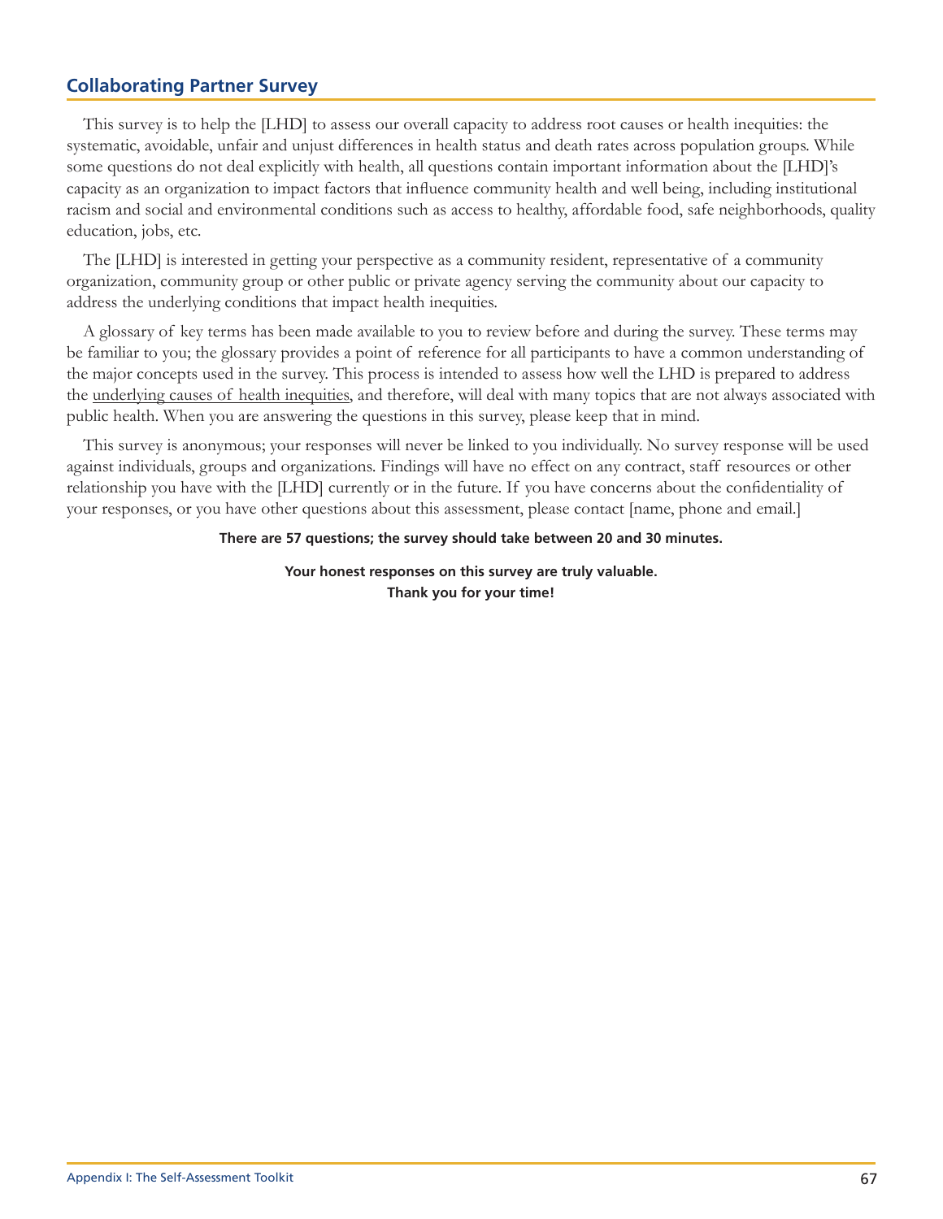## Collaborating Partner Survey

This survey is to help the [LHD] to assess our overall capacity to address root causes or health inequities: the systematic, avoidable, unfair and unjust differences in health status and death rates across population groups. While some questions do not deal explicitly with health, all questions contain important information about the [LHD]'s capacity as an organization to impact factors that influence community health and well being, including institutional racism and social and environmental conditions such as access to healthy, affordable food, safe neighborhoods, quality education, jobs, etc.

The [LHD] is interested in getting your perspective as a community resident, representative of a community organization, community group or other public or private agency serving the community about our capacity to address the underlying conditions that impact health inequities.

A glossary of key terms has been made available to you to review before and during the survey. These terms may be familiar to you; the glossary provides a point of reference for all participants to have a common understanding of the major concepts used in the survey. This process is intended to assess how well the LHD is prepared to address the underlying causes of health inequities, and therefore, will deal with many topics that are not always associated with public health. When you are answering the questions in this survey, please keep that in mind.

This survey is anonymous; your responses will never be linked to you individually. No survey response will be used against individuals, groups and organizations. Findings will have no effect on any contract, staff resources or other relationship you have with the [LHD] currently or in the future. If you have concerns about the confidentiality of your responses, or you have other questions about this assessment, please contact [name, phone and email.]

**There are 57 questions; the survey should take between 20 and 30 minutes.**

**Your honest responses on this survey are truly valuable.**
**Thank you for your time!**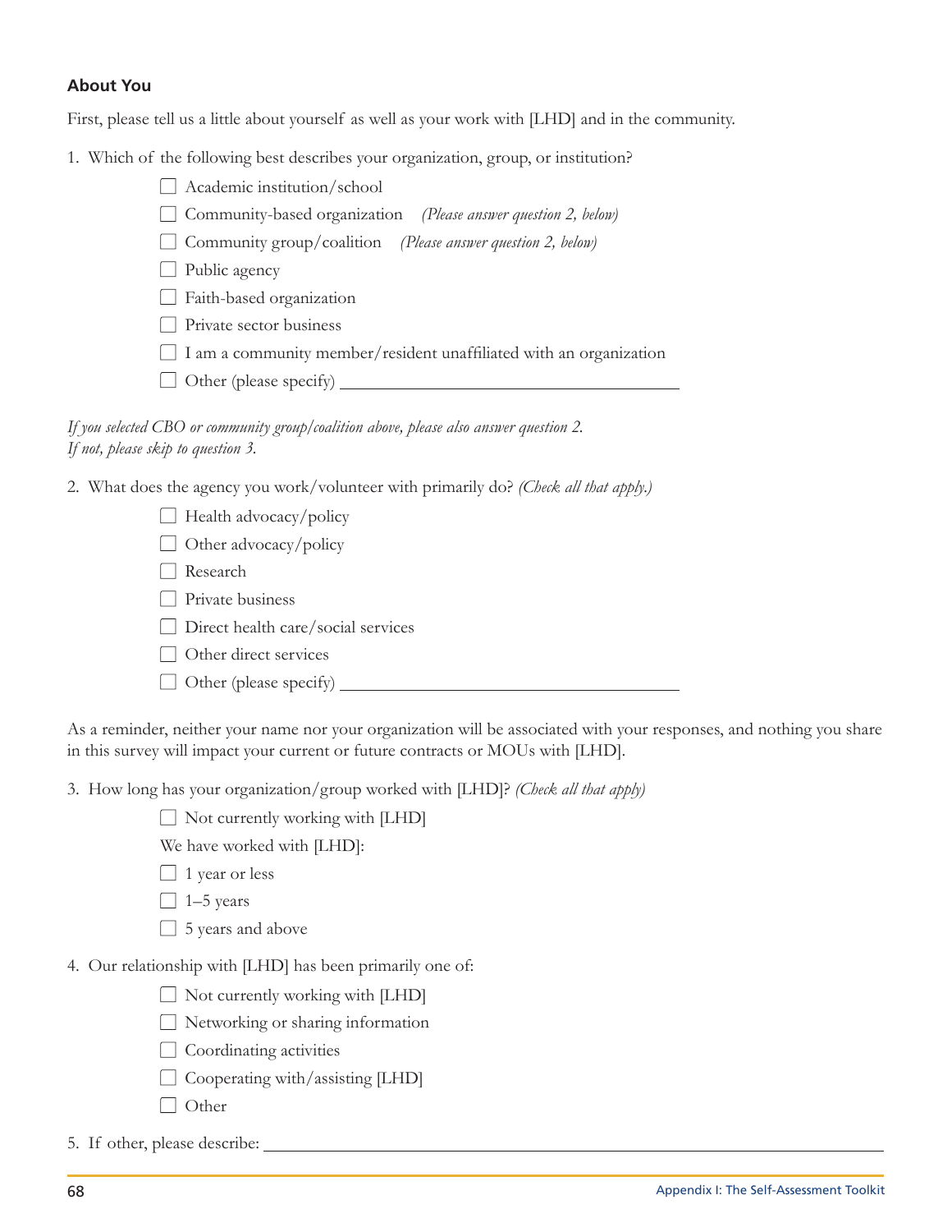### About You

First, please tell us a little about yourself as well as your work with [LHD] and in the community.

1. Which of the following best describes your organization, group, or institution?

   - [ ] Academic institution/school
   - [ ] Community-based organization *(Please answer question 2, below)*
   - [ ] Community group/coalition *(Please answer question 2, below)*
   - [ ] Public agency
   - [ ] Faith-based organization
   - [ ] Private sector business
   - [ ] I am a community member/resident unaffiliated with an organization
   - [ ] Other (please specify) ________________________________

*If you selected CBO or community group/coalition above, please also answer question 2.*
*If not, please skip to question 3.*

2. What does the agency you work/volunteer with primarily do? *(Check all that apply.)*

   - [ ] Health advocacy/policy
   - [ ] Other advocacy/policy
   - [ ] Research
   - [ ] Private business
   - [ ] Direct health care/social services
   - [ ] Other direct services
   - [ ] Other (please specify) ________________________________

As a reminder, neither your name nor your organization will be associated with your responses, and nothing you share in this survey will impact your current or future contracts or MOUs with [LHD].

3. How long has your organization/group worked with [LHD]? *(Check all that apply)*

   - [ ] Not currently working with [LHD]

   We have worked with [LHD]:

   - [ ] 1 year or less
   - [ ] 1–5 years
   - [ ] 5 years and above

4. Our relationship with [LHD] has been primarily one of:

   - [ ] Not currently working with [LHD]
   - [ ] Networking or sharing information
   - [ ] Coordinating activities
   - [ ] Cooperating with/assisting [LHD]
   - [ ] Other

5. If other, please describe: ________________________________________________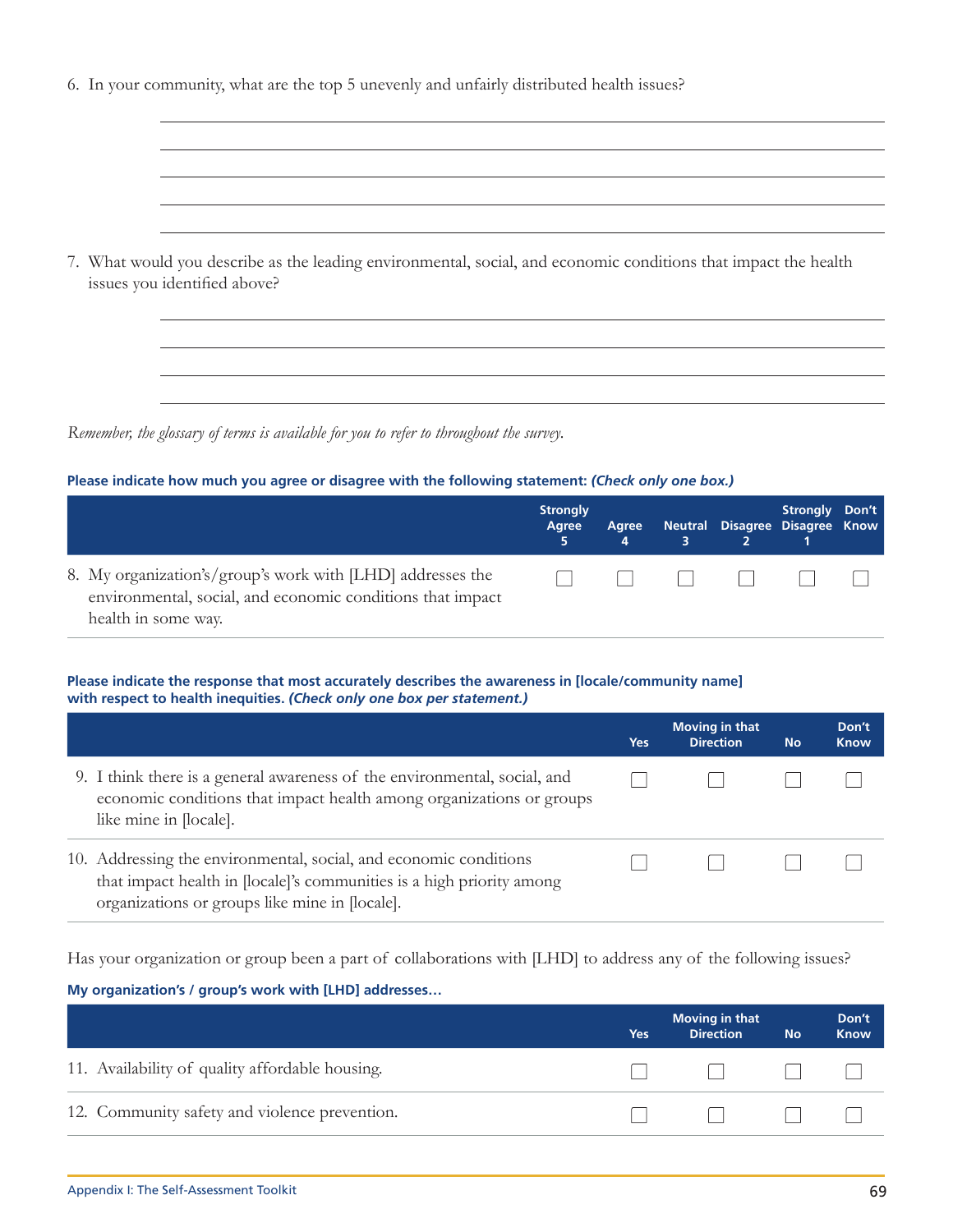6. In your community, what are the top 5 unevenly and unfairly distributed health issues?

______________________________________________________________________

______________________________________________________________________

______________________________________________________________________

______________________________________________________________________

______________________________________________________________________

7. What would you describe as the leading environmental, social, and economic conditions that impact the health issues you identified above?

______________________________________________________________________

______________________________________________________________________

______________________________________________________________________

______________________________________________________________________

*Remember, the glossary of terms is available for you to refer to throughout the survey.*

**Please indicate how much you agree or disagree with the following statement: *(Check only one box.)***

| | Strongly Agree 5 | Agree 4 | Neutral 3 | Disagree 2 | Strongly Disagree 1 | Don't Know |
|---|---|---|---|---|---|---|
| 8. My organization's/group's work with [LHD] addresses the environmental, social, and economic conditions that impact health in some way. | ☐ | ☐ | ☐ | ☐ | ☐ | ☐ |

**Please indicate the response that most accurately describes the awareness in [locale/community name] with respect to health inequities. *(Check only one box per statement.)***

| | Yes | Moving in that Direction | No | Don't Know |
|---|---|---|---|---|
| 9. I think there is a general awareness of the environmental, social, and economic conditions that impact health among organizations or groups like mine in [locale]. | ☐ | ☐ | ☐ | ☐ |
| 10. Addressing the environmental, social, and economic conditions that impact health in [locale]'s communities is a high priority among organizations or groups like mine in [locale]. | ☐ | ☐ | ☐ | ☐ |

Has your organization or group been a part of collaborations with [LHD] to address any of the following issues?

**My organization's / group's work with [LHD] addresses…**

| | Yes | Moving in that Direction | No | Don't Know |
|---|---|---|---|---|
| 11. Availability of quality affordable housing. | ☐ | ☐ | ☐ | ☐ |
| 12. Community safety and violence prevention. | ☐ | ☐ | ☐ | ☐ |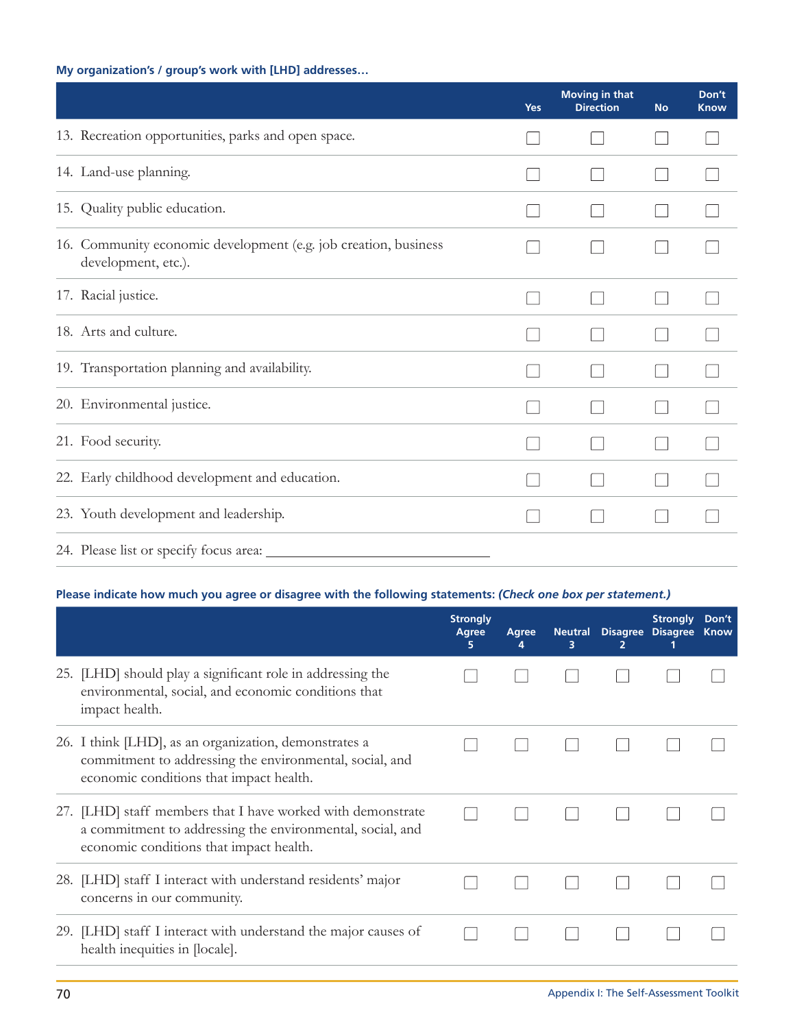**My organization's / group's work with [LHD] addresses…**

| | Yes | Moving in that Direction | No | Don't Know |
|---|---|---|---|---|
| 13. Recreation opportunities, parks and open space. | ☐ | ☐ | ☐ | ☐ |
| 14. Land-use planning. | ☐ | ☐ | ☐ | ☐ |
| 15. Quality public education. | ☐ | ☐ | ☐ | ☐ |
| 16. Community economic development (e.g. job creation, business development, etc.). | ☐ | ☐ | ☐ | ☐ |
| 17. Racial justice. | ☐ | ☐ | ☐ | ☐ |
| 18. Arts and culture. | ☐ | ☐ | ☐ | ☐ |
| 19. Transportation planning and availability. | ☐ | ☐ | ☐ | ☐ |
| 20. Environmental justice. | ☐ | ☐ | ☐ | ☐ |
| 21. Food security. | ☐ | ☐ | ☐ | ☐ |
| 22. Early childhood development and education. | ☐ | ☐ | ☐ | ☐ |
| 23. Youth development and leadership. | ☐ | ☐ | ☐ | ☐ |
| 24. Please list or specify focus area: ______________________________ | | | | |

**Please indicate how much you agree or disagree with the following statements: *(Check one box per statement.)***

| | Strongly Agree 5 | Agree 4 | Neutral 3 | Disagree 2 | Strongly Disagree 1 | Don't Know |
|---|---|---|---|---|---|---|
| 25. [LHD] should play a significant role in addressing the environmental, social, and economic conditions that impact health. | ☐ | ☐ | ☐ | ☐ | ☐ | ☐ |
| 26. I think [LHD], as an organization, demonstrates a commitment to addressing the environmental, social, and economic conditions that impact health. | ☐ | ☐ | ☐ | ☐ | ☐ | ☐ |
| 27. [LHD] staff members that I have worked with demonstrate a commitment to addressing the environmental, social, and economic conditions that impact health. | ☐ | ☐ | ☐ | ☐ | ☐ | ☐ |
| 28. [LHD] staff I interact with understand residents' major concerns in our community. | ☐ | ☐ | ☐ | ☐ | ☐ | ☐ |
| 29. [LHD] staff I interact with understand the major causes of health inequities in [locale]. | ☐ | ☐ | ☐ | ☐ | ☐ | ☐ |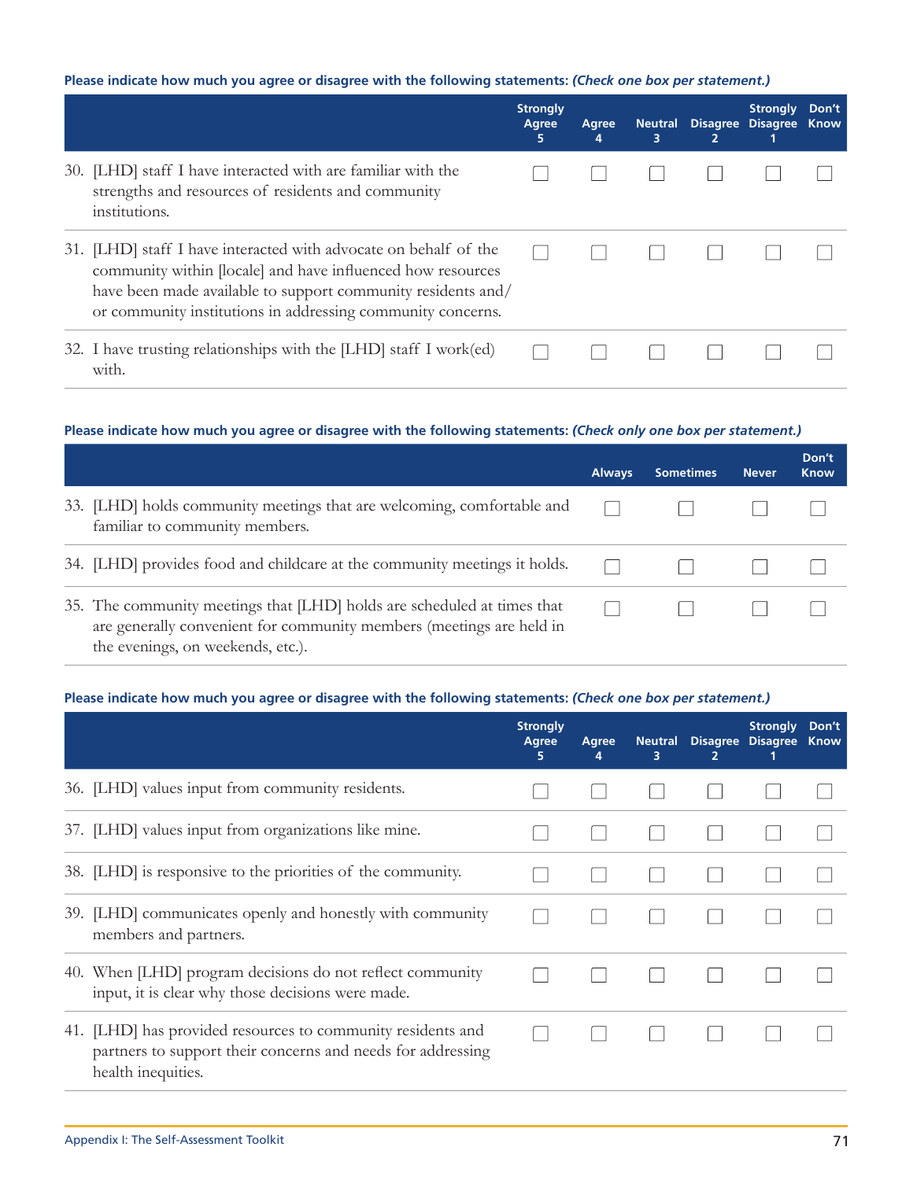**Please indicate how much you agree or disagree with the following statements:** ***(Check one box per statement.)***

| | Strongly Agree 5 | Agree 4 | Neutral 3 | Disagree 2 | Strongly Disagree 1 | Don't Know |
|---|---|---|---|---|---|---|
| 30. [LHD] staff I have interacted with are familiar with the strengths and resources of residents and community institutions. | ☐ | ☐ | ☐ | ☐ | ☐ | ☐ |
| 31. [LHD] staff I have interacted with advocate on behalf of the community within [locale] and have influenced how resources have been made available to support community residents and/or community institutions in addressing community concerns. | ☐ | ☐ | ☐ | ☐ | ☐ | ☐ |
| 32. I have trusting relationships with the [LHD] staff I work(ed) with. | ☐ | ☐ | ☐ | ☐ | ☐ | ☐ |

**Please indicate how much you agree or disagree with the following statements:** ***(Check only one box per statement.)***

| | Always | Sometimes | Never | Don't Know |
|---|---|---|---|---|
| 33. [LHD] holds community meetings that are welcoming, comfortable and familiar to community members. | ☐ | ☐ | ☐ | ☐ |
| 34. [LHD] provides food and childcare at the community meetings it holds. | ☐ | ☐ | ☐ | ☐ |
| 35. The community meetings that [LHD] holds are scheduled at times that are generally convenient for community members (meetings are held in the evenings, on weekends, etc.). | ☐ | ☐ | ☐ | ☐ |

**Please indicate how much you agree or disagree with the following statements:** ***(Check one box per statement.)***

| | Strongly Agree 5 | Agree 4 | Neutral 3 | Disagree 2 | Strongly Disagree 1 | Don't Know |
|---|---|---|---|---|---|---|
| 36. [LHD] values input from community residents. | ☐ | ☐ | ☐ | ☐ | ☐ | ☐ |
| 37. [LHD] values input from organizations like mine. | ☐ | ☐ | ☐ | ☐ | ☐ | ☐ |
| 38. [LHD] is responsive to the priorities of the community. | ☐ | ☐ | ☐ | ☐ | ☐ | ☐ |
| 39. [LHD] communicates openly and honestly with community members and partners. | ☐ | ☐ | ☐ | ☐ | ☐ | ☐ |
| 40. When [LHD] program decisions do not reflect community input, it is clear why those decisions were made. | ☐ | ☐ | ☐ | ☐ | ☐ | ☐ |
| 41. [LHD] has provided resources to community residents and partners to support their concerns and needs for addressing health inequities. | ☐ | ☐ | ☐ | ☐ | ☐ | ☐ |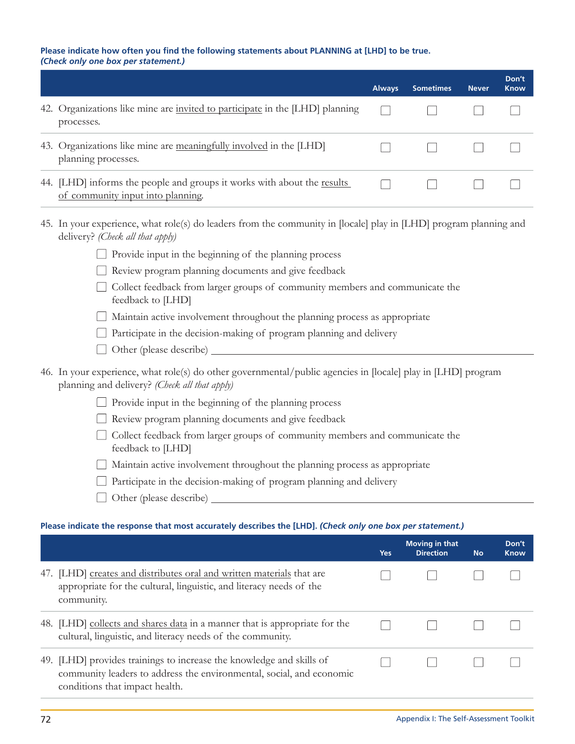**Please indicate how often you find the following statements about PLANNING at [LHD] to be true.** ***(Check only one box per statement.)***

| | Always | Sometimes | Never | Don't Know |
|---|---|---|---|---|
| 42. Organizations like mine are <u>invited to participate</u> in the [LHD] planning processes. | ☐ | ☐ | ☐ | ☐ |
| 43. Organizations like mine are <u>meaningfully involved</u> in the [LHD] planning processes. | ☐ | ☐ | ☐ | ☐ |
| 44. [LHD] informs the people and groups it works with about the <u>results of community input into planning</u>. | ☐ | ☐ | ☐ | ☐ |

45. In your experience, what role(s) do leaders from the community in [locale] play in [LHD] program planning and delivery? *(Check all that apply)*

- ☐ Provide input in the beginning of the planning process
- ☐ Review program planning documents and give feedback
- ☐ Collect feedback from larger groups of community members and communicate the feedback to [LHD]
- ☐ Maintain active involvement throughout the planning process as appropriate
- ☐ Participate in the decision-making of program planning and delivery
- ☐ Other (please describe) ____________________

46. In your experience, what role(s) do other governmental/public agencies in [locale] play in [LHD] program planning and delivery? *(Check all that apply)*

- ☐ Provide input in the beginning of the planning process
- ☐ Review program planning documents and give feedback
- ☐ Collect feedback from larger groups of community members and communicate the feedback to [LHD]
- ☐ Maintain active involvement throughout the planning process as appropriate
- ☐ Participate in the decision-making of program planning and delivery
- ☐ Other (please describe) ____________________

**Please indicate the response that most accurately describes the [LHD].** ***(Check only one box per statement.)***

| | Yes | Moving in that Direction | No | Don't Know |
|---|---|---|---|---|
| 47. [LHD] <u>creates and distributes oral and written materials</u> that are appropriate for the cultural, linguistic, and literacy needs of the community. | ☐ | ☐ | ☐ | ☐ |
| 48. [LHD] <u>collects and shares data</u> in a manner that is appropriate for the cultural, linguistic, and literacy needs of the community. | ☐ | ☐ | ☐ | ☐ |
| 49. [LHD] provides trainings to increase the knowledge and skills of community leaders to address the environmental, social, and economic conditions that impact health. | ☐ | ☐ | ☐ | ☐ |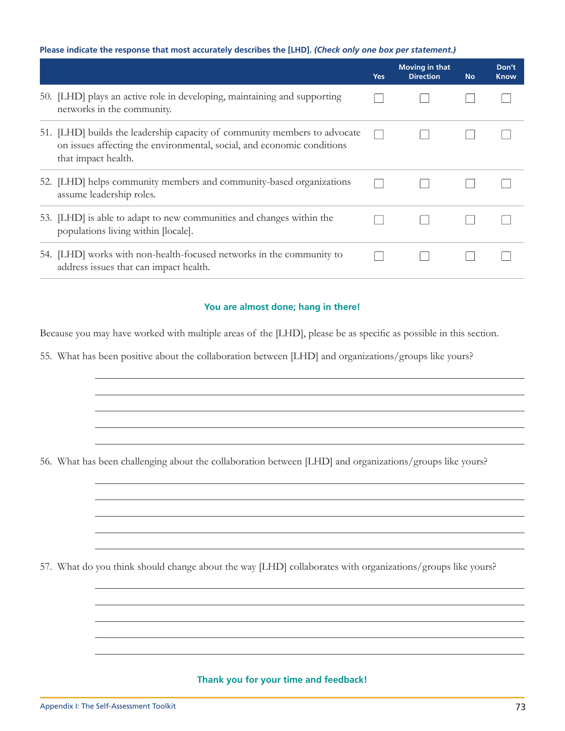**Please indicate the response that most accurately describes the [LHD].** ***(Check only one box per statement.)***

| | Yes | Moving in that Direction | No | Don't Know |
|---|---|---|---|---|
| 50. [LHD] plays an active role in developing, maintaining and supporting networks in the community. | ☐ | ☐ | ☐ | ☐ |
| 51. [LHD] builds the leadership capacity of community members to advocate on issues affecting the environmental, social, and economic conditions that impact health. | ☐ | ☐ | ☐ | ☐ |
| 52. [LHD] helps community members and community-based organizations assume leadership roles. | ☐ | ☐ | ☐ | ☐ |
| 53. [LHD] is able to adapt to new communities and changes within the populations living within [locale]. | ☐ | ☐ | ☐ | ☐ |
| 54. [LHD] works with non-health-focused networks in the community to address issues that can impact health. | ☐ | ☐ | ☐ | ☐ |

**You are almost done; hang in there!**

Because you may have worked with multiple areas of the [LHD], please be as specific as possible in this section.

55. What has been positive about the collaboration between [LHD] and organizations/groups like yours?

_______________________________________________

_______________________________________________

_______________________________________________

_______________________________________________

_______________________________________________

56. What has been challenging about the collaboration between [LHD] and organizations/groups like yours?

_______________________________________________

_______________________________________________

_______________________________________________

_______________________________________________

_______________________________________________

57. What do you think should change about the way [LHD] collaborates with organizations/groups like yours?

_______________________________________________

_______________________________________________

_______________________________________________

_______________________________________________

_______________________________________________

**Thank you for your time and feedback!**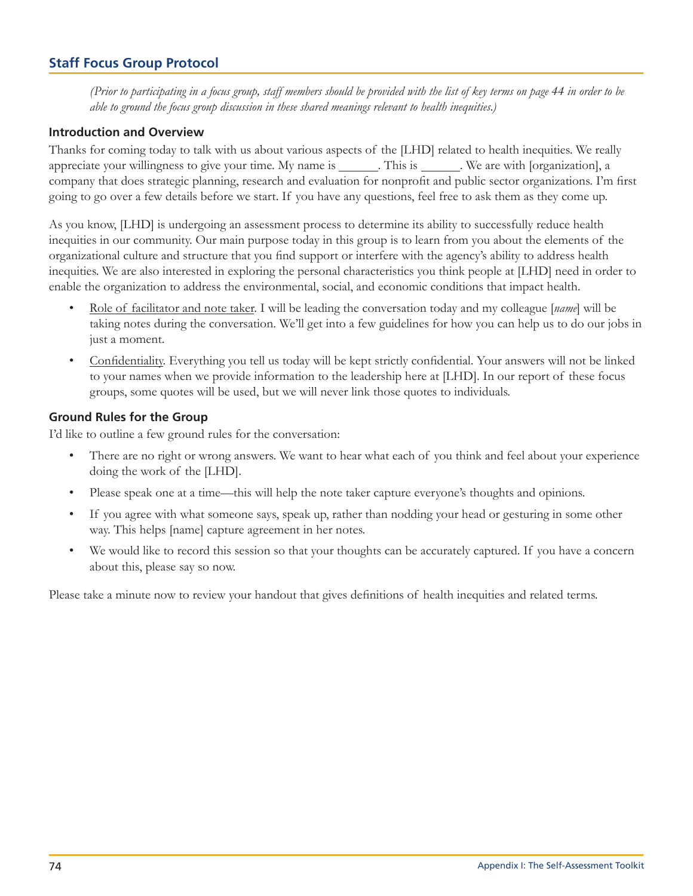## Staff Focus Group Protocol

*(Prior to participating in a focus group, staff members should be provided with the list of key terms on page 44 in order to be able to ground the focus group discussion in these shared meanings relevant to health inequities.)*

### Introduction and Overview

Thanks for coming today to talk with us about various aspects of the [LHD] related to health inequities. We really appreciate your willingness to give your time. My name is ______. This is ______. We are with [organization], a company that does strategic planning, research and evaluation for nonprofit and public sector organizations. I'm first going to go over a few details before we start. If you have any questions, feel free to ask them as they come up.

As you know, [LHD] is undergoing an assessment process to determine its ability to successfully reduce health inequities in our community. Our main purpose today in this group is to learn from you about the elements of the organizational culture and structure that you find support or interfere with the agency's ability to address health inequities. We are also interested in exploring the personal characteristics you think people at [LHD] need in order to enable the organization to address the environmental, social, and economic conditions that impact health.

- <u>Role of facilitator and note taker</u>. I will be leading the conversation today and my colleague [*name*] will be taking notes during the conversation. We'll get into a few guidelines for how you can help us to do our jobs in just a moment.
- <u>Confidentiality</u>. Everything you tell us today will be kept strictly confidential. Your answers will not be linked to your names when we provide information to the leadership here at [LHD]. In our report of these focus groups, some quotes will be used, but we will never link those quotes to individuals.

### Ground Rules for the Group

I'd like to outline a few ground rules for the conversation:

- There are no right or wrong answers. We want to hear what each of you think and feel about your experience doing the work of the [LHD].
- Please speak one at a time—this will help the note taker capture everyone's thoughts and opinions.
- If you agree with what someone says, speak up, rather than nodding your head or gesturing in some other way. This helps [name] capture agreement in her notes.
- We would like to record this session so that your thoughts can be accurately captured. If you have a concern about this, please say so now.

Please take a minute now to review your handout that gives definitions of health inequities and related terms.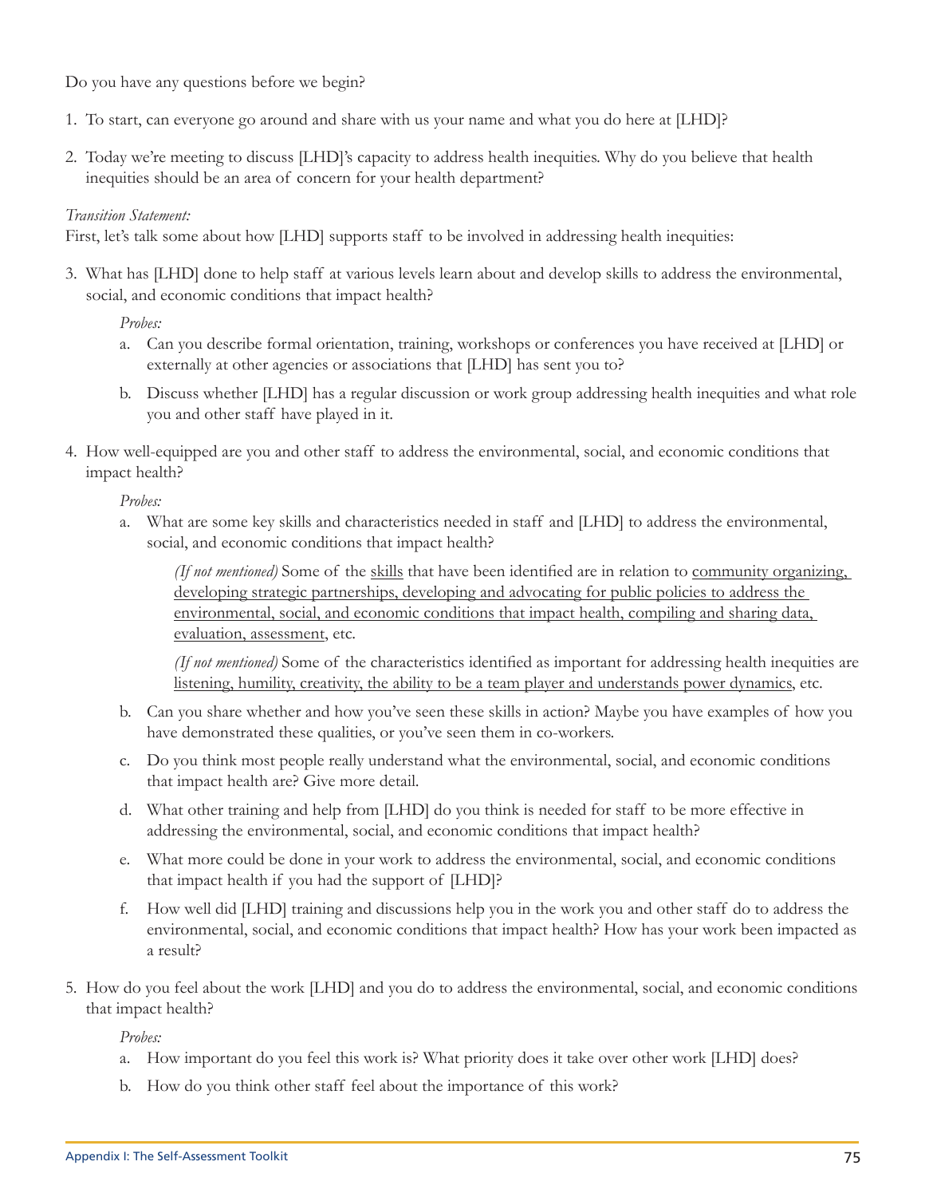Do you have any questions before we begin?

1. To start, can everyone go around and share with us your name and what you do here at [LHD]?

2. Today we're meeting to discuss [LHD]'s capacity to address health inequities. Why do you believe that health inequities should be an area of concern for your health department?

*Transition Statement:*
First, let's talk some about how [LHD] supports staff to be involved in addressing health inequities:

3. What has [LHD] done to help staff at various levels learn about and develop skills to address the environmental, social, and economic conditions that impact health?

   *Probes:*

   a. Can you describe formal orientation, training, workshops or conferences you have received at [LHD] or externally at other agencies or associations that [LHD] has sent you to?

   b. Discuss whether [LHD] has a regular discussion or work group addressing health inequities and what role you and other staff have played in it.

4. How well-equipped are you and other staff to address the environmental, social, and economic conditions that impact health?

   *Probes:*

   a. What are some key skills and characteristics needed in staff and [LHD] to address the environmental, social, and economic conditions that impact health?

      *(If not mentioned)* Some of the <u>skills</u> that have been identified are in relation to <u>community organizing, developing strategic partnerships, developing and advocating for public policies to address the environmental, social, and economic conditions that impact health, compiling and sharing data, evaluation, assessment</u>, etc.

      *(If not mentioned)* Some of the characteristics identified as important for addressing health inequities are <u>listening, humility, creativity, the ability to be a team player and understands power dynamics</u>, etc.

   b. Can you share whether and how you've seen these skills in action? Maybe you have examples of how you have demonstrated these qualities, or you've seen them in co-workers.

   c. Do you think most people really understand what the environmental, social, and economic conditions that impact health are? Give more detail.

   d. What other training and help from [LHD] do you think is needed for staff to be more effective in addressing the environmental, social, and economic conditions that impact health?

   e. What more could be done in your work to address the environmental, social, and economic conditions that impact health if you had the support of [LHD]?

   f. How well did [LHD] training and discussions help you in the work you and other staff do to address the environmental, social, and economic conditions that impact health? How has your work been impacted as a result?

5. How do you feel about the work [LHD] and you do to address the environmental, social, and economic conditions that impact health?

   *Probes:*

   a. How important do you feel this work is? What priority does it take over other work [LHD] does?

   b. How do you think other staff feel about the importance of this work?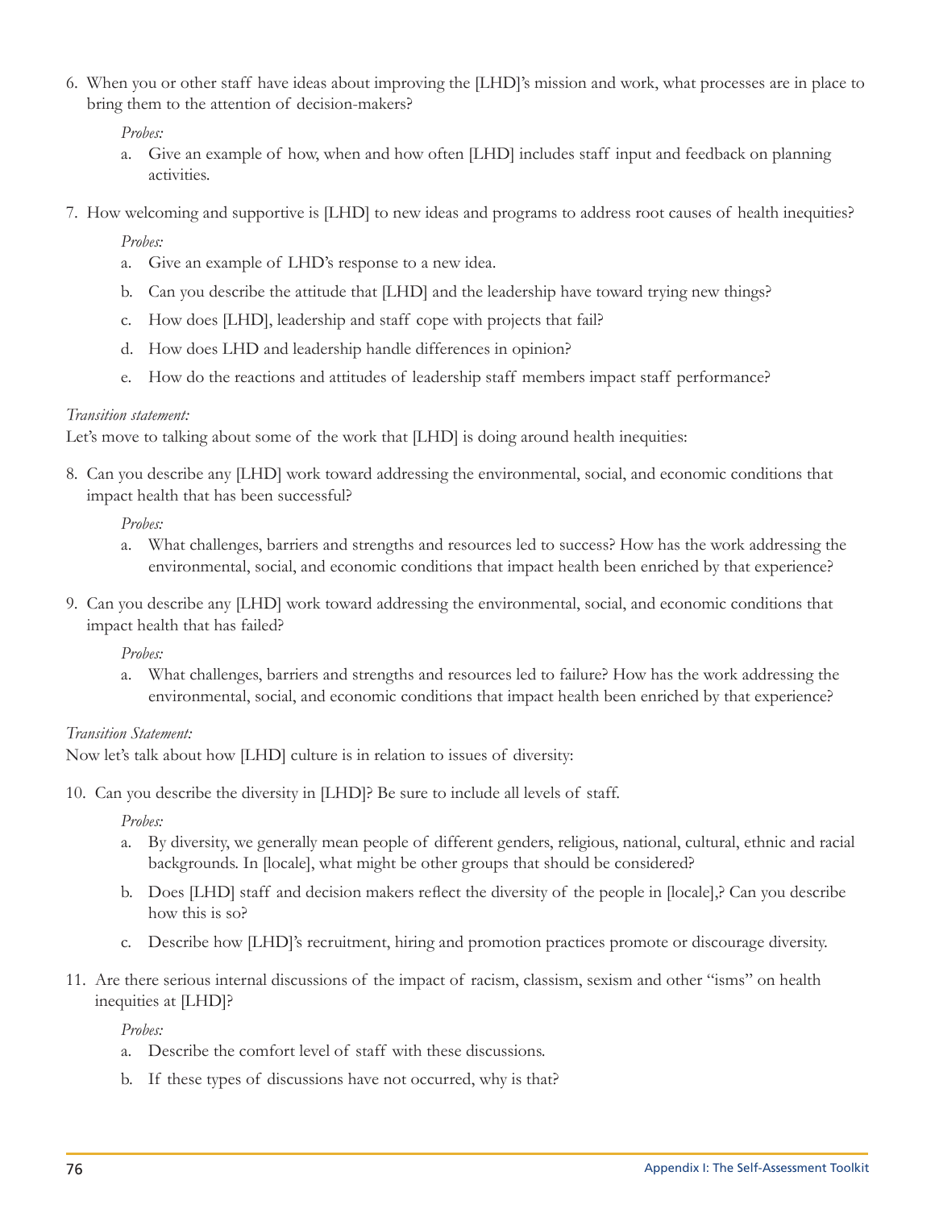6. When you or other staff have ideas about improving the [LHD]'s mission and work, what processes are in place to bring them to the attention of decision-makers?

   *Probes:*

   a. Give an example of how, when and how often [LHD] includes staff input and feedback on planning activities.

7. How welcoming and supportive is [LHD] to new ideas and programs to address root causes of health inequities?

   *Probes:*

   a. Give an example of LHD's response to a new idea.

   b. Can you describe the attitude that [LHD] and the leadership have toward trying new things?

   c. How does [LHD], leadership and staff cope with projects that fail?

   d. How does LHD and leadership handle differences in opinion?

   e. How do the reactions and attitudes of leadership staff members impact staff performance?

*Transition statement:*
Let's move to talking about some of the work that [LHD] is doing around health inequities:

8. Can you describe any [LHD] work toward addressing the environmental, social, and economic conditions that impact health that has been successful?

   *Probes:*

   a. What challenges, barriers and strengths and resources led to success? How has the work addressing the environmental, social, and economic conditions that impact health been enriched by that experience?

9. Can you describe any [LHD] work toward addressing the environmental, social, and economic conditions that impact health that has failed?

   *Probes:*

   a. What challenges, barriers and strengths and resources led to failure? How has the work addressing the environmental, social, and economic conditions that impact health been enriched by that experience?

*Transition Statement:*
Now let's talk about how [LHD] culture is in relation to issues of diversity:

10. Can you describe the diversity in [LHD]? Be sure to include all levels of staff.

    *Probes:*

    a. By diversity, we generally mean people of different genders, religious, national, cultural, ethnic and racial backgrounds. In [locale], what might be other groups that should be considered?

    b. Does [LHD] staff and decision makers reflect the diversity of the people in [locale],? Can you describe how this is so?

    c. Describe how [LHD]'s recruitment, hiring and promotion practices promote or discourage diversity.

11. Are there serious internal discussions of the impact of racism, classism, sexism and other "isms" on health inequities at [LHD]?

    *Probes:*

    a. Describe the comfort level of staff with these discussions.

    b. If these types of discussions have not occurred, why is that?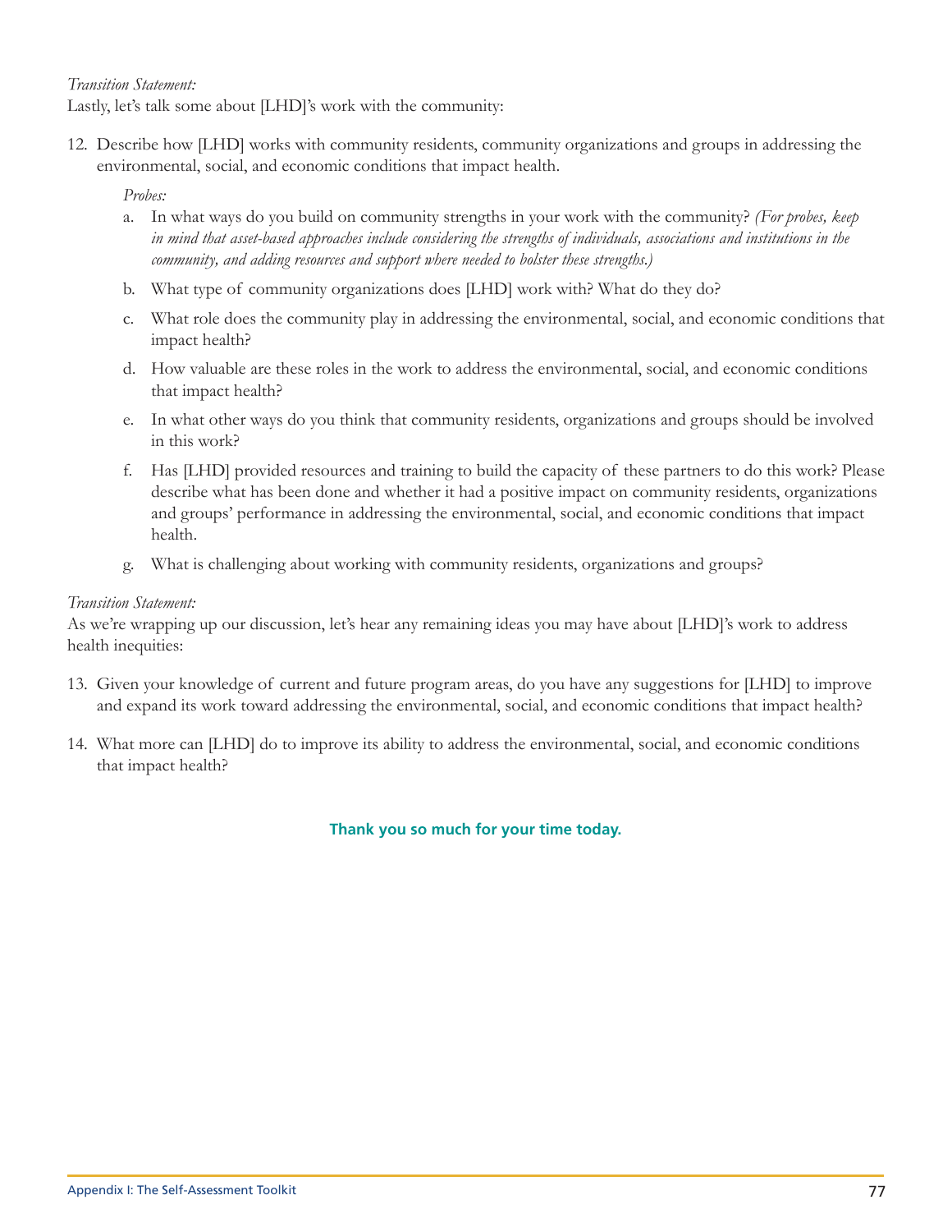*Transition Statement:*
Lastly, let's talk some about [LHD]'s work with the community:

12. Describe how [LHD] works with community residents, community organizations and groups in addressing the environmental, social, and economic conditions that impact health.

    *Probes:*

    a. In what ways do you build on community strengths in your work with the community? *(For probes, keep in mind that asset-based approaches include considering the strengths of individuals, associations and institutions in the community, and adding resources and support where needed to bolster these strengths.)*

    b. What type of community organizations does [LHD] work with? What do they do?

    c. What role does the community play in addressing the environmental, social, and economic conditions that impact health?

    d. How valuable are these roles in the work to address the environmental, social, and economic conditions that impact health?

    e. In what other ways do you think that community residents, organizations and groups should be involved in this work?

    f. Has [LHD] provided resources and training to build the capacity of these partners to do this work? Please describe what has been done and whether it had a positive impact on community residents, organizations and groups' performance in addressing the environmental, social, and economic conditions that impact health.

    g. What is challenging about working with community residents, organizations and groups?

*Transition Statement:*
As we're wrapping up our discussion, let's hear any remaining ideas you may have about [LHD]'s work to address health inequities:

13. Given your knowledge of current and future program areas, do you have any suggestions for [LHD] to improve and expand its work toward addressing the environmental, social, and economic conditions that impact health?

14. What more can [LHD] do to improve its ability to address the environmental, social, and economic conditions that impact health?

**Thank you so much for your time today.**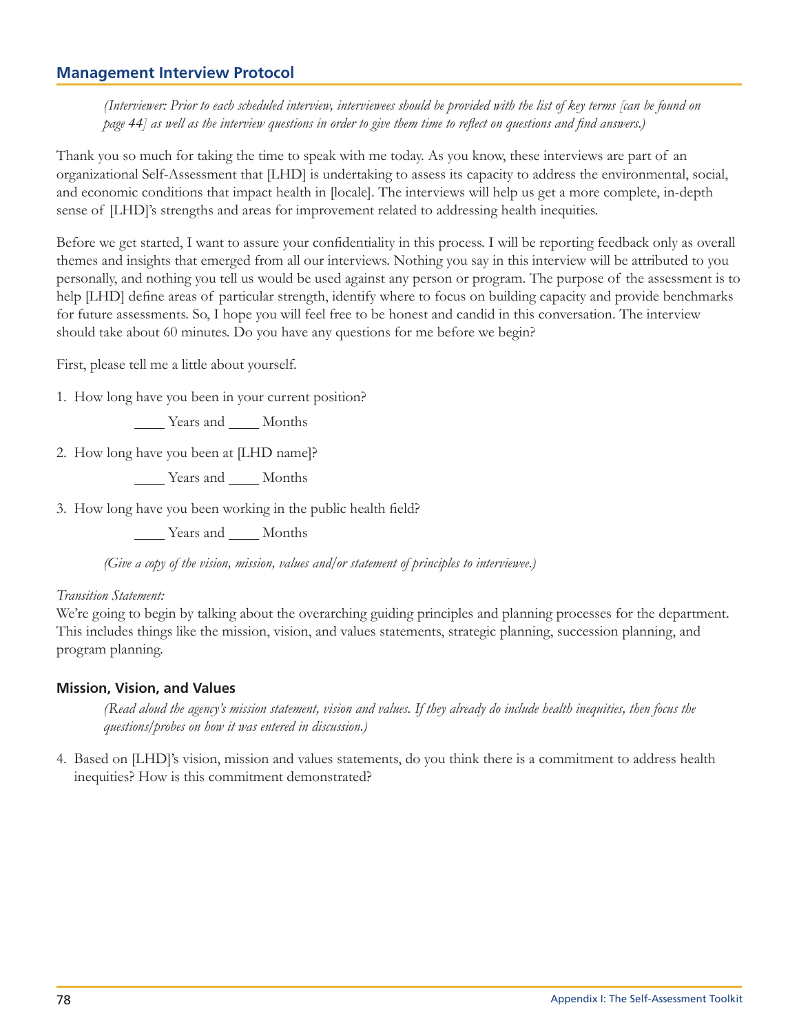## Management Interview Protocol

*(Interviewer: Prior to each scheduled interview, interviewees should be provided with the list of key terms [can be found on page 44] as well as the interview questions in order to give them time to reflect on questions and find answers.)*

Thank you so much for taking the time to speak with me today. As you know, these interviews are part of an organizational Self-Assessment that [LHD] is undertaking to assess its capacity to address the environmental, social, and economic conditions that impact health in [locale]. The interviews will help us get a more complete, in-depth sense of [LHD]'s strengths and areas for improvement related to addressing health inequities.

Before we get started, I want to assure your confidentiality in this process. I will be reporting feedback only as overall themes and insights that emerged from all our interviews. Nothing you say in this interview will be attributed to you personally, and nothing you tell us would be used against any person or program. The purpose of the assessment is to help [LHD] define areas of particular strength, identify where to focus on building capacity and provide benchmarks for future assessments. So, I hope you will feel free to be honest and candid in this conversation. The interview should take about 60 minutes. Do you have any questions for me before we begin?

First, please tell me a little about yourself.

1. How long have you been in your current position?

   ____ Years and ____ Months

2. How long have you been at [LHD name]?

   ____ Years and ____ Months

3. How long have you been working in the public health field?

   ____ Years and ____ Months

*(Give a copy of the vision, mission, values and/or statement of principles to interviewee.)*

*Transition Statement:*
We're going to begin by talking about the overarching guiding principles and planning processes for the department. This includes things like the mission, vision, and values statements, strategic planning, succession planning, and program planning.

### Mission, Vision, and Values

*(Read aloud the agency's mission statement, vision and values. If they already do include health inequities, then focus the questions/probes on how it was entered in discussion.)*

4. Based on [LHD]'s vision, mission and values statements, do you think there is a commitment to address health inequities? How is this commitment demonstrated?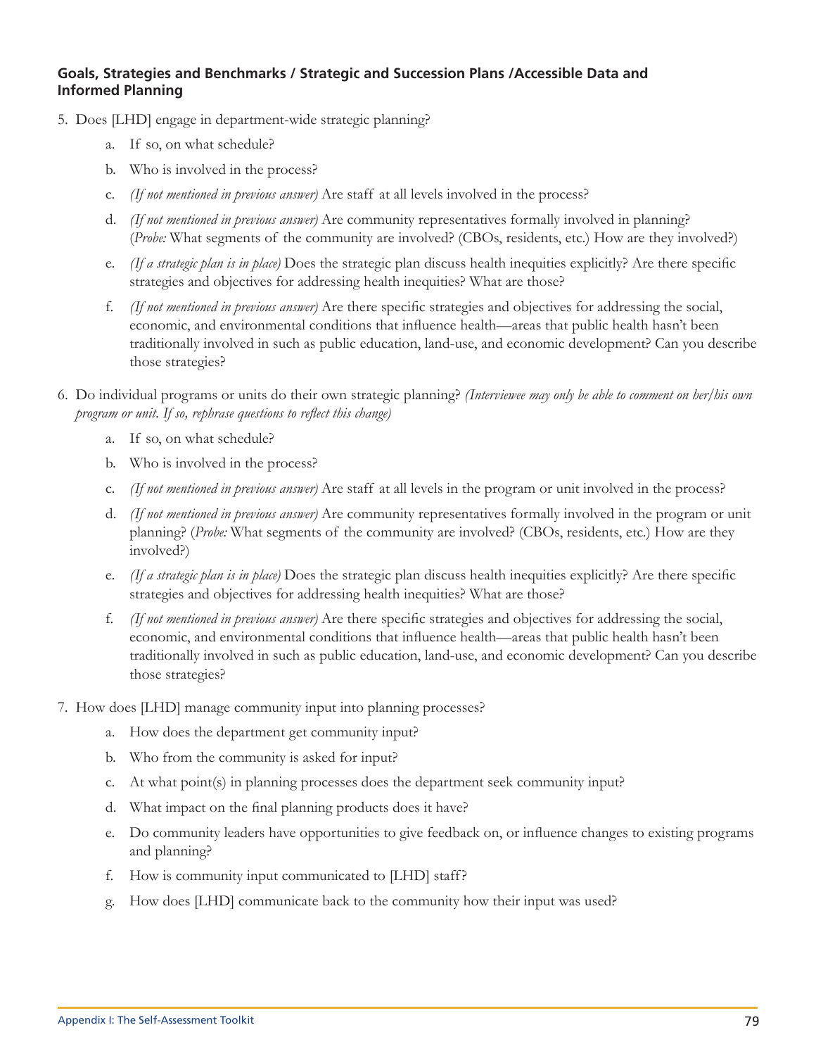**Goals, Strategies and Benchmarks / Strategic and Succession Plans /Accessible Data and Informed Planning**

5. Does [LHD] engage in department-wide strategic planning?
    a. If so, on what schedule?
    b. Who is involved in the process?
    c. *(If not mentioned in previous answer)* Are staff at all levels involved in the process?
    d. *(If not mentioned in previous answer)* Are community representatives formally involved in planning? (*Probe:* What segments of the community are involved? (CBOs, residents, etc.) How are they involved?)
    e. *(If a strategic plan is in place)* Does the strategic plan discuss health inequities explicitly? Are there specific strategies and objectives for addressing health inequities? What are those?
    f. *(If not mentioned in previous answer)* Are there specific strategies and objectives for addressing the social, economic, and environmental conditions that influence health—areas that public health hasn't been traditionally involved in such as public education, land-use, and economic development? Can you describe those strategies?

6. Do individual programs or units do their own strategic planning? *(Interviewee may only be able to comment on her/his own program or unit. If so, rephrase questions to reflect this change)*
    a. If so, on what schedule?
    b. Who is involved in the process?
    c. *(If not mentioned in previous answer)* Are staff at all levels in the program or unit involved in the process?
    d. *(If not mentioned in previous answer)* Are community representatives formally involved in the program or unit planning? (*Probe:* What segments of the community are involved? (CBOs, residents, etc.) How are they involved?)
    e. *(If a strategic plan is in place)* Does the strategic plan discuss health inequities explicitly? Are there specific strategies and objectives for addressing health inequities? What are those?
    f. *(If not mentioned in previous answer)* Are there specific strategies and objectives for addressing the social, economic, and environmental conditions that influence health—areas that public health hasn't been traditionally involved in such as public education, land-use, and economic development? Can you describe those strategies?

7. How does [LHD] manage community input into planning processes?
    a. How does the department get community input?
    b. Who from the community is asked for input?
    c. At what point(s) in planning processes does the department seek community input?
    d. What impact on the final planning products does it have?
    e. Do community leaders have opportunities to give feedback on, or influence changes to existing programs and planning?
    f. How is community input communicated to [LHD] staff?
    g. How does [LHD] communicate back to the community how their input was used?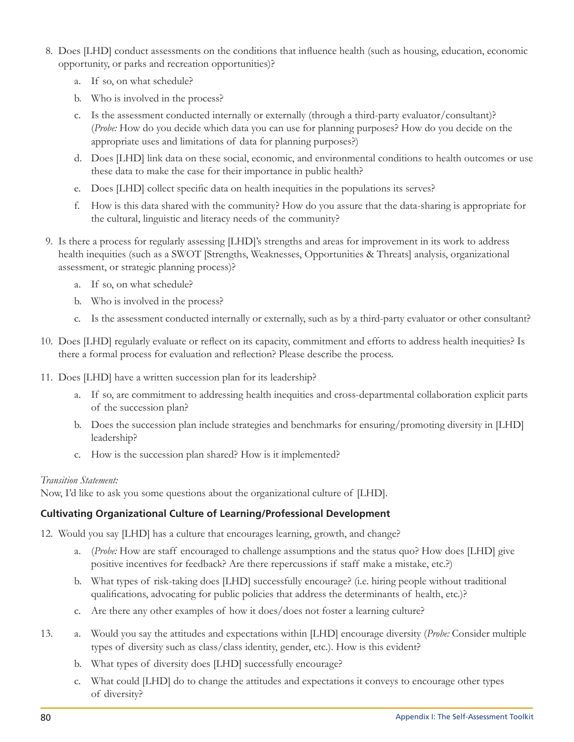8. Does [LHD] conduct assessments on the conditions that influence health (such as housing, education, economic opportunity, or parks and recreation opportunities)?
   a. If so, on what schedule?
   b. Who is involved in the process?
   c. Is the assessment conducted internally or externally (through a third-party evaluator/consultant)? (*Probe:* How do you decide which data you can use for planning purposes? How do you decide on the appropriate uses and limitations of data for planning purposes?)
   d. Does [LHD] link data on these social, economic, and environmental conditions to health outcomes or use these data to make the case for their importance in public health?
   e. Does [LHD] collect specific data on health inequities in the populations its serves?
   f. How is this data shared with the community? How do you assure that the data-sharing is appropriate for the cultural, linguistic and literacy needs of the community?
9. Is there a process for regularly assessing [LHD]'s strengths and areas for improvement in its work to address health inequities (such as a SWOT [Strengths, Weaknesses, Opportunities & Threats] analysis, organizational assessment, or strategic planning process)?
   a. If so, on what schedule?
   b. Who is involved in the process?
   c. Is the assessment conducted internally or externally, such as by a third-party evaluator or other consultant?
10. Does [LHD] regularly evaluate or reflect on its capacity, commitment and efforts to address health inequities? Is there a formal process for evaluation and reflection? Please describe the process.
11. Does [LHD] have a written succession plan for its leadership?
    a. If so, are commitment to addressing health inequities and cross-departmental collaboration explicit parts of the succession plan?
    b. Does the succession plan include strategies and benchmarks for ensuring/promoting diversity in [LHD] leadership?
    c. How is the succession plan shared? How is it implemented?

*Transition Statement:*
Now, I'd like to ask you some questions about the organizational culture of [LHD].

### Cultivating Organizational Culture of Learning/Professional Development

12. Would you say [LHD] has a culture that encourages learning, growth, and change?
    a. (*Probe:* How are staff encouraged to challenge assumptions and the status quo? How does [LHD] give positive incentives for feedback? Are there repercussions if staff make a mistake, etc.?)
    b. What types of risk-taking does [LHD] successfully encourage? (i.e. hiring people without traditional qualifications, advocating for public policies that address the determinants of health, etc.)?
    c. Are there any other examples of how it does/does not foster a learning culture?
13. 
    a. Would you say the attitudes and expectations within [LHD] encourage diversity (*Probe:* Consider multiple types of diversity such as class/class identity, gender, etc.). How is this evident?
    b. What types of diversity does [LHD] successfully encourage?
    c. What could [LHD] do to change the attitudes and expectations it conveys to encourage other types of diversity?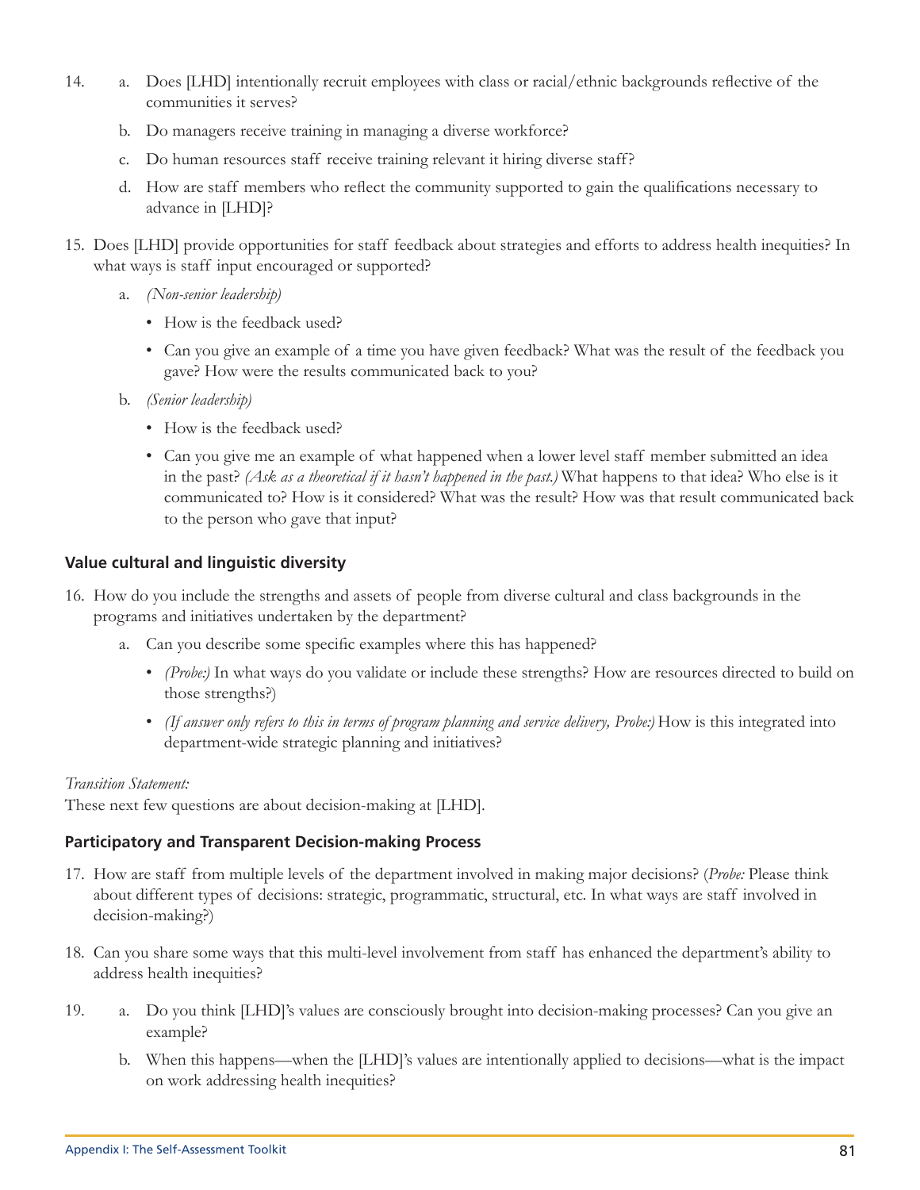14. a. Does [LHD] intentionally recruit employees with class or racial/ethnic backgrounds reflective of the communities it serves?

    b. Do managers receive training in managing a diverse workforce?

    c. Do human resources staff receive training relevant it hiring diverse staff?

    d. How are staff members who reflect the community supported to gain the qualifications necessary to advance in [LHD]?

15. Does [LHD] provide opportunities for staff feedback about strategies and efforts to address health inequities? In what ways is staff input encouraged or supported?

    a. *(Non-senior leadership)*
        - How is the feedback used?
        - Can you give an example of a time you have given feedback? What was the result of the feedback you gave? How were the results communicated back to you?

    b. *(Senior leadership)*
        - How is the feedback used?
        - Can you give me an example of what happened when a lower level staff member submitted an idea in the past? *(Ask as a theoretical if it hasn't happened in the past.)* What happens to that idea? Who else is it communicated to? How is it considered? What was the result? How was that result communicated back to the person who gave that input?

### Value cultural and linguistic diversity

16. How do you include the strengths and assets of people from diverse cultural and class backgrounds in the programs and initiatives undertaken by the department?

    a. Can you describe some specific examples where this has happened?
        - *(Probe:)* In what ways do you validate or include these strengths? How are resources directed to build on those strengths?)
        - *(If answer only refers to this in terms of program planning and service delivery, Probe:)* How is this integrated into department-wide strategic planning and initiatives?

*Transition Statement:*

These next few questions are about decision-making at [LHD].

### Participatory and Transparent Decision-making Process

17. How are staff from multiple levels of the department involved in making major decisions? (*Probe:* Please think about different types of decisions: strategic, programmatic, structural, etc. In what ways are staff involved in decision-making?)

18. Can you share some ways that this multi-level involvement from staff has enhanced the department's ability to address health inequities?

19. a. Do you think [LHD]'s values are consciously brought into decision-making processes? Can you give an example?

    b. When this happens—when the [LHD]'s values are intentionally applied to decisions—what is the impact on work addressing health inequities?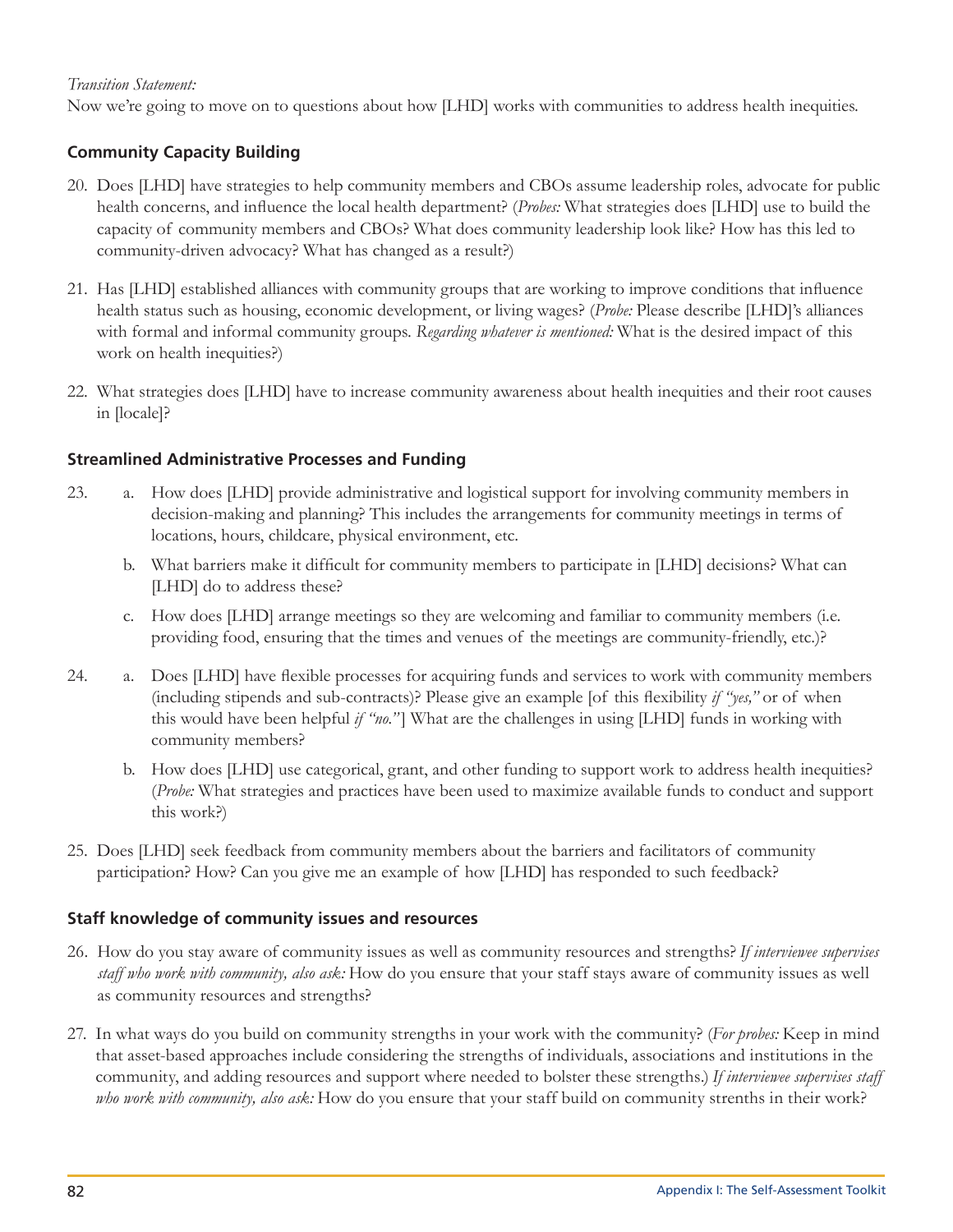*Transition Statement:*
Now we're going to move on to questions about how [LHD] works with communities to address health inequities.

### Community Capacity Building

20. Does [LHD] have strategies to help community members and CBOs assume leadership roles, advocate for public health concerns, and influence the local health department? (*Probes:* What strategies does [LHD] use to build the capacity of community members and CBOs? What does community leadership look like? How has this led to community-driven advocacy? What has changed as a result?)

21. Has [LHD] established alliances with community groups that are working to improve conditions that influence health status such as housing, economic development, or living wages? (*Probe:* Please describe [LHD]'s alliances with formal and informal community groups. *Regarding whatever is mentioned:* What is the desired impact of this work on health inequities?)

22. What strategies does [LHD] have to increase community awareness about health inequities and their root causes in [locale]?

### Streamlined Administrative Processes and Funding

23. a. How does [LHD] provide administrative and logistical support for involving community members in decision-making and planning? This includes the arrangements for community meetings in terms of locations, hours, childcare, physical environment, etc.

    b. What barriers make it difficult for community members to participate in [LHD] decisions? What can [LHD] do to address these?

    c. How does [LHD] arrange meetings so they are welcoming and familiar to community members (i.e. providing food, ensuring that the times and venues of the meetings are community-friendly, etc.)?

24. a. Does [LHD] have flexible processes for acquiring funds and services to work with community members (including stipends and sub-contracts)? Please give an example [of this flexibility *if "yes,"* or of when this would have been helpful *if "no."*] What are the challenges in using [LHD] funds in working with community members?

    b. How does [LHD] use categorical, grant, and other funding to support work to address health inequities? (*Probe:* What strategies and practices have been used to maximize available funds to conduct and support this work?)

25. Does [LHD] seek feedback from community members about the barriers and facilitators of community participation? How? Can you give me an example of how [LHD] has responded to such feedback?

### Staff knowledge of community issues and resources

26. How do you stay aware of community issues as well as community resources and strengths? *If interviewee supervises staff who work with community, also ask:* How do you ensure that your staff stays aware of community issues as well as community resources and strengths?

27. In what ways do you build on community strengths in your work with the community? (*For probes:* Keep in mind that asset-based approaches include considering the strengths of individuals, associations and institutions in the community, and adding resources and support where needed to bolster these strengths.) *If interviewee supervises staff who work with community, also ask:* How do you ensure that your staff build on community strenths in their work?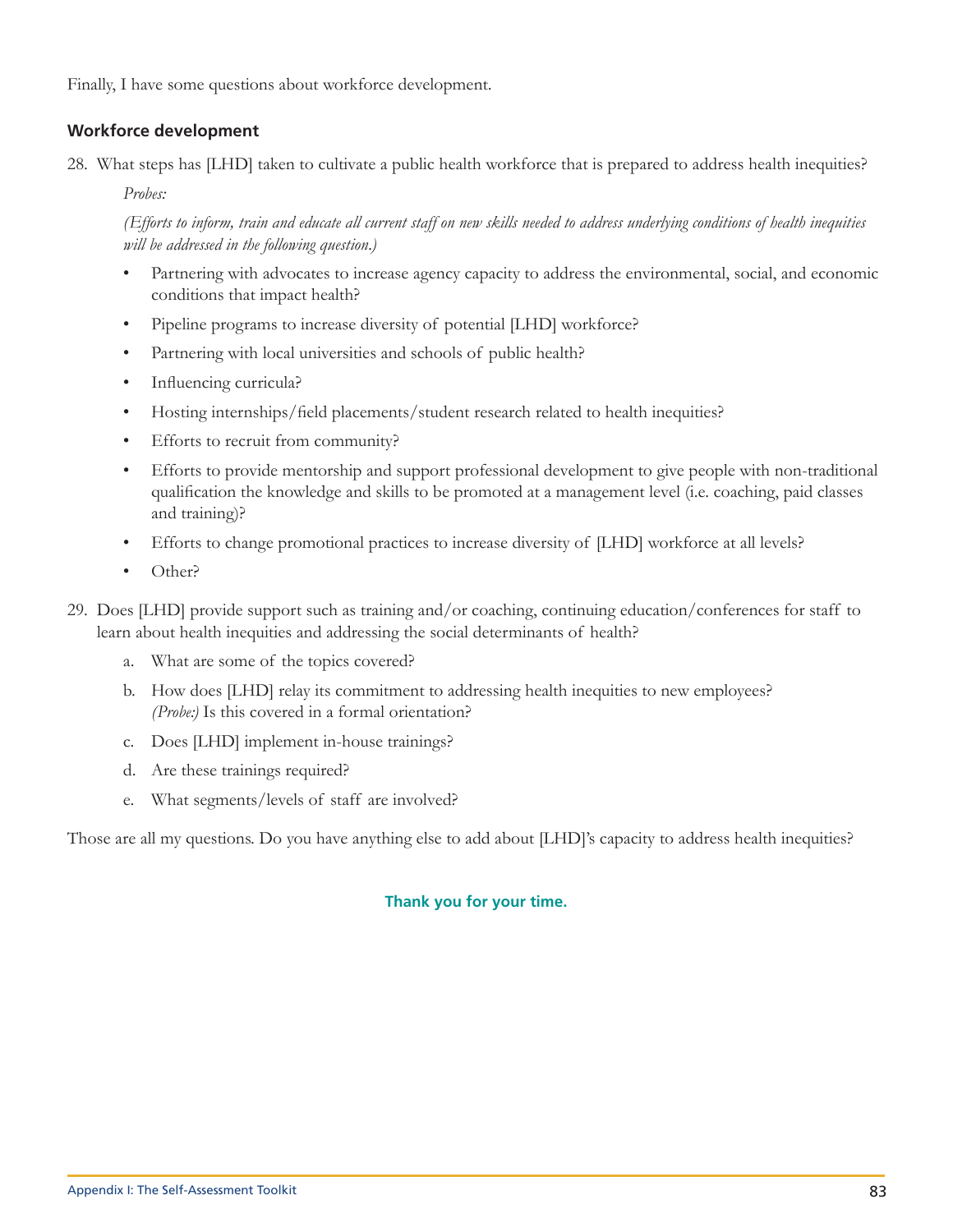Finally, I have some questions about workforce development.

### Workforce development

28. What steps has [LHD] taken to cultivate a public health workforce that is prepared to address health inequities?

    *Probes:*

    *(Efforts to inform, train and educate all current staff on new skills needed to address underlying conditions of health inequities will be addressed in the following question.)*

    - Partnering with advocates to increase agency capacity to address the environmental, social, and economic conditions that impact health?
    - Pipeline programs to increase diversity of potential [LHD] workforce?
    - Partnering with local universities and schools of public health?
    - Influencing curricula?
    - Hosting internships/field placements/student research related to health inequities?
    - Efforts to recruit from community?
    - Efforts to provide mentorship and support professional development to give people with non-traditional qualification the knowledge and skills to be promoted at a management level (i.e. coaching, paid classes and training)?
    - Efforts to change promotional practices to increase diversity of [LHD] workforce at all levels?
    - Other?

29. Does [LHD] provide support such as training and/or coaching, continuing education/conferences for staff to learn about health inequities and addressing the social determinants of health?

    a. What are some of the topics covered?

    b. How does [LHD] relay its commitment to addressing health inequities to new employees? *(Probe:)* Is this covered in a formal orientation?

    c. Does [LHD] implement in-house trainings?

    d. Are these trainings required?

    e. What segments/levels of staff are involved?

Those are all my questions. Do you have anything else to add about [LHD]'s capacity to address health inequities?

**Thank you for your time.**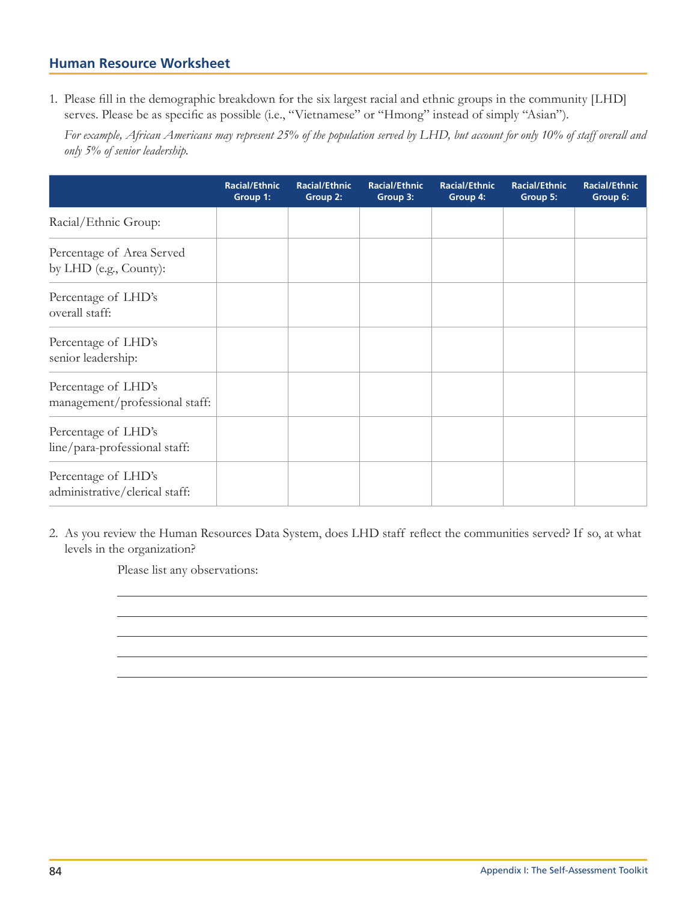## Human Resource Worksheet

1. Please fill in the demographic breakdown for the six largest racial and ethnic groups in the community [LHD] serves. Please be as specific as possible (i.e., "Vietnamese" or "Hmong" instead of simply "Asian").

   *For example, African Americans may represent 25% of the population served by LHD, but account for only 10% of staff overall and only 5% of senior leadership.*

| | Racial/Ethnic Group 1: | Racial/Ethnic Group 2: | Racial/Ethnic Group 3: | Racial/Ethnic Group 4: | Racial/Ethnic Group 5: | Racial/Ethnic Group 6: |
|---|---|---|---|---|---|---|
| Racial/Ethnic Group: | | | | | | |
| Percentage of Area Served by LHD (e.g., County): | | | | | | |
| Percentage of LHD's overall staff: | | | | | | |
| Percentage of LHD's senior leadership: | | | | | | |
| Percentage of LHD's management/professional staff: | | | | | | |
| Percentage of LHD's line/para-professional staff: | | | | | | |
| Percentage of LHD's administrative/clerical staff: | | | | | | |

2. As you review the Human Resources Data System, does LHD staff reflect the communities served? If so, at what levels in the organization?

   Please list any observations:

   ______________________________________________

   ______________________________________________

   ______________________________________________

   ______________________________________________

   ______________________________________________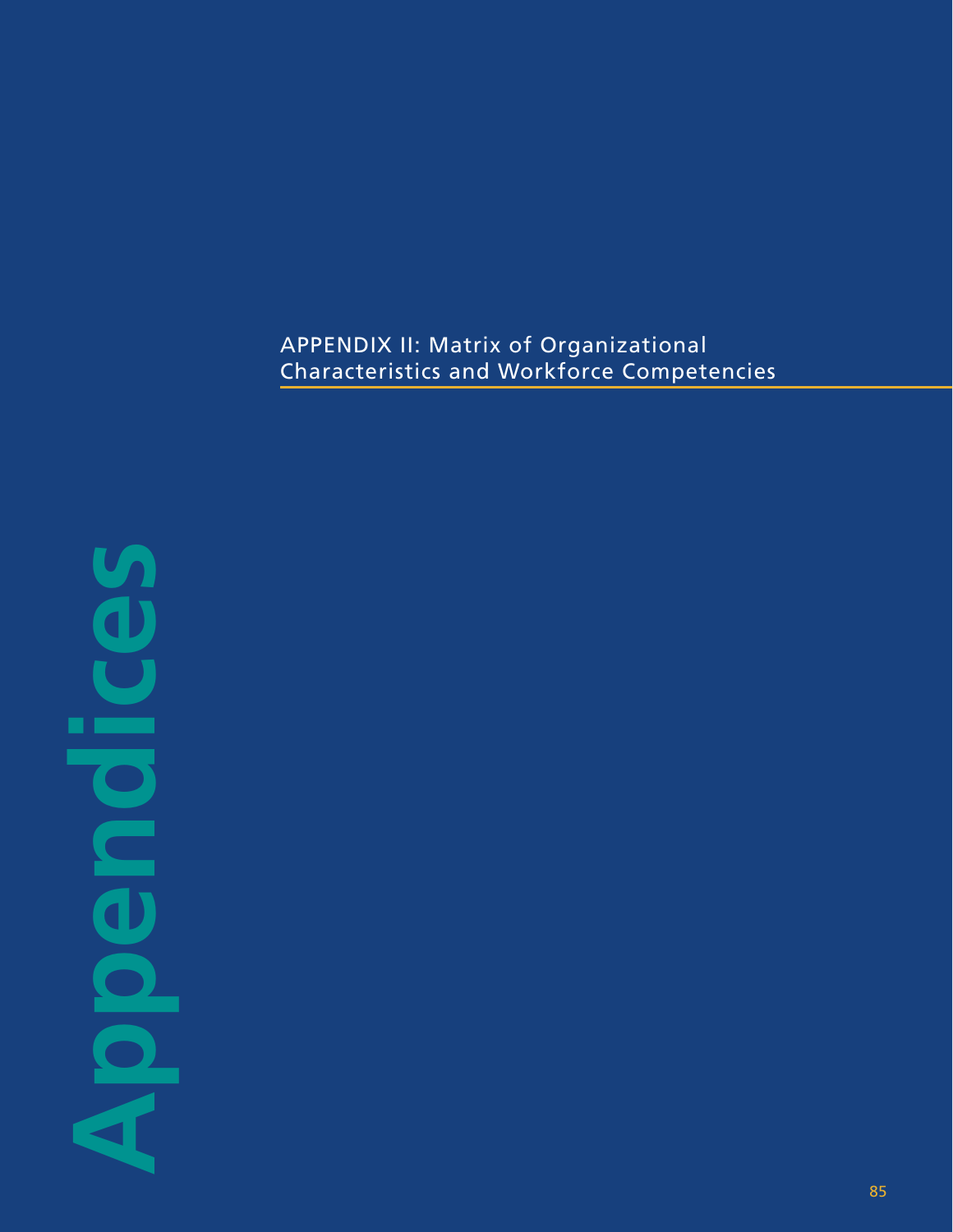# Appendices

## APPENDIX II: Matrix of Organizational Characteristics and Workforce Competencies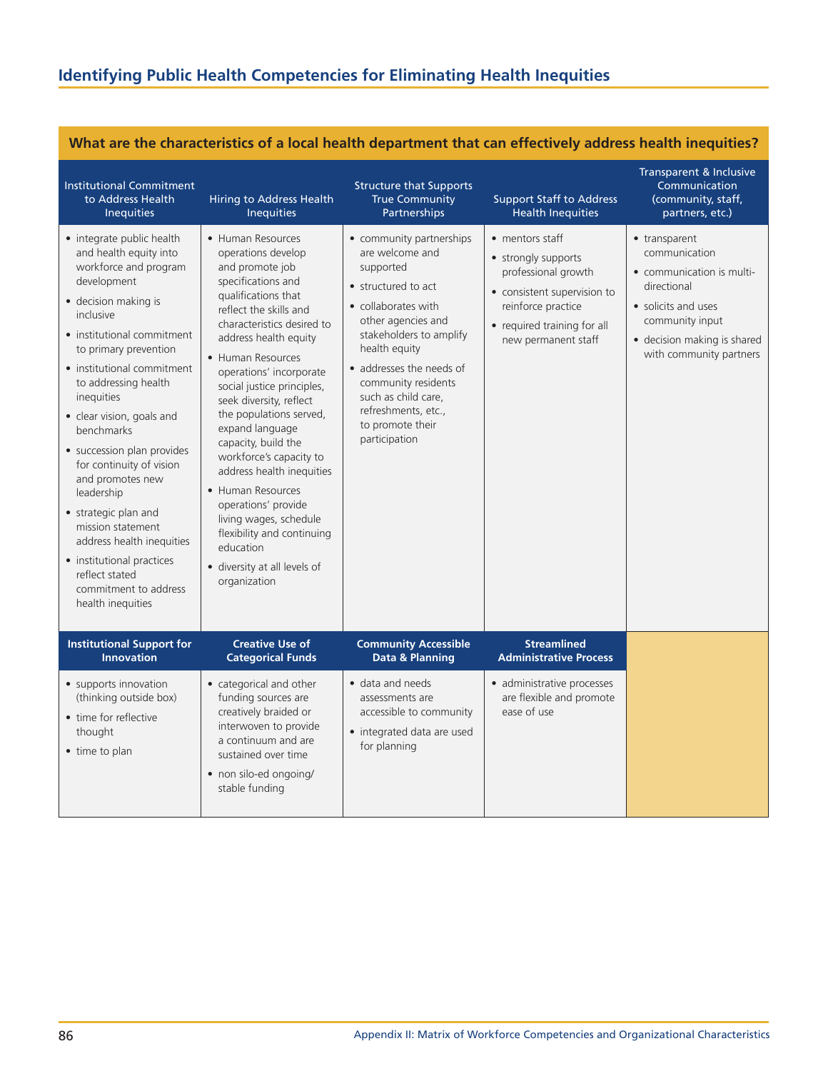## Identifying Public Health Competencies for Eliminating Health Inequities

**What are the characteristics of a local health department that can effectively address health inequities?**

| Institutional Commitment to Address Health Inequities | Hiring to Address Health Inequities | Structure that Supports True Community Partnerships | Support Staff to Address Health Inequities | Transparent & Inclusive Communication (community, staff, partners, etc.) |
|---|---|---|---|---|
| • integrate public health and health equity into workforce and program development<br>• decision making is inclusive<br>• institutional commitment to primary prevention<br>• institutional commitment to addressing health inequities<br>• clear vision, goals and benchmarks<br>• succession plan provides for continuity of vision and promotes new leadership<br>• strategic plan and mission statement address health inequities<br>• institutional practices reflect stated commitment to address health inequities | • Human Resources operations develop and promote job specifications and qualifications that reflect the skills and characteristics desired to address health equity<br>• Human Resources operations' incorporate social justice principles, seek diversity, reflect the populations served, expand language capacity, build the workforce's capacity to address health inequities<br>• Human Resources operations' provide living wages, schedule flexibility and continuing education<br>• diversity at all levels of organization | • community partnerships are welcome and supported<br>• structured to act<br>• collaborates with other agencies and stakeholders to amplify health equity<br>• addresses the needs of community residents such as child care, refreshments, etc., to promote their participation | • mentors staff<br>• strongly supports professional growth<br>• consistent supervision to reinforce practice<br>• required training for all new permanent staff | • transparent communication<br>• communication is multi-directional<br>• solicits and uses community input<br>• decision making is shared with community partners |
| **Institutional Support for Innovation** | **Creative Use of Categorical Funds** | **Community Accessible Data & Planning** | **Streamlined Administrative Process** | |
| • supports innovation (thinking outside box)<br>• time for reflective thought<br>• time to plan | • categorical and other funding sources are creatively braided or interwoven to provide a continuum and are sustained over time<br>• non silo-ed ongoing/ stable funding | • data and needs assessments are accessible to community<br>• integrated data are used for planning | • administrative processes are flexible and promote ease of use | |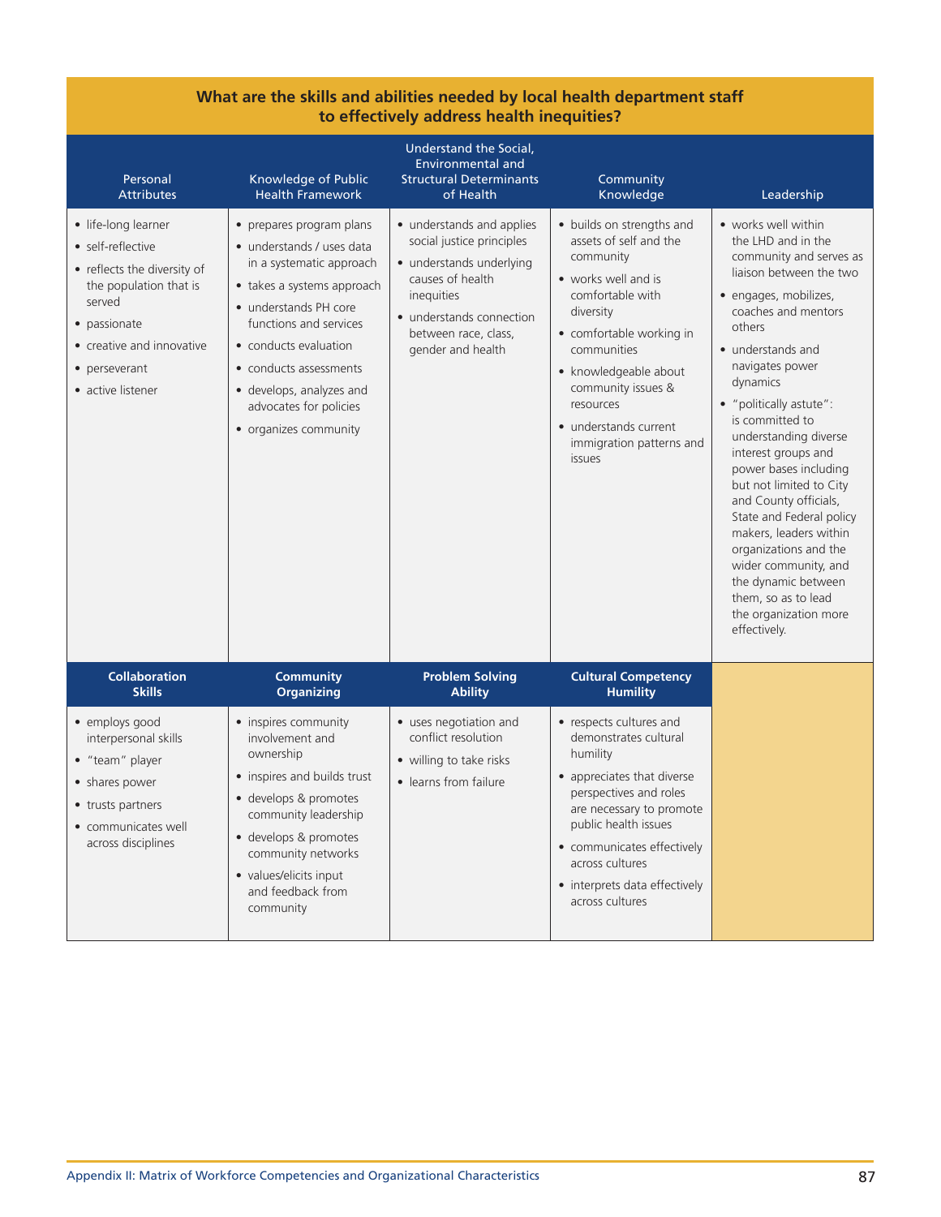**What are the skills and abilities needed by local health department staff to effectively address health inequities?**

| Personal Attributes | Knowledge of Public Health Framework | Understand the Social, Environmental and Structural Determinants of Health | Community Knowledge | Leadership |
|---|---|---|---|---|
| • life-long learner<br>• self-reflective<br>• reflects the diversity of the population that is served<br>• passionate<br>• creative and innovative<br>• perseverant<br>• active listener | • prepares program plans<br>• understands / uses data in a systematic approach<br>• takes a systems approach<br>• understands PH core functions and services<br>• conducts evaluation<br>• conducts assessments<br>• develops, analyzes and advocates for policies<br>• organizes community | • understands and applies social justice principles<br>• understands underlying causes of health inequities<br>• understands connection between race, class, gender and health | • builds on strengths and assets of self and the community<br>• works well and is comfortable with diversity<br>• comfortable working in communities<br>• knowledgeable about community issues & resources<br>• understands current immigration patterns and issues | • works well within the LHD and in the community and serves as liaison between the two<br>• engages, mobilizes, coaches and mentors others<br>• understands and navigates power dynamics<br>• "politically astute": is committed to understanding diverse interest groups and power bases including but not limited to City and County officials, State and Federal policy makers, leaders within organizations and the wider community, and the dynamic between them, so as to lead the organization more effectively. |
| **Collaboration Skills** | **Community Organizing** | **Problem Solving Ability** | **Cultural Competency Humility** | |
| • employs good interpersonal skills<br>• "team" player<br>• shares power<br>• trusts partners<br>• communicates well across disciplines | • inspires community involvement and ownership<br>• inspires and builds trust<br>• develops & promotes community leadership<br>• develops & promotes community networks<br>• values/elicits input and feedback from community | • uses negotiation and conflict resolution<br>• willing to take risks<br>• learns from failure | • respects cultures and demonstrates cultural humility<br>• appreciates that diverse perspectives and roles are necessary to promote public health issues<br>• communicates effectively across cultures<br>• interprets data effectively across cultures | |

Appendix II: Matrix of Workforce Competencies and Organizational Characteristics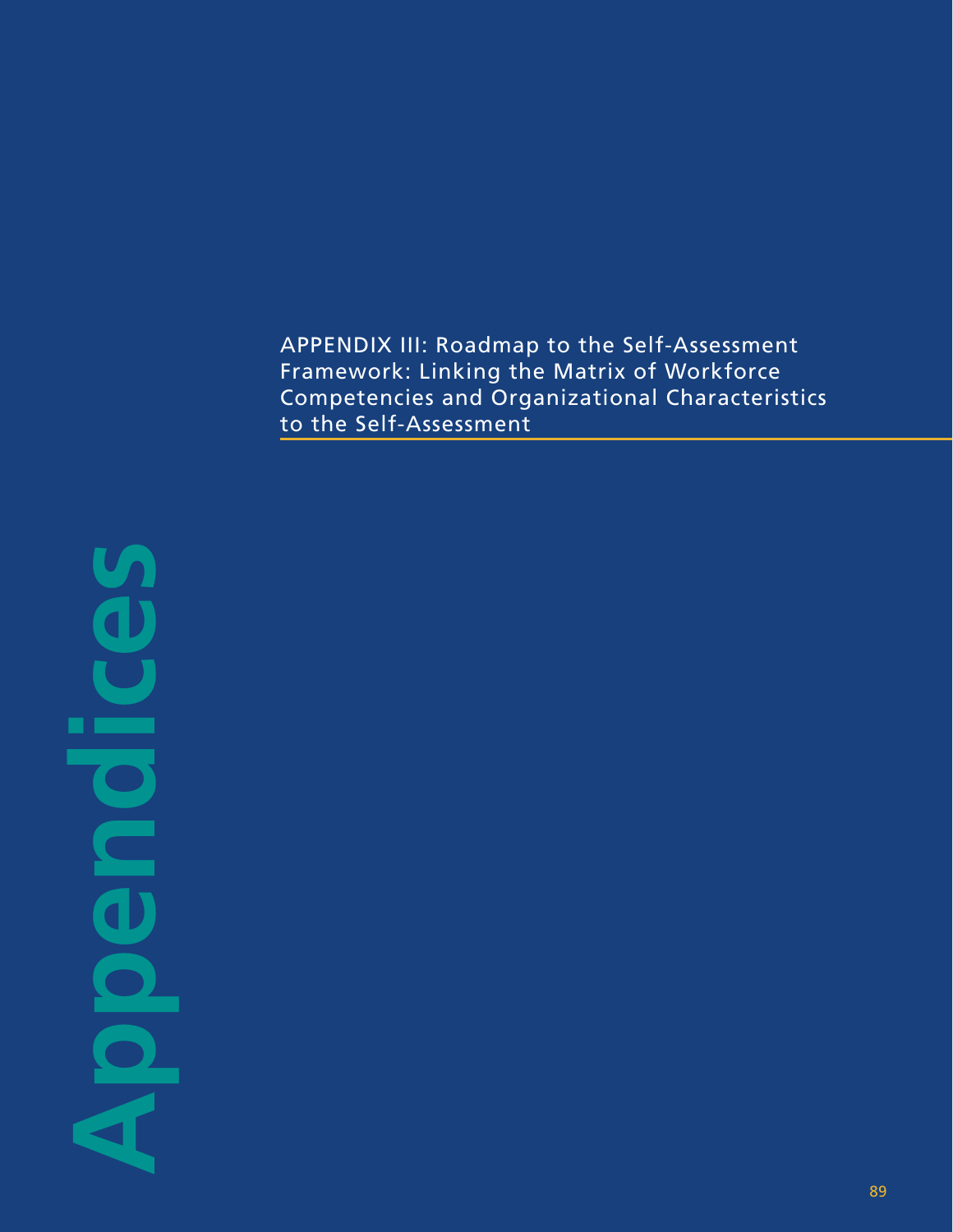# Appendices

## APPENDIX III: Roadmap to the Self-Assessment Framework: Linking the Matrix of Workforce Competencies and Organizational Characteristics to the Self-Assessment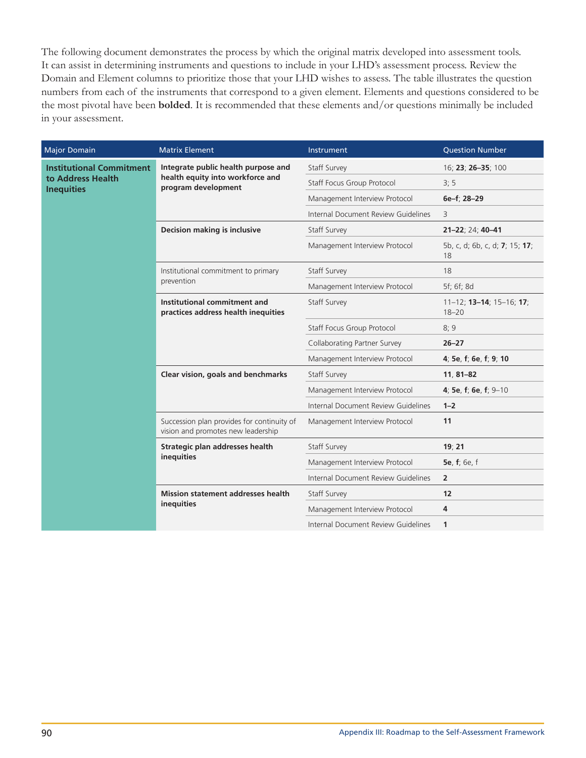The following document demonstrates the process by which the original matrix developed into assessment tools. It can assist in determining instruments and questions to include in your LHD's assessment process. Review the Domain and Element columns to prioritize those that your LHD wishes to assess. The table illustrates the question numbers from each of the instruments that correspond to a given element. Elements and questions considered to be the most pivotal have been **bolded**. It is recommended that these elements and/or questions minimally be included in your assessment.

| Major Domain | Matrix Element | Instrument | Question Number |
|---|---|---|---|
| **Institutional Commitment to Address Health Inequities** | **Integrate public health purpose and health equity into workforce and program development** | Staff Survey | 16; **23**; **26–35**; 100 |
| | | Staff Focus Group Protocol | 3; 5 |
| | | Management Interview Protocol | **6e–f**; **28–29** |
| | | Internal Document Review Guidelines | 3 |
| | **Decision making is inclusive** | Staff Survey | **21–22**; 24; **40–41** |
| | | Management Interview Protocol | 5b, c, d; 6b, c, d; **7**; 15; **17**; 18 |
| | Institutional commitment to primary prevention | Staff Survey | 18 |
| | | Management Interview Protocol | 5f; 6f; 8d |
| | **Institutional commitment and practices address health inequities** | Staff Survey | 11–12; **13–14**; 15–16; **17**; 18–20 |
| | | Staff Focus Group Protocol | 8; 9 |
| | | Collaborating Partner Survey | **26–27** |
| | | Management Interview Protocol | **4**; **5e**, **f**; **6e**, **f**; **9**; **10** |
| | **Clear vision, goals and benchmarks** | Staff Survey | **11**, **81–82** |
| | | Management Interview Protocol | **4**; **5e**, **f**; **6e**, **f**; 9–10 |
| | | Internal Document Review Guidelines | **1–2** |
| | Succession plan provides for continuity of vision and promotes new leadership | Management Interview Protocol | **11** |
| | **Strategic plan addresses health inequities** | Staff Survey | **19**; **21** |
| | | Management Interview Protocol | **5e**, **f**; 6e, f |
| | | Internal Document Review Guidelines | **2** |
| | **Mission statement addresses health inequities** | Staff Survey | **12** |
| | | Management Interview Protocol | **4** |
| | | Internal Document Review Guidelines | **1** |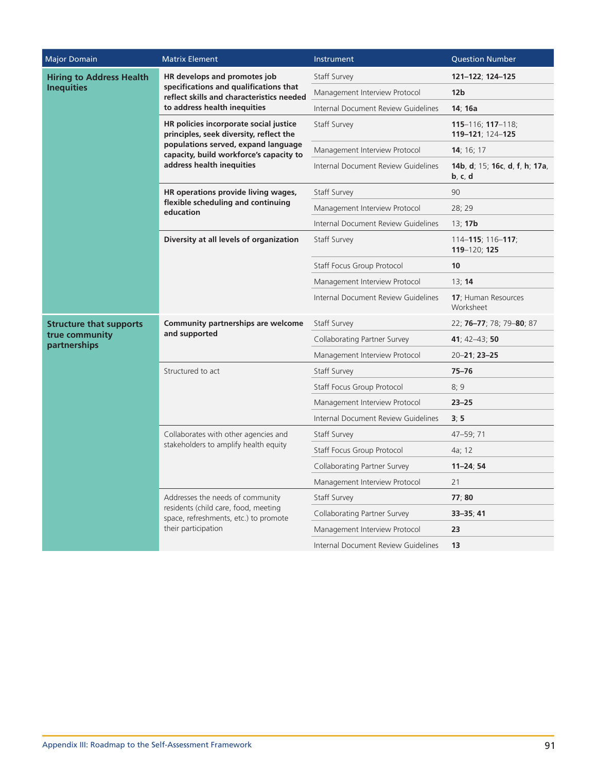| Major Domain | Matrix Element | Instrument | Question Number |
|---|---|---|---|
| **Hiring to Address Health Inequities** | **HR develops and promotes job specifications and qualifications that reflect skills and characteristics needed to address health inequities** | Staff Survey | **121–122**; **124–125** |
| | | Management Interview Protocol | **12b** |
| | | Internal Document Review Guidelines | **14**; **16a** |
| | **HR policies incorporate social justice principles, seek diversity, reflect the populations served, expand language capacity, build workforce's capacity to address health inequities** | Staff Survey | **115**–116; **117**–118; **119–121**; 124–**125** |
| | | Management Interview Protocol | **14**; 16; 17 |
| | | Internal Document Review Guidelines | **14b**, **d**; 15; **16c**, **d**, **f**, **h**; **17a**, **b**, **c**, **d** |
| | **HR operations provide living wages, flexible scheduling and continuing education** | Staff Survey | 90 |
| | | Management Interview Protocol | 28; 29 |
| | | Internal Document Review Guidelines | 13; **17b** |
| | **Diversity at all levels of organization** | Staff Survey | 114–**115**; 116–**117**; **119**–120; **125** |
| | | Staff Focus Group Protocol | **10** |
| | | Management Interview Protocol | 13; **14** |
| | | Internal Document Review Guidelines | **17**; Human Resources Worksheet |
| **Structure that supports true community partnerships** | **Community partnerships are welcome and supported** | Staff Survey | 22; **76–77**; 78; 79–**80**; 87 |
| | | Collaborating Partner Survey | **41**; 42–43; **50** |
| | | Management Interview Protocol | 20–**21**; **23–25** |
| | Structured to act | Staff Survey | **75–76** |
| | | Staff Focus Group Protocol | 8; 9 |
| | | Management Interview Protocol | **23–25** |
| | | Internal Document Review Guidelines | **3**; **5** |
| | Collaborates with other agencies and stakeholders to amplify health equity | Staff Survey | 47–59; 71 |
| | | Staff Focus Group Protocol | 4a; 12 |
| | | Collaborating Partner Survey | **11–24**; **54** |
| | | Management Interview Protocol | 21 |
| | Addresses the needs of community residents (child care, food, meeting space, refreshments, etc.) to promote their participation | Staff Survey | **77**; **80** |
| | | Collaborating Partner Survey | **33–35**; **41** |
| | | Management Interview Protocol | **23** |
| | | Internal Document Review Guidelines | **13** |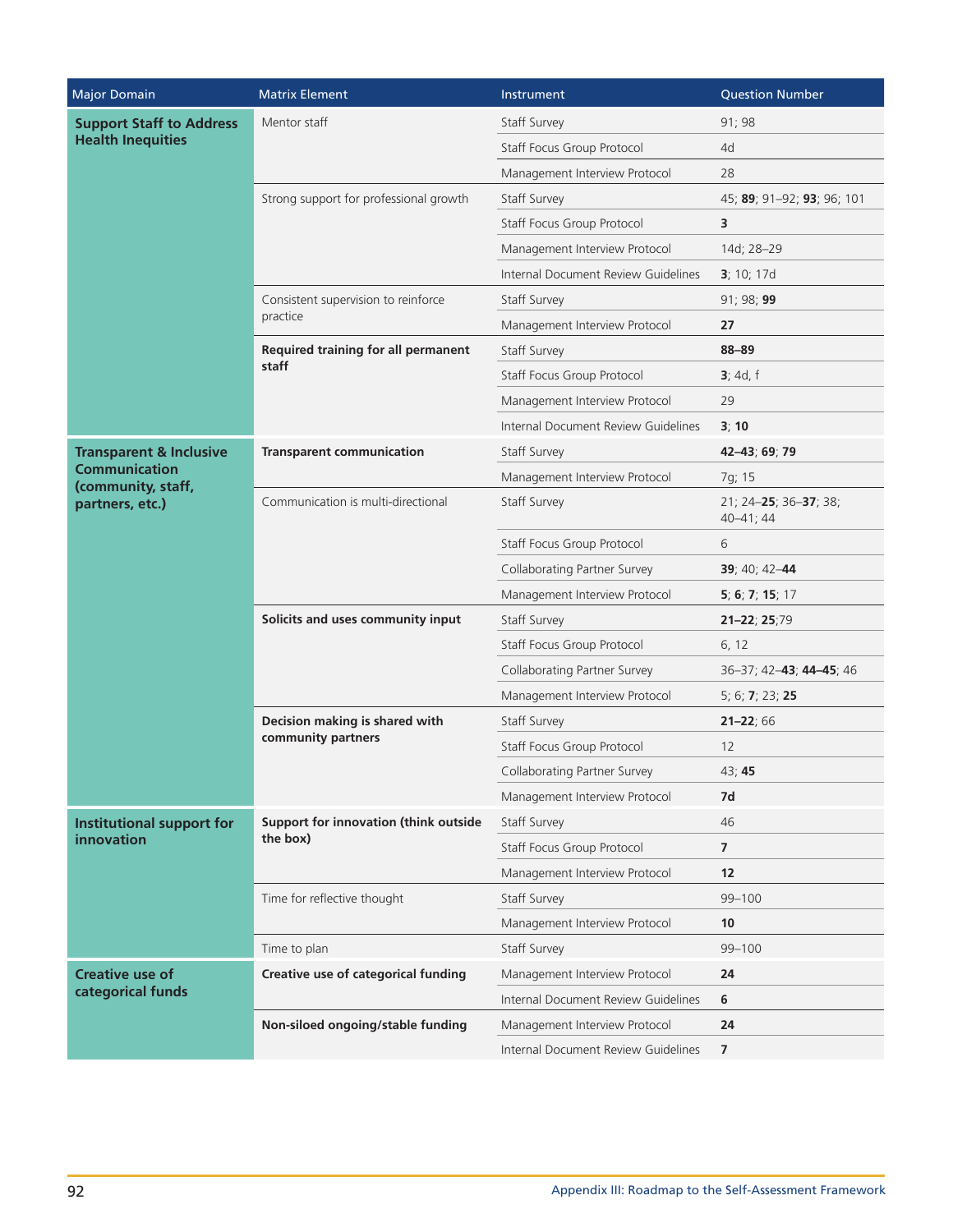| Major Domain | Matrix Element | Instrument | Question Number |
|---|---|---|---|
| **Support Staff to Address Health Inequities** | Mentor staff | Staff Survey | 91; 98 |
| | | Staff Focus Group Protocol | 4d |
| | | Management Interview Protocol | 28 |
| | Strong support for professional growth | Staff Survey | 45; **89**; 91–92; **93**; 96; 101 |
| | | Staff Focus Group Protocol | **3** |
| | | Management Interview Protocol | 14d; 28–29 |
| | | Internal Document Review Guidelines | **3**; 10; 17d |
| | Consistent supervision to reinforce practice | Staff Survey | 91; 98; **99** |
| | | Management Interview Protocol | **27** |
| | **Required training for all permanent staff** | Staff Survey | **88–89** |
| | | Staff Focus Group Protocol | **3**; 4d, f |
| | | Management Interview Protocol | 29 |
| | | Internal Document Review Guidelines | **3**; **10** |
| **Transparent & Inclusive Communication (community, staff, partners, etc.)** | **Transparent communication** | Staff Survey | **42–43**; **69**; **79** |
| | | Management Interview Protocol | 7g; 15 |
| | Communication is multi-directional | Staff Survey | 21; 24–**25**; 36–**37**; 38; 40–41; 44 |
| | | Staff Focus Group Protocol | 6 |
| | | Collaborating Partner Survey | **39**; 40; 42–**44** |
| | | Management Interview Protocol | **5**; **6**; **7**; **15**; 17 |
| | **Solicits and uses community input** | Staff Survey | **21–22**; **25**;79 |
| | | Staff Focus Group Protocol | 6, 12 |
| | | Collaborating Partner Survey | 36–37; 42–**43**; **44–45**; 46 |
| | | Management Interview Protocol | 5; 6; **7**; 23; **25** |
| | **Decision making is shared with community partners** | Staff Survey | **21–22**; 66 |
| | | Staff Focus Group Protocol | 12 |
| | | Collaborating Partner Survey | 43; **45** |
| | | Management Interview Protocol | **7d** |
| **Institutional support for innovation** | **Support for innovation (think outside the box)** | Staff Survey | 46 |
| | | Staff Focus Group Protocol | **7** |
| | | Management Interview Protocol | **12** |
| | Time for reflective thought | Staff Survey | 99–100 |
| | | Management Interview Protocol | **10** |
| | Time to plan | Staff Survey | 99–100 |
| **Creative use of categorical funds** | **Creative use of categorical funding** | Management Interview Protocol | **24** |
| | | Internal Document Review Guidelines | **6** |
| | **Non-siloed ongoing/stable funding** | Management Interview Protocol | **24** |
| | | Internal Document Review Guidelines | **7** |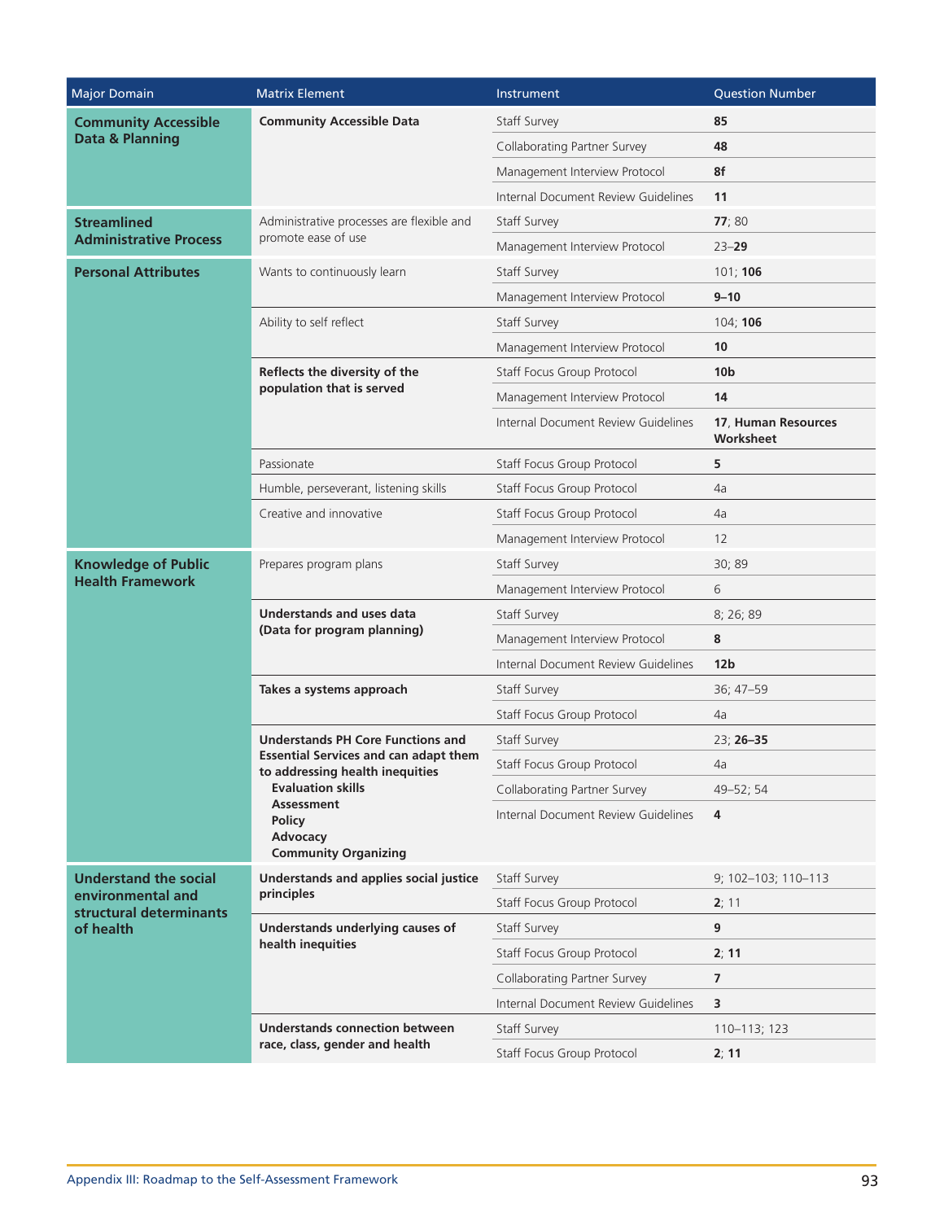| Major Domain | Matrix Element | Instrument | Question Number |
|---|---|---|---|
| **Community Accessible Data & Planning** | **Community Accessible Data** | Staff Survey | **85** |
| | | Collaborating Partner Survey | **48** |
| | | Management Interview Protocol | **8f** |
| | | Internal Document Review Guidelines | **11** |
| **Streamlined Administrative Process** | Administrative processes are flexible and promote ease of use | Staff Survey | **77**; 80 |
| | | Management Interview Protocol | 23–**29** |
| **Personal Attributes** | Wants to continuously learn | Staff Survey | 101; **106** |
| | | Management Interview Protocol | **9–10** |
| | Ability to self reflect | Staff Survey | 104; **106** |
| | | Management Interview Protocol | **10** |
| | **Reflects the diversity of the population that is served** | Staff Focus Group Protocol | **10b** |
| | | Management Interview Protocol | **14** |
| | | Internal Document Review Guidelines | **17**, **Human Resources Worksheet** |
| | Passionate | Staff Focus Group Protocol | **5** |
| | Humble, perseverant, listening skills | Staff Focus Group Protocol | 4a |
| | Creative and innovative | Staff Focus Group Protocol | 4a |
| | | Management Interview Protocol | 12 |
| **Knowledge of Public Health Framework** | Prepares program plans | Staff Survey | 30; 89 |
| | | Management Interview Protocol | 6 |
| | **Understands and uses data (Data for program planning)** | Staff Survey | 8; 26; 89 |
| | | Management Interview Protocol | **8** |
| | | Internal Document Review Guidelines | **12b** |
| | **Takes a systems approach** | Staff Survey | 36; 47–59 |
| | | Staff Focus Group Protocol | 4a |
| | **Understands PH Core Functions and Essential Services and can adapt them to addressing health inequities**<br>**Evaluation skills**<br>**Assessment**<br>**Policy**<br>**Advocacy**<br>**Community Organizing** | Staff Survey | 23; **26–35** |
| | | Staff Focus Group Protocol | 4a |
| | | Collaborating Partner Survey | 49–52; 54 |
| | | Internal Document Review Guidelines | **4** |
| **Understand the social environmental and structural determinants of health** | **Understands and applies social justice principles** | Staff Survey | 9; 102–103; 110–113 |
| | | Staff Focus Group Protocol | **2**; 11 |
| | **Understands underlying causes of health inequities** | Staff Survey | **9** |
| | | Staff Focus Group Protocol | **2**; **11** |
| | | Collaborating Partner Survey | **7** |
| | | Internal Document Review Guidelines | **3** |
| | **Understands connection between race, class, gender and health** | Staff Survey | 110–113; 123 |
| | | Staff Focus Group Protocol | **2**; **11** |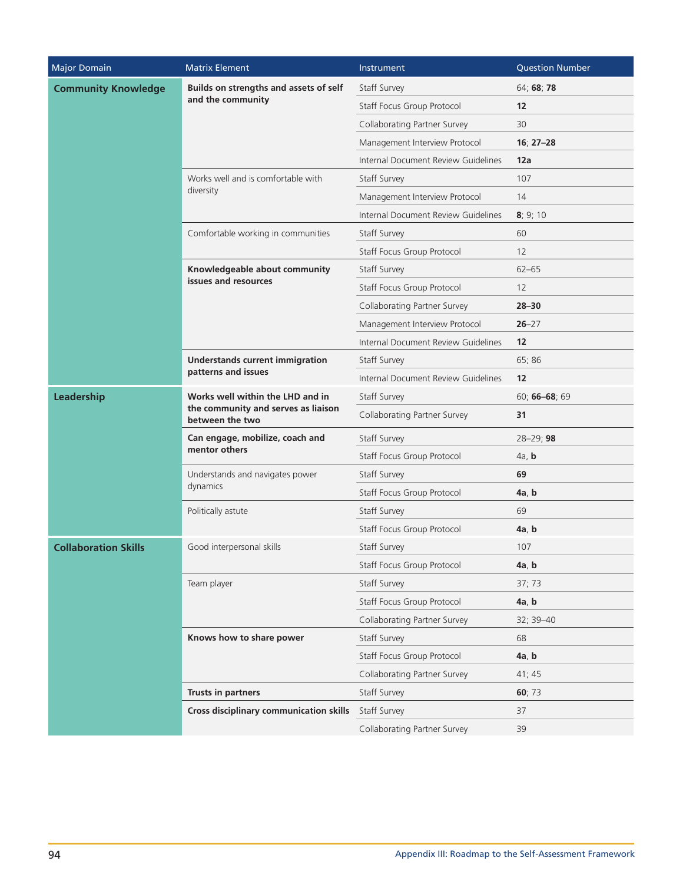| Major Domain | Matrix Element | Instrument | Question Number |
|---|---|---|---|
| **Community Knowledge** | **Builds on strengths and assets of self and the community** | Staff Survey | 64; **68**; **78** |
| | | Staff Focus Group Protocol | **12** |
| | | Collaborating Partner Survey | 30 |
| | | Management Interview Protocol | **16**; **27–28** |
| | | Internal Document Review Guidelines | **12a** |
| | Works well and is comfortable with diversity | Staff Survey | 107 |
| | | Management Interview Protocol | 14 |
| | | Internal Document Review Guidelines | **8**; 9; 10 |
| | Comfortable working in communities | Staff Survey | 60 |
| | | Staff Focus Group Protocol | 12 |
| | **Knowledgeable about community issues and resources** | Staff Survey | 62–65 |
| | | Staff Focus Group Protocol | 12 |
| | | Collaborating Partner Survey | **28–30** |
| | | Management Interview Protocol | **26**–27 |
| | | Internal Document Review Guidelines | **12** |
| | **Understands current immigration patterns and issues** | Staff Survey | 65; 86 |
| | | Internal Document Review Guidelines | **12** |
| **Leadership** | **Works well within the LHD and in the community and serves as liaison between the two** | Staff Survey | 60; **66–68**; 69 |
| | | Collaborating Partner Survey | **31** |
| | **Can engage, mobilize, coach and mentor others** | Staff Survey | 28–29; **98** |
| | | Staff Focus Group Protocol | 4a, **b** |
| | Understands and navigates power dynamics | Staff Survey | **69** |
| | | Staff Focus Group Protocol | **4a**, **b** |
| | Politically astute | Staff Survey | 69 |
| | | Staff Focus Group Protocol | **4a**, **b** |
| **Collaboration Skills** | Good interpersonal skills | Staff Survey | 107 |
| | | Staff Focus Group Protocol | **4a**, **b** |
| | Team player | Staff Survey | 37; 73 |
| | | Staff Focus Group Protocol | **4a**, **b** |
| | | Collaborating Partner Survey | 32; 39–40 |
| | **Knows how to share power** | Staff Survey | 68 |
| | | Staff Focus Group Protocol | **4a**, **b** |
| | | Collaborating Partner Survey | 41; 45 |
| | **Trusts in partners** | Staff Survey | **60**; 73 |
| | **Cross disciplinary communication skills** | Staff Survey | 37 |
| | | Collaborating Partner Survey | 39 |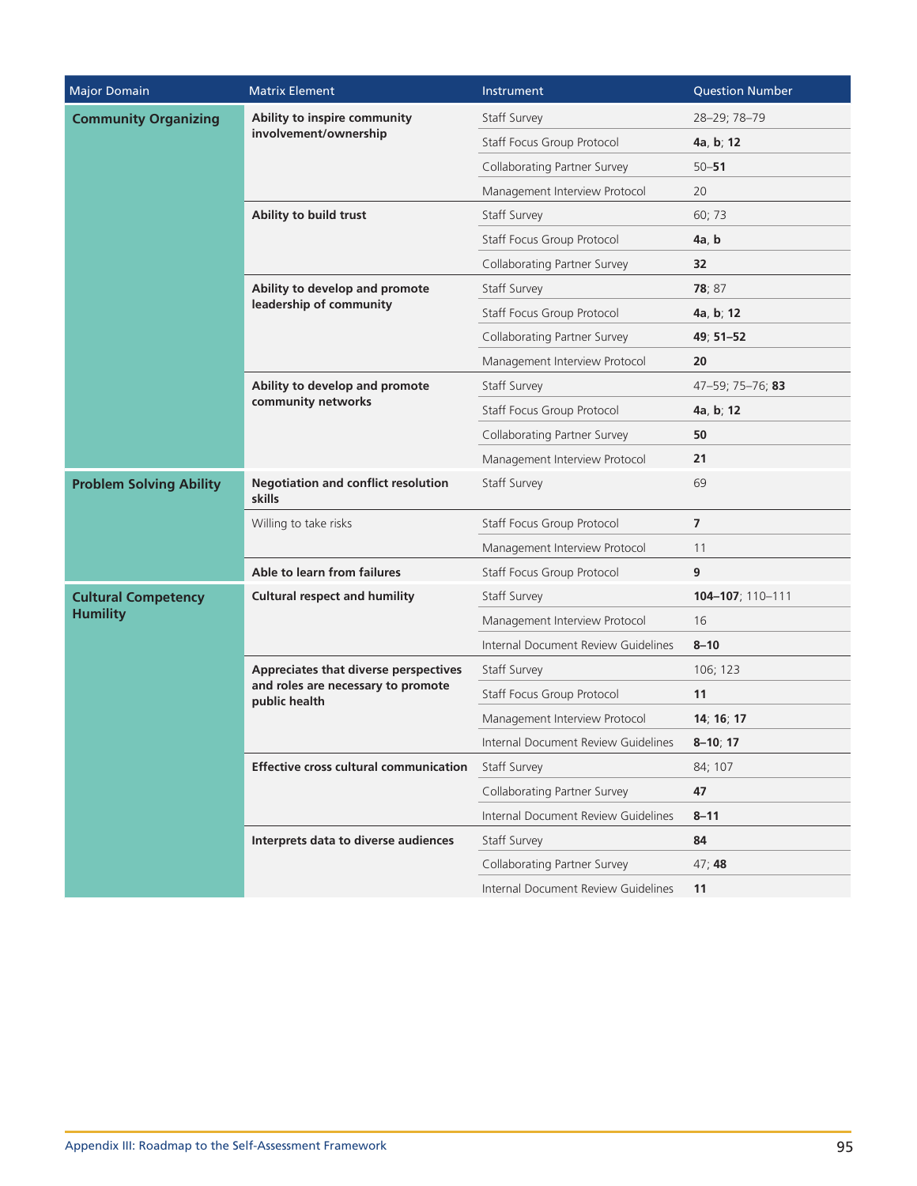| Major Domain | Matrix Element | Instrument | Question Number |
|---|---|---|---|
| **Community Organizing** | **Ability to inspire community involvement/ownership** | Staff Survey | 28–29; 78–79 |
| | | Staff Focus Group Protocol | **4a**, **b**; **12** |
| | | Collaborating Partner Survey | 50–**51** |
| | | Management Interview Protocol | 20 |
| | **Ability to build trust** | Staff Survey | 60; 73 |
| | | Staff Focus Group Protocol | **4a**, **b** |
| | | Collaborating Partner Survey | **32** |
| | **Ability to develop and promote leadership of community** | Staff Survey | **78**; 87 |
| | | Staff Focus Group Protocol | **4a**, **b**; **12** |
| | | Collaborating Partner Survey | **49**; **51–52** |
| | | Management Interview Protocol | **20** |
| | **Ability to develop and promote community networks** | Staff Survey | 47–59; 75–76; **83** |
| | | Staff Focus Group Protocol | **4a**, **b**; **12** |
| | | Collaborating Partner Survey | **50** |
| | | Management Interview Protocol | **21** |
| **Problem Solving Ability** | **Negotiation and conflict resolution skills** | Staff Survey | 69 |
| | Willing to take risks | Staff Focus Group Protocol | **7** |
| | | Management Interview Protocol | 11 |
| | **Able to learn from failures** | Staff Focus Group Protocol | **9** |
| **Cultural Competency Humility** | **Cultural respect and humility** | Staff Survey | **104–107**; 110–111 |
| | | Management Interview Protocol | 16 |
| | | Internal Document Review Guidelines | **8–10** |
| | **Appreciates that diverse perspectives and roles are necessary to promote public health** | Staff Survey | 106; 123 |
| | | Staff Focus Group Protocol | **11** |
| | | Management Interview Protocol | **14**; **16**; **17** |
| | | Internal Document Review Guidelines | **8–10**; **17** |
| | **Effective cross cultural communication** | Staff Survey | 84; 107 |
| | | Collaborating Partner Survey | **47** |
| | | Internal Document Review Guidelines | **8–11** |
| | **Interprets data to diverse audiences** | Staff Survey | **84** |
| | | Collaborating Partner Survey | 47; **48** |
| | | Internal Document Review Guidelines | **11** |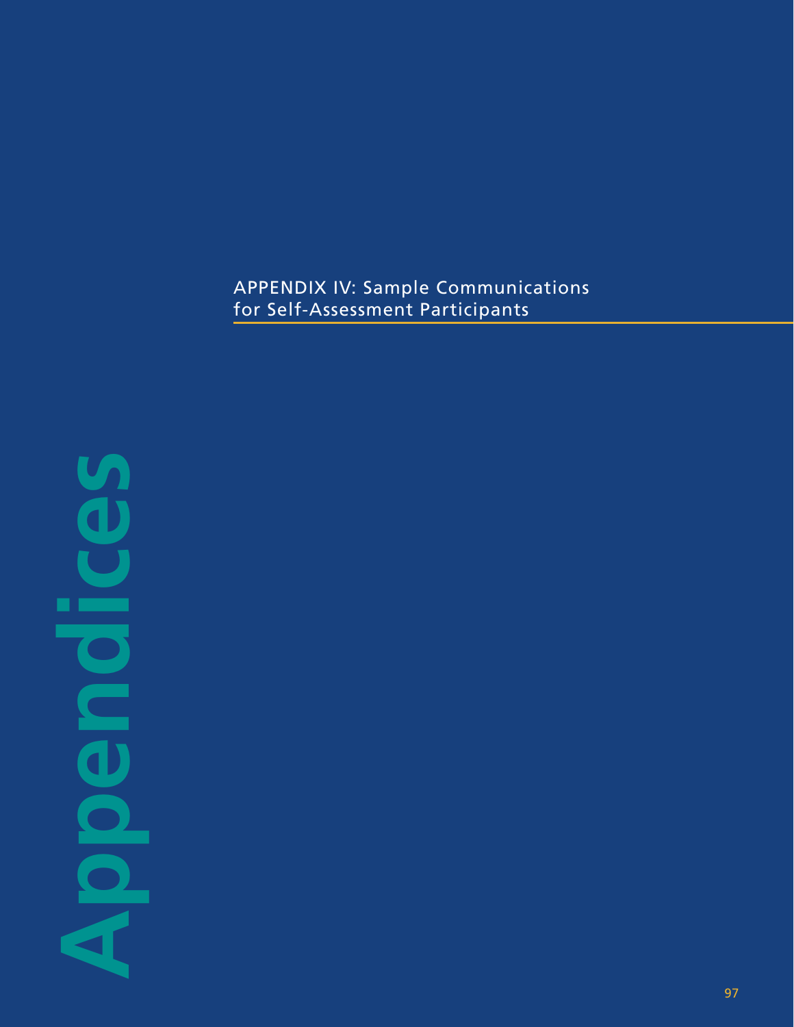# APPENDIX IV: Sample Communications for Self-Assessment Participants

**Appendices**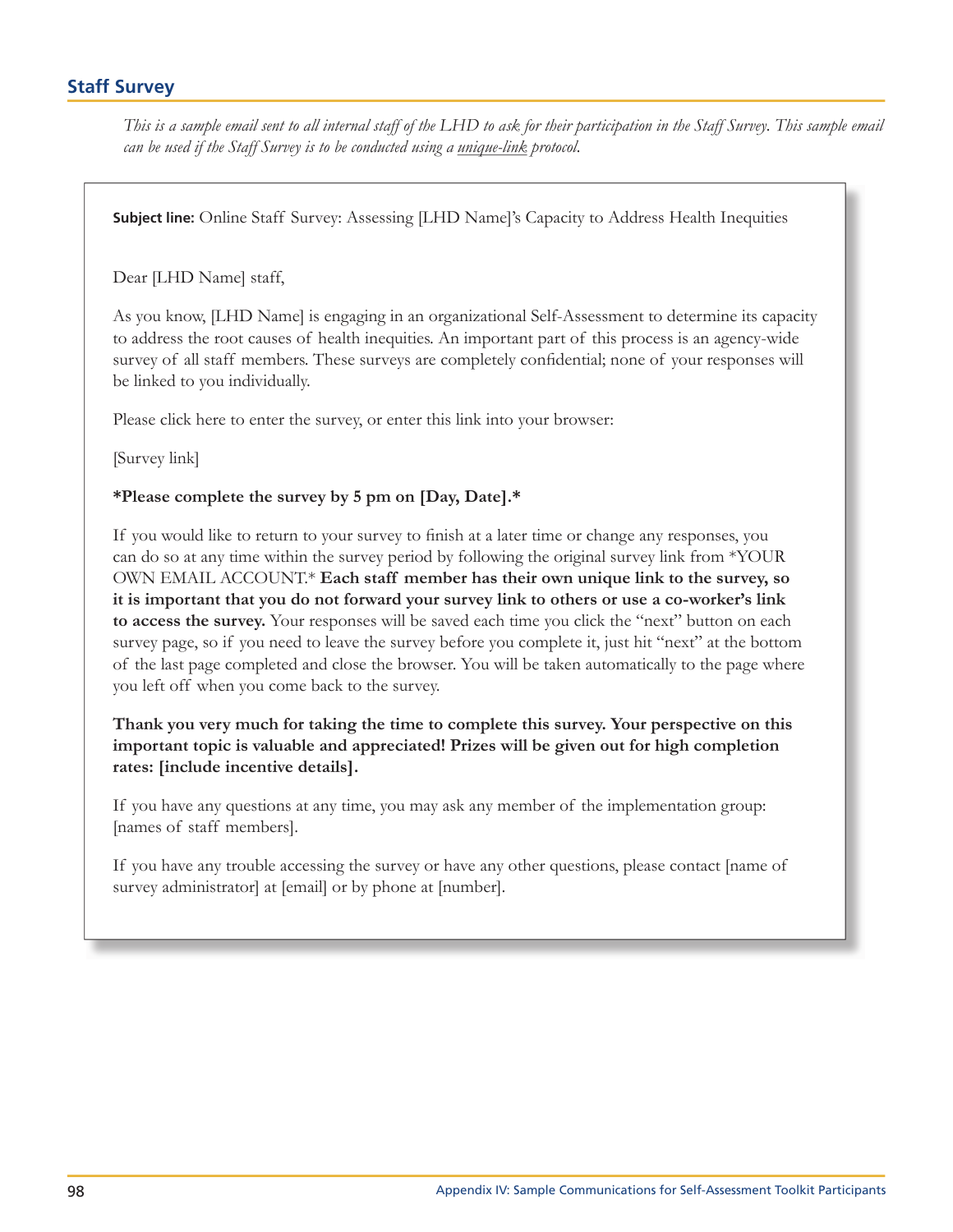## Staff Survey

*This is a sample email sent to all internal staff of the LHD to ask for their participation in the Staff Survey. This sample email can be used if the Staff Survey is to be conducted using a unique-link protocol.*

**Subject line:** Online Staff Survey: Assessing [LHD Name]'s Capacity to Address Health Inequities

Dear [LHD Name] staff,

As you know, [LHD Name] is engaging in an organizational Self-Assessment to determine its capacity to address the root causes of health inequities. An important part of this process is an agency-wide survey of all staff members. These surveys are completely confidential; none of your responses will be linked to you individually.

Please click here to enter the survey, or enter this link into your browser:

[Survey link]

**\*Please complete the survey by 5 pm on [Day, Date].\***

If you would like to return to your survey to finish at a later time or change any responses, you can do so at any time within the survey period by following the original survey link from \*YOUR OWN EMAIL ACCOUNT.\* **Each staff member has their own unique link to the survey, so it is important that you do not forward your survey link to others or use a co-worker's link to access the survey.** Your responses will be saved each time you click the "next" button on each survey page, so if you need to leave the survey before you complete it, just hit "next" at the bottom of the last page completed and close the browser. You will be taken automatically to the page where you left off when you come back to the survey.

**Thank you very much for taking the time to complete this survey. Your perspective on this important topic is valuable and appreciated! Prizes will be given out for high completion rates: [include incentive details].**

If you have any questions at any time, you may ask any member of the implementation group: [names of staff members].

If you have any trouble accessing the survey or have any other questions, please contact [name of survey administrator] at [email] or by phone at [number].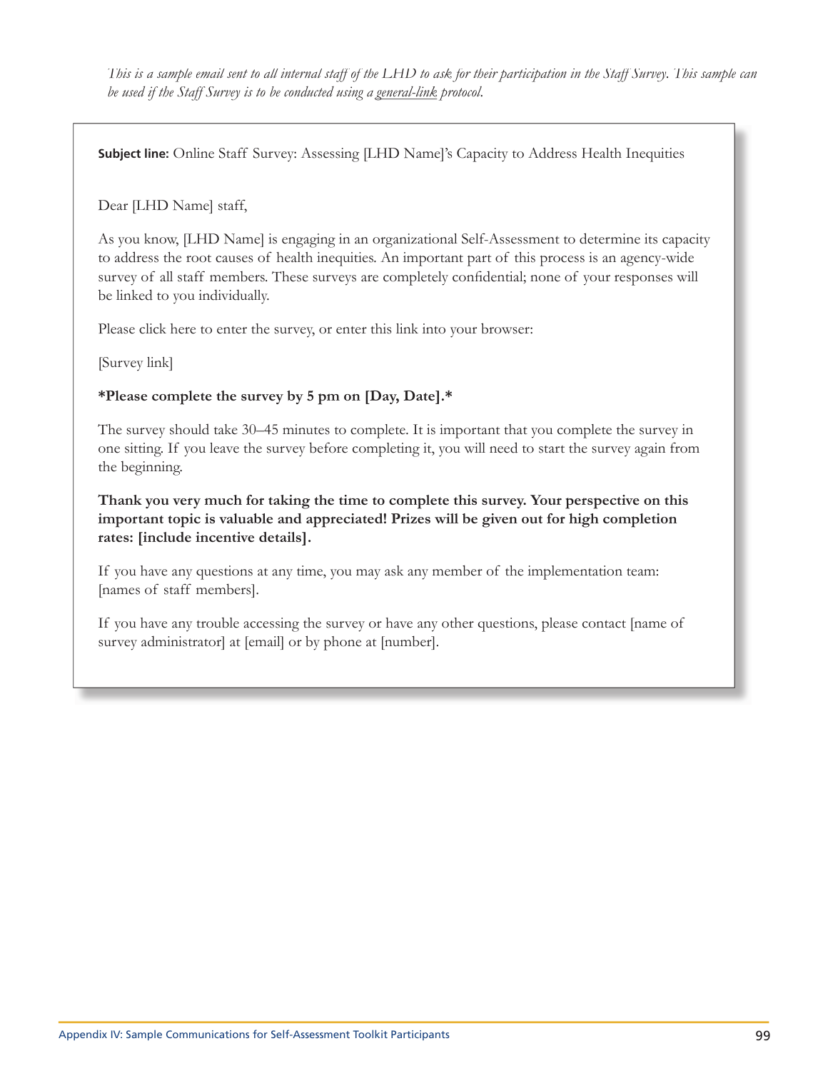*This is a sample email sent to all internal staff of the LHD to ask for their participation in the Staff Survey. This sample can be used if the Staff Survey is to be conducted using a general-link protocol.*

**Subject line:** Online Staff Survey: Assessing [LHD Name]'s Capacity to Address Health Inequities

Dear [LHD Name] staff,

As you know, [LHD Name] is engaging in an organizational Self-Assessment to determine its capacity to address the root causes of health inequities. An important part of this process is an agency-wide survey of all staff members. These surveys are completely confidential; none of your responses will be linked to you individually.

Please click here to enter the survey, or enter this link into your browser:

[Survey link]

***Please complete the survey by 5 pm on [Day, Date].***

The survey should take 30–45 minutes to complete. It is important that you complete the survey in one sitting. If you leave the survey before completing it, you will need to start the survey again from the beginning.

**Thank you very much for taking the time to complete this survey. Your perspective on this important topic is valuable and appreciated! Prizes will be given out for high completion rates: [include incentive details].**

If you have any questions at any time, you may ask any member of the implementation team: [names of staff members].

If you have any trouble accessing the survey or have any other questions, please contact [name of survey administrator] at [email] or by phone at [number].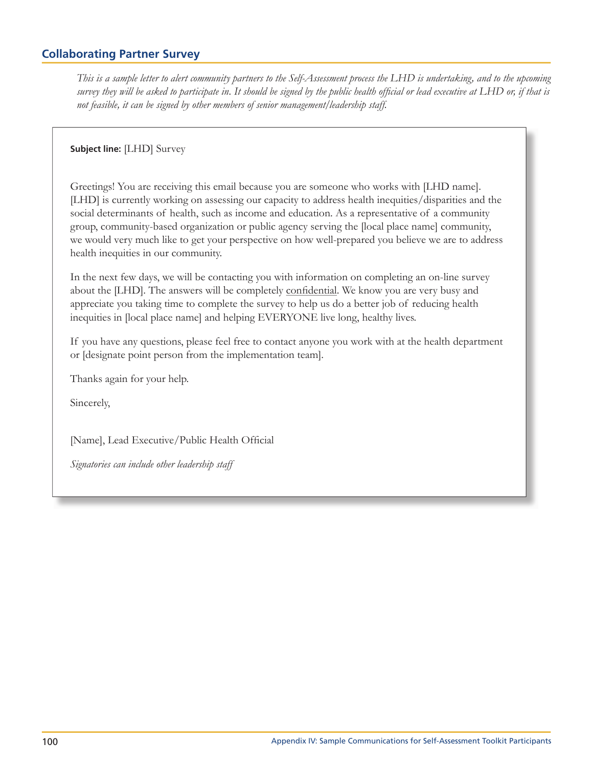## Collaborating Partner Survey

*This is a sample letter to alert community partners to the Self-Assessment process the LHD is undertaking, and to the upcoming survey they will be asked to participate in. It should be signed by the public health official or lead executive at LHD or, if that is not feasible, it can be signed by other members of senior management/leadership staff.*

**Subject line:** [LHD] Survey

Greetings! You are receiving this email because you are someone who works with [LHD name]. [LHD] is currently working on assessing our capacity to address health inequities/disparities and the social determinants of health, such as income and education. As a representative of a community group, community-based organization or public agency serving the [local place name] community, we would very much like to get your perspective on how well-prepared you believe we are to address health inequities in our community.

In the next few days, we will be contacting you with information on completing an on-line survey about the [LHD]. The answers will be completely <u>confidential</u>. We know you are very busy and appreciate you taking time to complete the survey to help us do a better job of reducing health inequities in [local place name] and helping EVERYONE live long, healthy lives.

If you have any questions, please feel free to contact anyone you work with at the health department or [designate point person from the implementation team].

Thanks again for your help.

Sincerely,

[Name], Lead Executive/Public Health Official

*Signatories can include other leadership staff*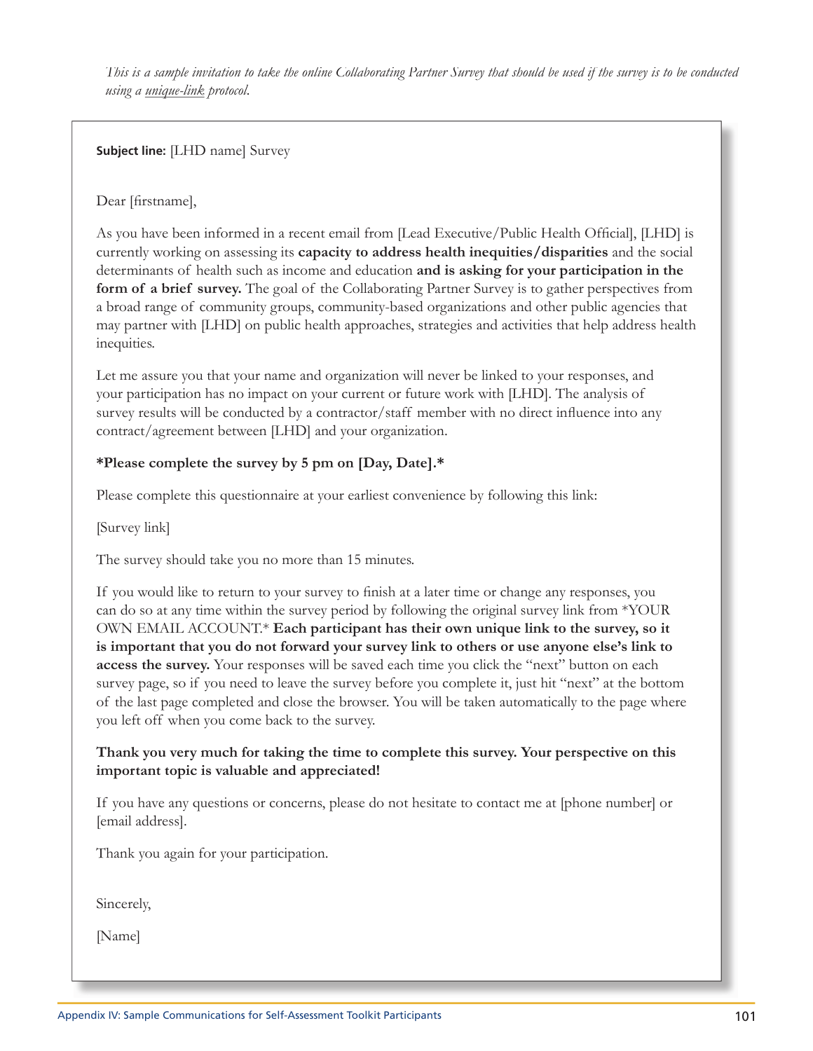*This is a sample invitation to take the online Collaborating Partner Survey that should be used if the survey is to be conducted using a unique-link protocol.*

**Subject line:** [LHD name] Survey

Dear [firstname],

As you have been informed in a recent email from [Lead Executive/Public Health Official], [LHD] is currently working on assessing its **capacity to address health inequities/disparities** and the social determinants of health such as income and education **and is asking for your participation in the form of a brief survey.** The goal of the Collaborating Partner Survey is to gather perspectives from a broad range of community groups, community-based organizations and other public agencies that may partner with [LHD] on public health approaches, strategies and activities that help address health inequities.

Let me assure you that your name and organization will never be linked to your responses, and your participation has no impact on your current or future work with [LHD]. The analysis of survey results will be conducted by a contractor/staff member with no direct influence into any contract/agreement between [LHD] and your organization.

***Please complete the survey by 5 pm on [Day, Date].***

Please complete this questionnaire at your earliest convenience by following this link:

[Survey link]

The survey should take you no more than 15 minutes.

If you would like to return to your survey to finish at a later time or change any responses, you can do so at any time within the survey period by following the original survey link from *YOUR OWN EMAIL ACCOUNT.* **Each participant has their own unique link to the survey, so it is important that you do not forward your survey link to others or use anyone else's link to access the survey.** Your responses will be saved each time you click the "next" button on each survey page, so if you need to leave the survey before you complete it, just hit "next" at the bottom of the last page completed and close the browser. You will be taken automatically to the page where you left off when you come back to the survey.

**Thank you very much for taking the time to complete this survey. Your perspective on this important topic is valuable and appreciated!**

If you have any questions or concerns, please do not hesitate to contact me at [phone number] or [email address].

Thank you again for your participation.

Sincerely,

[Name]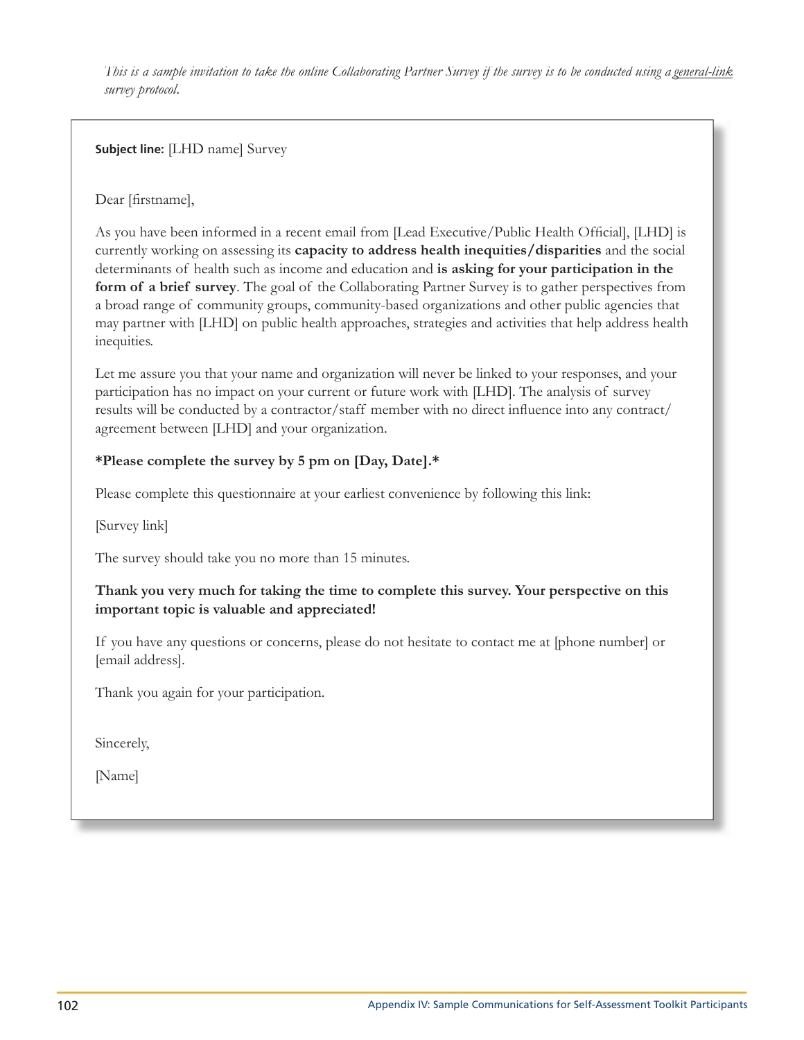*This is a sample invitation to take the online Collaborating Partner Survey if the survey is to be conducted using a general-link survey protocol.*

**Subject line:** [LHD name] Survey

Dear [firstname],

As you have been informed in a recent email from [Lead Executive/Public Health Official], [LHD] is currently working on assessing its **capacity to address health inequities/disparities** and the social determinants of health such as income and education and **is asking for your participation in the form of a brief survey**. The goal of the Collaborating Partner Survey is to gather perspectives from a broad range of community groups, community-based organizations and other public agencies that may partner with [LHD] on public health approaches, strategies and activities that help address health inequities.

Let me assure you that your name and organization will never be linked to your responses, and your participation has no impact on your current or future work with [LHD]. The analysis of survey results will be conducted by a contractor/staff member with no direct influence into any contract/agreement between [LHD] and your organization.

**\*Please complete the survey by 5 pm on [Day, Date].\***

Please complete this questionnaire at your earliest convenience by following this link:

[Survey link]

The survey should take you no more than 15 minutes.

**Thank you very much for taking the time to complete this survey. Your perspective on this important topic is valuable and appreciated!**

If you have any questions or concerns, please do not hesitate to contact me at [phone number] or [email address].

Thank you again for your participation.

Sincerely,

[Name]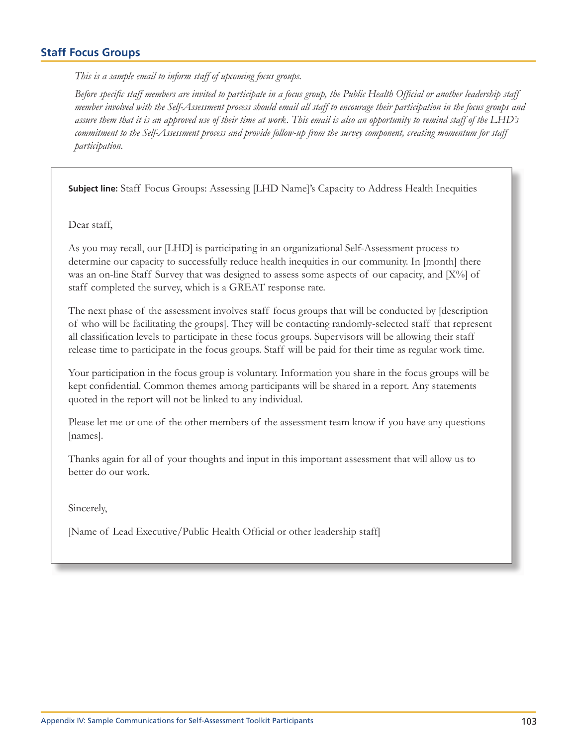## Staff Focus Groups

*This is a sample email to inform staff of upcoming focus groups.*

*Before specific staff members are invited to participate in a focus group, the Public Health Official or another leadership staff member involved with the Self-Assessment process should email all staff to encourage their participation in the focus groups and assure them that it is an approved use of their time at work. This email is also an opportunity to remind staff of the LHD's commitment to the Self-Assessment process and provide follow-up from the survey component, creating momentum for staff participation.*

**Subject line:** Staff Focus Groups: Assessing [LHD Name]'s Capacity to Address Health Inequities

Dear staff,

As you may recall, our [LHD] is participating in an organizational Self-Assessment process to determine our capacity to successfully reduce health inequities in our community. In [month] there was an on-line Staff Survey that was designed to assess some aspects of our capacity, and [X%] of staff completed the survey, which is a GREAT response rate.

The next phase of the assessment involves staff focus groups that will be conducted by [description of who will be facilitating the groups]. They will be contacting randomly-selected staff that represent all classification levels to participate in these focus groups. Supervisors will be allowing their staff release time to participate in the focus groups. Staff will be paid for their time as regular work time.

Your participation in the focus group is voluntary. Information you share in the focus groups will be kept confidential. Common themes among participants will be shared in a report. Any statements quoted in the report will not be linked to any individual.

Please let me or one of the other members of the assessment team know if you have any questions [names].

Thanks again for all of your thoughts and input in this important assessment that will allow us to better do our work.

Sincerely,

[Name of Lead Executive/Public Health Official or other leadership staff]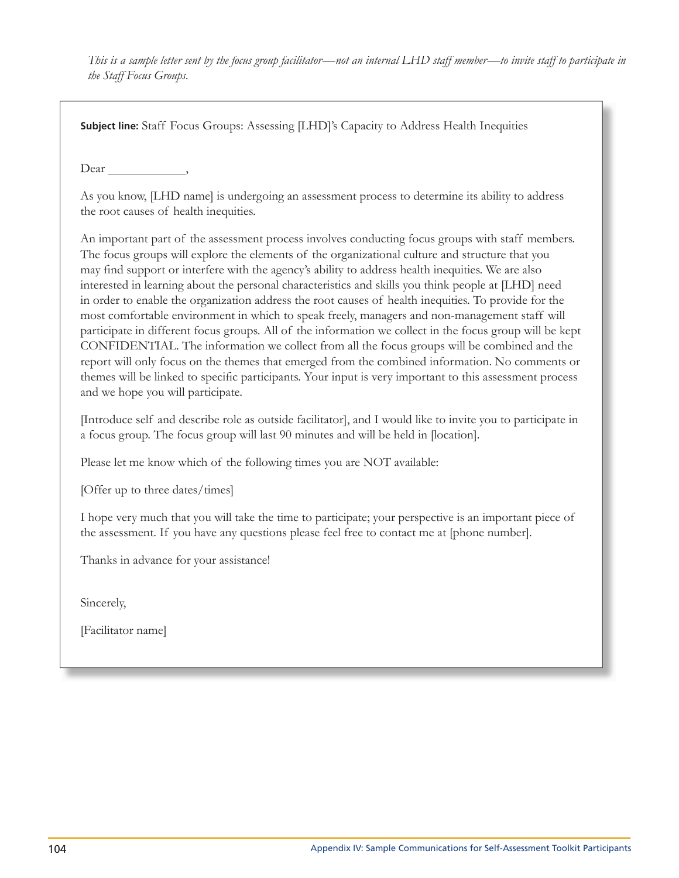*This is a sample letter sent by the focus group facilitator—not an internal LHD staff member—to invite staff to participate in the Staff Focus Groups.*

**Subject line:** Staff Focus Groups: Assessing [LHD]'s Capacity to Address Health Inequities

Dear _____________,

As you know, [LHD name] is undergoing an assessment process to determine its ability to address the root causes of health inequities.

An important part of the assessment process involves conducting focus groups with staff members. The focus groups will explore the elements of the organizational culture and structure that you may find support or interfere with the agency's ability to address health inequities. We are also interested in learning about the personal characteristics and skills you think people at [LHD] need in order to enable the organization address the root causes of health inequities. To provide for the most comfortable environment in which to speak freely, managers and non-management staff will participate in different focus groups. All of the information we collect in the focus group will be kept CONFIDENTIAL. The information we collect from all the focus groups will be combined and the report will only focus on the themes that emerged from the combined information. No comments or themes will be linked to specific participants. Your input is very important to this assessment process and we hope you will participate.

[Introduce self and describe role as outside facilitator], and I would like to invite you to participate in a focus group. The focus group will last 90 minutes and will be held in [location].

Please let me know which of the following times you are NOT available:

[Offer up to three dates/times]

I hope very much that you will take the time to participate; your perspective is an important piece of the assessment. If you have any questions please feel free to contact me at [phone number].

Thanks in advance for your assistance!

Sincerely,

[Facilitator name]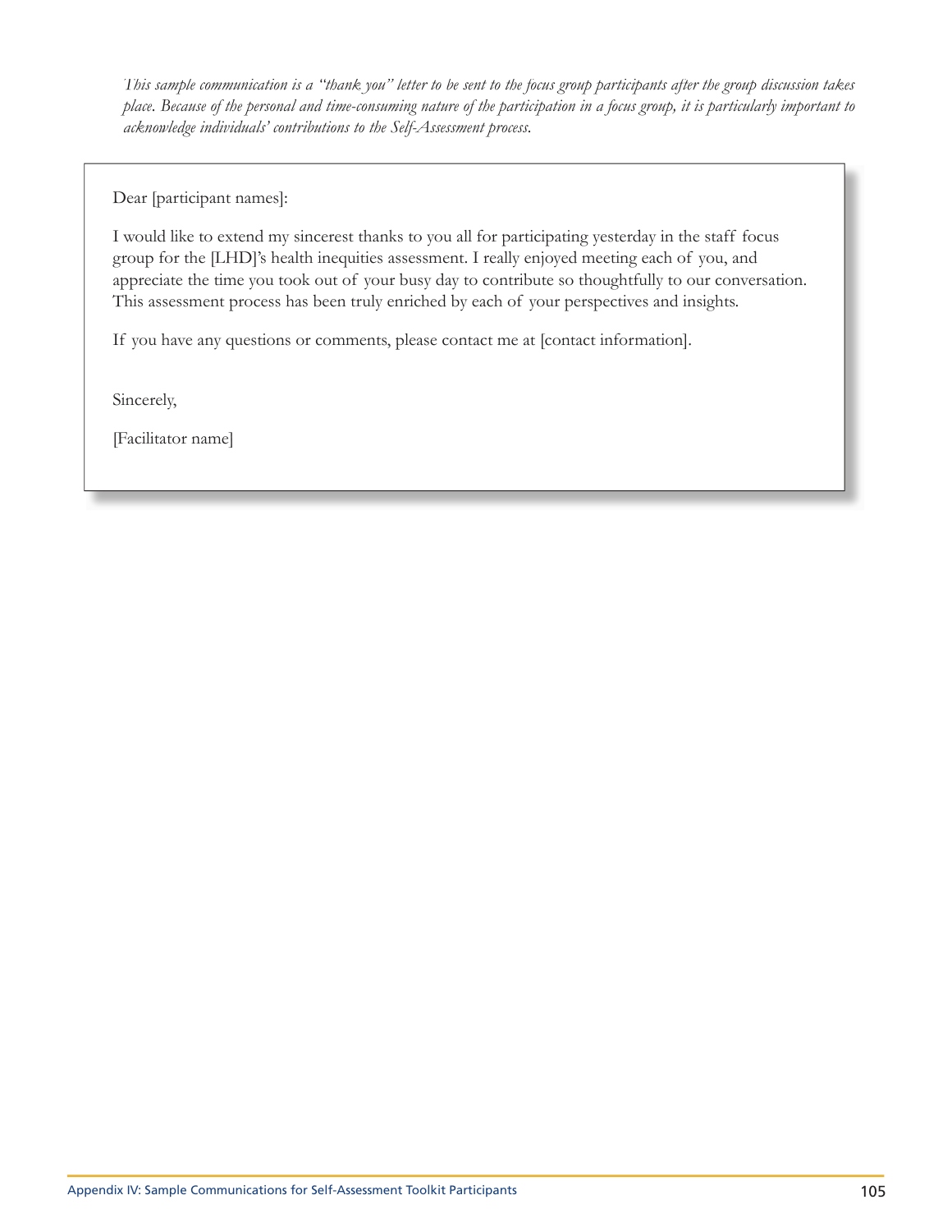*This sample communication is a "thank you" letter to be sent to the focus group participants after the group discussion takes place. Because of the personal and time-consuming nature of the participation in a focus group, it is particularly important to acknowledge individuals' contributions to the Self-Assessment process.*

Dear [participant names]:

I would like to extend my sincerest thanks to you all for participating yesterday in the staff focus group for the [LHD]'s health inequities assessment. I really enjoyed meeting each of you, and appreciate the time you took out of your busy day to contribute so thoughtfully to our conversation. This assessment process has been truly enriched by each of your perspectives and insights.

If you have any questions or comments, please contact me at [contact information].

Sincerely,

[Facilitator name]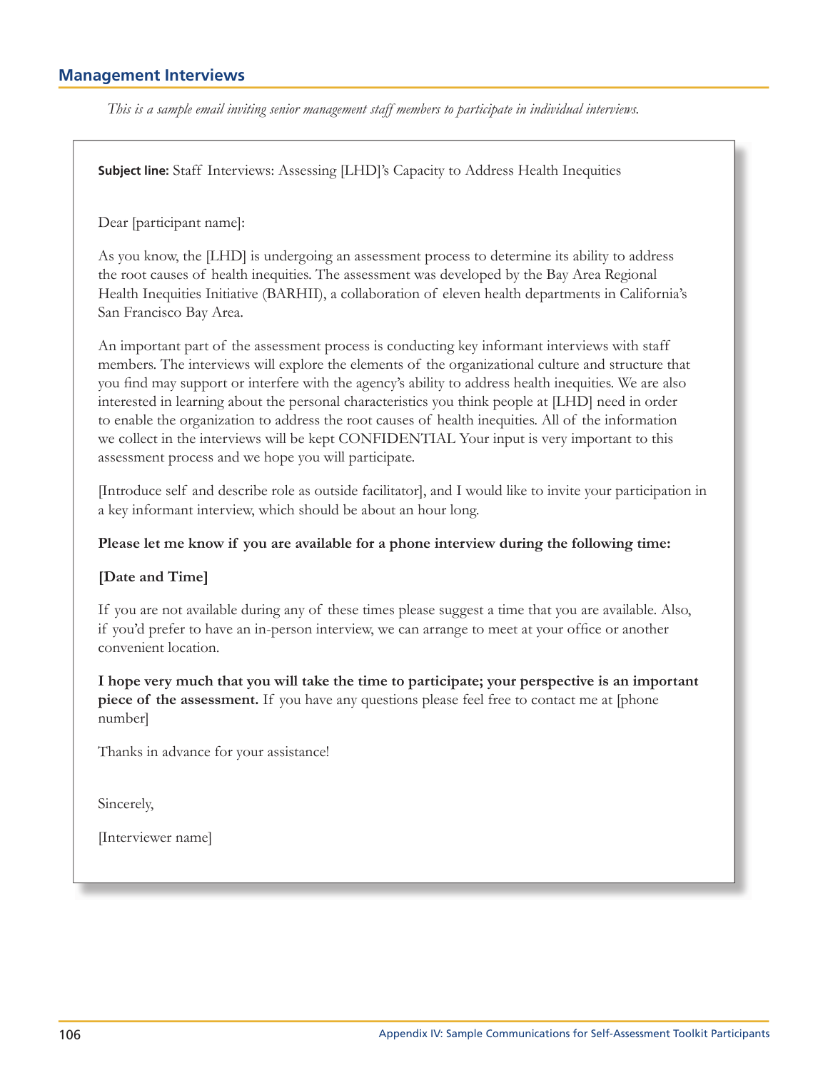## Management Interviews

*This is a sample email inviting senior management staff members to participate in individual interviews.*

**Subject line:** Staff Interviews: Assessing [LHD]'s Capacity to Address Health Inequities

Dear [participant name]:

As you know, the [LHD] is undergoing an assessment process to determine its ability to address the root causes of health inequities. The assessment was developed by the Bay Area Regional Health Inequities Initiative (BARHII), a collaboration of eleven health departments in California's San Francisco Bay Area.

An important part of the assessment process is conducting key informant interviews with staff members. The interviews will explore the elements of the organizational culture and structure that you find may support or interfere with the agency's ability to address health inequities. We are also interested in learning about the personal characteristics you think people at [LHD] need in order to enable the organization to address the root causes of health inequities. All of the information we collect in the interviews will be kept CONFIDENTIAL Your input is very important to this assessment process and we hope you will participate.

[Introduce self and describe role as outside facilitator], and I would like to invite your participation in a key informant interview, which should be about an hour long.

**Please let me know if you are available for a phone interview during the following time:**

**[Date and Time]**

If you are not available during any of these times please suggest a time that you are available. Also, if you'd prefer to have an in-person interview, we can arrange to meet at your office or another convenient location.

**I hope very much that you will take the time to participate; your perspective is an important piece of the assessment.** If you have any questions please feel free to contact me at [phone number]

Thanks in advance for your assistance!

Sincerely,

[Interviewer name]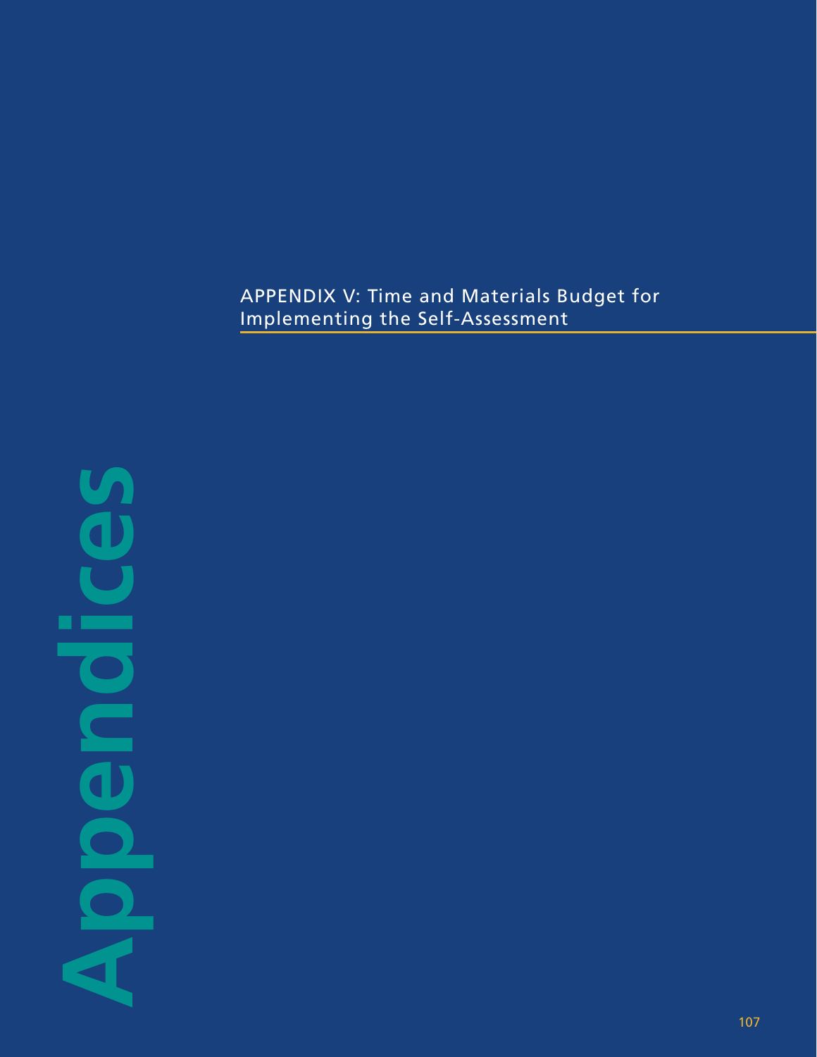# Appendices

## APPENDIX V: Time and Materials Budget for Implementing the Self-Assessment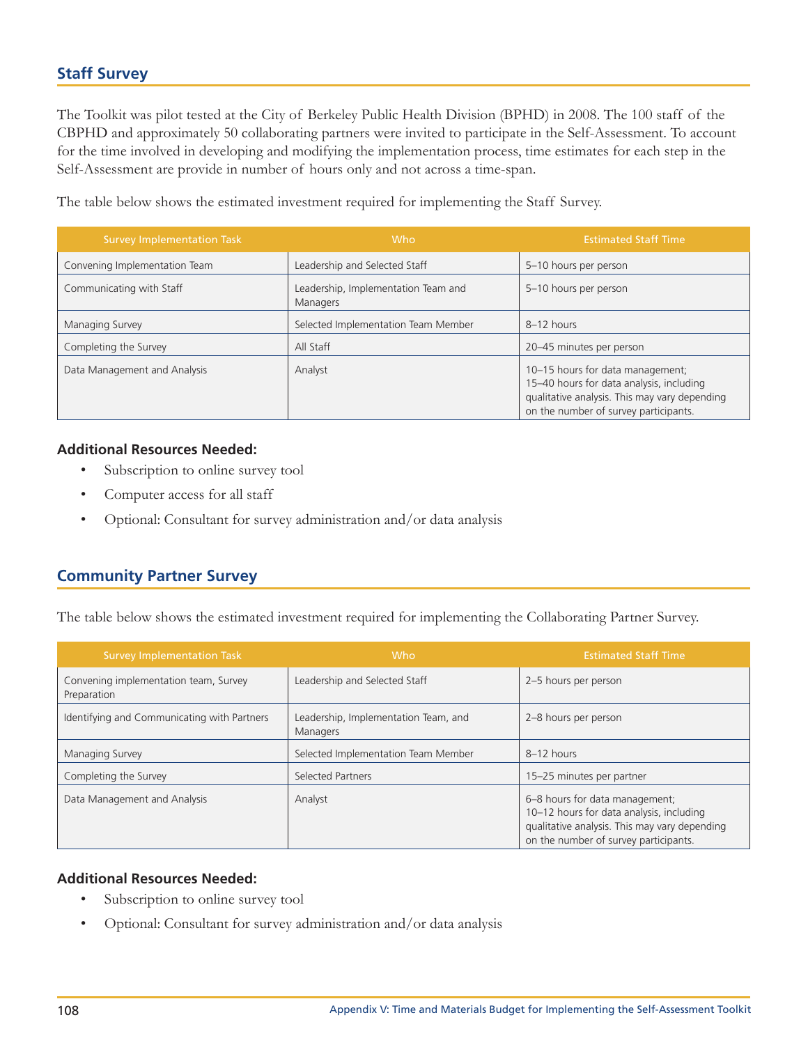## Staff Survey

The Toolkit was pilot tested at the City of Berkeley Public Health Division (BPHD) in 2008. The 100 staff of the CBPHD and approximately 50 collaborating partners were invited to participate in the Self-Assessment. To account for the time involved in developing and modifying the implementation process, time estimates for each step in the Self-Assessment are provide in number of hours only and not across a time-span.

The table below shows the estimated investment required for implementing the Staff Survey.

| Survey Implementation Task | Who | Estimated Staff Time |
|---|---|---|
| Convening Implementation Team | Leadership and Selected Staff | 5–10 hours per person |
| Communicating with Staff | Leadership, Implementation Team and Managers | 5–10 hours per person |
| Managing Survey | Selected Implementation Team Member | 8–12 hours |
| Completing the Survey | All Staff | 20–45 minutes per person |
| Data Management and Analysis | Analyst | 10–15 hours for data management; 15–40 hours for data analysis, including qualitative analysis. This may vary depending on the number of survey participants. |

**Additional Resources Needed:**

- Subscription to online survey tool
- Computer access for all staff
- Optional: Consultant for survey administration and/or data analysis

## Community Partner Survey

The table below shows the estimated investment required for implementing the Collaborating Partner Survey.

| Survey Implementation Task | Who | Estimated Staff Time |
|---|---|---|
| Convening implementation team, Survey Preparation | Leadership and Selected Staff | 2–5 hours per person |
| Identifying and Communicating with Partners | Leadership, Implementation Team, and Managers | 2–8 hours per person |
| Managing Survey | Selected Implementation Team Member | 8–12 hours |
| Completing the Survey | Selected Partners | 15–25 minutes per partner |
| Data Management and Analysis | Analyst | 6–8 hours for data management; 10–12 hours for data analysis, including qualitative analysis. This may vary depending on the number of survey participants. |

**Additional Resources Needed:**

- Subscription to online survey tool
- Optional: Consultant for survey administration and/or data analysis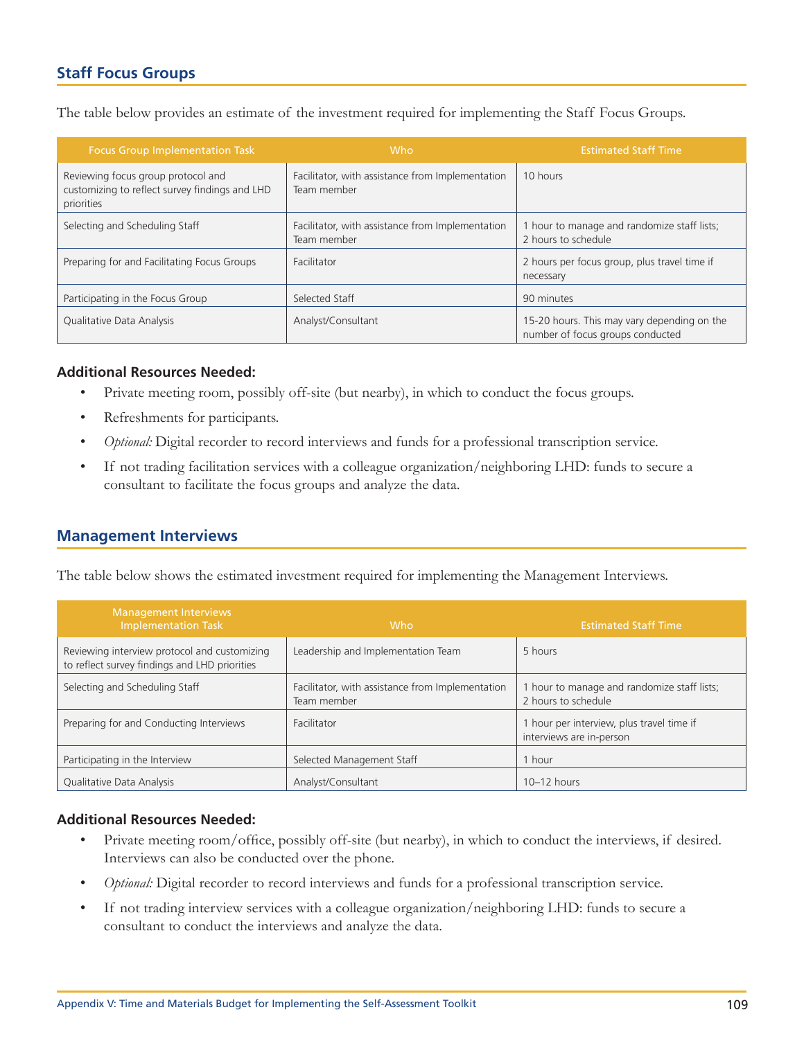## Staff Focus Groups

The table below provides an estimate of the investment required for implementing the Staff Focus Groups.

| Focus Group Implementation Task | Who | Estimated Staff Time |
|---|---|---|
| Reviewing focus group protocol and customizing to reflect survey findings and LHD priorities | Facilitator, with assistance from Implementation Team member | 10 hours |
| Selecting and Scheduling Staff | Facilitator, with assistance from Implementation Team member | 1 hour to manage and randomize staff lists; 2 hours to schedule |
| Preparing for and Facilitating Focus Groups | Facilitator | 2 hours per focus group, plus travel time if necessary |
| Participating in the Focus Group | Selected Staff | 90 minutes |
| Qualitative Data Analysis | Analyst/Consultant | 15-20 hours. This may vary depending on the number of focus groups conducted |

**Additional Resources Needed:**

- Private meeting room, possibly off-site (but nearby), in which to conduct the focus groups.
- Refreshments for participants.
- *Optional:* Digital recorder to record interviews and funds for a professional transcription service.
- If not trading facilitation services with a colleague organization/neighboring LHD: funds to secure a consultant to facilitate the focus groups and analyze the data.

## Management Interviews

The table below shows the estimated investment required for implementing the Management Interviews.

| Management Interviews Implementation Task | Who | Estimated Staff Time |
|---|---|---|
| Reviewing interview protocol and customizing to reflect survey findings and LHD priorities | Leadership and Implementation Team | 5 hours |
| Selecting and Scheduling Staff | Facilitator, with assistance from Implementation Team member | 1 hour to manage and randomize staff lists; 2 hours to schedule |
| Preparing for and Conducting Interviews | Facilitator | 1 hour per interview, plus travel time if interviews are in-person |
| Participating in the Interview | Selected Management Staff | 1 hour |
| Qualitative Data Analysis | Analyst/Consultant | 10–12 hours |

**Additional Resources Needed:**

- Private meeting room/office, possibly off-site (but nearby), in which to conduct the interviews, if desired. Interviews can also be conducted over the phone.
- *Optional:* Digital recorder to record interviews and funds for a professional transcription service.
- If not trading interview services with a colleague organization/neighboring LHD: funds to secure a consultant to conduct the interviews and analyze the data.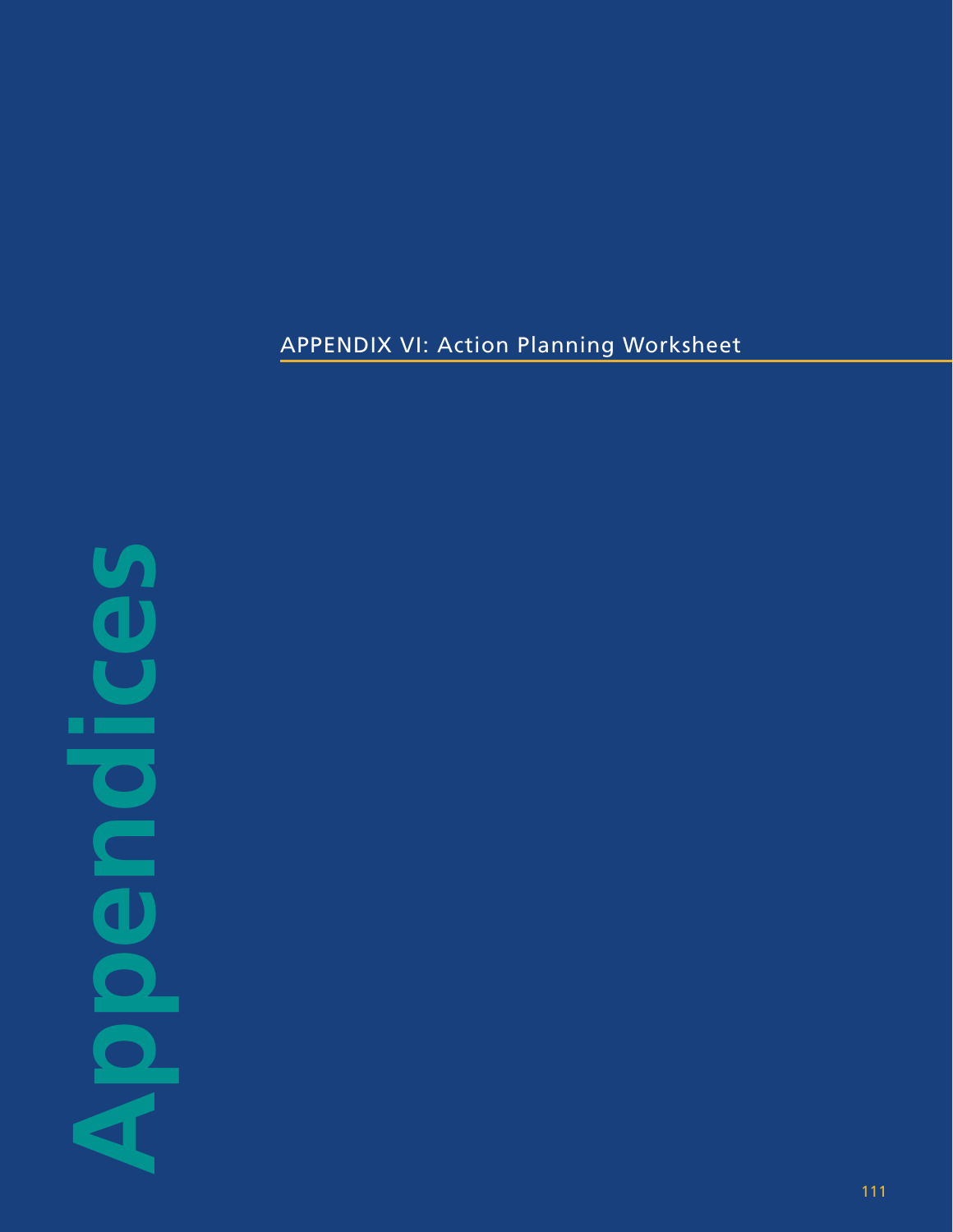# APPENDIX VI: Action Planning Worksheet

Appendices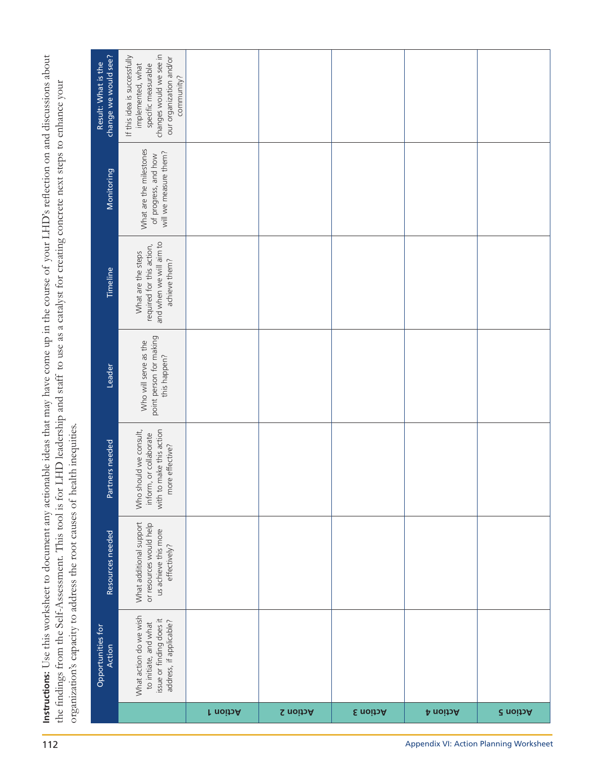**Instructions:** Use this worksheet to document any actionable ideas that may have come up in the course of your LHD's reflection on and discussions about the findings from the Self-Assessment. This tool is for LHD leadership and staff to use as a catalyst for creating concrete next steps to enhance your organization's capacity to address the root causes of health inequities.

| | Opportunities for Action | Resources needed | Partners needed | Leader | Timeline | Monitoring | Result: What is the change we would see? |
|---|---|---|---|---|---|---|---|
| | What action do we wish to initiate, and what issue or finding does it address, if applicable? | What additional support or resources would help us achieve this more effectively? | Who should we consult, inform, or collaborate with to make this action more effective? | Who will serve as the point person for making this happen? | What are the steps required for this action, and when we will aim to achieve them? | What are the milestones of progress, and how will we measure them? | If this idea is successfully implemented, what specific measurable changes would we see in our organization and/or community? |
| Action 1 | | | | | | | |
| Action 2 | | | | | | | |
| Action 3 | | | | | | | |
| Action 4 | | | | | | | |
| Action 5 | | | | | | | |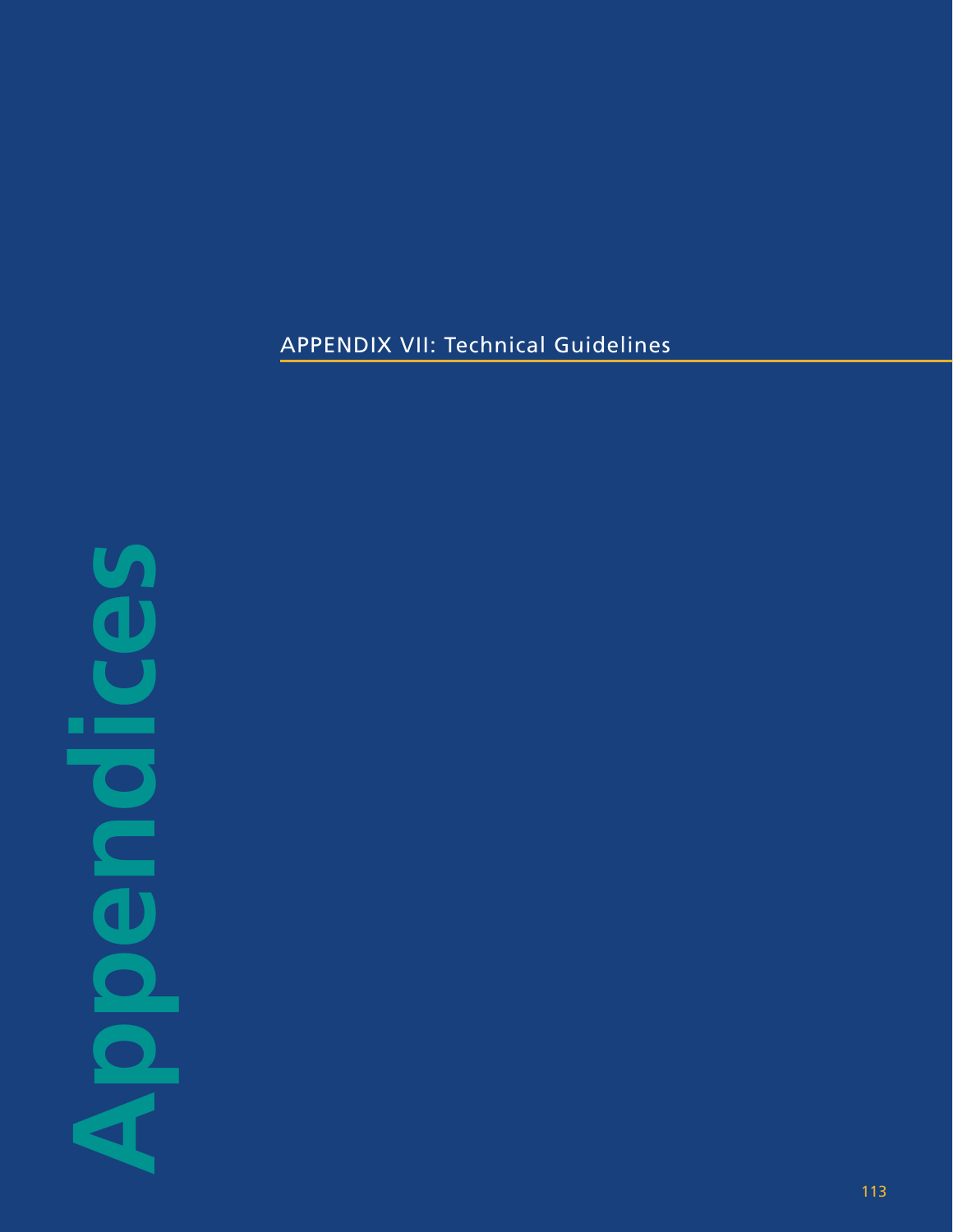# APPENDIX VII: Technical Guidelines

Appendices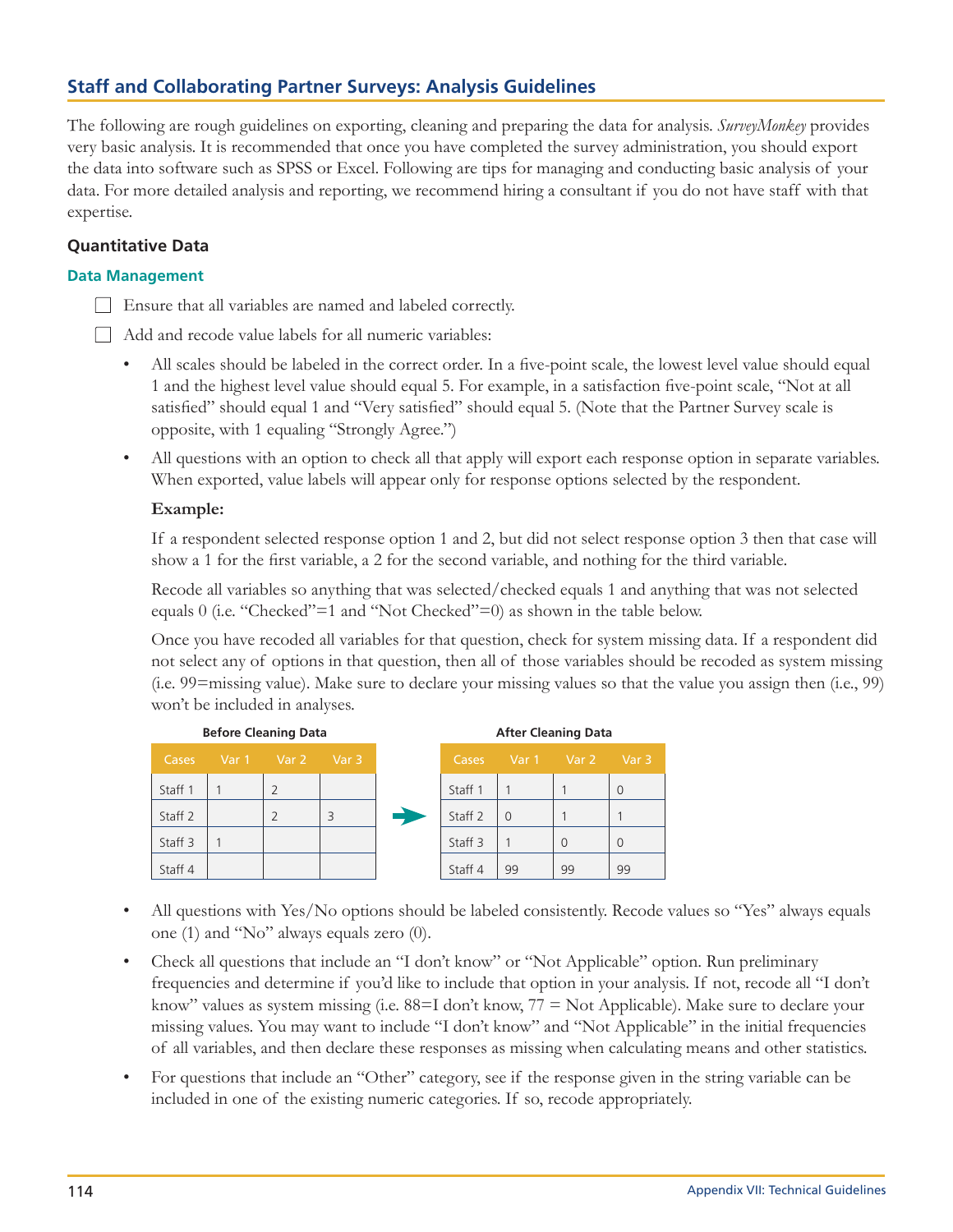## Staff and Collaborating Partner Surveys: Analysis Guidelines

The following are rough guidelines on exporting, cleaning and preparing the data for analysis. *SurveyMonkey* provides very basic analysis. It is recommended that once you have completed the survey administration, you should export the data into software such as SPSS or Excel. Following are tips for managing and conducting basic analysis of your data. For more detailed analysis and reporting, we recommend hiring a consultant if you do not have staff with that expertise.

### Quantitative Data

#### Data Management

- [ ] Ensure that all variables are named and labeled correctly.
- [ ] Add and recode value labels for all numeric variables:
  - All scales should be labeled in the correct order. In a five-point scale, the lowest level value should equal 1 and the highest level value should equal 5. For example, in a satisfaction five-point scale, "Not at all satisfied" should equal 1 and "Very satisfied" should equal 5. (Note that the Partner Survey scale is opposite, with 1 equaling "Strongly Agree.")
  - All questions with an option to check all that apply will export each response option in separate variables. When exported, value labels will appear only for response options selected by the respondent.

    **Example:**

    If a respondent selected response option 1 and 2, but did not select response option 3 then that case will show a 1 for the first variable, a 2 for the second variable, and nothing for the third variable.

    Recode all variables so anything that was selected/checked equals 1 and anything that was not selected equals 0 (i.e. "Checked"=1 and "Not Checked"=0) as shown in the table below.

    Once you have recoded all variables for that question, check for system missing data. If a respondent did not select any of options in that question, then all of those variables should be recoded as system missing (i.e. 99=missing value). Make sure to declare your missing values so that the value you assign then (i.e., 99) won't be included in analyses.

**Before Cleaning Data**

| Cases | Var 1 | Var 2 | Var 3 |
|---|---|---|---|
| Staff 1 | 1 | 2 | |
| Staff 2 | | 2 | 3 |
| Staff 3 | 1 | | |
| Staff 4 | | | |

**After Cleaning Data**

| Cases | Var 1 | Var 2 | Var 3 |
|---|---|---|---|
| Staff 1 | 1 | 1 | 0 |
| Staff 2 | 0 | 1 | 1 |
| Staff 3 | 1 | 0 | 0 |
| Staff 4 | 99 | 99 | 99 |

  - All questions with Yes/No options should be labeled consistently. Recode values so "Yes" always equals one (1) and "No" always equals zero (0).
  - Check all questions that include an "I don't know" or "Not Applicable" option. Run preliminary frequencies and determine if you'd like to include that option in your analysis. If not, recode all "I don't know" values as system missing (i.e. 88=I don't know, 77 = Not Applicable). Make sure to declare your missing values. You may want to include "I don't know" and "Not Applicable" in the initial frequencies of all variables, and then declare these responses as missing when calculating means and other statistics.
  - For questions that include an "Other" category, see if the response given in the string variable can be included in one of the existing numeric categories. If so, recode appropriately.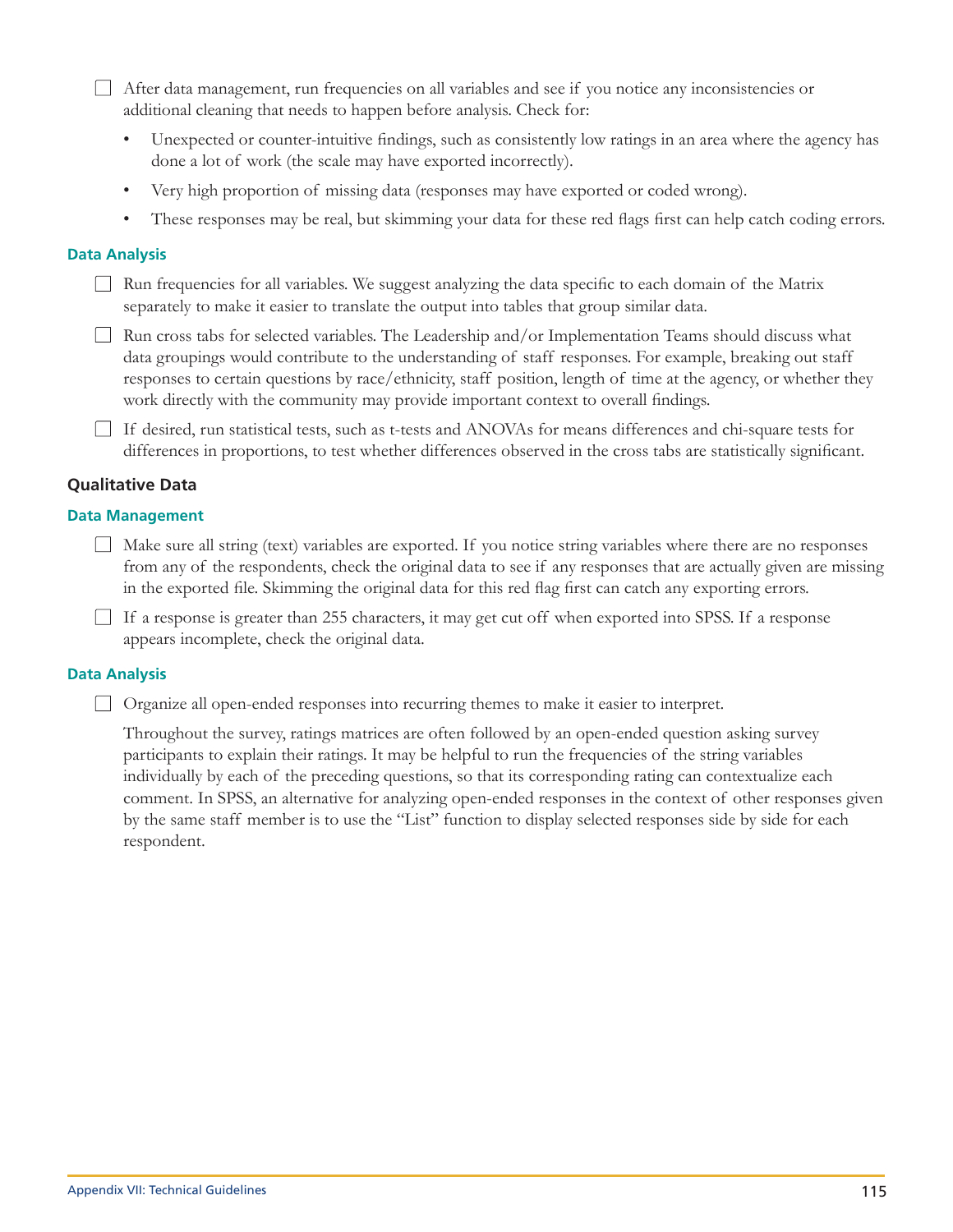- [ ] After data management, run frequencies on all variables and see if you notice any inconsistencies or additional cleaning that needs to happen before analysis. Check for:
    - Unexpected or counter-intuitive findings, such as consistently low ratings in an area where the agency has done a lot of work (the scale may have exported incorrectly).
    - Very high proportion of missing data (responses may have exported or coded wrong).
    - These responses may be real, but skimming your data for these red flags first can help catch coding errors.

#### Data Analysis

- [ ] Run frequencies for all variables. We suggest analyzing the data specific to each domain of the Matrix separately to make it easier to translate the output into tables that group similar data.
- [ ] Run cross tabs for selected variables. The Leadership and/or Implementation Teams should discuss what data groupings would contribute to the understanding of staff responses. For example, breaking out staff responses to certain questions by race/ethnicity, staff position, length of time at the agency, or whether they work directly with the community may provide important context to overall findings.
- [ ] If desired, run statistical tests, such as t-tests and ANOVAs for means differences and chi-square tests for differences in proportions, to test whether differences observed in the cross tabs are statistically significant.

### Qualitative Data

#### Data Management

- [ ] Make sure all string (text) variables are exported. If you notice string variables where there are no responses from any of the respondents, check the original data to see if any responses that are actually given are missing in the exported file. Skimming the original data for this red flag first can catch any exporting errors.
- [ ] If a response is greater than 255 characters, it may get cut off when exported into SPSS. If a response appears incomplete, check the original data.

#### Data Analysis

- [ ] Organize all open-ended responses into recurring themes to make it easier to interpret.

    Throughout the survey, ratings matrices are often followed by an open-ended question asking survey participants to explain their ratings. It may be helpful to run the frequencies of the string variables individually by each of the preceding questions, so that its corresponding rating can contextualize each comment. In SPSS, an alternative for analyzing open-ended responses in the context of other responses given by the same staff member is to use the "List" function to display selected responses side by side for each respondent.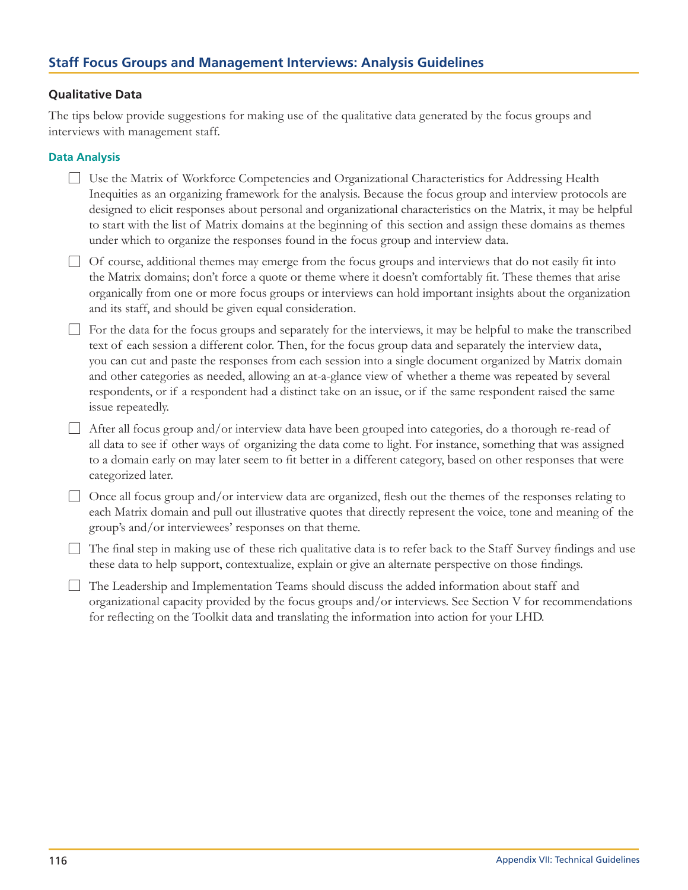## Staff Focus Groups and Management Interviews: Analysis Guidelines

### Qualitative Data

The tips below provide suggestions for making use of the qualitative data generated by the focus groups and interviews with management staff.

#### Data Analysis

- ☐ Use the Matrix of Workforce Competencies and Organizational Characteristics for Addressing Health Inequities as an organizing framework for the analysis. Because the focus group and interview protocols are designed to elicit responses about personal and organizational characteristics on the Matrix, it may be helpful to start with the list of Matrix domains at the beginning of this section and assign these domains as themes under which to organize the responses found in the focus group and interview data.
- ☐ Of course, additional themes may emerge from the focus groups and interviews that do not easily fit into the Matrix domains; don't force a quote or theme where it doesn't comfortably fit. These themes that arise organically from one or more focus groups or interviews can hold important insights about the organization and its staff, and should be given equal consideration.
- ☐ For the data for the focus groups and separately for the interviews, it may be helpful to make the transcribed text of each session a different color. Then, for the focus group data and separately the interview data, you can cut and paste the responses from each session into a single document organized by Matrix domain and other categories as needed, allowing an at-a-glance view of whether a theme was repeated by several respondents, or if a respondent had a distinct take on an issue, or if the same respondent raised the same issue repeatedly.
- ☐ After all focus group and/or interview data have been grouped into categories, do a thorough re-read of all data to see if other ways of organizing the data come to light. For instance, something that was assigned to a domain early on may later seem to fit better in a different category, based on other responses that were categorized later.
- ☐ Once all focus group and/or interview data are organized, flesh out the themes of the responses relating to each Matrix domain and pull out illustrative quotes that directly represent the voice, tone and meaning of the group's and/or interviewees' responses on that theme.
- ☐ The final step in making use of these rich qualitative data is to refer back to the Staff Survey findings and use these data to help support, contextualize, explain or give an alternate perspective on those findings.
- ☐ The Leadership and Implementation Teams should discuss the added information about staff and organizational capacity provided by the focus groups and/or interviews. See Section V for recommendations for reflecting on the Toolkit data and translating the information into action for your LHD.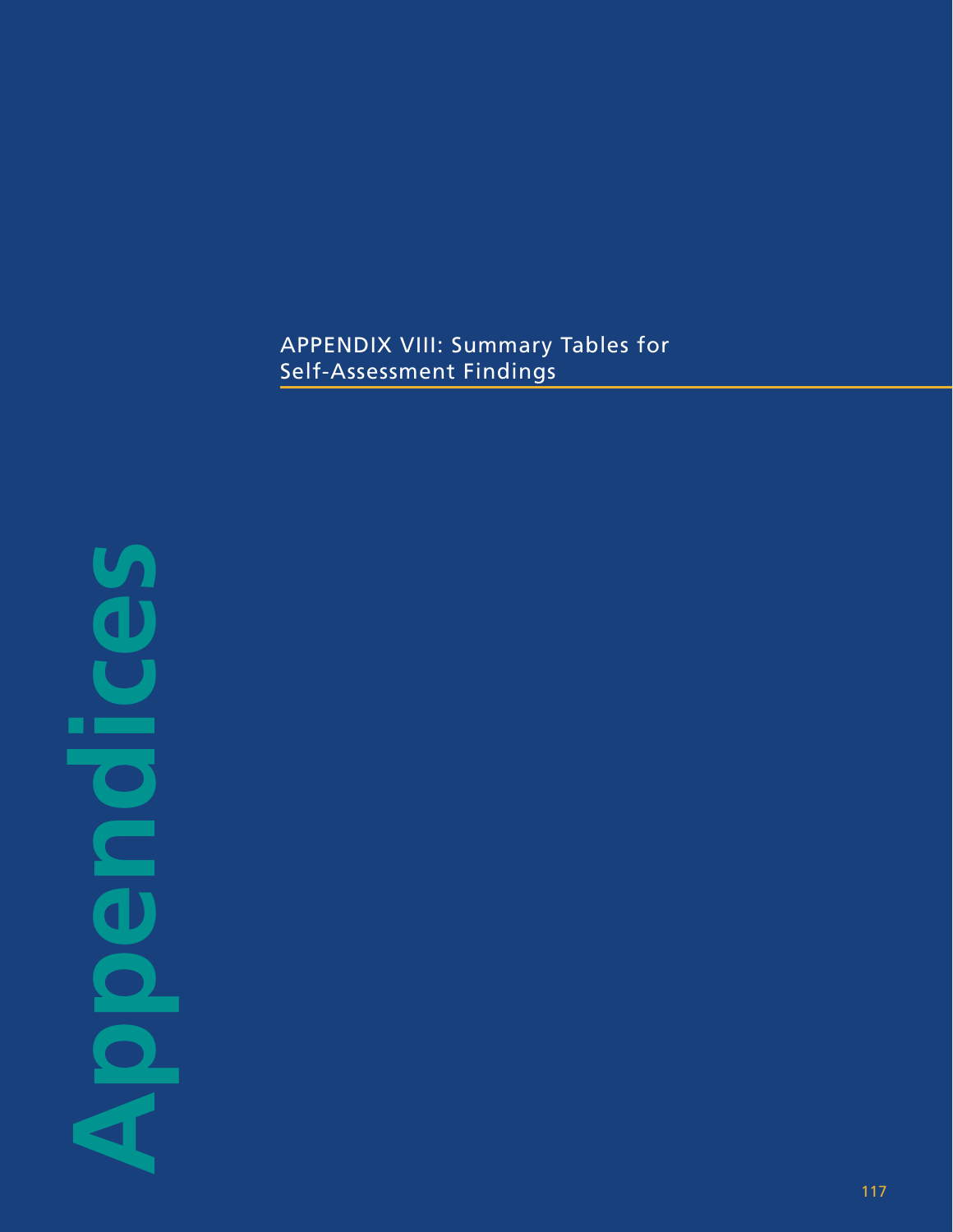# Appendices

## APPENDIX VIII: Summary Tables for Self-Assessment Findings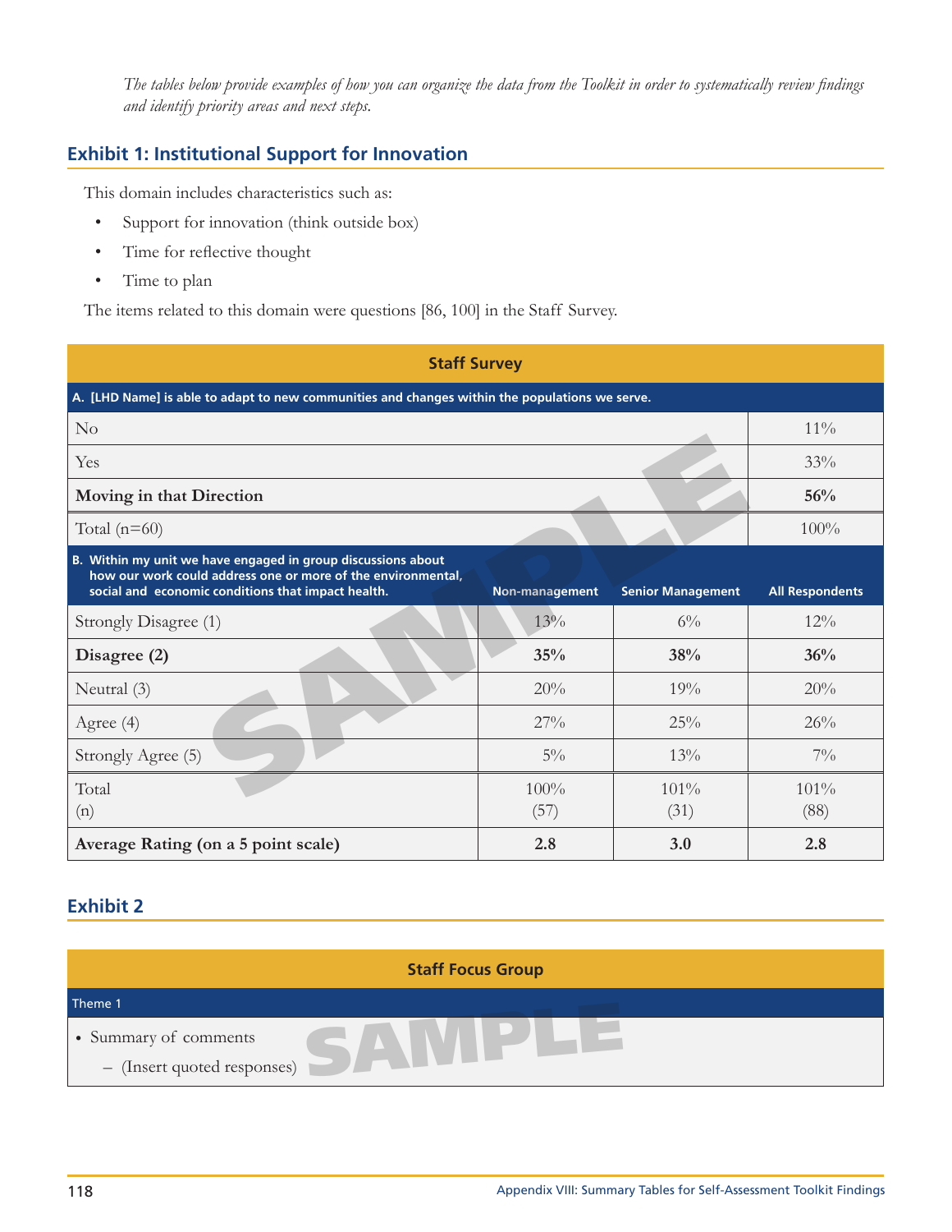*The tables below provide examples of how you can organize the data from the Toolkit in order to systematically review findings and identify priority areas and next steps.*

## Exhibit 1: Institutional Support for Innovation

This domain includes characteristics such as:

- Support for innovation (think outside box)
- Time for reflective thought
- Time to plan

The items related to this domain were questions [86, 100] in the Staff Survey.

| Staff Survey | |
|---|---|
| **A. [LHD Name] is able to adapt to new communities and changes within the populations we serve.** | |
| No | 11% |
| Yes | 33% |
| **Moving in that Direction** | **56%** |
| Total (n=60) | 100% |

| B. Within my unit we have engaged in group discussions about how our work could address one or more of the environmental, social and economic conditions that impact health. | Non-management | Senior Management | All Respondents |
|---|---|---|---|
| Strongly Disagree (1) | 13% | 6% | 12% |
| **Disagree (2)** | **35%** | **38%** | **36%** |
| Neutral (3) | 20% | 19% | 20% |
| Agree (4) | 27% | 25% | 26% |
| Strongly Agree (5) | 5% | 13% | 7% |
| Total (n) | 100% (57) | 101% (31) | 101% (88) |
| **Average Rating (on a 5 point scale)** | **2.8** | **3.0** | **2.8** |

SAMPLE

## Exhibit 2

| Staff Focus Group |
|---|
| Theme 1 |
| • Summary of comments<br>– (Insert quoted responses) |

SAMPLE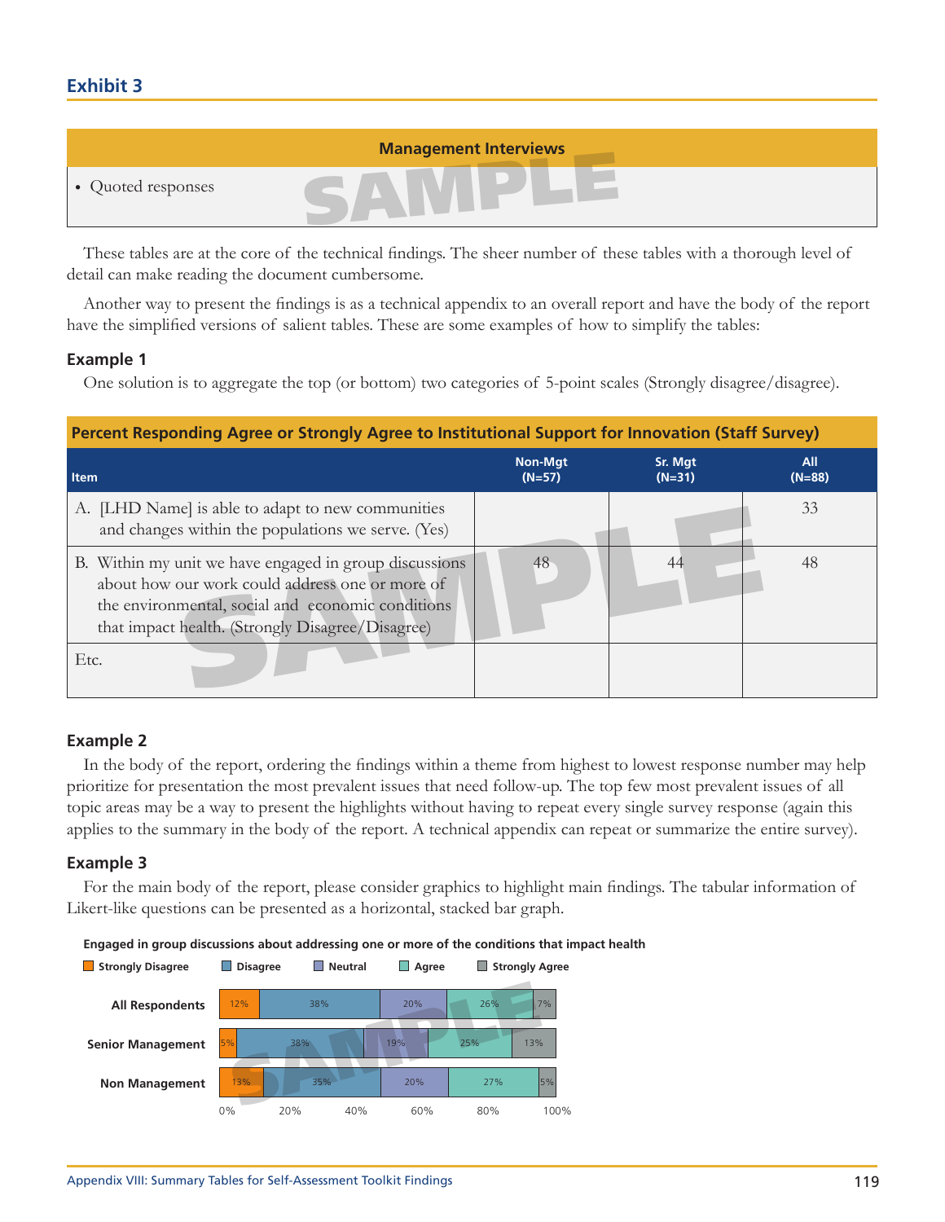## Exhibit 3

| Management Interviews |
|---|
| • Quoted responses |

These tables are at the core of the technical findings. The sheer number of these tables with a thorough level of detail can make reading the document cumbersome.

Another way to present the findings is as a technical appendix to an overall report and have the body of the report have the simplified versions of salient tables. These are some examples of how to simplify the tables:

### Example 1

One solution is to aggregate the top (or bottom) two categories of 5-point scales (Strongly disagree/disagree).

| Percent Responding Agree or Strongly Agree to Institutional Support for Innovation (Staff Survey) | | | |
|---|---|---|---|
| Item | Non-Mgt (N=57) | Sr. Mgt (N=31) | All (N=88) |
| A. [LHD Name] is able to adapt to new communities and changes within the populations we serve. (Yes) | | | 33 |
| B. Within my unit we have engaged in group discussions about how our work could address one or more of the environmental, social and economic conditions that impact health. (Strongly Disagree/Disagree) | 48 | 44 | 48 |
| Etc. | | | |

### Example 2

In the body of the report, ordering the findings within a theme from highest to lowest response number may help prioritize for presentation the most prevalent issues that need follow-up. The top few most prevalent issues of all topic areas may be a way to present the highlights without having to repeat every single survey response (again this applies to the summary in the body of the report. A technical appendix can repeat or summarize the entire survey).

### Example 3

For the main body of the report, please consider graphics to highlight main findings. The tabular information of Likert-like questions can be presented as a horizontal, stacked bar graph.

**Engaged in group discussions about addressing one or more of the conditions that impact health**

| | Strongly Disagree | Disagree | Neutral | Agree | Strongly Agree |
|---|---|---|---|---|---|
| All Respondents | 12% | 38% | 20% | 26% | 7% |
| Senior Management | 5% | 38% | 19% | 25% | 13% |
| Non Management | 13% | 35% | 20% | 27% | 5% |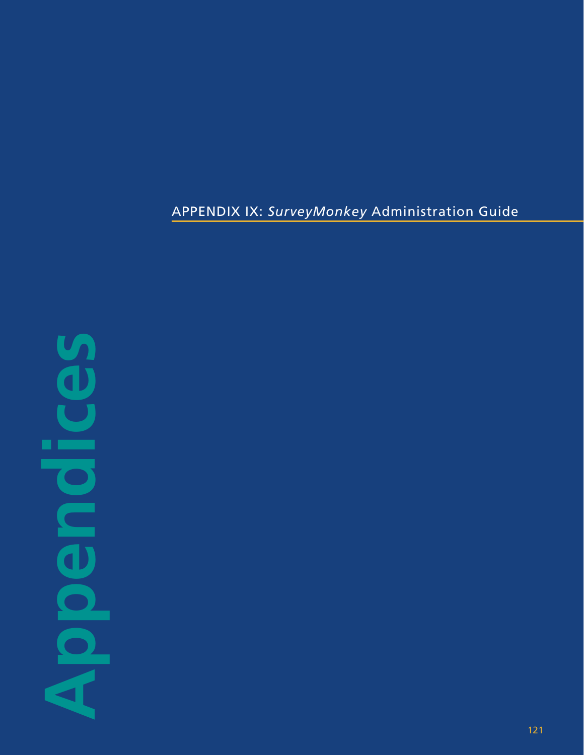# APPENDIX IX: *SurveyMonkey* Administration Guide

**Appendices**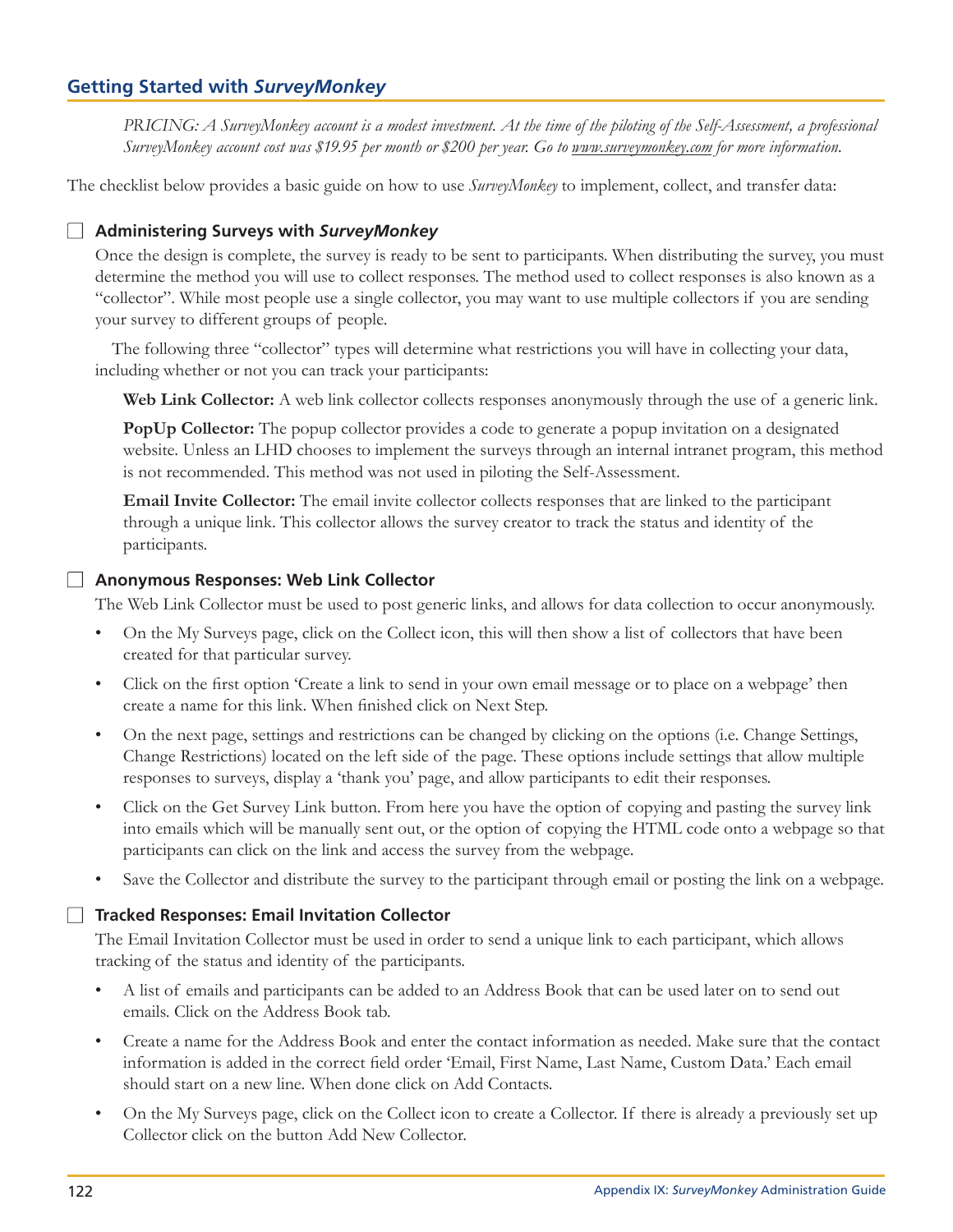## Getting Started with *SurveyMonkey*

*PRICING: A SurveyMonkey account is a modest investment. At the time of the piloting of the Self-Assessment, a professional SurveyMonkey account cost was $19.95 per month or $200 per year. Go to www.surveymonkey.com for more information.*

The checklist below provides a basic guide on how to use *SurveyMonkey* to implement, collect, and transfer data:

### ☐ Administering Surveys with *SurveyMonkey*

Once the design is complete, the survey is ready to be sent to participants. When distributing the survey, you must determine the method you will use to collect responses. The method used to collect responses is also known as a "collector". While most people use a single collector, you may want to use multiple collectors if you are sending your survey to different groups of people.

The following three "collector" types will determine what restrictions you will have in collecting your data, including whether or not you can track your participants:

**Web Link Collector:** A web link collector collects responses anonymously through the use of a generic link.

**PopUp Collector:** The popup collector provides a code to generate a popup invitation on a designated website. Unless an LHD chooses to implement the surveys through an internal intranet program, this method is not recommended. This method was not used in piloting the Self-Assessment.

**Email Invite Collector:** The email invite collector collects responses that are linked to the participant through a unique link. This collector allows the survey creator to track the status and identity of the participants.

### ☐ Anonymous Responses: Web Link Collector

The Web Link Collector must be used to post generic links, and allows for data collection to occur anonymously.

- On the My Surveys page, click on the Collect icon, this will then show a list of collectors that have been created for that particular survey.
- Click on the first option 'Create a link to send in your own email message or to place on a webpage' then create a name for this link. When finished click on Next Step.
- On the next page, settings and restrictions can be changed by clicking on the options (i.e. Change Settings, Change Restrictions) located on the left side of the page. These options include settings that allow multiple responses to surveys, display a 'thank you' page, and allow participants to edit their responses.
- Click on the Get Survey Link button. From here you have the option of copying and pasting the survey link into emails which will be manually sent out, or the option of copying the HTML code onto a webpage so that participants can click on the link and access the survey from the webpage.
- Save the Collector and distribute the survey to the participant through email or posting the link on a webpage.

### ☐ Tracked Responses: Email Invitation Collector

The Email Invitation Collector must be used in order to send a unique link to each participant, which allows tracking of the status and identity of the participants.

- A list of emails and participants can be added to an Address Book that can be used later on to send out emails. Click on the Address Book tab.
- Create a name for the Address Book and enter the contact information as needed. Make sure that the contact information is added in the correct field order 'Email, First Name, Last Name, Custom Data.' Each email should start on a new line. When done click on Add Contacts.
- On the My Surveys page, click on the Collect icon to create a Collector. If there is already a previously set up Collector click on the button Add New Collector.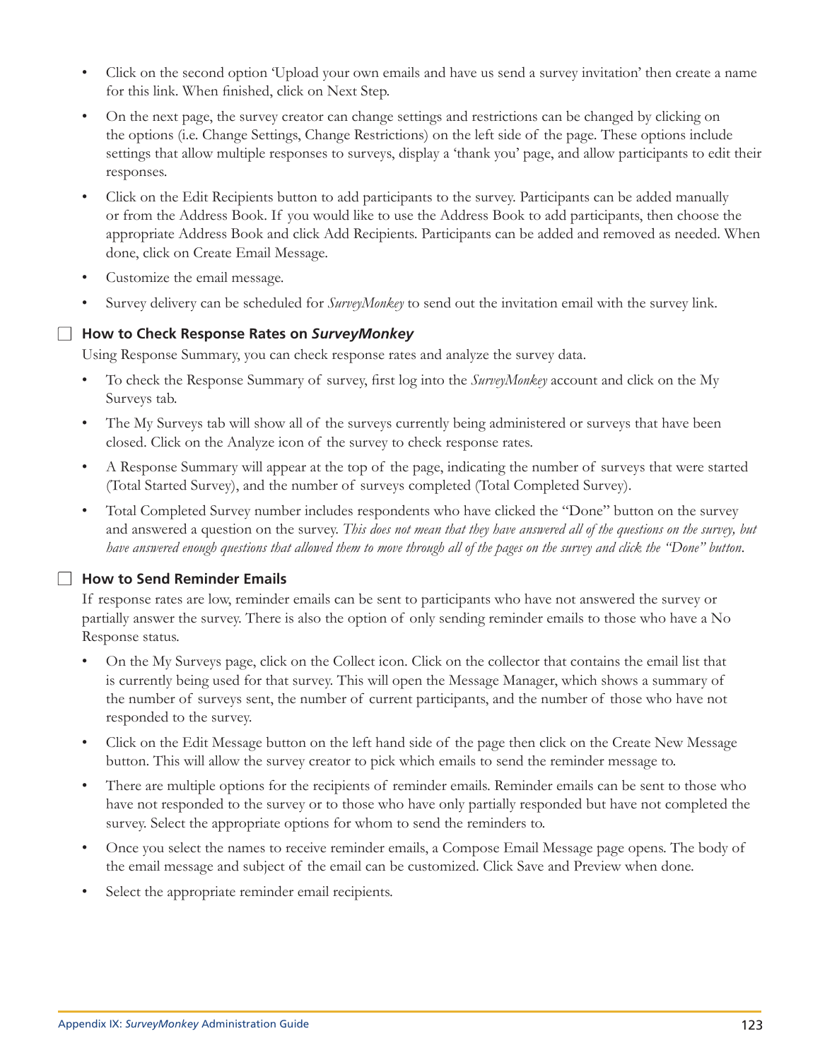- Click on the second option 'Upload your own emails and have us send a survey invitation' then create a name for this link. When finished, click on Next Step.
- On the next page, the survey creator can change settings and restrictions can be changed by clicking on the options (i.e. Change Settings, Change Restrictions) on the left side of the page. These options include settings that allow multiple responses to surveys, display a 'thank you' page, and allow participants to edit their responses.
- Click on the Edit Recipients button to add participants to the survey. Participants can be added manually or from the Address Book. If you would like to use the Address Book to add participants, then choose the appropriate Address Book and click Add Recipients. Participants can be added and removed as needed. When done, click on Create Email Message.
- Customize the email message.
- Survey delivery can be scheduled for *SurveyMonkey* to send out the invitation email with the survey link.

### ☐ How to Check Response Rates on *SurveyMonkey*

Using Response Summary, you can check response rates and analyze the survey data.

- To check the Response Summary of survey, first log into the *SurveyMonkey* account and click on the My Surveys tab.
- The My Surveys tab will show all of the surveys currently being administered or surveys that have been closed. Click on the Analyze icon of the survey to check response rates.
- A Response Summary will appear at the top of the page, indicating the number of surveys that were started (Total Started Survey), and the number of surveys completed (Total Completed Survey).
- Total Completed Survey number includes respondents who have clicked the "Done" button on the survey and answered a question on the survey. *This does not mean that they have answered all of the questions on the survey, but have answered enough questions that allowed them to move through all of the pages on the survey and click the "Done" button.*

### ☐ How to Send Reminder Emails

If response rates are low, reminder emails can be sent to participants who have not answered the survey or partially answer the survey. There is also the option of only sending reminder emails to those who have a No Response status.

- On the My Surveys page, click on the Collect icon. Click on the collector that contains the email list that is currently being used for that survey. This will open the Message Manager, which shows a summary of the number of surveys sent, the number of current participants, and the number of those who have not responded to the survey.
- Click on the Edit Message button on the left hand side of the page then click on the Create New Message button. This will allow the survey creator to pick which emails to send the reminder message to.
- There are multiple options for the recipients of reminder emails. Reminder emails can be sent to those who have not responded to the survey or to those who have only partially responded but have not completed the survey. Select the appropriate options for whom to send the reminders to.
- Once you select the names to receive reminder emails, a Compose Email Message page opens. The body of the email message and subject of the email can be customized. Click Save and Preview when done.
- Select the appropriate reminder email recipients.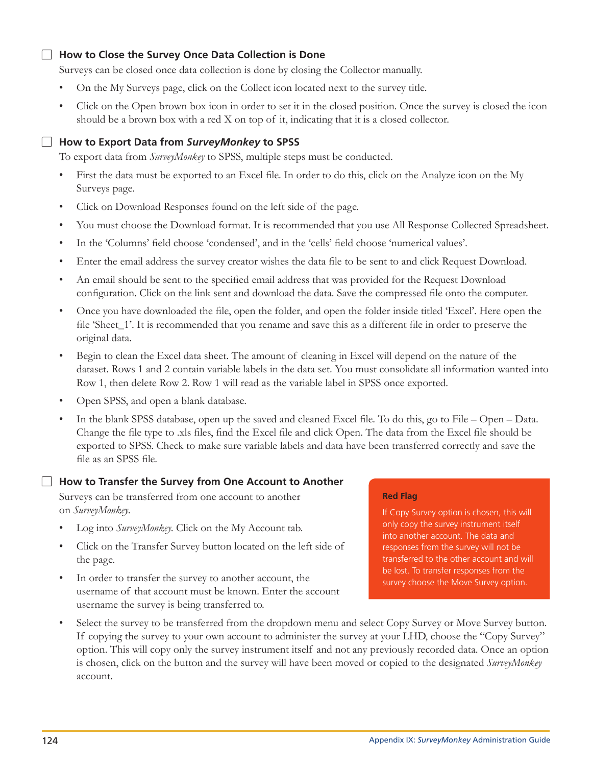### ☐ How to Close the Survey Once Data Collection is Done

Surveys can be closed once data collection is done by closing the Collector manually.

- On the My Surveys page, click on the Collect icon located next to the survey title.
- Click on the Open brown box icon in order to set it in the closed position. Once the survey is closed the icon should be a brown box with a red X on top of it, indicating that it is a closed collector.

### ☐ How to Export Data from *SurveyMonkey* to SPSS

To export data from *SurveyMonkey* to SPSS, multiple steps must be conducted.

- First the data must be exported to an Excel file. In order to do this, click on the Analyze icon on the My Surveys page.
- Click on Download Responses found on the left side of the page.
- You must choose the Download format. It is recommended that you use All Response Collected Spreadsheet.
- In the 'Columns' field choose 'condensed', and in the 'cells' field choose 'numerical values'.
- Enter the email address the survey creator wishes the data file to be sent to and click Request Download.
- An email should be sent to the specified email address that was provided for the Request Download configuration. Click on the link sent and download the data. Save the compressed file onto the computer.
- Once you have downloaded the file, open the folder, and open the folder inside titled 'Excel'. Here open the file 'Sheet_1'. It is recommended that you rename and save this as a different file in order to preserve the original data.
- Begin to clean the Excel data sheet. The amount of cleaning in Excel will depend on the nature of the dataset. Rows 1 and 2 contain variable labels in the data set. You must consolidate all information wanted into Row 1, then delete Row 2. Row 1 will read as the variable label in SPSS once exported.
- Open SPSS, and open a blank database.
- In the blank SPSS database, open up the saved and cleaned Excel file. To do this, go to File – Open – Data. Change the file type to .xls files, find the Excel file and click Open. The data from the Excel file should be exported to SPSS. Check to make sure variable labels and data have been transferred correctly and save the file as an SPSS file.

### ☐ How to Transfer the Survey from One Account to Another

Surveys can be transferred from one account to another on *SurveyMonkey*.

- Log into *SurveyMonkey*. Click on the My Account tab.
- Click on the Transfer Survey button located on the left side of the page.
- In order to transfer the survey to another account, the username of that account must be known. Enter the account username the survey is being transferred to.
- Select the survey to be transferred from the dropdown menu and select Copy Survey or Move Survey button. If copying the survey to your own account to administer the survey at your LHD, choose the "Copy Survey" option. This will copy only the survey instrument itself and not any previously recorded data. Once an option is chosen, click on the button and the survey will have been moved or copied to the designated *SurveyMonkey* account.

> **Red Flag**
>
> If Copy Survey option is chosen, this will only copy the survey instrument itself into another account. The data and responses from the survey will not be transferred to the other account and will be lost. To transfer responses from the survey choose the Move Survey option.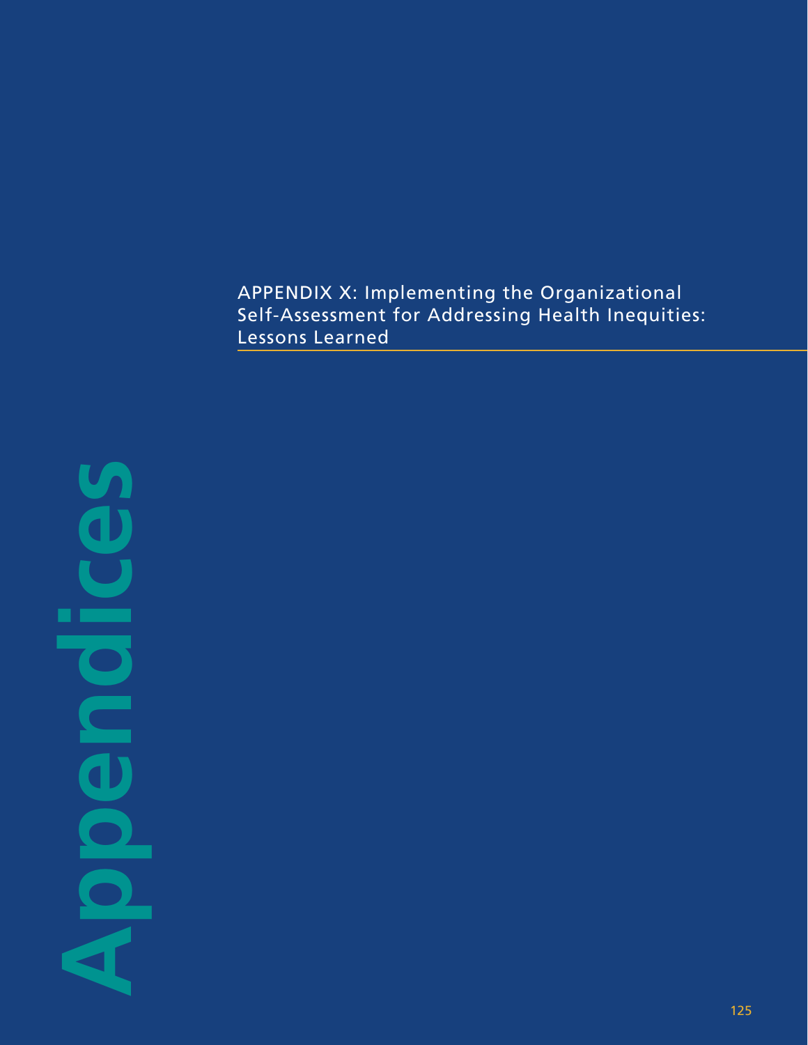# Appendices

## APPENDIX X: Implementing the Organizational Self-Assessment for Addressing Health Inequities: Lessons Learned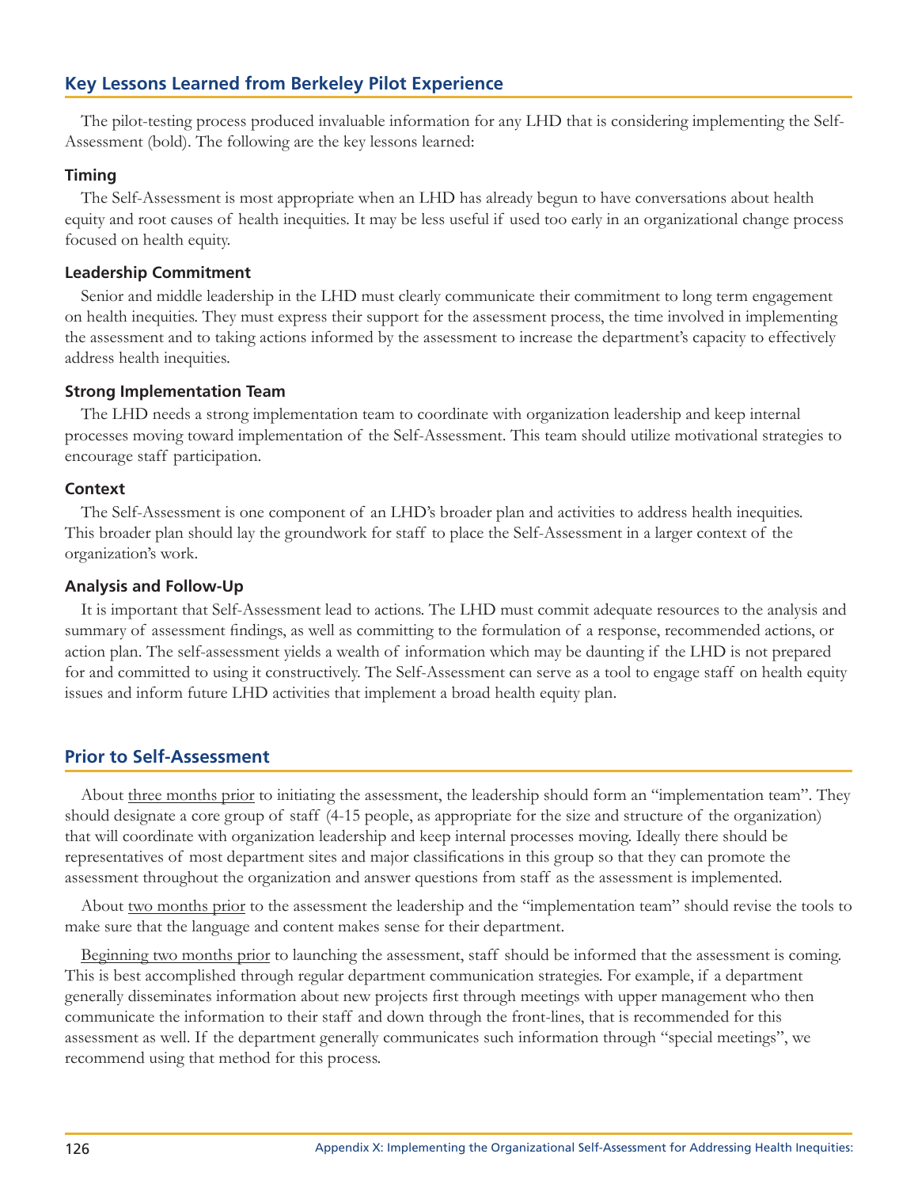## Key Lessons Learned from Berkeley Pilot Experience

The pilot-testing process produced invaluable information for any LHD that is considering implementing the Self-Assessment (bold). The following are the key lessons learned:

### Timing

The Self-Assessment is most appropriate when an LHD has already begun to have conversations about health equity and root causes of health inequities. It may be less useful if used too early in an organizational change process focused on health equity.

### Leadership Commitment

Senior and middle leadership in the LHD must clearly communicate their commitment to long term engagement on health inequities. They must express their support for the assessment process, the time involved in implementing the assessment and to taking actions informed by the assessment to increase the department's capacity to effectively address health inequities.

### Strong Implementation Team

The LHD needs a strong implementation team to coordinate with organization leadership and keep internal processes moving toward implementation of the Self-Assessment. This team should utilize motivational strategies to encourage staff participation.

### Context

The Self-Assessment is one component of an LHD's broader plan and activities to address health inequities. This broader plan should lay the groundwork for staff to place the Self-Assessment in a larger context of the organization's work.

### Analysis and Follow-Up

It is important that Self-Assessment lead to actions. The LHD must commit adequate resources to the analysis and summary of assessment findings, as well as committing to the formulation of a response, recommended actions, or action plan. The self-assessment yields a wealth of information which may be daunting if the LHD is not prepared for and committed to using it constructively. The Self-Assessment can serve as a tool to engage staff on health equity issues and inform future LHD activities that implement a broad health equity plan.

## Prior to Self-Assessment

About <u>three months prior</u> to initiating the assessment, the leadership should form an "implementation team". They should designate a core group of staff (4-15 people, as appropriate for the size and structure of the organization) that will coordinate with organization leadership and keep internal processes moving. Ideally there should be representatives of most department sites and major classifications in this group so that they can promote the assessment throughout the organization and answer questions from staff as the assessment is implemented.

About <u>two months prior</u> to the assessment the leadership and the "implementation team" should revise the tools to make sure that the language and content makes sense for their department.

<u>Beginning two months prior</u> to launching the assessment, staff should be informed that the assessment is coming. This is best accomplished through regular department communication strategies. For example, if a department generally disseminates information about new projects first through meetings with upper management who then communicate the information to their staff and down through the front-lines, that is recommended for this assessment as well. If the department generally communicates such information through "special meetings", we recommend using that method for this process.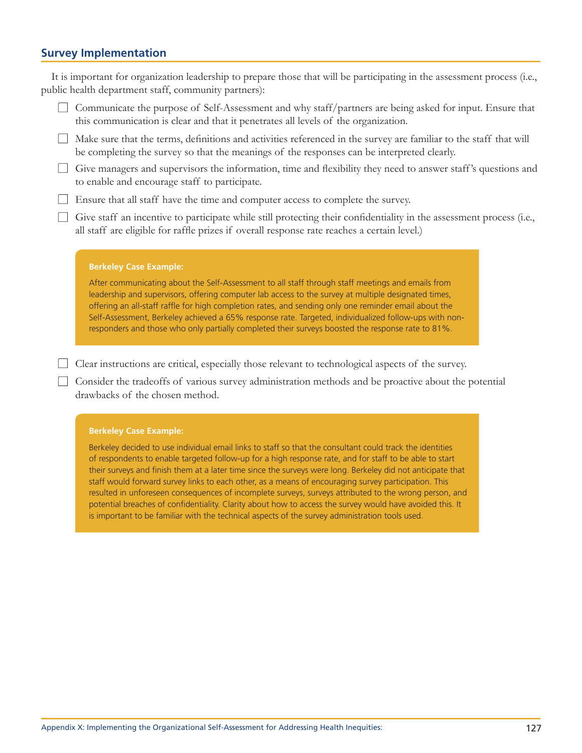## Survey Implementation

It is important for organization leadership to prepare those that will be participating in the assessment process (i.e., public health department staff, community partners):

- ☐ Communicate the purpose of Self-Assessment and why staff/partners are being asked for input. Ensure that this communication is clear and that it penetrates all levels of the organization.
- ☐ Make sure that the terms, definitions and activities referenced in the survey are familiar to the staff that will be completing the survey so that the meanings of the responses can be interpreted clearly.
- ☐ Give managers and supervisors the information, time and flexibility they need to answer staff's questions and to enable and encourage staff to participate.
- ☐ Ensure that all staff have the time and computer access to complete the survey.
- ☐ Give staff an incentive to participate while still protecting their confidentiality in the assessment process (i.e., all staff are eligible for raffle prizes if overall response rate reaches a certain level.)

> **Berkeley Case Example:**
>
> After communicating about the Self-Assessment to all staff through staff meetings and emails from leadership and supervisors, offering computer lab access to the survey at multiple designated times, offering an all-staff raffle for high completion rates, and sending only one reminder email about the Self-Assessment, Berkeley achieved a 65% response rate. Targeted, individualized follow-ups with non-responders and those who only partially completed their surveys boosted the response rate to 81%.

- ☐ Clear instructions are critical, especially those relevant to technological aspects of the survey.
- ☐ Consider the tradeoffs of various survey administration methods and be proactive about the potential drawbacks of the chosen method.

> **Berkeley Case Example:**
>
> Berkeley decided to use individual email links to staff so that the consultant could track the identities of respondents to enable targeted follow-up for a high response rate, and for staff to be able to start their surveys and finish them at a later time since the surveys were long. Berkeley did not anticipate that staff would forward survey links to each other, as a means of encouraging survey participation. This resulted in unforeseen consequences of incomplete surveys, surveys attributed to the wrong person, and potential breaches of confidentiality. Clarity about how to access the survey would have avoided this. It is important to be familiar with the technical aspects of the survey administration tools used.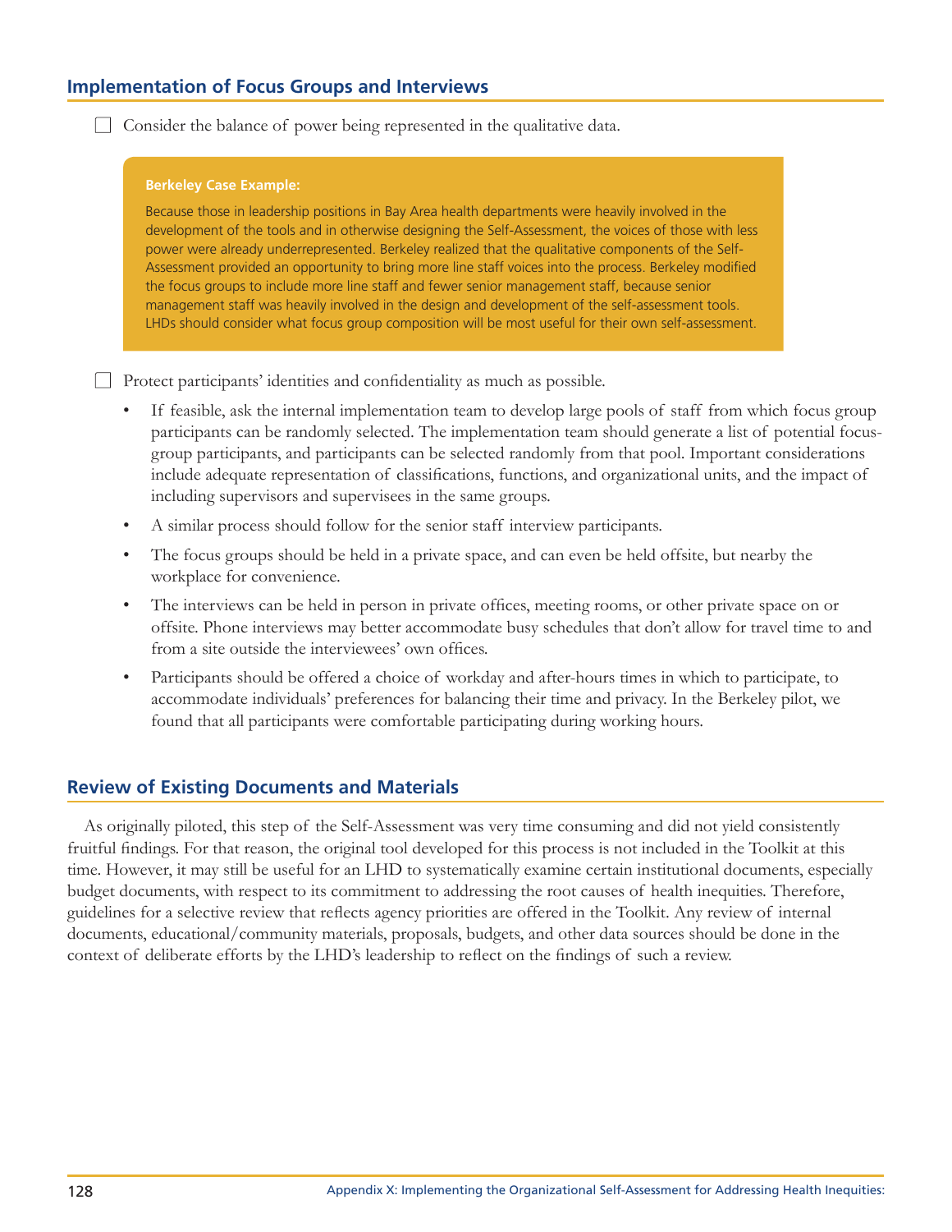## Implementation of Focus Groups and Interviews

- [ ] Consider the balance of power being represented in the qualitative data.

> **Berkeley Case Example:**
>
> Because those in leadership positions in Bay Area health departments were heavily involved in the development of the tools and in otherwise designing the Self-Assessment, the voices of those with less power were already underrepresented. Berkeley realized that the qualitative components of the Self-Assessment provided an opportunity to bring more line staff voices into the process. Berkeley modified the focus groups to include more line staff and fewer senior management staff, because senior management staff was heavily involved in the design and development of the self-assessment tools. LHDs should consider what focus group composition will be most useful for their own self-assessment.

- [ ] Protect participants' identities and confidentiality as much as possible.
  - If feasible, ask the internal implementation team to develop large pools of staff from which focus group participants can be randomly selected. The implementation team should generate a list of potential focus-group participants, and participants can be selected randomly from that pool. Important considerations include adequate representation of classifications, functions, and organizational units, and the impact of including supervisors and supervisees in the same groups.
  - A similar process should follow for the senior staff interview participants.
  - The focus groups should be held in a private space, and can even be held offsite, but nearby the workplace for convenience.
  - The interviews can be held in person in private offices, meeting rooms, or other private space on or offsite. Phone interviews may better accommodate busy schedules that don't allow for travel time to and from a site outside the interviewees' own offices.
  - Participants should be offered a choice of workday and after-hours times in which to participate, to accommodate individuals' preferences for balancing their time and privacy. In the Berkeley pilot, we found that all participants were comfortable participating during working hours.

## Review of Existing Documents and Materials

As originally piloted, this step of the Self-Assessment was very time consuming and did not yield consistently fruitful findings. For that reason, the original tool developed for this process is not included in the Toolkit at this time. However, it may still be useful for an LHD to systematically examine certain institutional documents, especially budget documents, with respect to its commitment to addressing the root causes of health inequities. Therefore, guidelines for a selective review that reflects agency priorities are offered in the Toolkit. Any review of internal documents, educational/community materials, proposals, budgets, and other data sources should be done in the context of deliberate efforts by the LHD's leadership to reflect on the findings of such a review.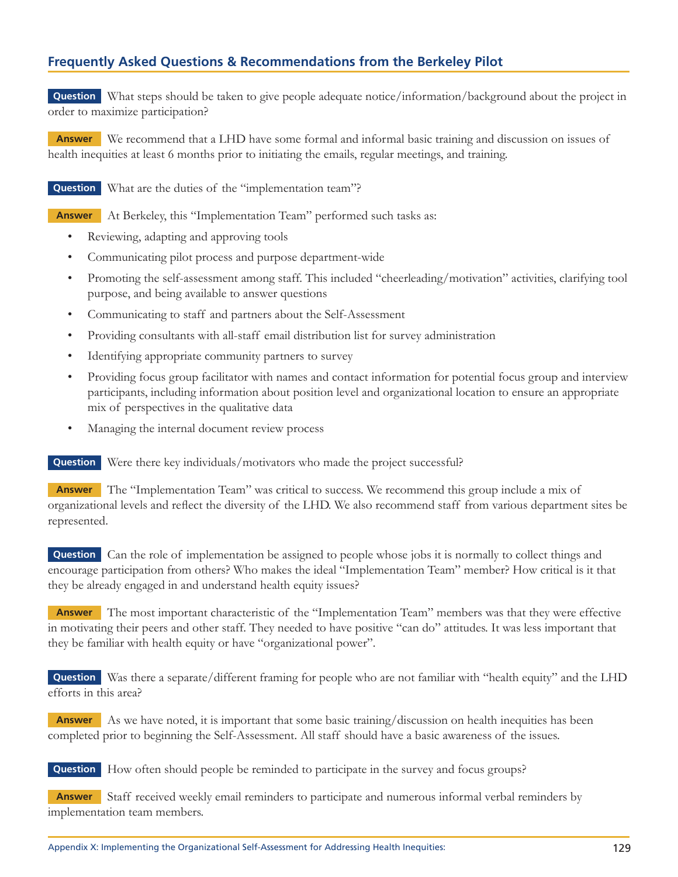## Frequently Asked Questions & Recommendations from the Berkeley Pilot

**Question** What steps should be taken to give people adequate notice/information/background about the project in order to maximize participation?

**Answer** We recommend that a LHD have some formal and informal basic training and discussion on issues of health inequities at least 6 months prior to initiating the emails, regular meetings, and training.

**Question** What are the duties of the "implementation team"?

**Answer** At Berkeley, this "Implementation Team" performed such tasks as:

- Reviewing, adapting and approving tools
- Communicating pilot process and purpose department-wide
- Promoting the self-assessment among staff. This included "cheerleading/motivation" activities, clarifying tool purpose, and being available to answer questions
- Communicating to staff and partners about the Self-Assessment
- Providing consultants with all-staff email distribution list for survey administration
- Identifying appropriate community partners to survey
- Providing focus group facilitator with names and contact information for potential focus group and interview participants, including information about position level and organizational location to ensure an appropriate mix of perspectives in the qualitative data
- Managing the internal document review process

**Question** Were there key individuals/motivators who made the project successful?

**Answer** The "Implementation Team" was critical to success. We recommend this group include a mix of organizational levels and reflect the diversity of the LHD. We also recommend staff from various department sites be represented.

**Question** Can the role of implementation be assigned to people whose jobs it is normally to collect things and encourage participation from others? Who makes the ideal "Implementation Team" member? How critical is it that they be already engaged in and understand health equity issues?

**Answer** The most important characteristic of the "Implementation Team" members was that they were effective in motivating their peers and other staff. They needed to have positive "can do" attitudes. It was less important that they be familiar with health equity or have "organizational power".

**Question** Was there a separate/different framing for people who are not familiar with "health equity" and the LHD efforts in this area?

**Answer** As we have noted, it is important that some basic training/discussion on health inequities has been completed prior to beginning the Self-Assessment. All staff should have a basic awareness of the issues.

**Question** How often should people be reminded to participate in the survey and focus groups?

**Answer** Staff received weekly email reminders to participate and numerous informal verbal reminders by implementation team members.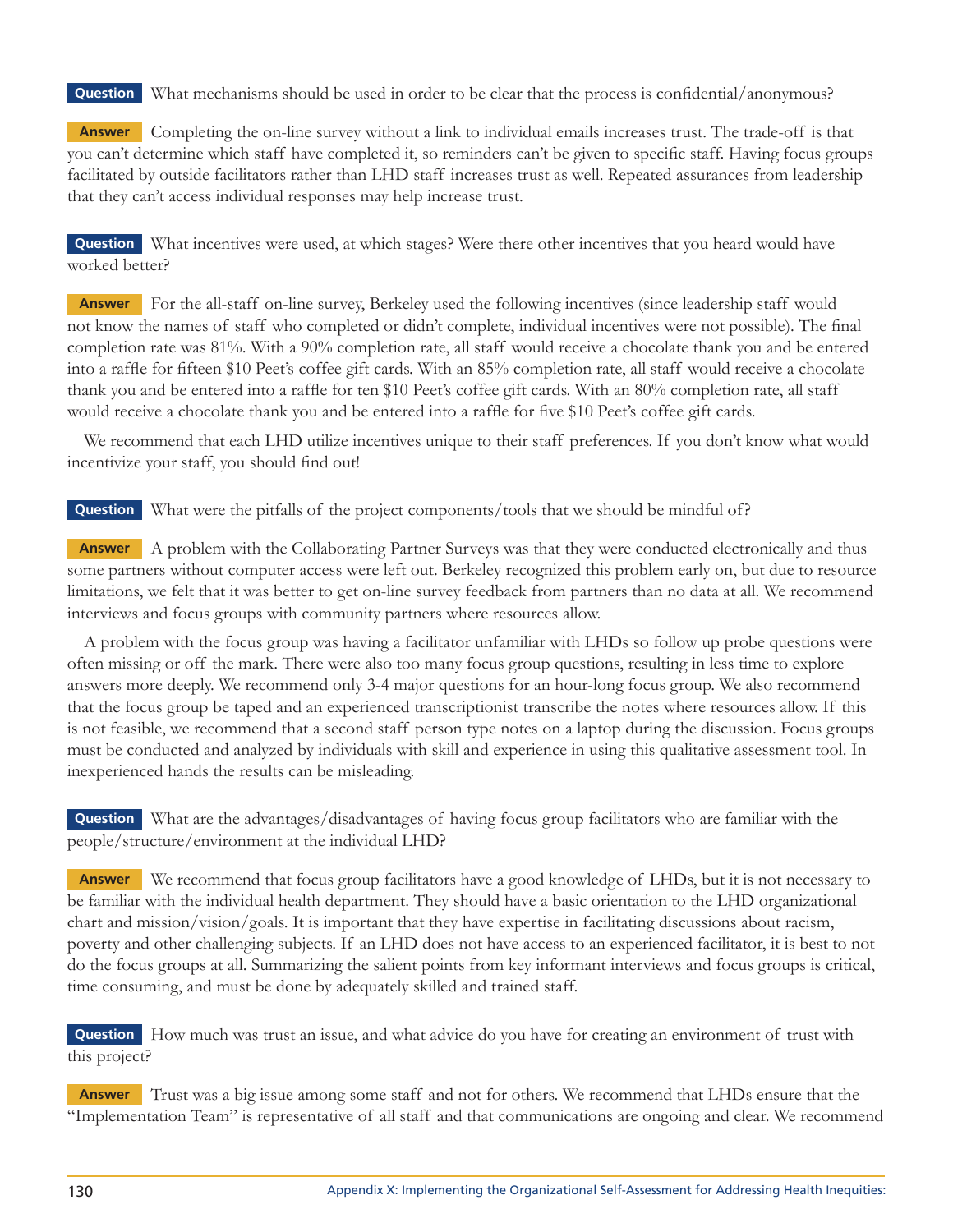**Question** What mechanisms should be used in order to be clear that the process is confidential/anonymous?

**Answer** Completing the on-line survey without a link to individual emails increases trust. The trade-off is that you can't determine which staff have completed it, so reminders can't be given to specific staff. Having focus groups facilitated by outside facilitators rather than LHD staff increases trust as well. Repeated assurances from leadership that they can't access individual responses may help increase trust.

**Question** What incentives were used, at which stages? Were there other incentives that you heard would have worked better?

**Answer** For the all-staff on-line survey, Berkeley used the following incentives (since leadership staff would not know the names of staff who completed or didn't complete, individual incentives were not possible). The final completion rate was 81%. With a 90% completion rate, all staff would receive a chocolate thank you and be entered into a raffle for fifteen $10 Peet's coffee gift cards. With an 85% completion rate, all staff would receive a chocolate thank you and be entered into a raffle for ten $10 Peet's coffee gift cards. With an 80% completion rate, all staff would receive a chocolate thank you and be entered into a raffle for five $10 Peet's coffee gift cards.

We recommend that each LHD utilize incentives unique to their staff preferences. If you don't know what would incentivize your staff, you should find out!

**Question** What were the pitfalls of the project components/tools that we should be mindful of?

**Answer** A problem with the Collaborating Partner Surveys was that they were conducted electronically and thus some partners without computer access were left out. Berkeley recognized this problem early on, but due to resource limitations, we felt that it was better to get on-line survey feedback from partners than no data at all. We recommend interviews and focus groups with community partners where resources allow.

A problem with the focus group was having a facilitator unfamiliar with LHDs so follow up probe questions were often missing or off the mark. There were also too many focus group questions, resulting in less time to explore answers more deeply. We recommend only 3-4 major questions for an hour-long focus group. We also recommend that the focus group be taped and an experienced transcriptionist transcribe the notes where resources allow. If this is not feasible, we recommend that a second staff person type notes on a laptop during the discussion. Focus groups must be conducted and analyzed by individuals with skill and experience in using this qualitative assessment tool. In inexperienced hands the results can be misleading.

**Question** What are the advantages/disadvantages of having focus group facilitators who are familiar with the people/structure/environment at the individual LHD?

**Answer** We recommend that focus group facilitators have a good knowledge of LHDs, but it is not necessary to be familiar with the individual health department. They should have a basic orientation to the LHD organizational chart and mission/vision/goals. It is important that they have expertise in facilitating discussions about racism, poverty and other challenging subjects. If an LHD does not have access to an experienced facilitator, it is best to not do the focus groups at all. Summarizing the salient points from key informant interviews and focus groups is critical, time consuming, and must be done by adequately skilled and trained staff.

**Question** How much was trust an issue, and what advice do you have for creating an environment of trust with this project?

**Answer** Trust was a big issue among some staff and not for others. We recommend that LHDs ensure that the "Implementation Team" is representative of all staff and that communications are ongoing and clear. We recommend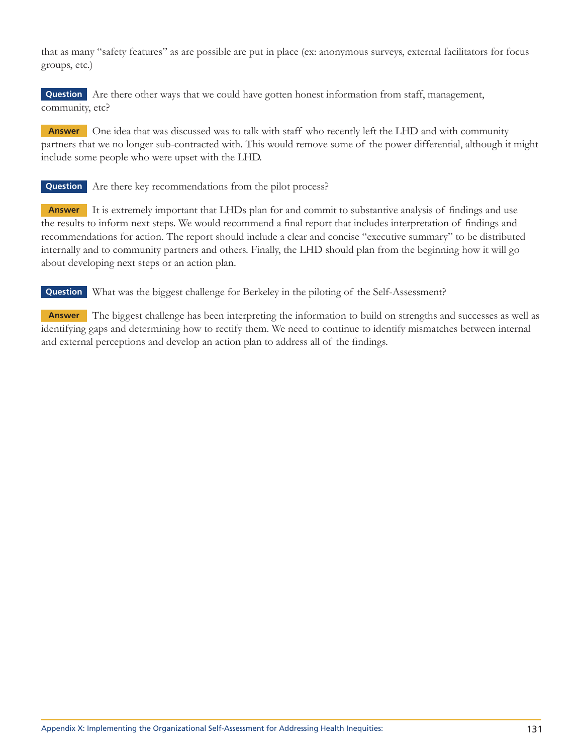that as many "safety features" as are possible are put in place (ex: anonymous surveys, external facilitators for focus groups, etc.)

**Question** Are there other ways that we could have gotten honest information from staff, management, community, etc?

**Answer** One idea that was discussed was to talk with staff who recently left the LHD and with community partners that we no longer sub-contracted with. This would remove some of the power differential, although it might include some people who were upset with the LHD.

**Question** Are there key recommendations from the pilot process?

**Answer** It is extremely important that LHDs plan for and commit to substantive analysis of findings and use the results to inform next steps. We would recommend a final report that includes interpretation of findings and recommendations for action. The report should include a clear and concise "executive summary" to be distributed internally and to community partners and others. Finally, the LHD should plan from the beginning how it will go about developing next steps or an action plan.

**Question** What was the biggest challenge for Berkeley in the piloting of the Self-Assessment?

**Answer** The biggest challenge has been interpreting the information to build on strengths and successes as well as identifying gaps and determining how to rectify them. We need to continue to identify mismatches between internal and external perceptions and develop an action plan to address all of the findings.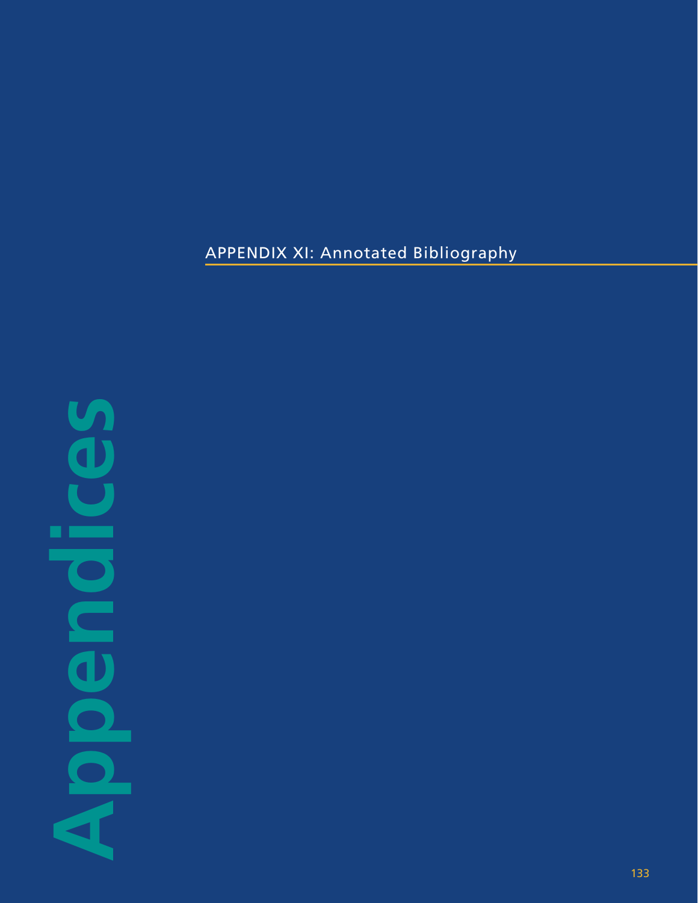# APPENDIX XI: Annotated Bibliography

Appendices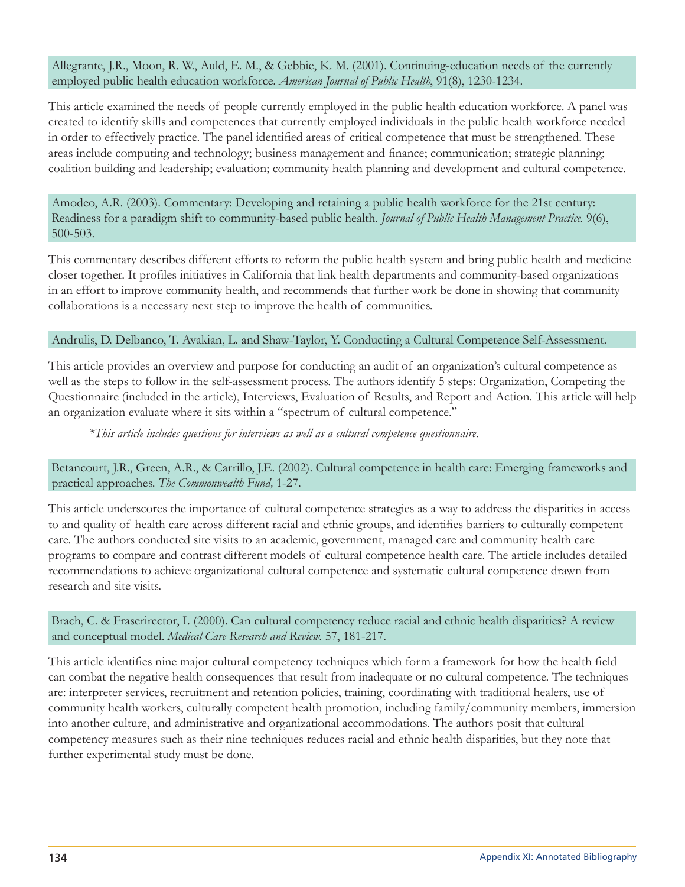Allegrante, J.R., Moon, R. W., Auld, E. M., & Gebbie, K. M. (2001). Continuing-education needs of the currently employed public health education workforce. *American Journal of Public Health*, 91(8), 1230-1234.

This article examined the needs of people currently employed in the public health education workforce. A panel was created to identify skills and competences that currently employed individuals in the public health workforce needed in order to effectively practice. The panel identified areas of critical competence that must be strengthened. These areas include computing and technology; business management and finance; communication; strategic planning; coalition building and leadership; evaluation; community health planning and development and cultural competence.

Amodeo, A.R. (2003). Commentary: Developing and retaining a public health workforce for the 21st century: Readiness for a paradigm shift to community-based public health. *Journal of Public Health Management Practice.* 9(6), 500-503.

This commentary describes different efforts to reform the public health system and bring public health and medicine closer together. It profiles initiatives in California that link health departments and community-based organizations in an effort to improve community health, and recommends that further work be done in showing that community collaborations is a necessary next step to improve the health of communities.

Andrulis, D. Delbanco, T. Avakian, L. and Shaw-Taylor, Y. Conducting a Cultural Competence Self-Assessment.

This article provides an overview and purpose for conducting an audit of an organization's cultural competence as well as the steps to follow in the self-assessment process. The authors identify 5 steps: Organization, Competing the Questionnaire (included in the article), Interviews, Evaluation of Results, and Report and Action. This article will help an organization evaluate where it sits within a "spectrum of cultural competence."

*\*This article includes questions for interviews as well as a cultural competence questionnaire.*

Betancourt, J.R., Green, A.R., & Carrillo, J.E. (2002). Cultural competence in health care: Emerging frameworks and practical approaches. *The Commonwealth Fund,* 1-27.

This article underscores the importance of cultural competence strategies as a way to address the disparities in access to and quality of health care across different racial and ethnic groups, and identifies barriers to culturally competent care. The authors conducted site visits to an academic, government, managed care and community health care programs to compare and contrast different models of cultural competence health care. The article includes detailed recommendations to achieve organizational cultural competence and systematic cultural competence drawn from research and site visits.

Brach, C. & Fraserirector, I. (2000). Can cultural competency reduce racial and ethnic health disparities? A review and conceptual model. *Medical Care Research and Review.* 57, 181-217.

This article identifies nine major cultural competency techniques which form a framework for how the health field can combat the negative health consequences that result from inadequate or no cultural competence. The techniques are: interpreter services, recruitment and retention policies, training, coordinating with traditional healers, use of community health workers, culturally competent health promotion, including family/community members, immersion into another culture, and administrative and organizational accommodations. The authors posit that cultural competency measures such as their nine techniques reduces racial and ethnic health disparities, but they note that further experimental study must be done.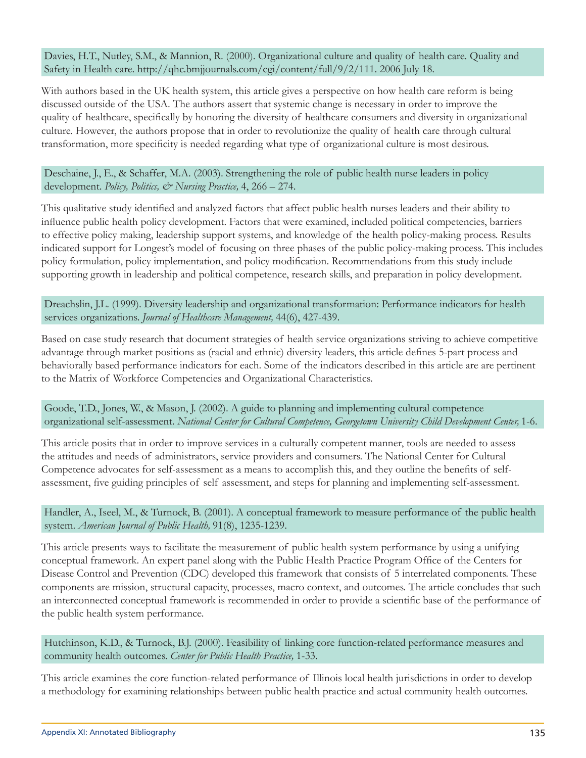Davies, H.T., Nutley, S.M., & Mannion, R. (2000). Organizational culture and quality of health care. Quality and Safety in Health care. http://qhc.bmjjournals.com/cgi/content/full/9/2/111. 2006 July 18.

With authors based in the UK health system, this article gives a perspective on how health care reform is being discussed outside of the USA. The authors assert that systemic change is necessary in order to improve the quality of healthcare, specifically by honoring the diversity of healthcare consumers and diversity in organizational culture. However, the authors propose that in order to revolutionize the quality of health care through cultural transformation, more specificity is needed regarding what type of organizational culture is most desirous.

Deschaine, J., E., & Schaffer, M.A. (2003). Strengthening the role of public health nurse leaders in policy development. *Policy, Politics, & Nursing Practice,* 4, 266 – 274.

This qualitative study identified and analyzed factors that affect public health nurses leaders and their ability to influence public health policy development. Factors that were examined, included political competencies, barriers to effective policy making, leadership support systems, and knowledge of the health policy-making process. Results indicated support for Longest's model of focusing on three phases of the public policy-making process. This includes policy formulation, policy implementation, and policy modification. Recommendations from this study include supporting growth in leadership and political competence, research skills, and preparation in policy development.

Dreachslin, J.L. (1999). Diversity leadership and organizational transformation: Performance indicators for health services organizations. *Journal of Healthcare Management,* 44(6), 427-439.

Based on case study research that document strategies of health service organizations striving to achieve competitive advantage through market positions as (racial and ethnic) diversity leaders, this article defines 5-part process and behaviorally based performance indicators for each. Some of the indicators described in this article are are pertinent to the Matrix of Workforce Competencies and Organizational Characteristics.

Goode, T.D., Jones, W., & Mason, J. (2002). A guide to planning and implementing cultural competence organizational self-assessment. *National Center for Cultural Competence, Georgetown University Child Development Center,* 1-6.

This article posits that in order to improve services in a culturally competent manner, tools are needed to assess the attitudes and needs of administrators, service providers and consumers. The National Center for Cultural Competence advocates for self-assessment as a means to accomplish this, and they outline the benefits of self-assessment, five guiding principles of self assessment, and steps for planning and implementing self-assessment.

Handler, A., Iseel, M., & Turnock, B. (2001). A conceptual framework to measure performance of the public health system. *American Journal of Public Health,* 91(8), 1235-1239.

This article presents ways to facilitate the measurement of public health system performance by using a unifying conceptual framework. An expert panel along with the Public Health Practice Program Office of the Centers for Disease Control and Prevention (CDC) developed this framework that consists of 5 interrelated components. These components are mission, structural capacity, processes, macro context, and outcomes. The article concludes that such an interconnected conceptual framework is recommended in order to provide a scientific base of the performance of the public health system performance.

Hutchinson, K.D., & Turnock, B.J. (2000). Feasibility of linking core function-related performance measures and community health outcomes. *Center for Public Health Practice,* 1-33.

This article examines the core function-related performance of Illinois local health jurisdictions in order to develop a methodology for examining relationships between public health practice and actual community health outcomes.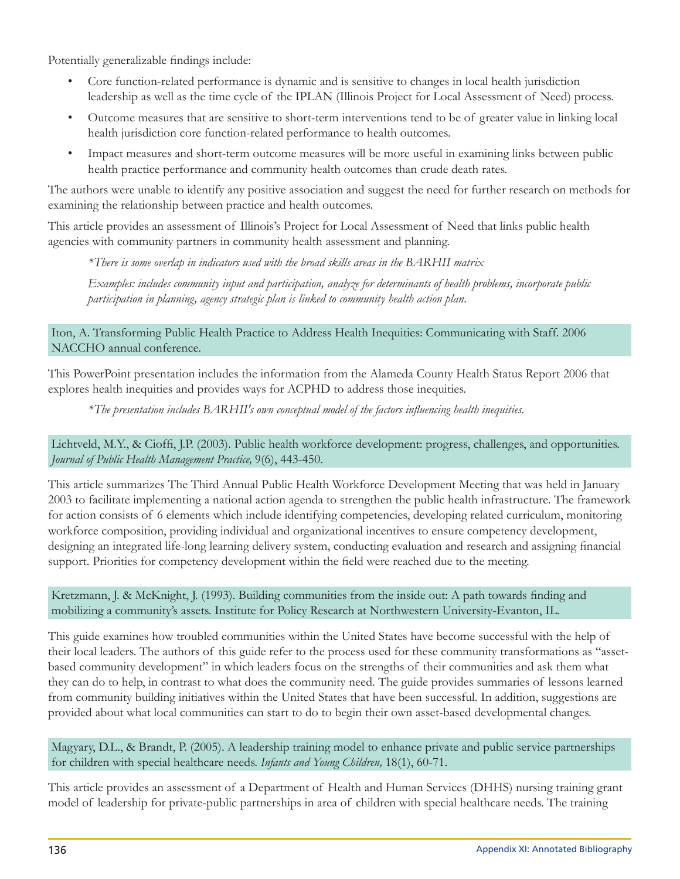Potentially generalizable findings include:

- Core function-related performance is dynamic and is sensitive to changes in local health jurisdiction leadership as well as the time cycle of the IPLAN (Illinois Project for Local Assessment of Need) process.
- Outcome measures that are sensitive to short-term interventions tend to be of greater value in linking local health jurisdiction core function-related performance to health outcomes.
- Impact measures and short-term outcome measures will be more useful in examining links between public health practice performance and community health outcomes than crude death rates.

The authors were unable to identify any positive association and suggest the need for further research on methods for examining the relationship between practice and health outcomes.

This article provides an assessment of Illinois's Project for Local Assessment of Need that links public health agencies with community partners in community health assessment and planning.

> *\*There is some overlap in indicators used with the broad skills areas in the BARHII matrix*
>
> *Examples: includes community input and participation, analyze for determinants of health problems, incorporate public participation in planning, agency strategic plan is linked to community health action plan.*

Iton, A. Transforming Public Health Practice to Address Health Inequities: Communicating with Staff. 2006 NACCHO annual conference.

This PowerPoint presentation includes the information from the Alameda County Health Status Report 2006 that explores health inequities and provides ways for ACPHD to address those inequities.

> *\*The presentation includes BARHII's own conceptual model of the factors influencing health inequities.*

Lichtveld, M.Y., & Cioffi, J.P. (2003). Public health workforce development: progress, challenges, and opportunities. *Journal of Public Health Management Practice,* 9(6), 443-450.

This article summarizes The Third Annual Public Health Workforce Development Meeting that was held in January 2003 to facilitate implementing a national action agenda to strengthen the public health infrastructure. The framework for action consists of 6 elements which include identifying competencies, developing related curriculum, monitoring workforce composition, providing individual and organizational incentives to ensure competency development, designing an integrated life-long learning delivery system, conducting evaluation and research and assigning financial support. Priorities for competency development within the field were reached due to the meeting.

Kretzmann, J. & McKnight, J. (1993). Building communities from the inside out: A path towards finding and mobilizing a community's assets. Institute for Policy Research at Northwestern University-Evanton, IL.

This guide examines how troubled communities within the United States have become successful with the help of their local leaders. The authors of this guide refer to the process used for these community transformations as "asset-based community development" in which leaders focus on the strengths of their communities and ask them what they can do to help, in contrast to what does the community need. The guide provides summaries of lessons learned from community building initiatives within the United States that have been successful. In addition, suggestions are provided about what local communities can start to do to begin their own asset-based developmental changes.

Magyary, D.L., & Brandt, P. (2005). A leadership training model to enhance private and public service partnerships for children with special healthcare needs. *Infants and Young Children,* 18(1), 60-71.

This article provides an assessment of a Department of Health and Human Services (DHHS) nursing training grant model of leadership for private-public partnerships in area of children with special healthcare needs. The training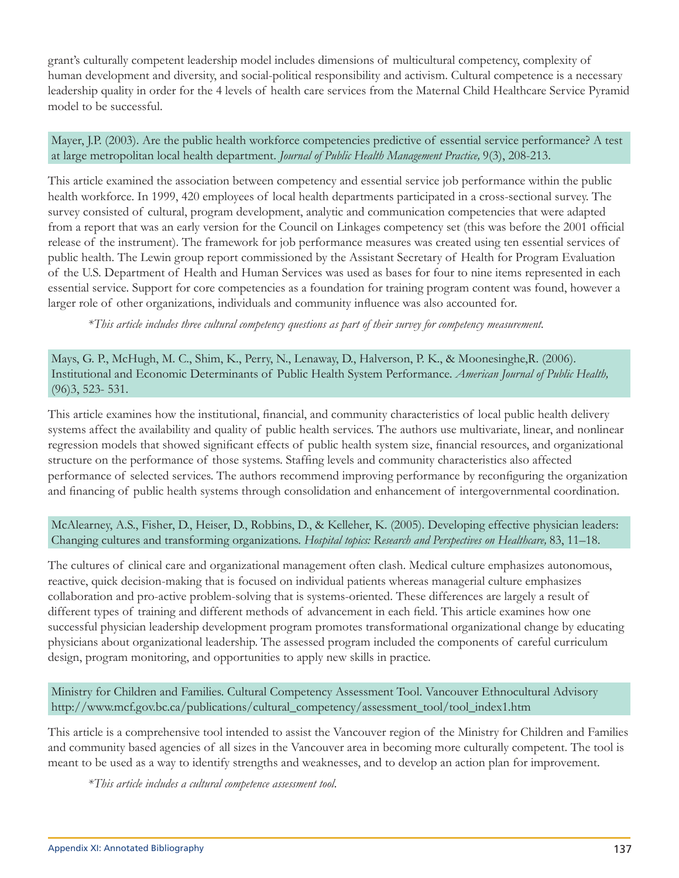grant's culturally competent leadership model includes dimensions of multicultural competency, complexity of human development and diversity, and social-political responsibility and activism. Cultural competence is a necessary leadership quality in order for the 4 levels of health care services from the Maternal Child Healthcare Service Pyramid model to be successful.

Mayer, J.P. (2003). Are the public health workforce competencies predictive of essential service performance? A test at large metropolitan local health department. *Journal of Public Health Management Practice,* 9(3), 208-213.

This article examined the association between competency and essential service job performance within the public health workforce. In 1999, 420 employees of local health departments participated in a cross-sectional survey. The survey consisted of cultural, program development, analytic and communication competencies that were adapted from a report that was an early version for the Council on Linkages competency set (this was before the 2001 official release of the instrument). The framework for job performance measures was created using ten essential services of public health. The Lewin group report commissioned by the Assistant Secretary of Health for Program Evaluation of the U.S. Department of Health and Human Services was used as bases for four to nine items represented in each essential service. Support for core competencies as a foundation for training program content was found, however a larger role of other organizations, individuals and community influence was also accounted for.

*\*This article includes three cultural competency questions as part of their survey for competency measurement.*

Mays, G. P., McHugh, M. C., Shim, K., Perry, N., Lenaway, D., Halverson, P. K., & Moonesinghe,R. (2006). Institutional and Economic Determinants of Public Health System Performance. *American Journal of Public Health,* (96)3, 523- 531.

This article examines how the institutional, financial, and community characteristics of local public health delivery systems affect the availability and quality of public health services. The authors use multivariate, linear, and nonlinear regression models that showed significant effects of public health system size, financial resources, and organizational structure on the performance of those systems. Staffing levels and community characteristics also affected performance of selected services. The authors recommend improving performance by reconfiguring the organization and financing of public health systems through consolidation and enhancement of intergovernmental coordination.

McAlearney, A.S., Fisher, D., Heiser, D., Robbins, D., & Kelleher, K. (2005). Developing effective physician leaders: Changing cultures and transforming organizations. *Hospital topics: Research and Perspectives on Healthcare,* 83, 11–18.

The cultures of clinical care and organizational management often clash. Medical culture emphasizes autonomous, reactive, quick decision-making that is focused on individual patients whereas managerial culture emphasizes collaboration and pro-active problem-solving that is systems-oriented. These differences are largely a result of different types of training and different methods of advancement in each field. This article examines how one successful physician leadership development program promotes transformational organizational change by educating physicians about organizational leadership. The assessed program included the components of careful curriculum design, program monitoring, and opportunities to apply new skills in practice.

Ministry for Children and Families. Cultural Competency Assessment Tool. Vancouver Ethnocultural Advisory http://www.mcf.gov.bc.ca/publications/cultural_competency/assessment_tool/tool_index1.htm

This article is a comprehensive tool intended to assist the Vancouver region of the Ministry for Children and Families and community based agencies of all sizes in the Vancouver area in becoming more culturally competent. The tool is meant to be used as a way to identify strengths and weaknesses, and to develop an action plan for improvement.

*\*This article includes a cultural competence assessment tool.*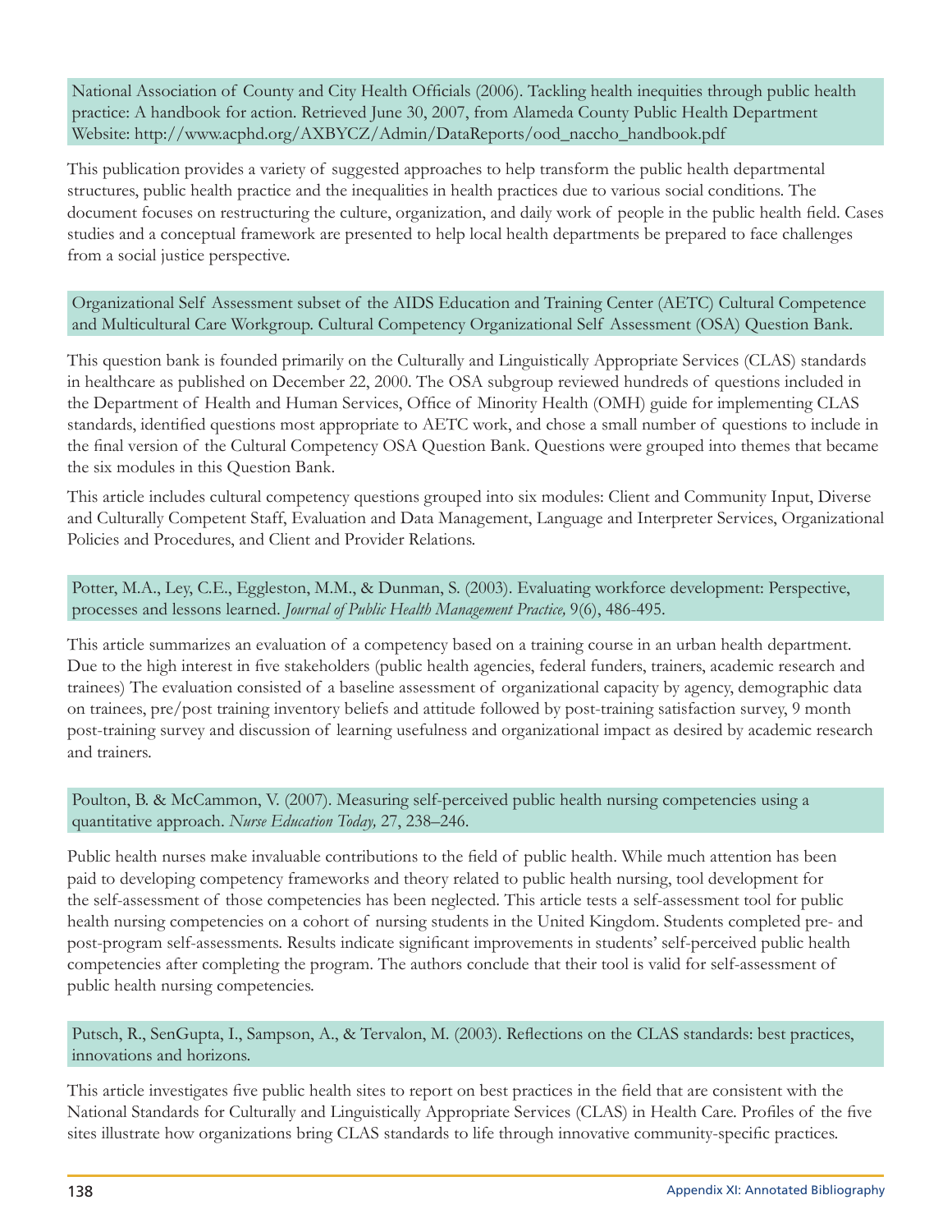National Association of County and City Health Officials (2006). Tackling health inequities through public health practice: A handbook for action. Retrieved June 30, 2007, from Alameda County Public Health Department Website: http://www.acphd.org/AXBYCZ/Admin/DataReports/ood_naccho_handbook.pdf

This publication provides a variety of suggested approaches to help transform the public health departmental structures, public health practice and the inequalities in health practices due to various social conditions. The document focuses on restructuring the culture, organization, and daily work of people in the public health field. Cases studies and a conceptual framework are presented to help local health departments be prepared to face challenges from a social justice perspective.

Organizational Self Assessment subset of the AIDS Education and Training Center (AETC) Cultural Competence and Multicultural Care Workgroup. Cultural Competency Organizational Self Assessment (OSA) Question Bank.

This question bank is founded primarily on the Culturally and Linguistically Appropriate Services (CLAS) standards in healthcare as published on December 22, 2000. The OSA subgroup reviewed hundreds of questions included in the Department of Health and Human Services, Office of Minority Health (OMH) guide for implementing CLAS standards, identified questions most appropriate to AETC work, and chose a small number of questions to include in the final version of the Cultural Competency OSA Question Bank. Questions were grouped into themes that became the six modules in this Question Bank.

This article includes cultural competency questions grouped into six modules: Client and Community Input, Diverse and Culturally Competent Staff, Evaluation and Data Management, Language and Interpreter Services, Organizational Policies and Procedures, and Client and Provider Relations.

Potter, M.A., Ley, C.E., Eggleston, M.M., & Dunman, S. (2003). Evaluating workforce development: Perspective, processes and lessons learned. *Journal of Public Health Management Practice,* 9(6), 486-495.

This article summarizes an evaluation of a competency based on a training course in an urban health department. Due to the high interest in five stakeholders (public health agencies, federal funders, trainers, academic research and trainees) The evaluation consisted of a baseline assessment of organizational capacity by agency, demographic data on trainees, pre/post training inventory beliefs and attitude followed by post-training satisfaction survey, 9 month post-training survey and discussion of learning usefulness and organizational impact as desired by academic research and trainers.

Poulton, B. & McCammon, V. (2007). Measuring self-perceived public health nursing competencies using a quantitative approach. *Nurse Education Today,* 27, 238–246.

Public health nurses make invaluable contributions to the field of public health. While much attention has been paid to developing competency frameworks and theory related to public health nursing, tool development for the self-assessment of those competencies has been neglected. This article tests a self-assessment tool for public health nursing competencies on a cohort of nursing students in the United Kingdom. Students completed pre- and post-program self-assessments. Results indicate significant improvements in students' self-perceived public health competencies after completing the program. The authors conclude that their tool is valid for self-assessment of public health nursing competencies.

Putsch, R., SenGupta, I., Sampson, A., & Tervalon, M. (2003). Reflections on the CLAS standards: best practices, innovations and horizons.

This article investigates five public health sites to report on best practices in the field that are consistent with the National Standards for Culturally and Linguistically Appropriate Services (CLAS) in Health Care. Profiles of the five sites illustrate how organizations bring CLAS standards to life through innovative community-specific practices.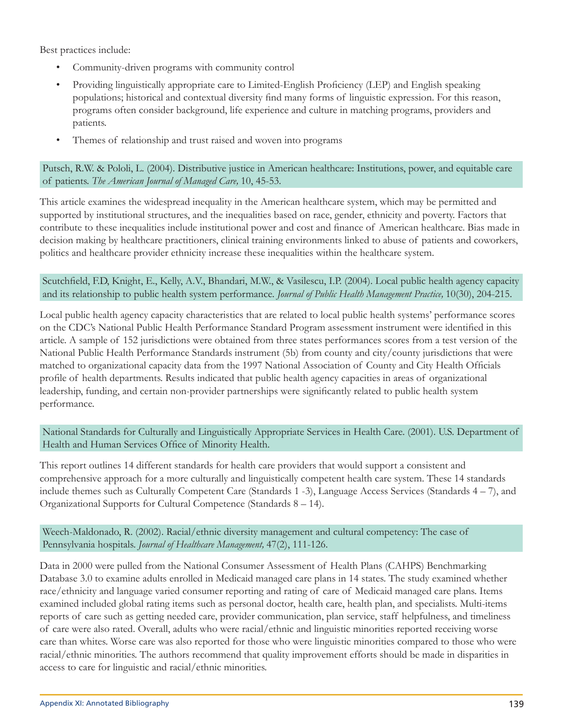Best practices include:

- Community-driven programs with community control
- Providing linguistically appropriate care to Limited-English Proficiency (LEP) and English speaking populations; historical and contextual diversity find many forms of linguistic expression. For this reason, programs often consider background, life experience and culture in matching programs, providers and patients.
- Themes of relationship and trust raised and woven into programs

Putsch, R.W. & Pololi, L. (2004). Distributive justice in American healthcare: Institutions, power, and equitable care of patients. *The American Journal of Managed Care,* 10, 45-53.

This article examines the widespread inequality in the American healthcare system, which may be permitted and supported by institutional structures, and the inequalities based on race, gender, ethnicity and poverty. Factors that contribute to these inequalities include institutional power and cost and finance of American healthcare. Bias made in decision making by healthcare practitioners, clinical training environments linked to abuse of patients and coworkers, politics and healthcare provider ethnicity increase these inequalities within the healthcare system.

Scutchfield, F.D, Knight, E., Kelly, A.V., Bhandari, M.W., & Vasilescu, I.P. (2004). Local public health agency capacity and its relationship to public health system performance. *Journal of Public Health Management Practice,* 10(30), 204-215.

Local public health agency capacity characteristics that are related to local public health systems' performance scores on the CDC's National Public Health Performance Standard Program assessment instrument were identified in this article. A sample of 152 jurisdictions were obtained from three states performances scores from a test version of the National Public Health Performance Standards instrument (5b) from county and city/county jurisdictions that were matched to organizational capacity data from the 1997 National Association of County and City Health Officials profile of health departments. Results indicated that public health agency capacities in areas of organizational leadership, funding, and certain non-provider partnerships were significantly related to public health system performance.

National Standards for Culturally and Linguistically Appropriate Services in Health Care. (2001). U.S. Department of Health and Human Services Office of Minority Health.

This report outlines 14 different standards for health care providers that would support a consistent and comprehensive approach for a more culturally and linguistically competent health care system. These 14 standards include themes such as Culturally Competent Care (Standards 1 -3), Language Access Services (Standards 4 – 7), and Organizational Supports for Cultural Competence (Standards 8 – 14).

Weech-Maldonado, R. (2002). Racial/ethnic diversity management and cultural competency: The case of Pennsylvania hospitals. *Journal of Healthcare Management,* 47(2), 111-126.

Data in 2000 were pulled from the National Consumer Assessment of Health Plans (CAHPS) Benchmarking Database 3.0 to examine adults enrolled in Medicaid managed care plans in 14 states. The study examined whether race/ethnicity and language varied consumer reporting and rating of care of Medicaid managed care plans. Items examined included global rating items such as personal doctor, health care, health plan, and specialists. Multi-items reports of care such as getting needed care, provider communication, plan service, staff helpfulness, and timeliness of care were also rated. Overall, adults who were racial/ethnic and linguistic minorities reported receiving worse care than whites. Worse care was also reported for those who were linguistic minorities compared to those who were racial/ethnic minorities. The authors recommend that quality improvement efforts should be made in disparities in access to care for linguistic and racial/ethnic minorities.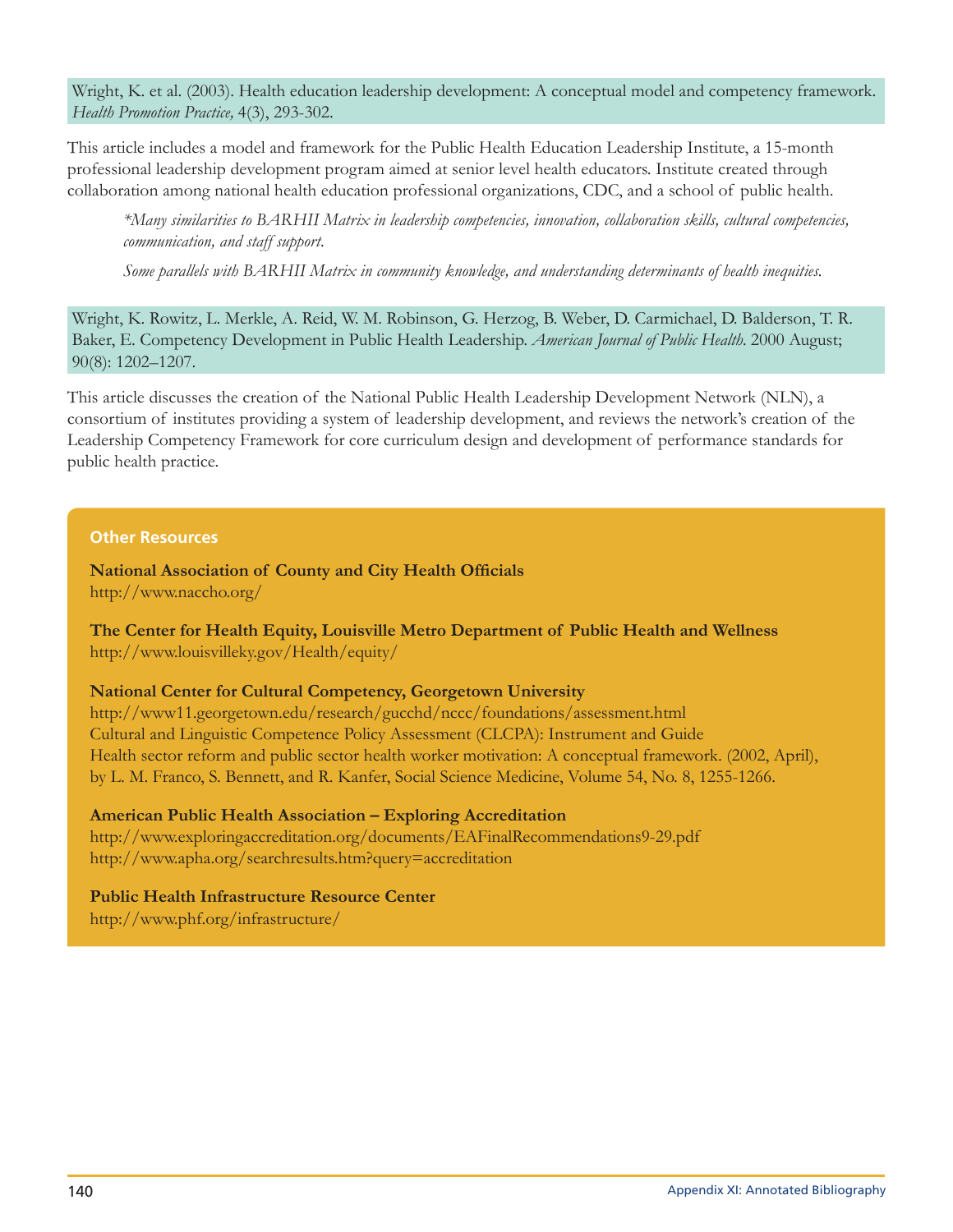Wright, K. et al. (2003). Health education leadership development: A conceptual model and competency framework. *Health Promotion Practice,* 4(3), 293-302.

This article includes a model and framework for the Public Health Education Leadership Institute, a 15-month professional leadership development program aimed at senior level health educators. Institute created through collaboration among national health education professional organizations, CDC, and a school of public health.

> *\*Many similarities to BARHII Matrix in leadership competencies, innovation, collaboration skills, cultural competencies, communication, and staff support.*
>
> *Some parallels with BARHII Matrix in community knowledge, and understanding determinants of health inequities.*

Wright, K. Rowitz, L. Merkle, A. Reid, W. M. Robinson, G. Herzog, B. Weber, D. Carmichael, D. Balderson, T. R. Baker, E. Competency Development in Public Health Leadership. *American Journal of Public Health.* 2000 August; 90(8): 1202–1207.

This article discusses the creation of the National Public Health Leadership Development Network (NLN), a consortium of institutes providing a system of leadership development, and reviews the network's creation of the Leadership Competency Framework for core curriculum design and development of performance standards for public health practice.

## Other Resources

**National Association of County and City Health Officials**
http://www.naccho.org/

**The Center for Health Equity, Louisville Metro Department of Public Health and Wellness**
http://www.louisvilleky.gov/Health/equity/

**National Center for Cultural Competency, Georgetown University**
http://www11.georgetown.edu/research/gucchd/nccc/foundations/assessment.html
Cultural and Linguistic Competence Policy Assessment (CLCPA): Instrument and Guide
Health sector reform and public sector health worker motivation: A conceptual framework. (2002, April), by L. M. Franco, S. Bennett, and R. Kanfer, Social Science Medicine, Volume 54, No. 8, 1255-1266.

**American Public Health Association – Exploring Accreditation**
http://www.exploringaccreditation.org/documents/EAFinalRecommendations9-29.pdf
http://www.apha.org/searchresults.htm?query=accreditation

**Public Health Infrastructure Resource Center**
http://www.phf.org/infrastructure/